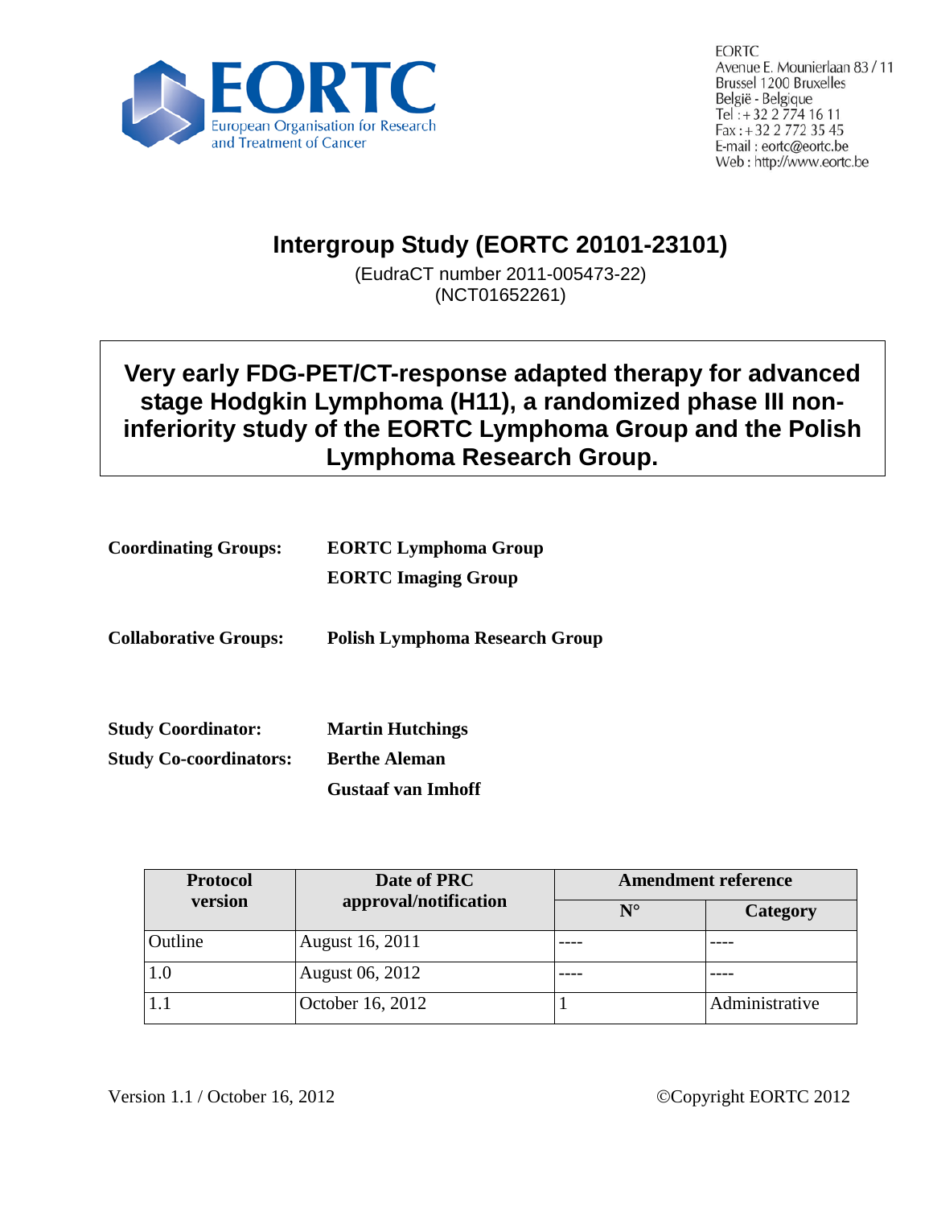EORTC
European Organisation for Research and Treatment of Cancer

EORTC
Avenue E. Mounierlaan 83 / 11
Brussel 1200 Bruxelles
België - Belgique
Tel : +32 2 774 16 11
Fax : +32 2 772 35 45
E-mail : eortc@eortc.be
Web : http://www.eortc.be

# Intergroup Study (EORTC 20101-23101)

(EudraCT number 2011-005473-22)
(NCT01652261)

## Very early FDG-PET/CT-response adapted therapy for advanced stage Hodgkin Lymphoma (H11), a randomized phase III non-inferiority study of the EORTC Lymphoma Group and the Polish Lymphoma Research Group.

**Coordinating Groups:** **EORTC Lymphoma Group**
**EORTC Imaging Group**

**Collaborative Groups:** **Polish Lymphoma Research Group**

**Study Coordinator:** **Martin Hutchings**
**Study Co-coordinators:** **Berthe Aleman**
**Gustaaf van Imhoff**

| Protocol version | Date of PRC approval/notification | Amendment reference | |
|---|---|---|---|
| | | N° | Category |
| Outline | August 16, 2011 | ---- | ---- |
| 1.0 | August 06, 2012 | ---- | ---- |
| 1.1 | October 16, 2012 | 1 | Administrative |

Version 1.1 / October 16, 2012 ©Copyright EORTC 2012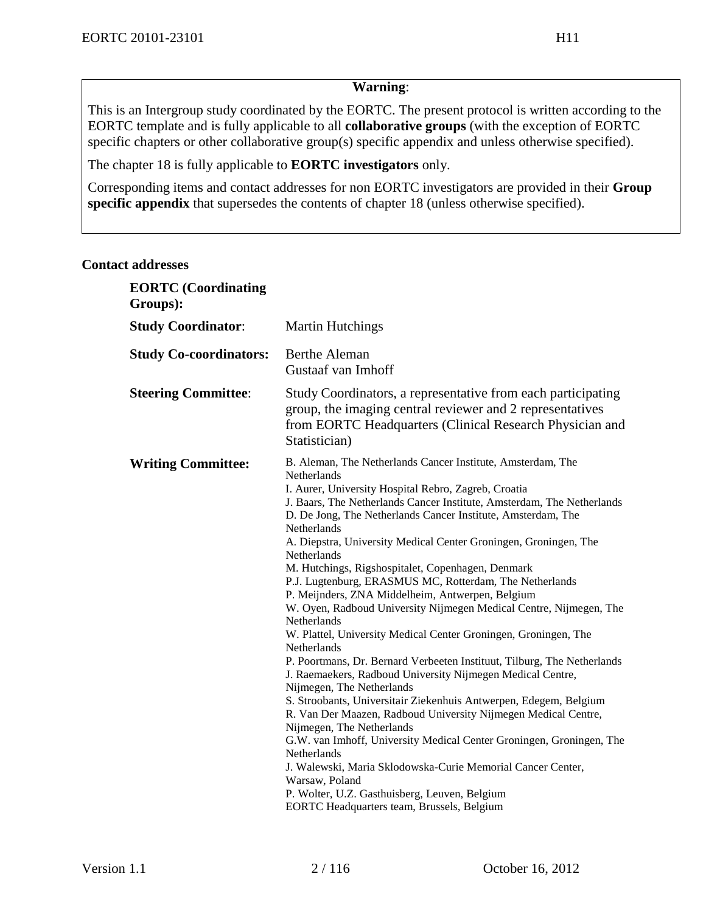**Warning**:

This is an Intergroup study coordinated by the EORTC. The present protocol is written according to the EORTC template and is fully applicable to all **collaborative groups** (with the exception of EORTC specific chapters or other collaborative group(s) specific appendix and unless otherwise specified).

The chapter 18 is fully applicable to **EORTC investigators** only.

Corresponding items and contact addresses for non EORTC investigators are provided in their **Group specific appendix** that supersedes the contents of chapter 18 (unless otherwise specified).

## Contact addresses

**EORTC (Coordinating Groups):**

**Study Coordinator**: Martin Hutchings

**Study Co-coordinators:** Berthe Aleman
Gustaaf van Imhoff

**Steering Committee**: Study Coordinators, a representative from each participating group, the imaging central reviewer and 2 representatives from EORTC Headquarters (Clinical Research Physician and Statistician)

**Writing Committee:**

B. Aleman, The Netherlands Cancer Institute, Amsterdam, The Netherlands
I. Aurer, University Hospital Rebro, Zagreb, Croatia
J. Baars, The Netherlands Cancer Institute, Amsterdam, The Netherlands
D. De Jong, The Netherlands Cancer Institute, Amsterdam, The Netherlands
A. Diepstra, University Medical Center Groningen, Groningen, The Netherlands
M. Hutchings, Rigshospitalet, Copenhagen, Denmark
P.J. Lugtenburg, ERASMUS MC, Rotterdam, The Netherlands
P. Meijnders, ZNA Middelheim, Antwerpen, Belgium
W. Oyen, Radboud University Nijmegen Medical Centre, Nijmegen, The Netherlands
W. Plattel, University Medical Center Groningen, Groningen, The Netherlands
P. Poortmans, Dr. Bernard Verbeeten Instituut, Tilburg, The Netherlands
J. Raemaekers, Radboud University Nijmegen Medical Centre, Nijmegen, The Netherlands
S. Stroobants, Universitair Ziekenhuis Antwerpen, Edegem, Belgium
R. Van Der Maazen, Radboud University Nijmegen Medical Centre, Nijmegen, The Netherlands
G.W. van Imhoff, University Medical Center Groningen, Groningen, The Netherlands
J. Walewski, Maria Sklodowska-Curie Memorial Cancer Center, Warsaw, Poland
P. Wolter, U.Z. Gasthuisberg, Leuven, Belgium
EORTC Headquarters team, Brussels, Belgium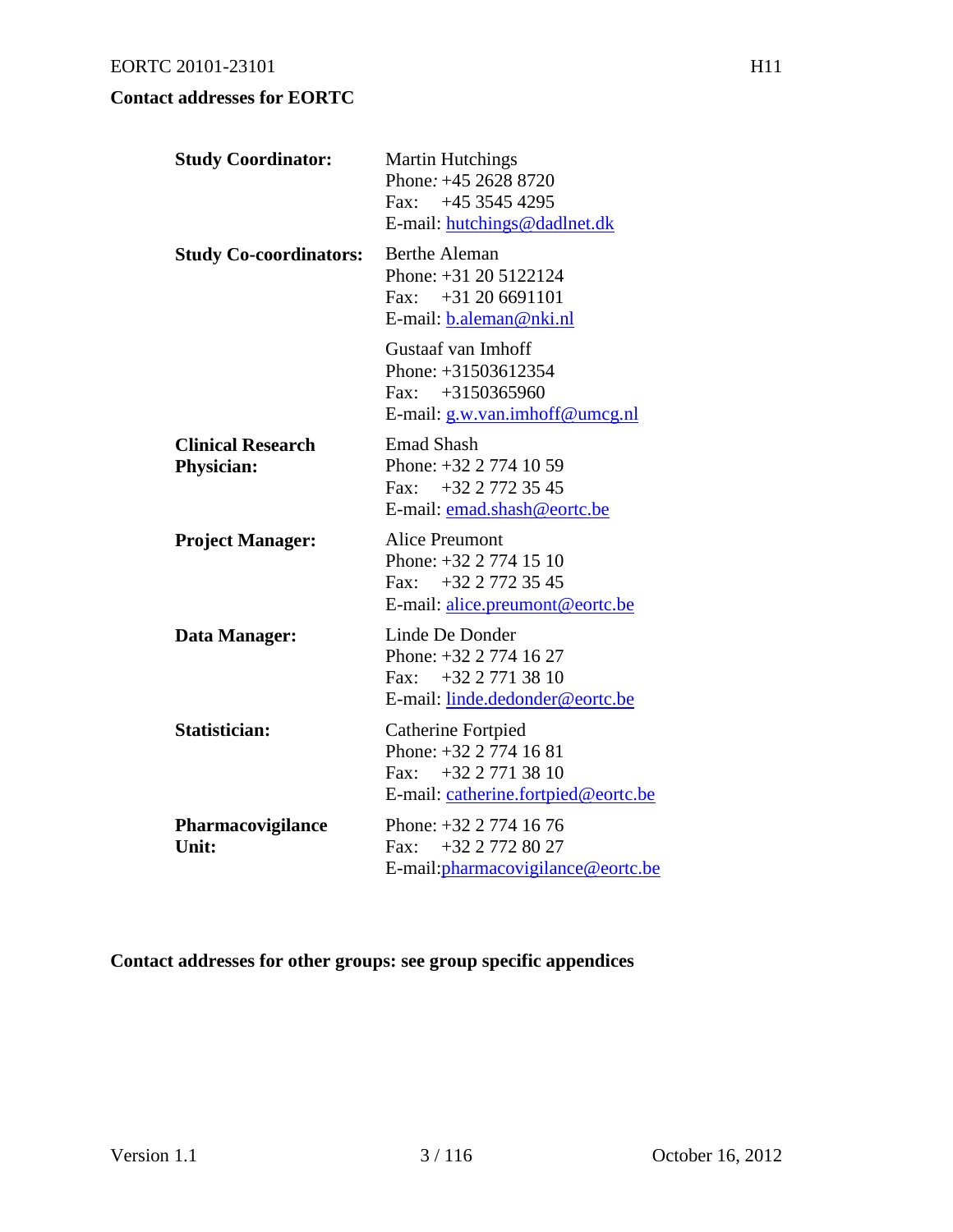## Contact addresses for EORTC

| | |
|---|---|
| **Study Coordinator:** | Martin Hutchings<br>Phone: +45 2628 8720<br>Fax: +45 3545 4295<br>E-mail: hutchings@dadlnet.dk |
| **Study Co-coordinators:** | Berthe Aleman<br>Phone: +31 20 5122124<br>Fax: +31 20 6691101<br>E-mail: b.aleman@nki.nl |
| | Gustaaf van Imhoff<br>Phone: +31503612354<br>Fax: +3150365960<br>E-mail: g.w.van.imhoff@umcg.nl |
| **Clinical Research Physician:** | Emad Shash<br>Phone: +32 2 774 10 59<br>Fax: +32 2 772 35 45<br>E-mail: emad.shash@eortc.be |
| **Project Manager:** | Alice Preumont<br>Phone: +32 2 774 15 10<br>Fax: +32 2 772 35 45<br>E-mail: alice.preumont@eortc.be |
| **Data Manager:** | Linde De Donder<br>Phone: +32 2 774 16 27<br>Fax: +32 2 771 38 10<br>E-mail: linde.dedonder@eortc.be |
| **Statistician:** | Catherine Fortpied<br>Phone: +32 2 774 16 81<br>Fax: +32 2 771 38 10<br>E-mail: catherine.fortpied@eortc.be |
| **Pharmacovigilance Unit:** | Phone: +32 2 774 16 76<br>Fax: +32 2 772 80 27<br>E-mail:pharmacovigilance@eortc.be |

**Contact addresses for other groups: see group specific appendices**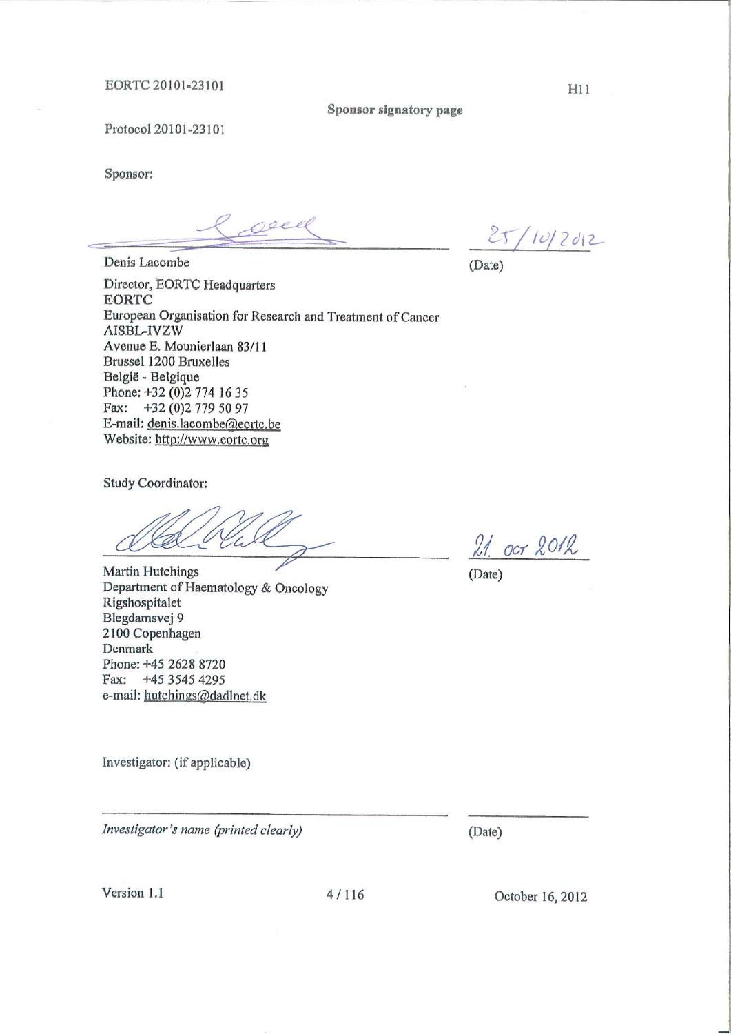## Sponsor signatory page

Protocol 20101-23101

Sponsor:

_______________________________ 25/10/2012

Denis Lacombe (Date)

Director, EORTC Headquarters
**EORTC**
European Organisation for Research and Treatment of Cancer
AISBL-IVZW
Avenue E. Mounierlaan 83/11
Brussel 1200 Bruxelles
België - Belgique
Phone: +32 (0)2 774 16 35
Fax: +32 (0)2 779 50 97
E-mail: denis.lacombe@eortc.be
Website: http://www.eortc.org

Study Coordinator:

_______________________________ 21 OCT 2012

Martin Hutchings (Date)
Department of Haematology & Oncology
Rigshospitalet
Blegdamsvej 9
2100 Copenhagen
Denmark
Phone: +45 2628 8720
Fax: +45 3545 4295
e-mail: hutchings@dadlnet.dk

Investigator: (if applicable)

_______________________________ ______________

*Investigator's name (printed clearly)* (Date)

Version 1.1 October 16, 2012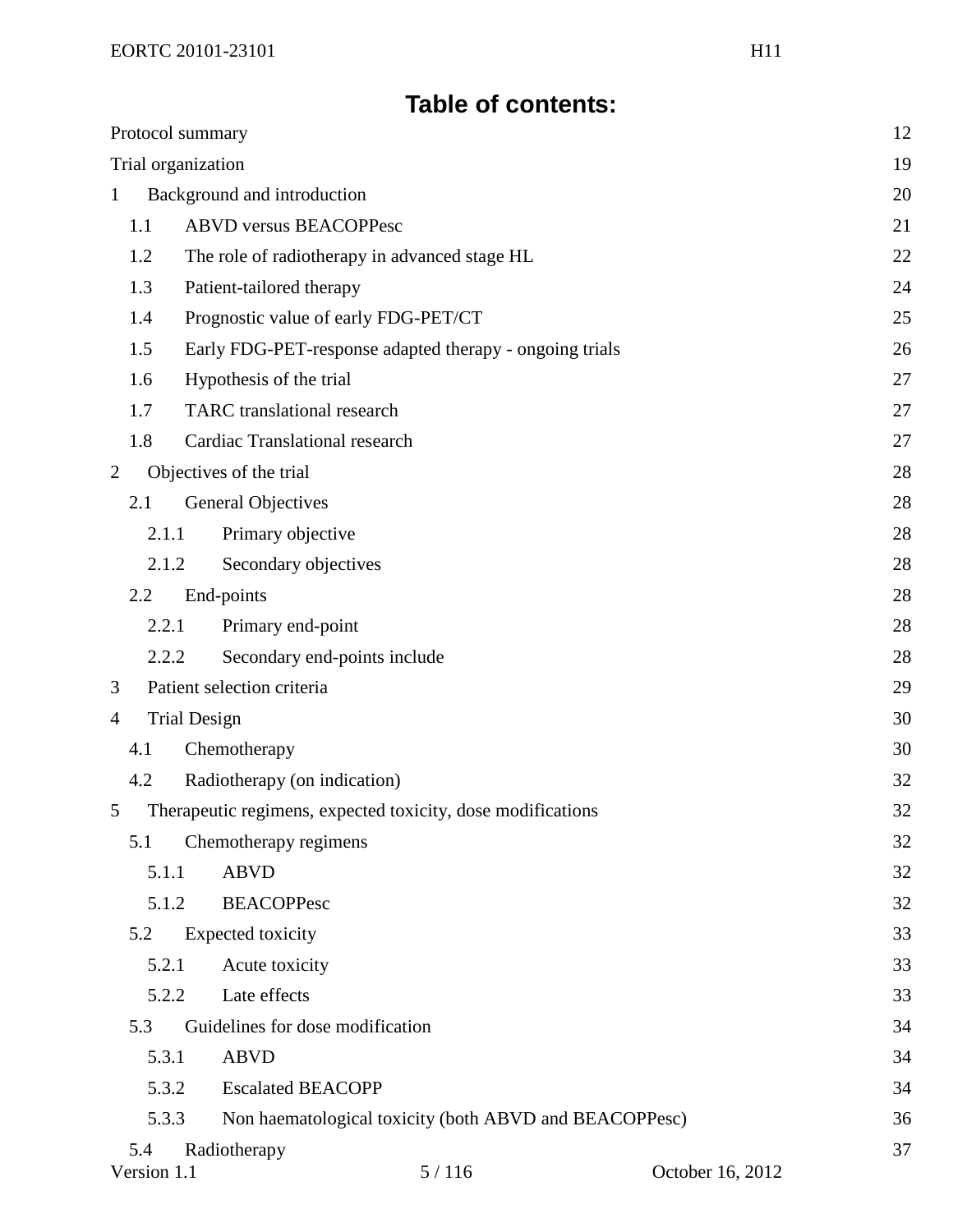# Table of contents:

Protocol summary 12

Trial organization 19

1 Background and introduction 20

- 1.1 ABVD versus BEACOPPesc 21
- 1.2 The role of radiotherapy in advanced stage HL 22
- 1.3 Patient-tailored therapy 24
- 1.4 Prognostic value of early FDG-PET/CT 25
- 1.5 Early FDG-PET-response adapted therapy - ongoing trials 26
- 1.6 Hypothesis of the trial 27
- 1.7 TARC translational research 27
- 1.8 Cardiac Translational research 27

2 Objectives of the trial 28

- 2.1 General Objectives 28
  - 2.1.1 Primary objective 28
  - 2.1.2 Secondary objectives 28
- 2.2 End-points 28
  - 2.2.1 Primary end-point 28
  - 2.2.2 Secondary end-points include 28

3 Patient selection criteria 29

4 Trial Design 30

- 4.1 Chemotherapy 30
- 4.2 Radiotherapy (on indication) 32

5 Therapeutic regimens, expected toxicity, dose modifications 32

- 5.1 Chemotherapy regimens 32
  - 5.1.1 ABVD 32
  - 5.1.2 BEACOPPesc 32
- 5.2 Expected toxicity 33
  - 5.2.1 Acute toxicity 33
  - 5.2.2 Late effects 33
- 5.3 Guidelines for dose modification 34
  - 5.3.1 ABVD 34
  - 5.3.2 Escalated BEACOPP 34
  - 5.3.3 Non haematological toxicity (both ABVD and BEACOPPesc) 36
- 5.4 Radiotherapy 37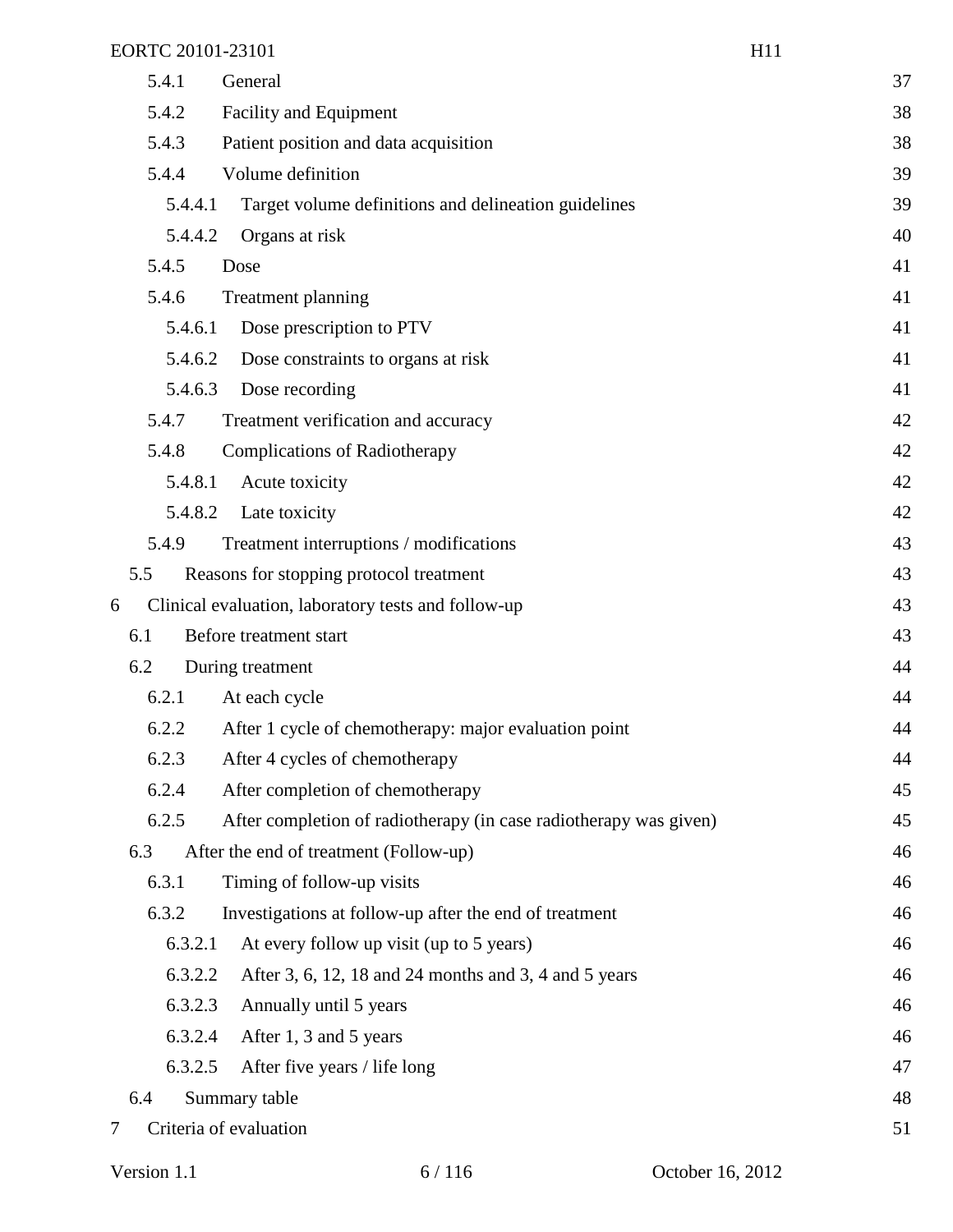| | | |
|---|---|---|
| 5.4.1 | General | 37 |
| 5.4.2 | Facility and Equipment | 38 |
| 5.4.3 | Patient position and data acquisition | 38 |
| 5.4.4 | Volume definition | 39 |
| 5.4.4.1 | Target volume definitions and delineation guidelines | 39 |
| 5.4.4.2 | Organs at risk | 40 |
| 5.4.5 | Dose | 41 |
| 5.4.6 | Treatment planning | 41 |
| 5.4.6.1 | Dose prescription to PTV | 41 |
| 5.4.6.2 | Dose constraints to organs at risk | 41 |
| 5.4.6.3 | Dose recording | 41 |
| 5.4.7 | Treatment verification and accuracy | 42 |
| 5.4.8 | Complications of Radiotherapy | 42 |
| 5.4.8.1 | Acute toxicity | 42 |
| 5.4.8.2 | Late toxicity | 42 |
| 5.4.9 | Treatment interruptions / modifications | 43 |
| 5.5 | Reasons for stopping protocol treatment | 43 |
| 6 | Clinical evaluation, laboratory tests and follow-up | 43 |
| 6.1 | Before treatment start | 43 |
| 6.2 | During treatment | 44 |
| 6.2.1 | At each cycle | 44 |
| 6.2.2 | After 1 cycle of chemotherapy: major evaluation point | 44 |
| 6.2.3 | After 4 cycles of chemotherapy | 44 |
| 6.2.4 | After completion of chemotherapy | 45 |
| 6.2.5 | After completion of radiotherapy (in case radiotherapy was given) | 45 |
| 6.3 | After the end of treatment (Follow-up) | 46 |
| 6.3.1 | Timing of follow-up visits | 46 |
| 6.3.2 | Investigations at follow-up after the end of treatment | 46 |
| 6.3.2.1 | At every follow up visit (up to 5 years) | 46 |
| 6.3.2.2 | After 3, 6, 12, 18 and 24 months and 3, 4 and 5 years | 46 |
| 6.3.2.3 | Annually until 5 years | 46 |
| 6.3.2.4 | After 1, 3 and 5 years | 46 |
| 6.3.2.5 | After five years / life long | 47 |
| 6.4 | Summary table | 48 |
| 7 | Criteria of evaluation | 51 |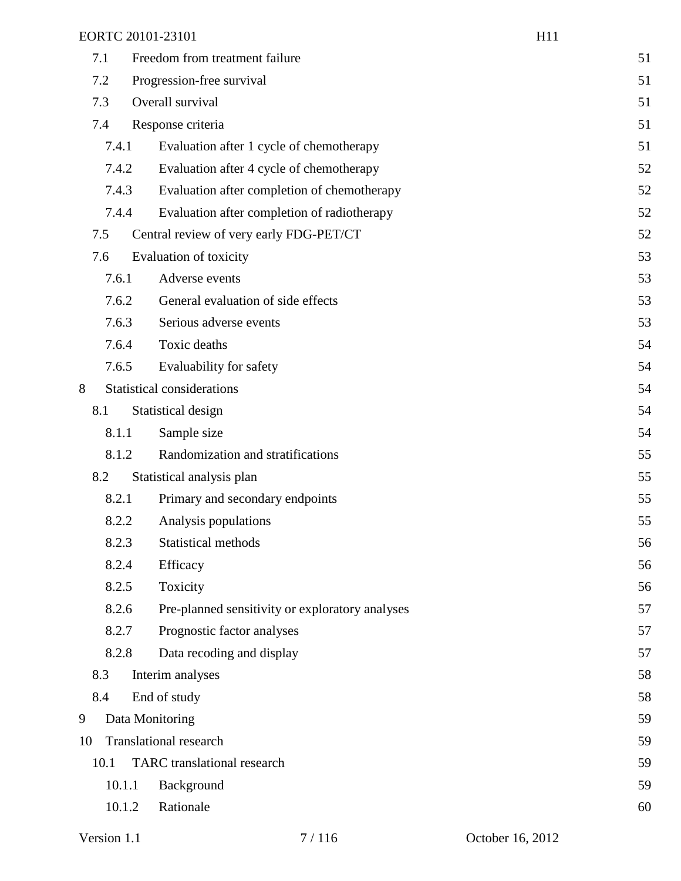| | | |
|---|---|---|
| 7.1 | Freedom from treatment failure | 51 |
| 7.2 | Progression-free survival | 51 |
| 7.3 | Overall survival | 51 |
| 7.4 | Response criteria | 51 |
| 7.4.1 | Evaluation after 1 cycle of chemotherapy | 51 |
| 7.4.2 | Evaluation after 4 cycle of chemotherapy | 52 |
| 7.4.3 | Evaluation after completion of chemotherapy | 52 |
| 7.4.4 | Evaluation after completion of radiotherapy | 52 |
| 7.5 | Central review of very early FDG-PET/CT | 52 |
| 7.6 | Evaluation of toxicity | 53 |
| 7.6.1 | Adverse events | 53 |
| 7.6.2 | General evaluation of side effects | 53 |
| 7.6.3 | Serious adverse events | 53 |
| 7.6.4 | Toxic deaths | 54 |
| 7.6.5 | Evaluability for safety | 54 |
| 8 | Statistical considerations | 54 |
| 8.1 | Statistical design | 54 |
| 8.1.1 | Sample size | 54 |
| 8.1.2 | Randomization and stratifications | 55 |
| 8.2 | Statistical analysis plan | 55 |
| 8.2.1 | Primary and secondary endpoints | 55 |
| 8.2.2 | Analysis populations | 55 |
| 8.2.3 | Statistical methods | 56 |
| 8.2.4 | Efficacy | 56 |
| 8.2.5 | Toxicity | 56 |
| 8.2.6 | Pre-planned sensitivity or exploratory analyses | 57 |
| 8.2.7 | Prognostic factor analyses | 57 |
| 8.2.8 | Data recoding and display | 57 |
| 8.3 | Interim analyses | 58 |
| 8.4 | End of study | 58 |
| 9 | Data Monitoring | 59 |
| 10 | Translational research | 59 |
| 10.1 | TARC translational research | 59 |
| 10.1.1 | Background | 59 |
| 10.1.2 | Rationale | 60 |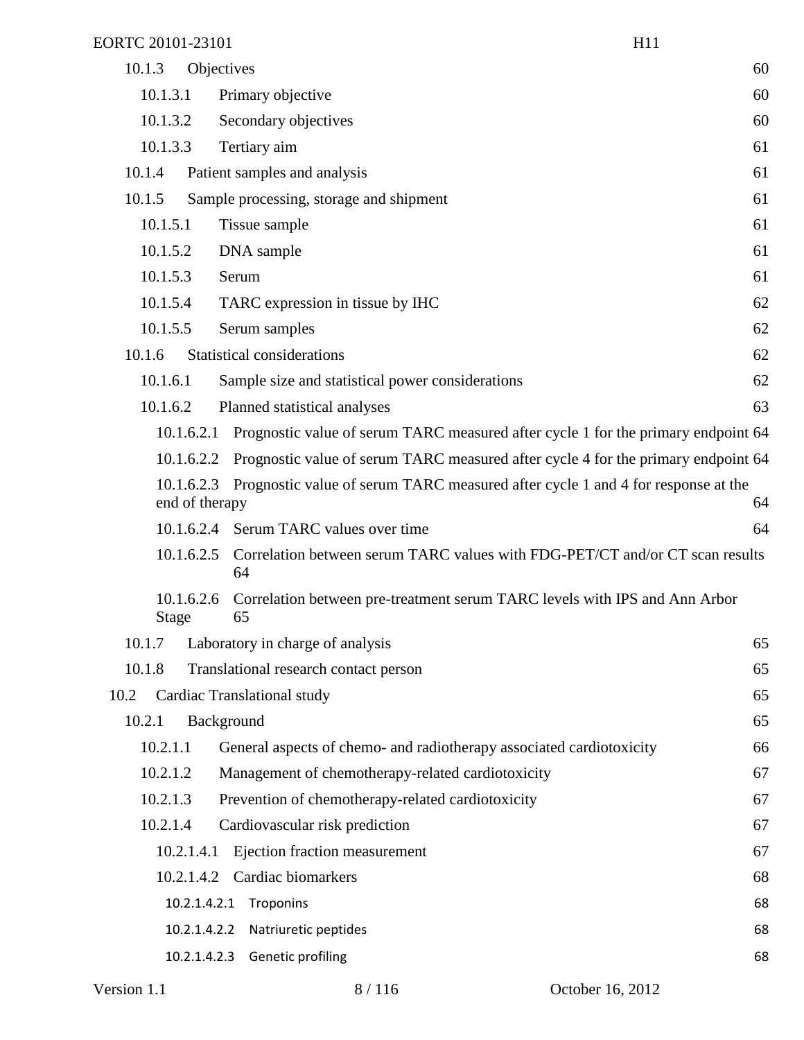10.1.3 Objectives 60

10.1.3.1 Primary objective 60

10.1.3.2 Secondary objectives 60

10.1.3.3 Tertiary aim 61

10.1.4 Patient samples and analysis 61

10.1.5 Sample processing, storage and shipment 61

10.1.5.1 Tissue sample 61

10.1.5.2 DNA sample 61

10.1.5.3 Serum 61

10.1.5.4 TARC expression in tissue by IHC 62

10.1.5.5 Serum samples 62

10.1.6 Statistical considerations 62

10.1.6.1 Sample size and statistical power considerations 62

10.1.6.2 Planned statistical analyses 63

10.1.6.2.1 Prognostic value of serum TARC measured after cycle 1 for the primary endpoint 64

10.1.6.2.2 Prognostic value of serum TARC measured after cycle 4 for the primary endpoint 64

10.1.6.2.3 Prognostic value of serum TARC measured after cycle 1 and 4 for response at the end of therapy 64

10.1.6.2.4 Serum TARC values over time 64

10.1.6.2.5 Correlation between serum TARC values with FDG-PET/CT and/or CT scan results 64

10.1.6.2.6 Correlation between pre-treatment serum TARC levels with IPS and Ann Arbor Stage 65

10.1.7 Laboratory in charge of analysis 65

10.1.8 Translational research contact person 65

10.2 Cardiac Translational study 65

10.2.1 Background 65

10.2.1.1 General aspects of chemo- and radiotherapy associated cardiotoxicity 66

10.2.1.2 Management of chemotherapy-related cardiotoxicity 67

10.2.1.3 Prevention of chemotherapy-related cardiotoxicity 67

10.2.1.4 Cardiovascular risk prediction 67

10.2.1.4.1 Ejection fraction measurement 67

10.2.1.4.2 Cardiac biomarkers 68

10.2.1.4.2.1 Troponins 68

10.2.1.4.2.2 Natriuretic peptides 68

10.2.1.4.2.3 Genetic profiling 68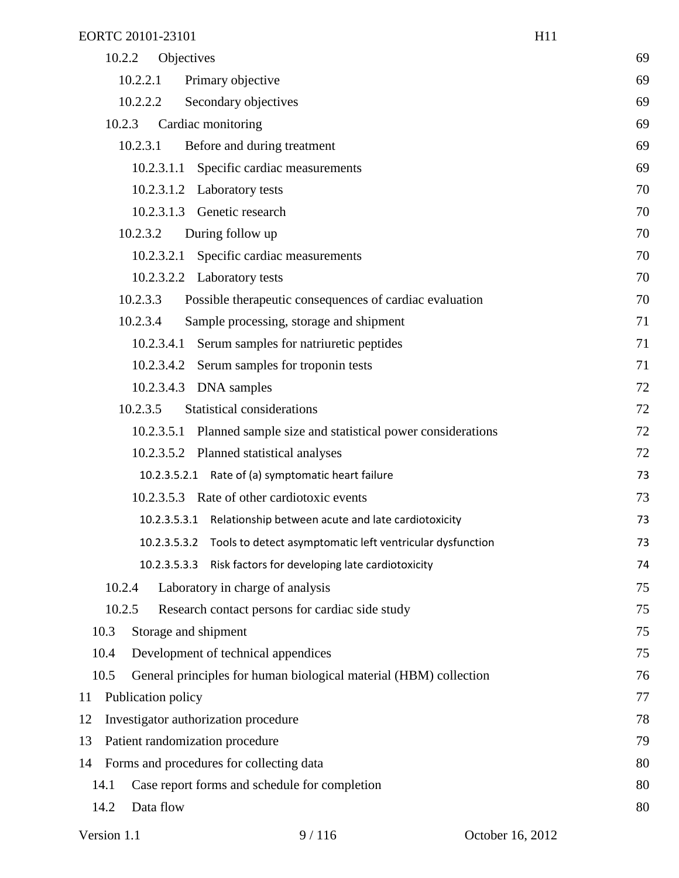10.2.2 Objectives 69

10.2.2.1 Primary objective 69

10.2.2.2 Secondary objectives 69

10.2.3 Cardiac monitoring 69

10.2.3.1 Before and during treatment 69

10.2.3.1.1 Specific cardiac measurements 69

10.2.3.1.2 Laboratory tests 70

10.2.3.1.3 Genetic research 70

10.2.3.2 During follow up 70

10.2.3.2.1 Specific cardiac measurements 70

10.2.3.2.2 Laboratory tests 70

10.2.3.3 Possible therapeutic consequences of cardiac evaluation 70

10.2.3.4 Sample processing, storage and shipment 71

10.2.3.4.1 Serum samples for natriuretic peptides 71

10.2.3.4.2 Serum samples for troponin tests 71

10.2.3.4.3 DNA samples 72

10.2.3.5 Statistical considerations 72

10.2.3.5.1 Planned sample size and statistical power considerations 72

10.2.3.5.2 Planned statistical analyses 72

10.2.3.5.2.1 Rate of (a) symptomatic heart failure 73

10.2.3.5.3 Rate of other cardiotoxic events 73

10.2.3.5.3.1 Relationship between acute and late cardiotoxicity 73

10.2.3.5.3.2 Tools to detect asymptomatic left ventricular dysfunction 73

10.2.3.5.3.3 Risk factors for developing late cardiotoxicity 74

10.2.4 Laboratory in charge of analysis 75

10.2.5 Research contact persons for cardiac side study 75

10.3 Storage and shipment 75

10.4 Development of technical appendices 75

10.5 General principles for human biological material (HBM) collection 76

11 Publication policy 77

12 Investigator authorization procedure 78

13 Patient randomization procedure 79

14 Forms and procedures for collecting data 80

14.1 Case report forms and schedule for completion 80

14.2 Data flow 80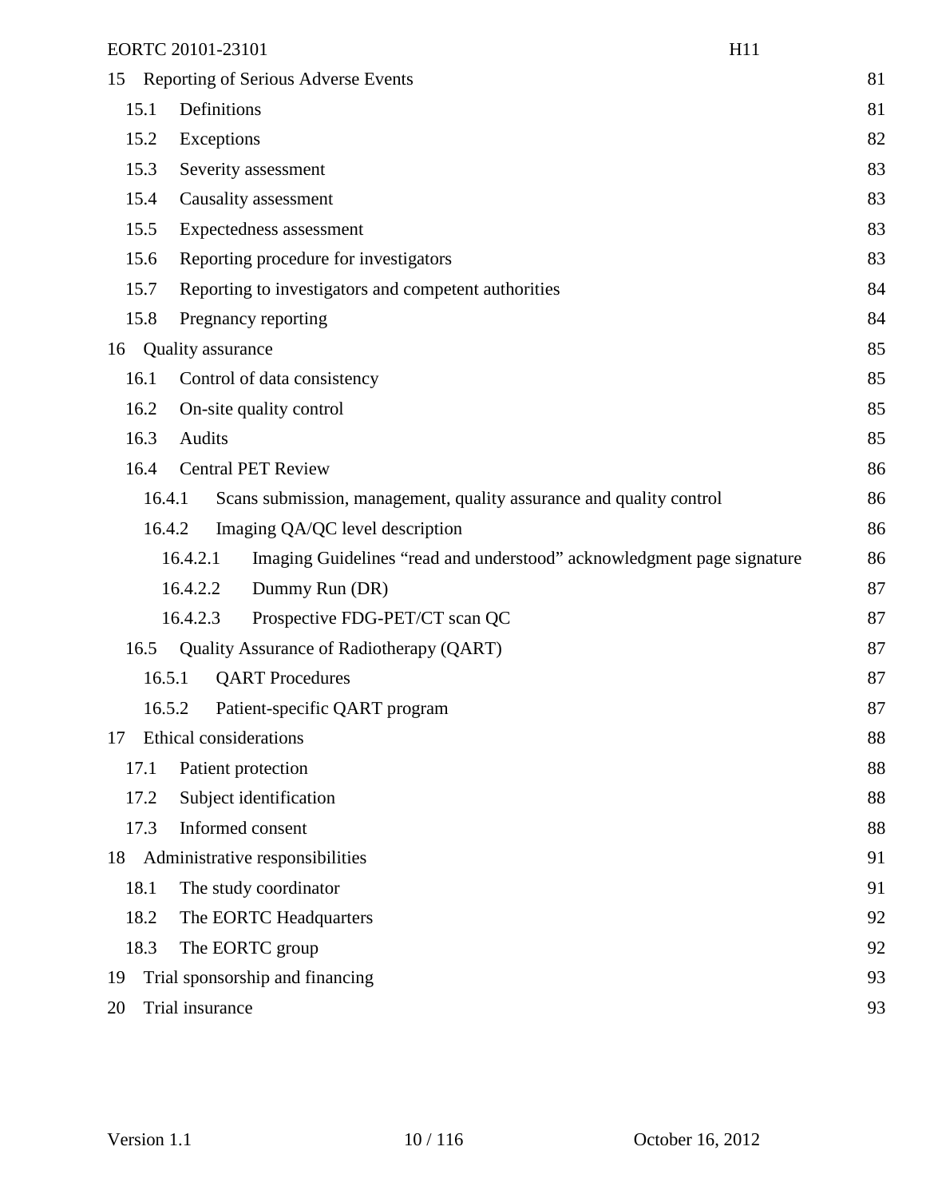15 Reporting of Serious Adverse Events 81
- 15.1 Definitions 81
- 15.2 Exceptions 82
- 15.3 Severity assessment 83
- 15.4 Causality assessment 83
- 15.5 Expectedness assessment 83
- 15.6 Reporting procedure for investigators 83
- 15.7 Reporting to investigators and competent authorities 84
- 15.8 Pregnancy reporting 84

16 Quality assurance 85
- 16.1 Control of data consistency 85
- 16.2 On-site quality control 85
- 16.3 Audits 85
- 16.4 Central PET Review 86
  - 16.4.1 Scans submission, management, quality assurance and quality control 86
  - 16.4.2 Imaging QA/QC level description 86
    - 16.4.2.1 Imaging Guidelines “read and understood” acknowledgment page signature 86
    - 16.4.2.2 Dummy Run (DR) 87
    - 16.4.2.3 Prospective FDG-PET/CT scan QC 87
- 16.5 Quality Assurance of Radiotherapy (QART) 87
  - 16.5.1 QART Procedures 87
  - 16.5.2 Patient-specific QART program 87

17 Ethical considerations 88
- 17.1 Patient protection 88
- 17.2 Subject identification 88
- 17.3 Informed consent 88

18 Administrative responsibilities 91
- 18.1 The study coordinator 91
- 18.2 The EORTC Headquarters 92
- 18.3 The EORTC group 92

19 Trial sponsorship and financing 93

20 Trial insurance 93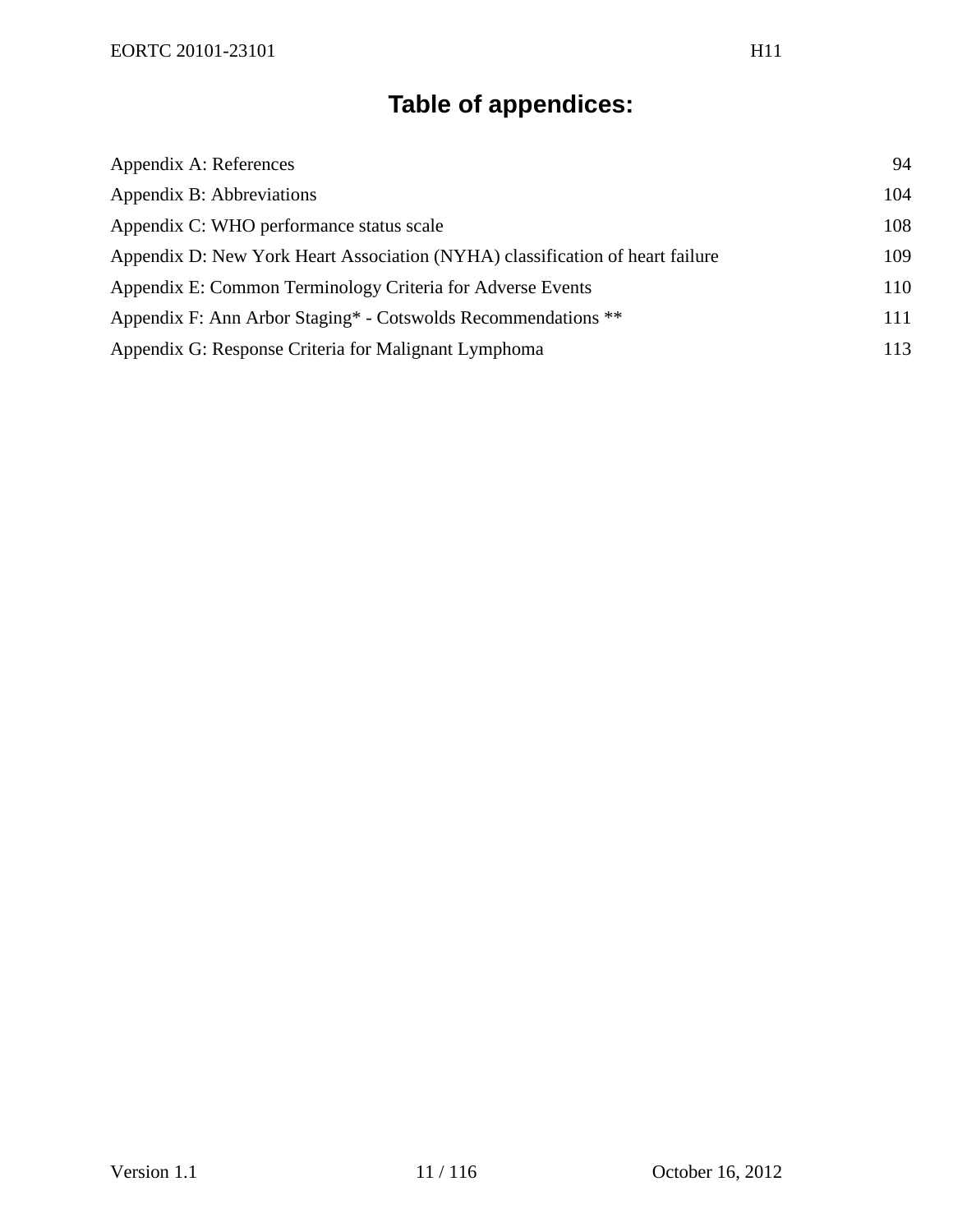# Table of appendices:

| | |
|---|---|
| Appendix A: References | 94 |
| Appendix B: Abbreviations | 104 |
| Appendix C: WHO performance status scale | 108 |
| Appendix D: New York Heart Association (NYHA) classification of heart failure | 109 |
| Appendix E: Common Terminology Criteria for Adverse Events | 110 |
| Appendix F: Ann Arbor Staging* - Cotswolds Recommendations ** | 111 |
| Appendix G: Response Criteria for Malignant Lymphoma | 113 |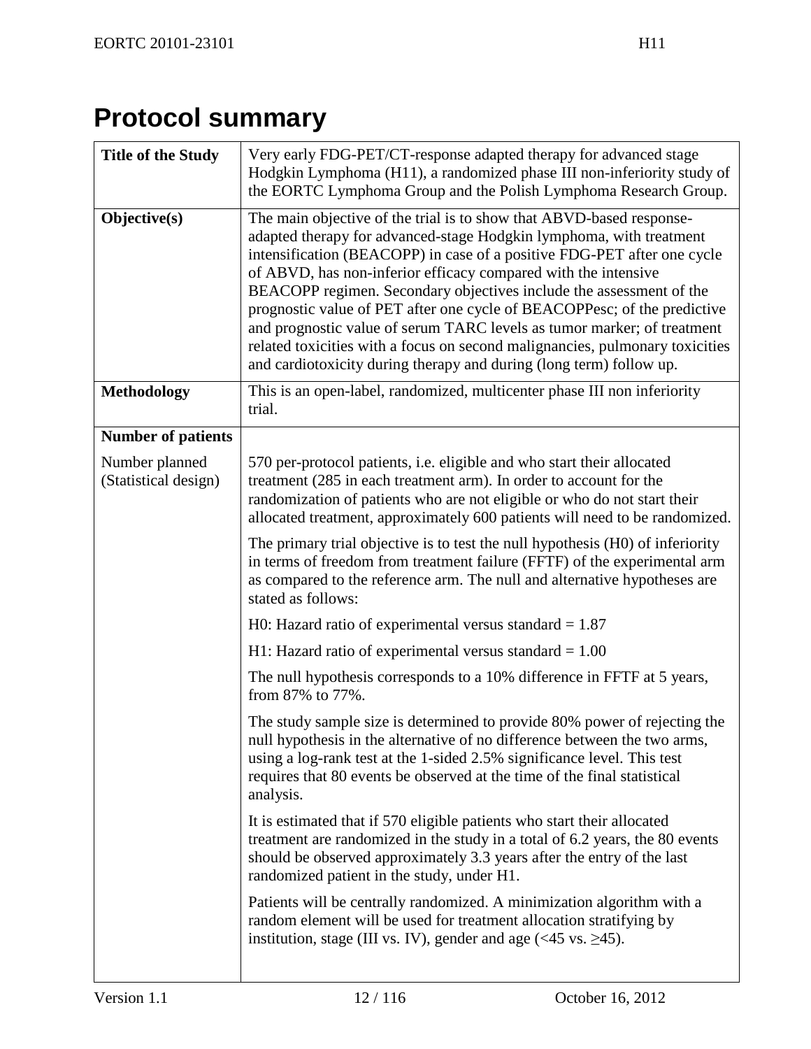# Protocol summary

| **Title of the Study** | Very early FDG-PET/CT-response adapted therapy for advanced stage Hodgkin Lymphoma (H11), a randomized phase III non-inferiority study of the EORTC Lymphoma Group and the Polish Lymphoma Research Group. |
|---|---|
| **Objective(s)** | The main objective of the trial is to show that ABVD-based response-adapted therapy for advanced-stage Hodgkin lymphoma, with treatment intensification (BEACOPP) in case of a positive FDG-PET after one cycle of ABVD, has non-inferior efficacy compared with the intensive BEACOPP regimen. Secondary objectives include the assessment of the prognostic value of PET after one cycle of BEACOPPesc; of the predictive and prognostic value of serum TARC levels as tumor marker; of treatment related toxicities with a focus on second malignancies, pulmonary toxicities and cardiotoxicity during therapy and during (long term) follow up. |
| **Methodology** | This is an open-label, randomized, multicenter phase III non inferiority trial. |
| **Number of patients** | |
| Number planned (Statistical design) | 570 per-protocol patients, i.e. eligible and who start their allocated treatment (285 in each treatment arm). In order to account for the randomization of patients who are not eligible or who do not start their allocated treatment, approximately 600 patients will need to be randomized.<br><br>The primary trial objective is to test the null hypothesis (H0) of inferiority in terms of freedom from treatment failure (FFTF) of the experimental arm as compared to the reference arm. The null and alternative hypotheses are stated as follows:<br><br>H0: Hazard ratio of experimental versus standard = 1.87<br><br>H1: Hazard ratio of experimental versus standard = 1.00<br><br>The null hypothesis corresponds to a 10% difference in FFTF at 5 years, from 87% to 77%.<br><br>The study sample size is determined to provide 80% power of rejecting the null hypothesis in the alternative of no difference between the two arms, using a log-rank test at the 1-sided 2.5% significance level. This test requires that 80 events be observed at the time of the final statistical analysis.<br><br>It is estimated that if 570 eligible patients who start their allocated treatment are randomized in the study in a total of 6.2 years, the 80 events should be observed approximately 3.3 years after the entry of the last randomized patient in the study, under H1.<br><br>Patients will be centrally randomized. A minimization algorithm with a random element will be used for treatment allocation stratifying by institution, stage (III vs. IV), gender and age (<45 vs. ≥45). |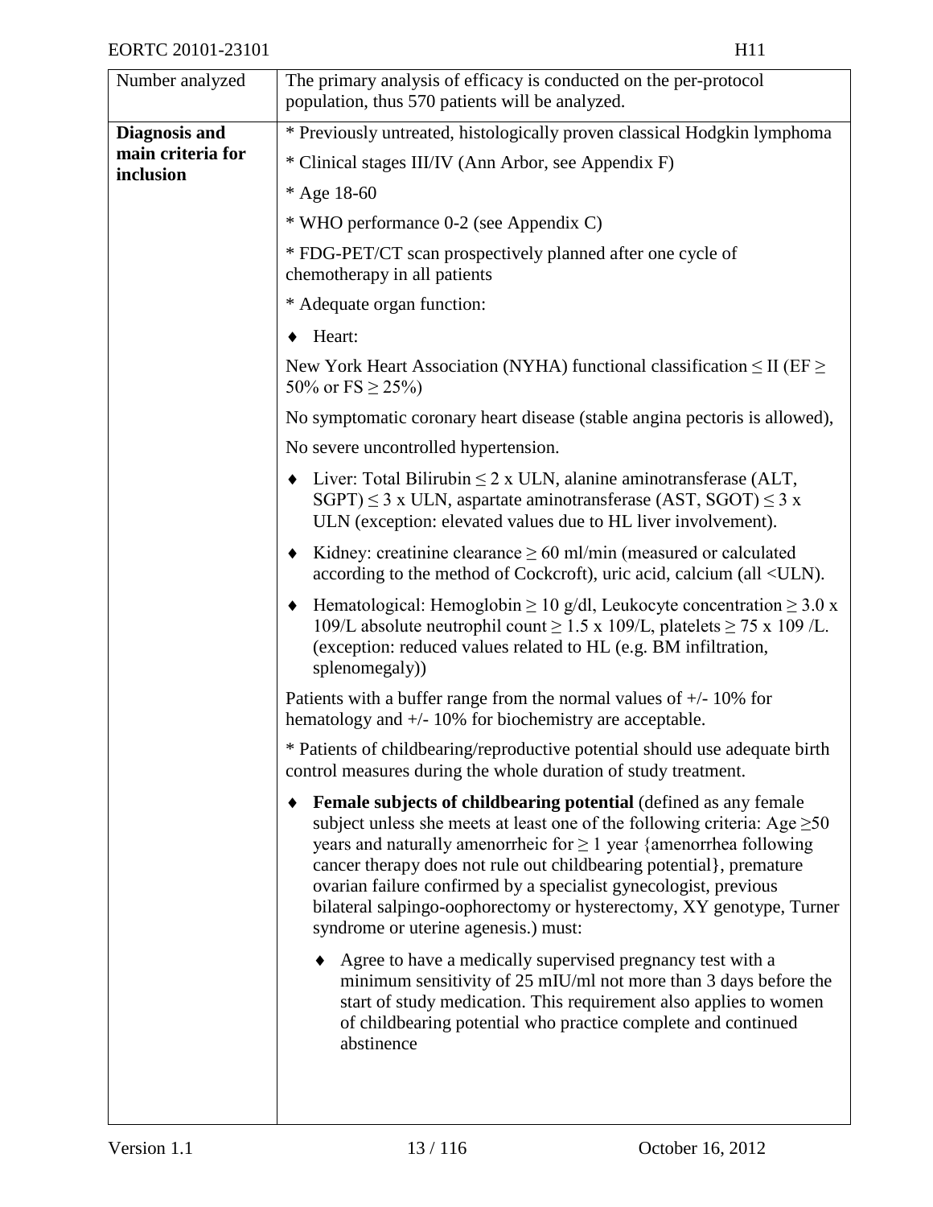| Number analyzed | The primary analysis of efficacy is conducted on the per-protocol population, thus 570 patients will be analyzed. |
|---|---|
| **Diagnosis and main criteria for inclusion** | * Previously untreated, histologically proven classical Hodgkin lymphoma<br>* Clinical stages III/IV (Ann Arbor, see Appendix F)<br>* Age 18-60<br>* WHO performance 0-2 (see Appendix C)<br>* FDG-PET/CT scan prospectively planned after one cycle of chemotherapy in all patients<br>* Adequate organ function:<br>♦ Heart:<br>New York Heart Association (NYHA) functional classification ≤ II (EF ≥ 50% or FS ≥ 25%)<br>No symptomatic coronary heart disease (stable angina pectoris is allowed),<br>No severe uncontrolled hypertension.<br>♦ Liver: Total Bilirubin ≤ 2 x ULN, alanine aminotransferase (ALT, SGPT) ≤ 3 x ULN, aspartate aminotransferase (AST, SGOT) ≤ 3 x ULN (exception: elevated values due to HL liver involvement).<br>♦ Kidney: creatinine clearance ≥ 60 ml/min (measured or calculated according to the method of Cockcroft), uric acid, calcium (all <ULN).<br>♦ Hematological: Hemoglobin ≥ 10 g/dl, Leukocyte concentration ≥ 3.0 x 109/L absolute neutrophil count ≥ 1.5 x 109/L, platelets ≥ 75 x 109 /L. (exception: reduced values related to HL (e.g. BM infiltration, splenomegaly))<br>Patients with a buffer range from the normal values of +/- 10% for hematology and +/- 10% for biochemistry are acceptable.<br>* Patients of childbearing/reproductive potential should use adequate birth control measures during the whole duration of study treatment.<br>♦ **Female subjects of childbearing potential** (defined as any female subject unless she meets at least one of the following criteria: Age ≥50 years and naturally amenorrheic for ≥ 1 year {amenorrhea following cancer therapy does not rule out childbearing potential}, premature ovarian failure confirmed by a specialist gynecologist, previous bilateral salpingo-oophorectomy or hysterectomy, XY genotype, Turner syndrome or uterine agenesis.) must:<br>♦ Agree to have a medically supervised pregnancy test with a minimum sensitivity of 25 mIU/ml not more than 3 days before the start of study medication. This requirement also applies to women of childbearing potential who practice complete and continued abstinence |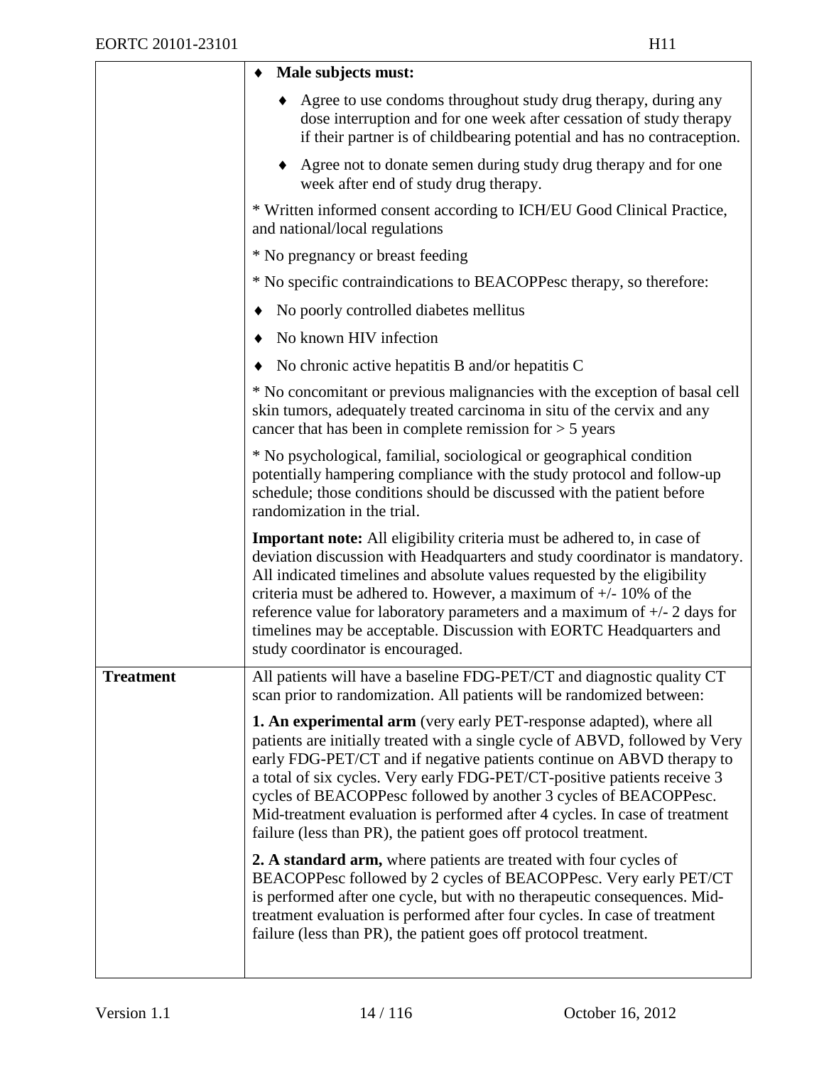| | |
|---|---|
| | ♦ **Male subjects must:**<br>♦ Agree to use condoms throughout study drug therapy, during any dose interruption and for one week after cessation of study therapy if their partner is of childbearing potential and has no contraception.<br>♦ Agree not to donate semen during study drug therapy and for one week after end of study drug therapy.<br><br>* Written informed consent according to ICH/EU Good Clinical Practice, and national/local regulations<br><br>* No pregnancy or breast feeding<br><br>* No specific contraindications to BEACOPPesc therapy, so therefore:<br>♦ No poorly controlled diabetes mellitus<br>♦ No known HIV infection<br>♦ No chronic active hepatitis B and/or hepatitis C<br><br>* No concomitant or previous malignancies with the exception of basal cell skin tumors, adequately treated carcinoma in situ of the cervix and any cancer that has been in complete remission for > 5 years<br><br>* No psychological, familial, sociological or geographical condition potentially hampering compliance with the study protocol and follow-up schedule; those conditions should be discussed with the patient before randomization in the trial.<br><br>**Important note:** All eligibility criteria must be adhered to, in case of deviation discussion with Headquarters and study coordinator is mandatory. All indicated timelines and absolute values requested by the eligibility criteria must be adhered to. However, a maximum of +/- 10% of the reference value for laboratory parameters and a maximum of +/- 2 days for timelines may be acceptable. Discussion with EORTC Headquarters and study coordinator is encouraged. |
| **Treatment** | All patients will have a baseline FDG-PET/CT and diagnostic quality CT scan prior to randomization. All patients will be randomized between:<br><br>**1. An experimental arm** (very early PET-response adapted), where all patients are initially treated with a single cycle of ABVD, followed by Very early FDG-PET/CT and if negative patients continue on ABVD therapy to a total of six cycles. Very early FDG-PET/CT-positive patients receive 3 cycles of BEACOPPesc followed by another 3 cycles of BEACOPPesc. Mid-treatment evaluation is performed after 4 cycles. In case of treatment failure (less than PR), the patient goes off protocol treatment.<br><br>**2. A standard arm,** where patients are treated with four cycles of BEACOPPesc followed by 2 cycles of BEACOPPesc. Very early PET/CT is performed after one cycle, but with no therapeutic consequences. Mid-treatment evaluation is performed after four cycles. In case of treatment failure (less than PR), the patient goes off protocol treatment. |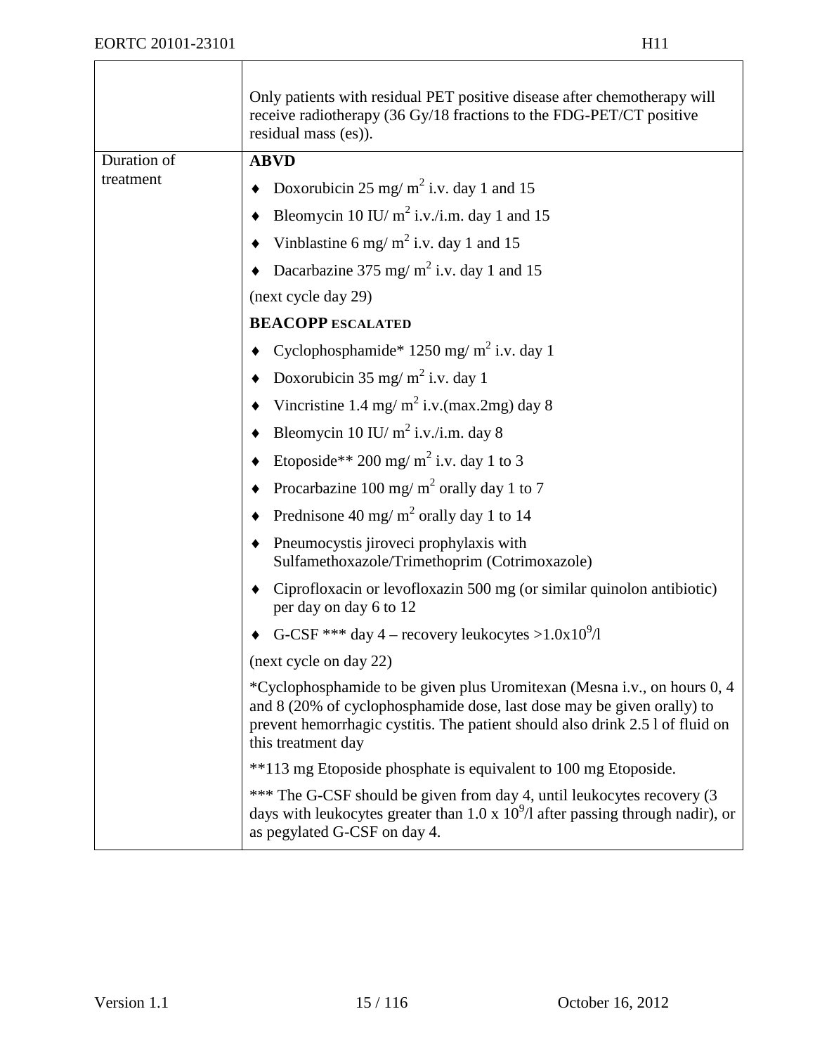| | |
|---|---|
| | Only patients with residual PET positive disease after chemotherapy will receive radiotherapy (36 Gy/18 fractions to the FDG-PET/CT positive residual mass (es)). |
| Duration of treatment | **ABVD**<br>♦ Doxorubicin 25 mg/ $m^2$ i.v. day 1 and 15<br>♦ Bleomycin 10 IU/ $m^2$ i.v./i.m. day 1 and 15<br>♦ Vinblastine 6 mg/ $m^2$ i.v. day 1 and 15<br>♦ Dacarbazine 375 mg/ $m^2$ i.v. day 1 and 15<br>(next cycle day 29)<br>**BEACOPP ESCALATED**<br>♦ Cyclophosphamide* 1250 mg/ $m^2$ i.v. day 1<br>♦ Doxorubicin 35 mg/ $m^2$ i.v. day 1<br>♦ Vincristine 1.4 mg/ $m^2$ i.v.(max.2mg) day 8<br>♦ Bleomycin 10 IU/ $m^2$ i.v./i.m. day 8<br>♦ Etoposide** 200 mg/ $m^2$ i.v. day 1 to 3<br>♦ Procarbazine 100 mg/ $m^2$ orally day 1 to 7<br>♦ Prednisone 40 mg/ $m^2$ orally day 1 to 14<br>♦ Pneumocystis jiroveci prophylaxis with Sulfamethoxazole/Trimethoprim (Cotrimoxazole)<br>♦ Ciprofloxacin or levofloxazin 500 mg (or similar quinolon antibiotic) per day on day 6 to 12<br>♦ G-CSF *** day 4 – recovery leukocytes $>1.0x10^9/l$<br>(next cycle on day 22)<br>*Cyclophosphamide to be given plus Uromitexan (Mesna i.v., on hours 0, 4 and 8 (20% of cyclophosphamide dose, last dose may be given orally) to prevent hemorrhagic cystitis. The patient should also drink 2.5 l of fluid on this treatment day<br>**113 mg Etoposide phosphate is equivalent to 100 mg Etoposide.<br>*** The G-CSF should be given from day 4, until leukocytes recovery (3 days with leukocytes greater than 1.0 x $10^9/l$ after passing through nadir), or as pegylated G-CSF on day 4. |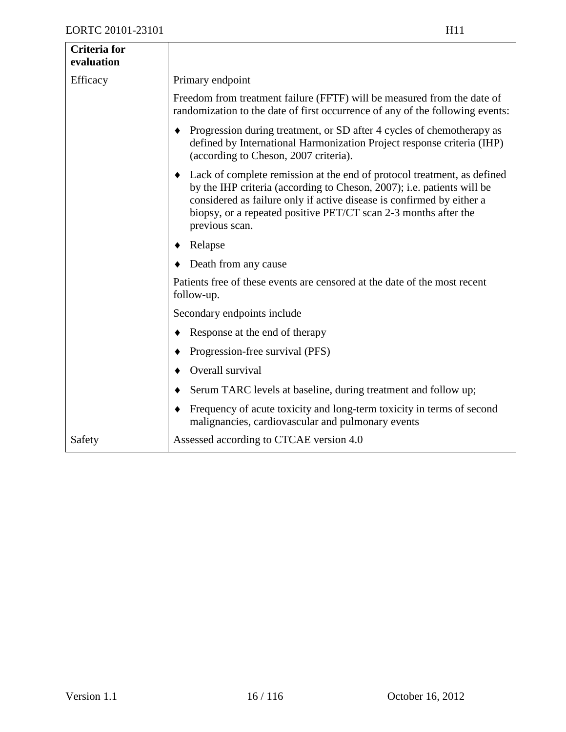| **Criteria for evaluation** | |
|---|---|
| Efficacy | Primary endpoint<br><br>Freedom from treatment failure (FFTF) will be measured from the date of randomization to the date of first occurrence of any of the following events:<br><br>♦ Progression during treatment, or SD after 4 cycles of chemotherapy as defined by International Harmonization Project response criteria (IHP) (according to Cheson, 2007 criteria).<br><br>♦ Lack of complete remission at the end of protocol treatment, as defined by the IHP criteria (according to Cheson, 2007); i.e. patients will be considered as failure only if active disease is confirmed by either a biopsy, or a repeated positive PET/CT scan 2-3 months after the previous scan.<br><br>♦ Relapse<br><br>♦ Death from any cause<br><br>Patients free of these events are censored at the date of the most recent follow-up.<br><br>Secondary endpoints include<br><br>♦ Response at the end of therapy<br><br>♦ Progression-free survival (PFS)<br><br>♦ Overall survival<br><br>♦ Serum TARC levels at baseline, during treatment and follow up;<br><br>♦ Frequency of acute toxicity and long-term toxicity in terms of second malignancies, cardiovascular and pulmonary events |
| Safety | Assessed according to CTCAE version 4.0 |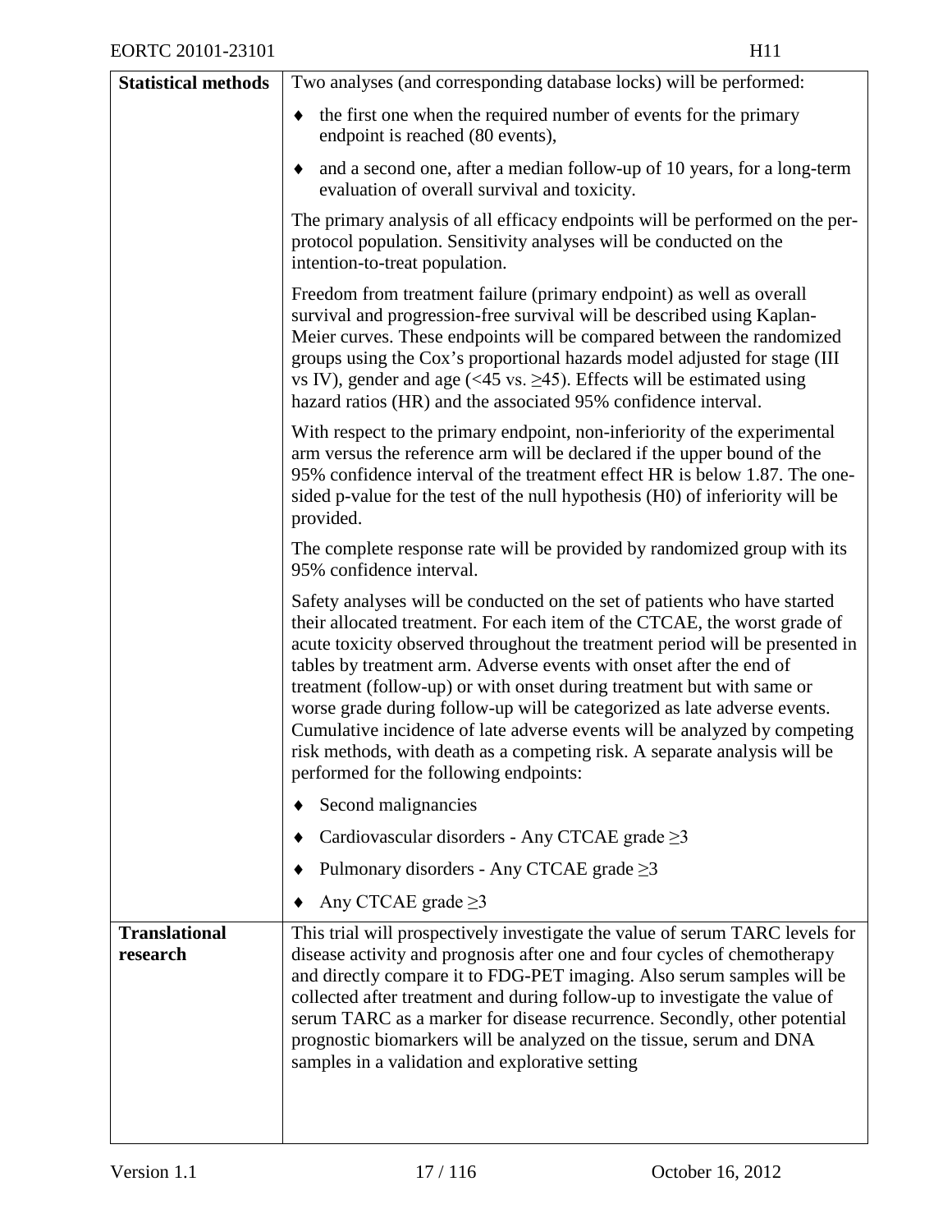| **Statistical methods** | Two analyses (and corresponding database locks) will be performed:<br>♦ the first one when the required number of events for the primary endpoint is reached (80 events),<br>♦ and a second one, after a median follow-up of 10 years, for a long-term evaluation of overall survival and toxicity.<br><br>The primary analysis of all efficacy endpoints will be performed on the per-protocol population. Sensitivity analyses will be conducted on the intention-to-treat population.<br><br>Freedom from treatment failure (primary endpoint) as well as overall survival and progression-free survival will be described using Kaplan-Meier curves. These endpoints will be compared between the randomized groups using the Cox's proportional hazards model adjusted for stage (III vs IV), gender and age (<45 vs. ≥45). Effects will be estimated using hazard ratios (HR) and the associated 95% confidence interval.<br><br>With respect to the primary endpoint, non-inferiority of the experimental arm versus the reference arm will be declared if the upper bound of the 95% confidence interval of the treatment effect HR is below 1.87. The one-sided p-value for the test of the null hypothesis (H0) of inferiority will be provided.<br><br>The complete response rate will be provided by randomized group with its 95% confidence interval.<br><br>Safety analyses will be conducted on the set of patients who have started their allocated treatment. For each item of the CTCAE, the worst grade of acute toxicity observed throughout the treatment period will be presented in tables by treatment arm. Adverse events with onset after the end of treatment (follow-up) or with onset during treatment but with same or worse grade during follow-up will be categorized as late adverse events. Cumulative incidence of late adverse events will be analyzed by competing risk methods, with death as a competing risk. A separate analysis will be performed for the following endpoints:<br>♦ Second malignancies<br>♦ Cardiovascular disorders - Any CTCAE grade ≥3<br>♦ Pulmonary disorders - Any CTCAE grade ≥3<br>♦ Any CTCAE grade ≥3 |
|---|---|
| **Translational research** | This trial will prospectively investigate the value of serum TARC levels for disease activity and prognosis after one and four cycles of chemotherapy and directly compare it to FDG-PET imaging. Also serum samples will be collected after treatment and during follow-up to investigate the value of serum TARC as a marker for disease recurrence. Secondly, other potential prognostic biomarkers will be analyzed on the tissue, serum and DNA samples in a validation and explorative setting |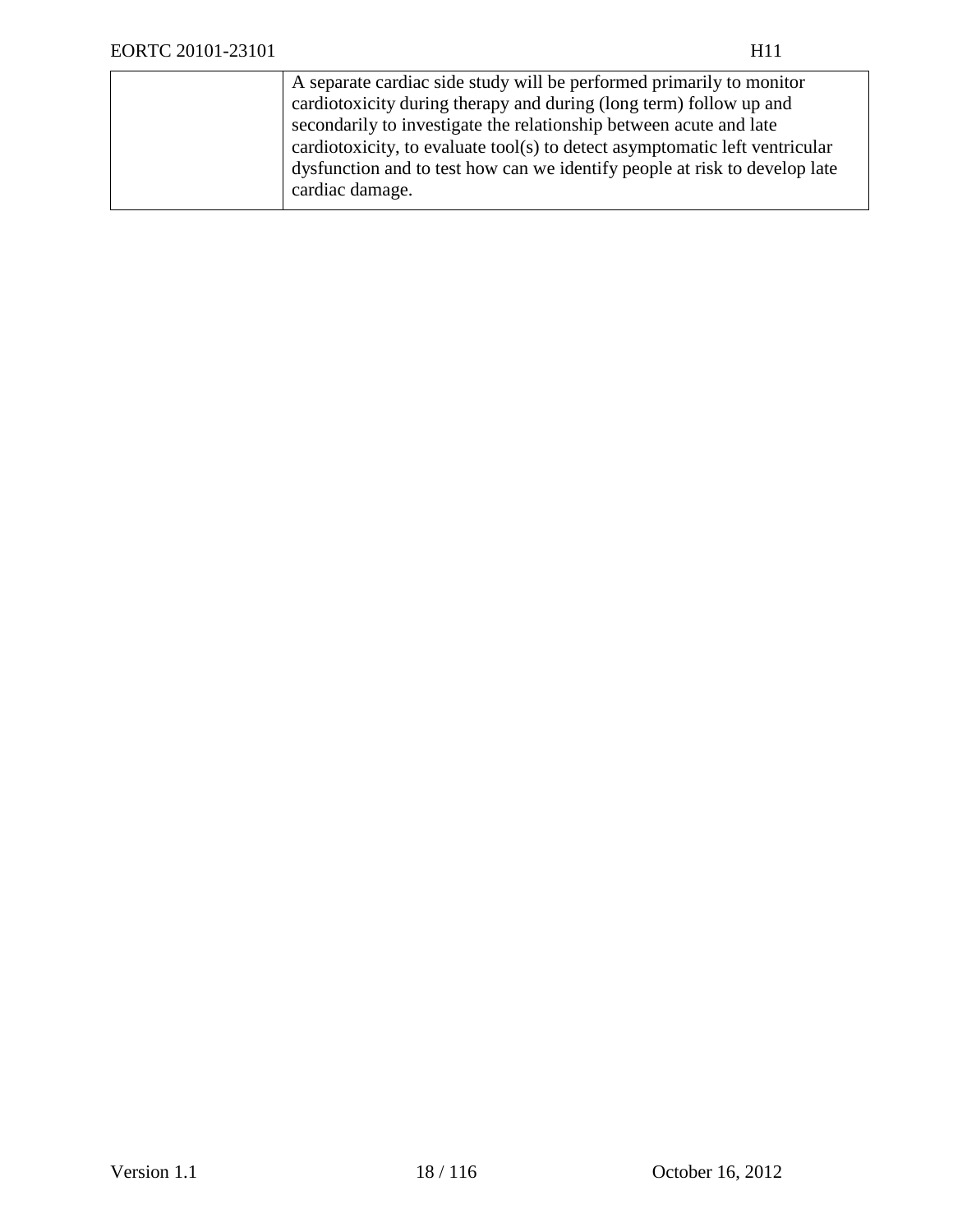| | |
|---|---|
| | A separate cardiac side study will be performed primarily to monitor cardiotoxicity during therapy and during (long term) follow up and secondarily to investigate the relationship between acute and late cardiotoxicity, to evaluate tool(s) to detect asymptomatic left ventricular dysfunction and to test how can we identify people at risk to develop late cardiac damage. |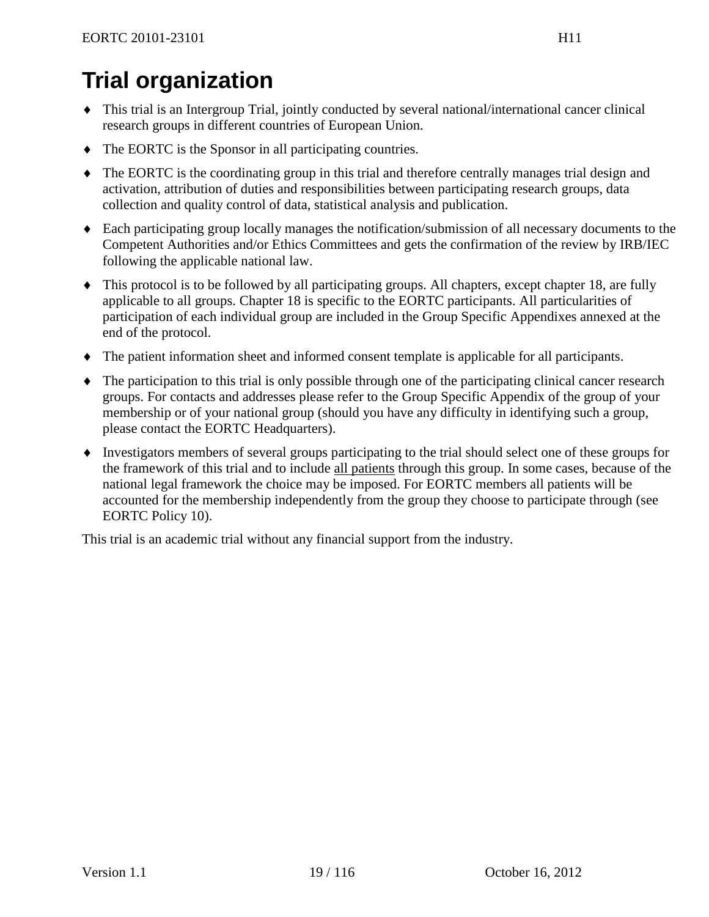# Trial organization

- This trial is an Intergroup Trial, jointly conducted by several national/international cancer clinical research groups in different countries of European Union.
- The EORTC is the Sponsor in all participating countries.
- The EORTC is the coordinating group in this trial and therefore centrally manages trial design and activation, attribution of duties and responsibilities between participating research groups, data collection and quality control of data, statistical analysis and publication.
- Each participating group locally manages the notification/submission of all necessary documents to the Competent Authorities and/or Ethics Committees and gets the confirmation of the review by IRB/IEC following the applicable national law.
- This protocol is to be followed by all participating groups. All chapters, except chapter 18, are fully applicable to all groups. Chapter 18 is specific to the EORTC participants. All particularities of participation of each individual group are included in the Group Specific Appendixes annexed at the end of the protocol.
- The patient information sheet and informed consent template is applicable for all participants.
- The participation to this trial is only possible through one of the participating clinical cancer research groups. For contacts and addresses please refer to the Group Specific Appendix of the group of your membership or of your national group (should you have any difficulty in identifying such a group, please contact the EORTC Headquarters).
- Investigators members of several groups participating to the trial should select one of these groups for the framework of this trial and to include <u>all patients</u> through this group. In some cases, because of the national legal framework the choice may be imposed. For EORTC members all patients will be accounted for the membership independently from the group they choose to participate through (see EORTC Policy 10).

This trial is an academic trial without any financial support from the industry.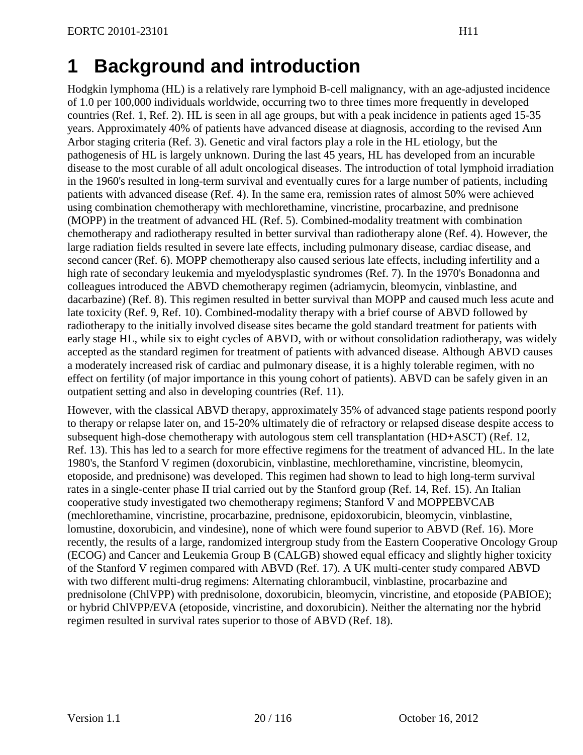# 1 Background and introduction

Hodgkin lymphoma (HL) is a relatively rare lymphoid B-cell malignancy, with an age-adjusted incidence of 1.0 per 100,000 individuals worldwide, occurring two to three times more frequently in developed countries (Ref. 1, Ref. 2). HL is seen in all age groups, but with a peak incidence in patients aged 15-35 years. Approximately 40% of patients have advanced disease at diagnosis, according to the revised Ann Arbor staging criteria (Ref. 3). Genetic and viral factors play a role in the HL etiology, but the pathogenesis of HL is largely unknown. During the last 45 years, HL has developed from an incurable disease to the most curable of all adult oncological diseases. The introduction of total lymphoid irradiation in the 1960's resulted in long-term survival and eventually cures for a large number of patients, including patients with advanced disease (Ref. 4). In the same era, remission rates of almost 50% were achieved using combination chemotherapy with mechlorethamine, vincristine, procarbazine, and prednisone (MOPP) in the treatment of advanced HL (Ref. 5). Combined-modality treatment with combination chemotherapy and radiotherapy resulted in better survival than radiotherapy alone (Ref. 4). However, the large radiation fields resulted in severe late effects, including pulmonary disease, cardiac disease, and second cancer (Ref. 6). MOPP chemotherapy also caused serious late effects, including infertility and a high rate of secondary leukemia and myelodysplastic syndromes (Ref. 7). In the 1970's Bonadonna and colleagues introduced the ABVD chemotherapy regimen (adriamycin, bleomycin, vinblastine, and dacarbazine) (Ref. 8). This regimen resulted in better survival than MOPP and caused much less acute and late toxicity (Ref. 9, Ref. 10). Combined-modality therapy with a brief course of ABVD followed by radiotherapy to the initially involved disease sites became the gold standard treatment for patients with early stage HL, while six to eight cycles of ABVD, with or without consolidation radiotherapy, was widely accepted as the standard regimen for treatment of patients with advanced disease. Although ABVD causes a moderately increased risk of cardiac and pulmonary disease, it is a highly tolerable regimen, with no effect on fertility (of major importance in this young cohort of patients). ABVD can be safely given in an outpatient setting and also in developing countries (Ref. 11).

However, with the classical ABVD therapy, approximately 35% of advanced stage patients respond poorly to therapy or relapse later on, and 15-20% ultimately die of refractory or relapsed disease despite access to subsequent high-dose chemotherapy with autologous stem cell transplantation (HD+ASCT) (Ref. 12, Ref. 13). This has led to a search for more effective regimens for the treatment of advanced HL. In the late 1980's, the Stanford V regimen (doxorubicin, vinblastine, mechlorethamine, vincristine, bleomycin, etoposide, and prednisone) was developed. This regimen had shown to lead to high long-term survival rates in a single-center phase II trial carried out by the Stanford group (Ref. 14, Ref. 15). An Italian cooperative study investigated two chemotherapy regimens; Stanford V and MOPPEBVCAB (mechlorethamine, vincristine, procarbazine, prednisone, epidoxorubicin, bleomycin, vinblastine, lomustine, doxorubicin, and vindesine), none of which were found superior to ABVD (Ref. 16). More recently, the results of a large, randomized intergroup study from the Eastern Cooperative Oncology Group (ECOG) and Cancer and Leukemia Group B (CALGB) showed equal efficacy and slightly higher toxicity of the Stanford V regimen compared with ABVD (Ref. 17). A UK multi-center study compared ABVD with two different multi-drug regimens: Alternating chlorambucil, vinblastine, procarbazine and prednisolone (ChlVPP) with prednisolone, doxorubicin, bleomycin, vincristine, and etoposide (PABIOE); or hybrid ChlVPP/EVA (etoposide, vincristine, and doxorubicin). Neither the alternating nor the hybrid regimen resulted in survival rates superior to those of ABVD (Ref. 18).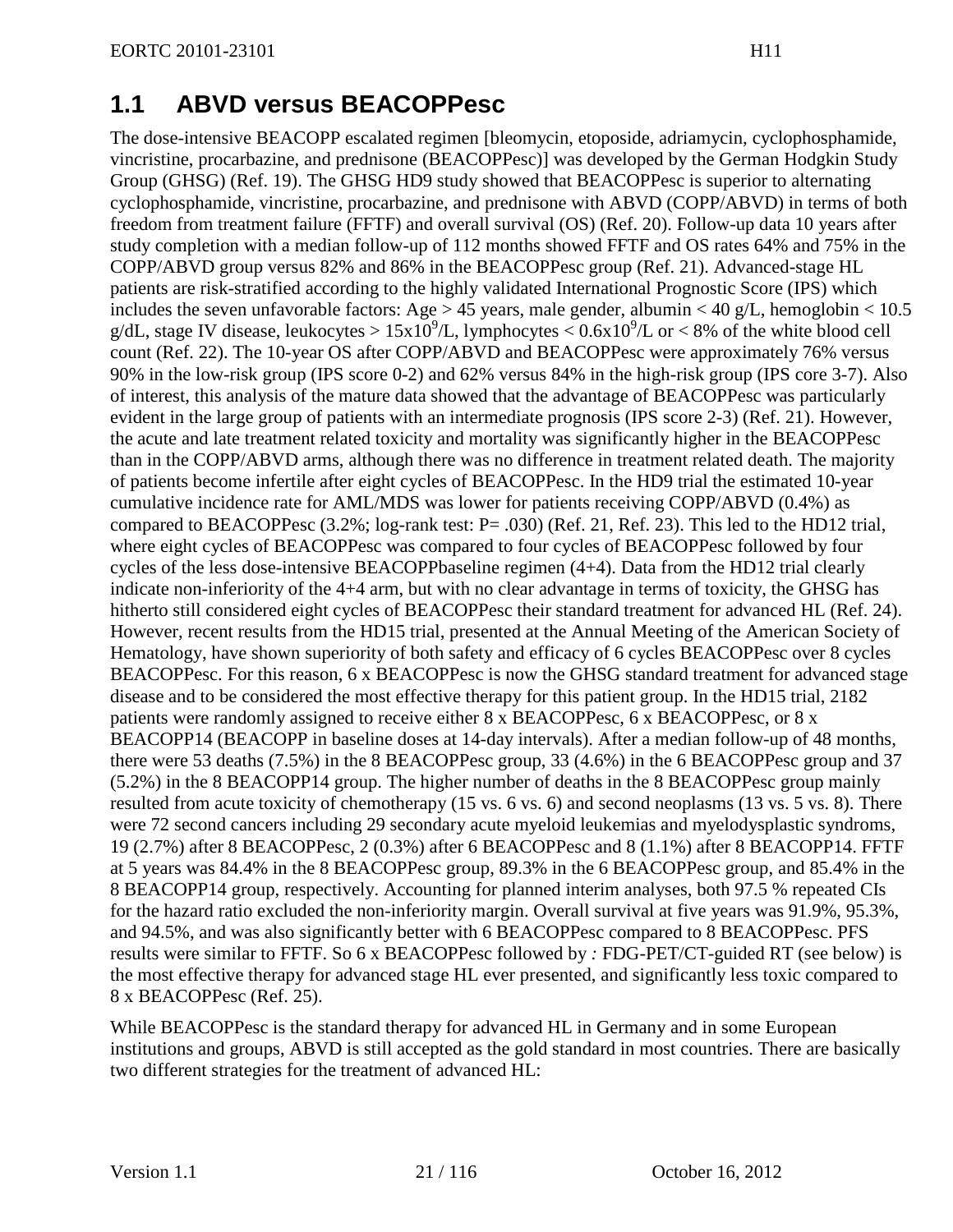## 1.1 ABVD versus BEACOPPesc

The dose-intensive BEACOPP escalated regimen [bleomycin, etoposide, adriamycin, cyclophosphamide, vincristine, procarbazine, and prednisone (BEACOPPesc)] was developed by the German Hodgkin Study Group (GHSG) (Ref. 19). The GHSG HD9 study showed that BEACOPPesc is superior to alternating cyclophosphamide, vincristine, procarbazine, and prednisone with ABVD (COPP/ABVD) in terms of both freedom from treatment failure (FFTF) and overall survival (OS) (Ref. 20). Follow-up data 10 years after study completion with a median follow-up of 112 months showed FFTF and OS rates 64% and 75% in the COPP/ABVD group versus 82% and 86% in the BEACOPPesc group (Ref. 21). Advanced-stage HL patients are risk-stratified according to the highly validated International Prognostic Score (IPS) which includes the seven unfavorable factors: Age > 45 years, male gender, albumin < 40 g/L, hemoglobin < 10.5 g/dL, stage IV disease, leukocytes > $15x10^9$/L, lymphocytes < $0.6x10^9$/L or < 8% of the white blood cell count (Ref. 22). The 10-year OS after COPP/ABVD and BEACOPPesc were approximately 76% versus 90% in the low-risk group (IPS score 0-2) and 62% versus 84% in the high-risk group (IPS core 3-7). Also of interest, this analysis of the mature data showed that the advantage of BEACOPPesc was particularly evident in the large group of patients with an intermediate prognosis (IPS score 2-3) (Ref. 21). However, the acute and late treatment related toxicity and mortality was significantly higher in the BEACOPPesc than in the COPP/ABVD arms, although there was no difference in treatment related death. The majority of patients become infertile after eight cycles of BEACOPPesc. In the HD9 trial the estimated 10-year cumulative incidence rate for AML/MDS was lower for patients receiving COPP/ABVD (0.4%) as compared to BEACOPPesc (3.2%; log-rank test: P= .030) (Ref. 21, Ref. 23). This led to the HD12 trial, where eight cycles of BEACOPPesc was compared to four cycles of BEACOPPesc followed by four cycles of the less dose-intensive BEACOPPbaseline regimen (4+4). Data from the HD12 trial clearly indicate non-inferiority of the 4+4 arm, but with no clear advantage in terms of toxicity, the GHSG has hitherto still considered eight cycles of BEACOPPesc their standard treatment for advanced HL (Ref. 24). However, recent results from the HD15 trial, presented at the Annual Meeting of the American Society of Hematology, have shown superiority of both safety and efficacy of 6 cycles BEACOPPesc over 8 cycles BEACOPPesc. For this reason, 6 x BEACOPPesc is now the GHSG standard treatment for advanced stage disease and to be considered the most effective therapy for this patient group. In the HD15 trial, 2182 patients were randomly assigned to receive either 8 x BEACOPPesc, 6 x BEACOPPesc, or 8 x BEACOPP14 (BEACOPP in baseline doses at 14-day intervals). After a median follow-up of 48 months, there were 53 deaths (7.5%) in the 8 BEACOPPesc group, 33 (4.6%) in the 6 BEACOPPesc group and 37 (5.2%) in the 8 BEACOPP14 group. The higher number of deaths in the 8 BEACOPPesc group mainly resulted from acute toxicity of chemotherapy (15 vs. 6 vs. 6) and second neoplasms (13 vs. 5 vs. 8). There were 72 second cancers including 29 secondary acute myeloid leukemias and myelodysplastic syndroms, 19 (2.7%) after 8 BEACOPPesc, 2 (0.3%) after 6 BEACOPPesc and 8 (1.1%) after 8 BEACOPP14. FFTF at 5 years was 84.4% in the 8 BEACOPPesc group, 89.3% in the 6 BEACOPPesc group, and 85.4% in the 8 BEACOPP14 group, respectively. Accounting for planned interim analyses, both 97.5 % repeated CIs for the hazard ratio excluded the non-inferiority margin. Overall survival at five years was 91.9%, 95.3%, and 94.5%, and was also significantly better with 6 BEACOPPesc compared to 8 BEACOPPesc. PFS results were similar to FFTF. So 6 x BEACOPPesc followed by *:* FDG-PET/CT-guided RT (see below) is the most effective therapy for advanced stage HL ever presented, and significantly less toxic compared to 8 x BEACOPPesc (Ref. 25).

While BEACOPPesc is the standard therapy for advanced HL in Germany and in some European institutions and groups, ABVD is still accepted as the gold standard in most countries. There are basically two different strategies for the treatment of advanced HL: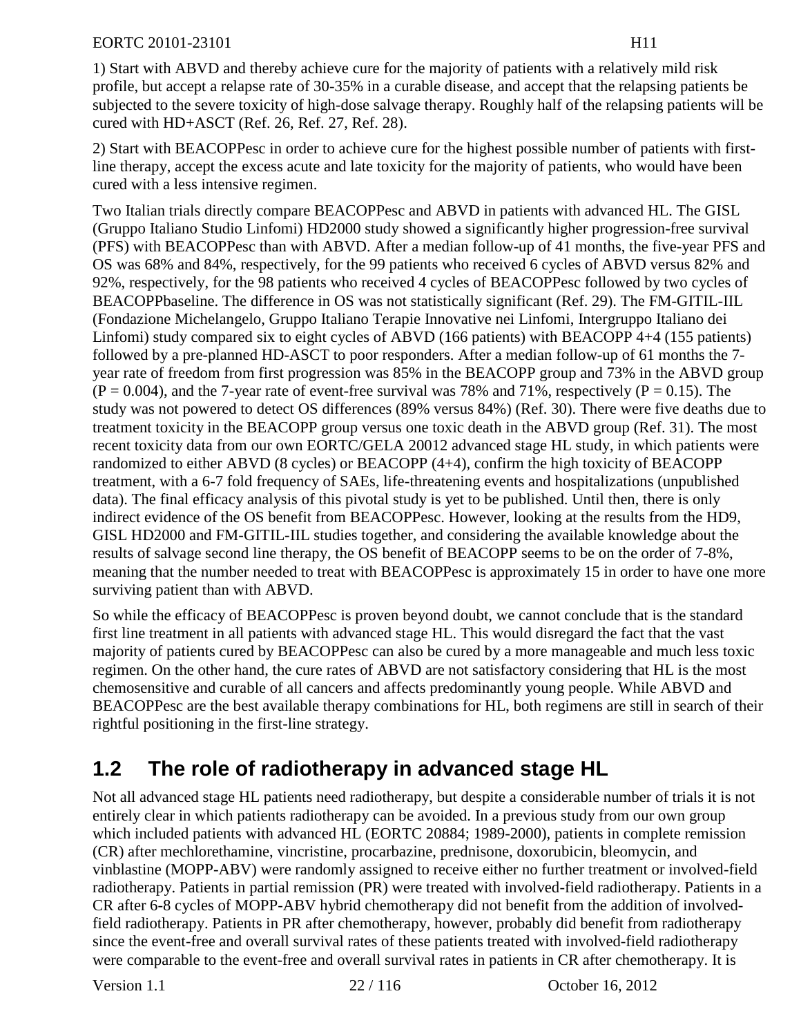1) Start with ABVD and thereby achieve cure for the majority of patients with a relatively mild risk profile, but accept a relapse rate of 30-35% in a curable disease, and accept that the relapsing patients be subjected to the severe toxicity of high-dose salvage therapy. Roughly half of the relapsing patients will be cured with HD+ASCT (Ref. 26, Ref. 27, Ref. 28).

2) Start with BEACOPPesc in order to achieve cure for the highest possible number of patients with first-line therapy, accept the excess acute and late toxicity for the majority of patients, who would have been cured with a less intensive regimen.

Two Italian trials directly compare BEACOPPesc and ABVD in patients with advanced HL. The GISL (Gruppo Italiano Studio Linfomi) HD2000 study showed a significantly higher progression-free survival (PFS) with BEACOPPesc than with ABVD. After a median follow-up of 41 months, the five-year PFS and OS was 68% and 84%, respectively, for the 99 patients who received 6 cycles of ABVD versus 82% and 92%, respectively, for the 98 patients who received 4 cycles of BEACOPPesc followed by two cycles of BEACOPPbaseline. The difference in OS was not statistically significant (Ref. 29). The FM-GITIL-IIL (Fondazione Michelangelo, Gruppo Italiano Terapie Innovative nei Linfomi, Intergruppo Italiano dei Linfomi) study compared six to eight cycles of ABVD (166 patients) with BEACOPP 4+4 (155 patients) followed by a pre-planned HD-ASCT to poor responders. After a median follow-up of 61 months the 7-year rate of freedom from first progression was 85% in the BEACOPP group and 73% in the ABVD group ($P = 0.004$), and the 7-year rate of event-free survival was 78% and 71%, respectively ($P = 0.15$). The study was not powered to detect OS differences (89% versus 84%) (Ref. 30). There were five deaths due to treatment toxicity in the BEACOPP group versus one toxic death in the ABVD group (Ref. 31). The most recent toxicity data from our own EORTC/GELA 20012 advanced stage HL study, in which patients were randomized to either ABVD (8 cycles) or BEACOPP (4+4), confirm the high toxicity of BEACOPP treatment, with a 6-7 fold frequency of SAEs, life-threatening events and hospitalizations (unpublished data). The final efficacy analysis of this pivotal study is yet to be published. Until then, there is only indirect evidence of the OS benefit from BEACOPPesc. However, looking at the results from the HD9, GISL HD2000 and FM-GITIL-IIL studies together, and considering the available knowledge about the results of salvage second line therapy, the OS benefit of BEACOPP seems to be on the order of 7-8%, meaning that the number needed to treat with BEACOPPesc is approximately 15 in order to have one more surviving patient than with ABVD.

So while the efficacy of BEACOPPesc is proven beyond doubt, we cannot conclude that is the standard first line treatment in all patients with advanced stage HL. This would disregard the fact that the vast majority of patients cured by BEACOPPesc can also be cured by a more manageable and much less toxic regimen. On the other hand, the cure rates of ABVD are not satisfactory considering that HL is the most chemosensitive and curable of all cancers and affects predominantly young people. While ABVD and BEACOPPesc are the best available therapy combinations for HL, both regimens are still in search of their rightful positioning in the first-line strategy.

## 1.2 The role of radiotherapy in advanced stage HL

Not all advanced stage HL patients need radiotherapy, but despite a considerable number of trials it is not entirely clear in which patients radiotherapy can be avoided. In a previous study from our own group which included patients with advanced HL (EORTC 20884; 1989-2000), patients in complete remission (CR) after mechlorethamine, vincristine, procarbazine, prednisone, doxorubicin, bleomycin, and vinblastine (MOPP-ABV) were randomly assigned to receive either no further treatment or involved-field radiotherapy. Patients in partial remission (PR) were treated with involved-field radiotherapy. Patients in a CR after 6-8 cycles of MOPP-ABV hybrid chemotherapy did not benefit from the addition of involved-field radiotherapy. Patients in PR after chemotherapy, however, probably did benefit from radiotherapy since the event-free and overall survival rates of these patients treated with involved-field radiotherapy were comparable to the event-free and overall survival rates in patients in CR after chemotherapy. It is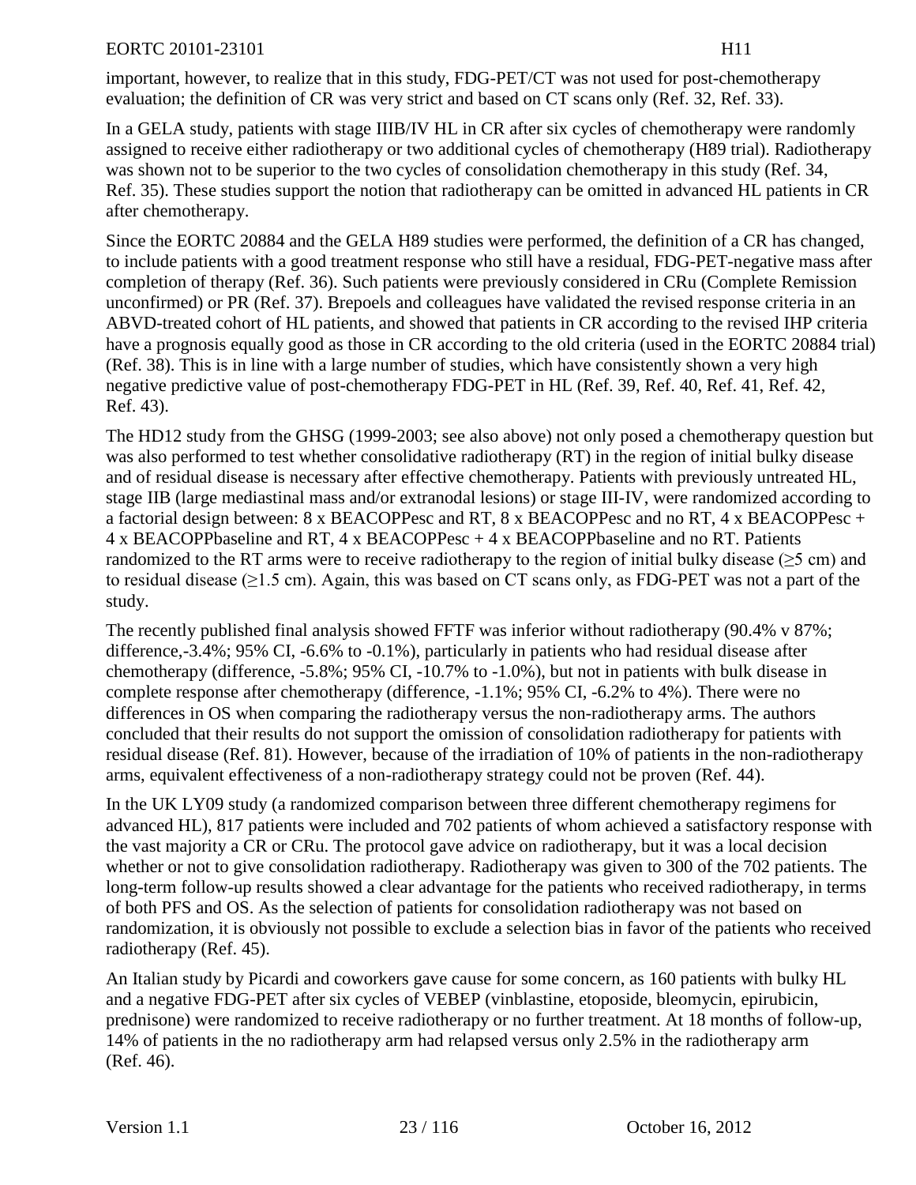important, however, to realize that in this study, FDG-PET/CT was not used for post-chemotherapy evaluation; the definition of CR was very strict and based on CT scans only (Ref. 32, Ref. 33).

In a GELA study, patients with stage IIIB/IV HL in CR after six cycles of chemotherapy were randomly assigned to receive either radiotherapy or two additional cycles of chemotherapy (H89 trial). Radiotherapy was shown not to be superior to the two cycles of consolidation chemotherapy in this study (Ref. 34, Ref. 35). These studies support the notion that radiotherapy can be omitted in advanced HL patients in CR after chemotherapy.

Since the EORTC 20884 and the GELA H89 studies were performed, the definition of a CR has changed, to include patients with a good treatment response who still have a residual, FDG-PET-negative mass after completion of therapy (Ref. 36). Such patients were previously considered in CRu (Complete Remission unconfirmed) or PR (Ref. 37). Brepoels and colleagues have validated the revised response criteria in an ABVD-treated cohort of HL patients, and showed that patients in CR according to the revised IHP criteria have a prognosis equally good as those in CR according to the old criteria (used in the EORTC 20884 trial) (Ref. 38). This is in line with a large number of studies, which have consistently shown a very high negative predictive value of post-chemotherapy FDG-PET in HL (Ref. 39, Ref. 40, Ref. 41, Ref. 42, Ref. 43).

The HD12 study from the GHSG (1999-2003; see also above) not only posed a chemotherapy question but was also performed to test whether consolidative radiotherapy (RT) in the region of initial bulky disease and of residual disease is necessary after effective chemotherapy. Patients with previously untreated HL, stage IIB (large mediastinal mass and/or extranodal lesions) or stage III-IV, were randomized according to a factorial design between: 8 x BEACOPPesc and RT, 8 x BEACOPPesc and no RT, 4 x BEACOPPesc + 4 x BEACOPPbaseline and RT, 4 x BEACOPPesc + 4 x BEACOPPbaseline and no RT. Patients randomized to the RT arms were to receive radiotherapy to the region of initial bulky disease (≥5 cm) and to residual disease (≥1.5 cm). Again, this was based on CT scans only, as FDG-PET was not a part of the study.

The recently published final analysis showed FFTF was inferior without radiotherapy (90.4% v 87%; difference,-3.4%; 95% CI, -6.6% to -0.1%), particularly in patients who had residual disease after chemotherapy (difference, -5.8%; 95% CI, -10.7% to -1.0%), but not in patients with bulk disease in complete response after chemotherapy (difference, -1.1%; 95% CI, -6.2% to 4%). There were no differences in OS when comparing the radiotherapy versus the non-radiotherapy arms. The authors concluded that their results do not support the omission of consolidation radiotherapy for patients with residual disease (Ref. 81). However, because of the irradiation of 10% of patients in the non-radiotherapy arms, equivalent effectiveness of a non-radiotherapy strategy could not be proven (Ref. 44).

In the UK LY09 study (a randomized comparison between three different chemotherapy regimens for advanced HL), 817 patients were included and 702 patients of whom achieved a satisfactory response with the vast majority a CR or CRu. The protocol gave advice on radiotherapy, but it was a local decision whether or not to give consolidation radiotherapy. Radiotherapy was given to 300 of the 702 patients. The long-term follow-up results showed a clear advantage for the patients who received radiotherapy, in terms of both PFS and OS. As the selection of patients for consolidation radiotherapy was not based on randomization, it is obviously not possible to exclude a selection bias in favor of the patients who received radiotherapy (Ref. 45).

An Italian study by Picardi and coworkers gave cause for some concern, as 160 patients with bulky HL and a negative FDG-PET after six cycles of VEBEP (vinblastine, etoposide, bleomycin, epirubicin, prednisone) were randomized to receive radiotherapy or no further treatment. At 18 months of follow-up, 14% of patients in the no radiotherapy arm had relapsed versus only 2.5% in the radiotherapy arm (Ref. 46).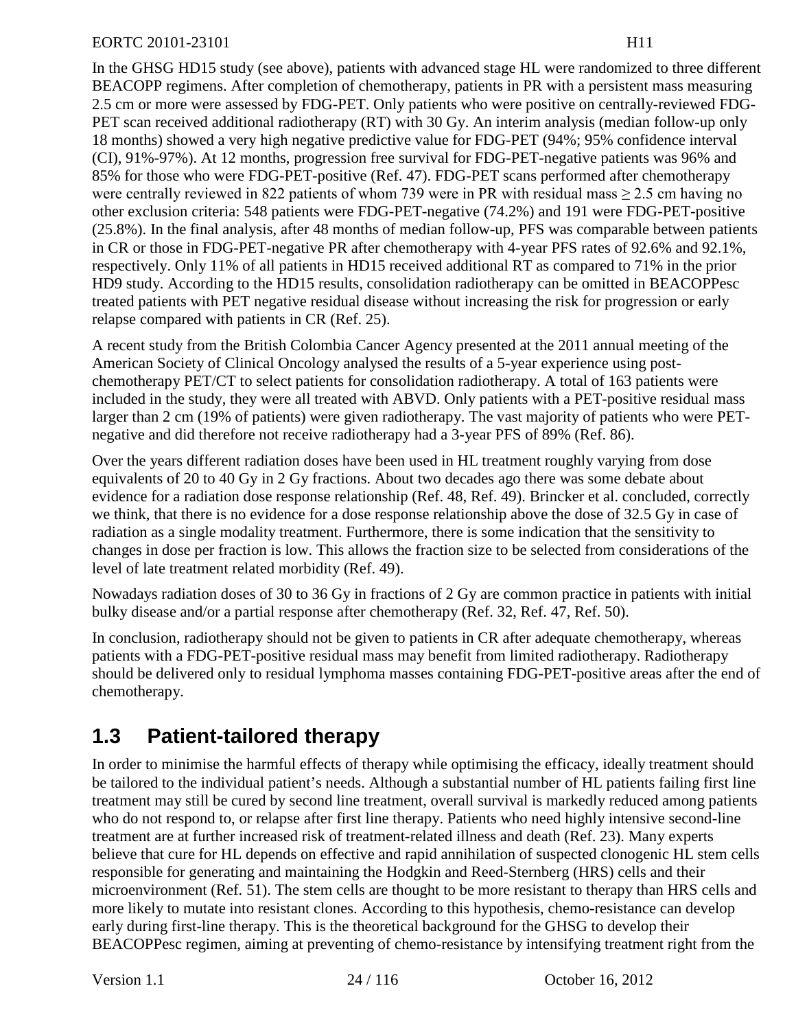In the GHSG HD15 study (see above), patients with advanced stage HL were randomized to three different BEACOPP regimens. After completion of chemotherapy, patients in PR with a persistent mass measuring 2.5 cm or more were assessed by FDG-PET. Only patients who were positive on centrally-reviewed FDG-PET scan received additional radiotherapy (RT) with 30 Gy. An interim analysis (median follow-up only 18 months) showed a very high negative predictive value for FDG-PET (94%; 95% confidence interval (CI), 91%-97%). At 12 months, progression free survival for FDG-PET-negative patients was 96% and 85% for those who were FDG-PET-positive (Ref. 47). FDG-PET scans performed after chemotherapy were centrally reviewed in 822 patients of whom 739 were in PR with residual mass ≥ 2.5 cm having no other exclusion criteria: 548 patients were FDG-PET-negative (74.2%) and 191 were FDG-PET-positive (25.8%). In the final analysis, after 48 months of median follow-up, PFS was comparable between patients in CR or those in FDG-PET-negative PR after chemotherapy with 4-year PFS rates of 92.6% and 92.1%, respectively. Only 11% of all patients in HD15 received additional RT as compared to 71% in the prior HD9 study. According to the HD15 results, consolidation radiotherapy can be omitted in BEACOPPesc treated patients with PET negative residual disease without increasing the risk for progression or early relapse compared with patients in CR (Ref. 25).

A recent study from the British Colombia Cancer Agency presented at the 2011 annual meeting of the American Society of Clinical Oncology analysed the results of a 5-year experience using post-chemotherapy PET/CT to select patients for consolidation radiotherapy. A total of 163 patients were included in the study, they were all treated with ABVD. Only patients with a PET-positive residual mass larger than 2 cm (19% of patients) were given radiotherapy. The vast majority of patients who were PET-negative and did therefore not receive radiotherapy had a 3-year PFS of 89% (Ref. 86).

Over the years different radiation doses have been used in HL treatment roughly varying from dose equivalents of 20 to 40 Gy in 2 Gy fractions. About two decades ago there was some debate about evidence for a radiation dose response relationship (Ref. 48, Ref. 49). Brincker et al. concluded, correctly we think, that there is no evidence for a dose response relationship above the dose of 32.5 Gy in case of radiation as a single modality treatment. Furthermore, there is some indication that the sensitivity to changes in dose per fraction is low. This allows the fraction size to be selected from considerations of the level of late treatment related morbidity (Ref. 49).

Nowadays radiation doses of 30 to 36 Gy in fractions of 2 Gy are common practice in patients with initial bulky disease and/or a partial response after chemotherapy (Ref. 32, Ref. 47, Ref. 50).

In conclusion, radiotherapy should not be given to patients in CR after adequate chemotherapy, whereas patients with a FDG-PET-positive residual mass may benefit from limited radiotherapy. Radiotherapy should be delivered only to residual lymphoma masses containing FDG-PET-positive areas after the end of chemotherapy.

## 1.3 Patient-tailored therapy

In order to minimise the harmful effects of therapy while optimising the efficacy, ideally treatment should be tailored to the individual patient's needs. Although a substantial number of HL patients failing first line treatment may still be cured by second line treatment, overall survival is markedly reduced among patients who do not respond to, or relapse after first line therapy. Patients who need highly intensive second-line treatment are at further increased risk of treatment-related illness and death (Ref. 23). Many experts believe that cure for HL depends on effective and rapid annihilation of suspected clonogenic HL stem cells responsible for generating and maintaining the Hodgkin and Reed-Sternberg (HRS) cells and their microenvironment (Ref. 51). The stem cells are thought to be more resistant to therapy than HRS cells and more likely to mutate into resistant clones. According to this hypothesis, chemo-resistance can develop early during first-line therapy. This is the theoretical background for the GHSG to develop their BEACOPPesc regimen, aiming at preventing of chemo-resistance by intensifying treatment right from the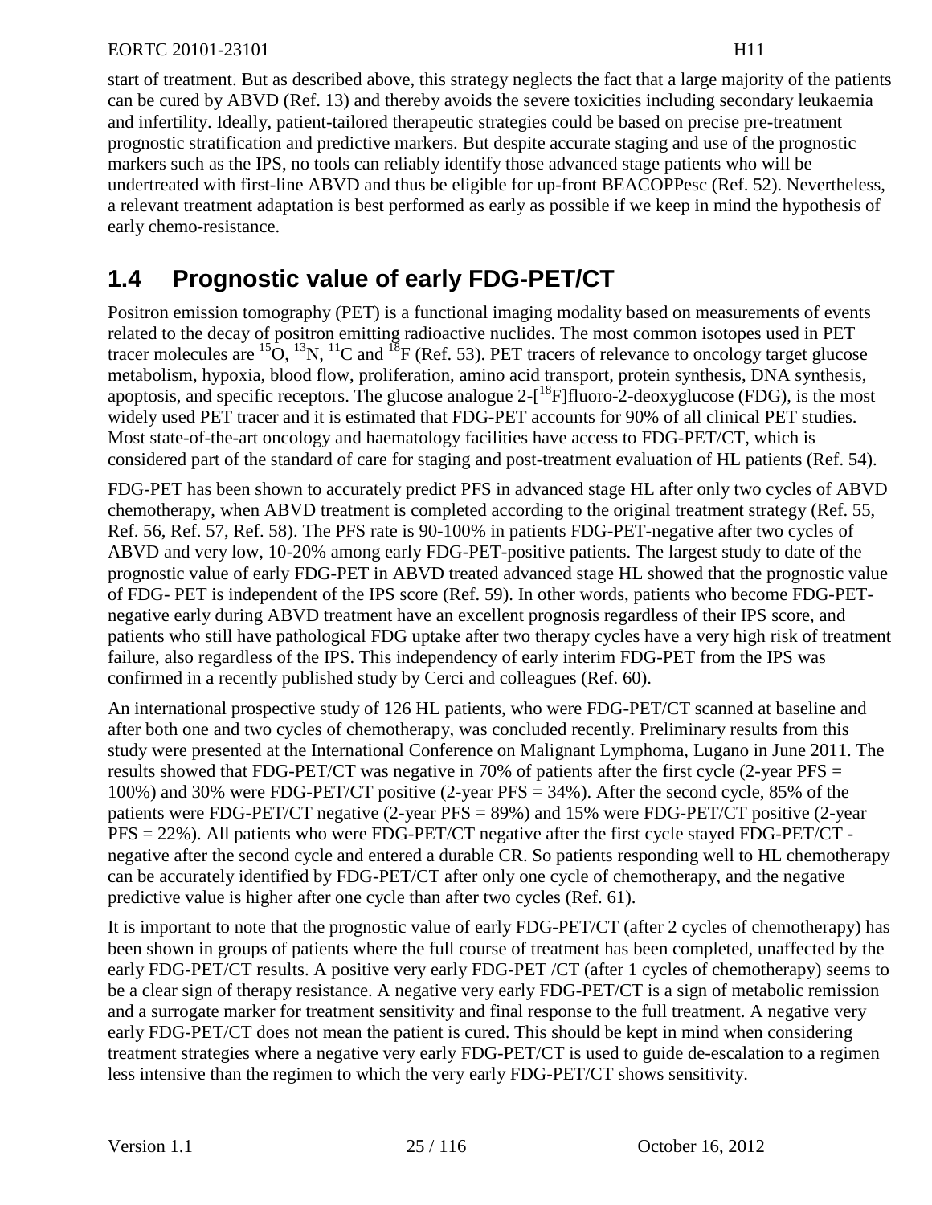start of treatment. But as described above, this strategy neglects the fact that a large majority of the patients can be cured by ABVD (Ref. 13) and thereby avoids the severe toxicities including secondary leukaemia and infertility. Ideally, patient-tailored therapeutic strategies could be based on precise pre-treatment prognostic stratification and predictive markers. But despite accurate staging and use of the prognostic markers such as the IPS, no tools can reliably identify those advanced stage patients who will be undertreated with first-line ABVD and thus be eligible for up-front BEACOPPesc (Ref. 52). Nevertheless, a relevant treatment adaptation is best performed as early as possible if we keep in mind the hypothesis of early chemo-resistance.

## 1.4 Prognostic value of early FDG-PET/CT

Positron emission tomography (PET) is a functional imaging modality based on measurements of events related to the decay of positron emitting radioactive nuclides. The most common isotopes used in PET tracer molecules are $^{15}O$, $^{13}N$, $^{11}C$ and $^{18}F$ (Ref. 53). PET tracers of relevance to oncology target glucose metabolism, hypoxia, blood flow, proliferation, amino acid transport, protein synthesis, DNA synthesis, apoptosis, and specific receptors. The glucose analogue 2-[$^{18}F$]fluoro-2-deoxyglucose (FDG), is the most widely used PET tracer and it is estimated that FDG-PET accounts for 90% of all clinical PET studies. Most state-of-the-art oncology and haematology facilities have access to FDG-PET/CT, which is considered part of the standard of care for staging and post-treatment evaluation of HL patients (Ref. 54).

FDG-PET has been shown to accurately predict PFS in advanced stage HL after only two cycles of ABVD chemotherapy, when ABVD treatment is completed according to the original treatment strategy (Ref. 55, Ref. 56, Ref. 57, Ref. 58). The PFS rate is 90-100% in patients FDG-PET-negative after two cycles of ABVD and very low, 10-20% among early FDG-PET-positive patients. The largest study to date of the prognostic value of early FDG-PET in ABVD treated advanced stage HL showed that the prognostic value of FDG- PET is independent of the IPS score (Ref. 59). In other words, patients who become FDG-PET-negative early during ABVD treatment have an excellent prognosis regardless of their IPS score, and patients who still have pathological FDG uptake after two therapy cycles have a very high risk of treatment failure, also regardless of the IPS. This independency of early interim FDG-PET from the IPS was confirmed in a recently published study by Cerci and colleagues (Ref. 60).

An international prospective study of 126 HL patients, who were FDG-PET/CT scanned at baseline and after both one and two cycles of chemotherapy, was concluded recently. Preliminary results from this study were presented at the International Conference on Malignant Lymphoma, Lugano in June 2011. The results showed that FDG-PET/CT was negative in 70% of patients after the first cycle (2-year PFS = 100%) and 30% were FDG-PET/CT positive (2-year PFS = 34%). After the second cycle, 85% of the patients were FDG-PET/CT negative (2-year PFS = 89%) and 15% were FDG-PET/CT positive (2-year PFS = 22%). All patients who were FDG-PET/CT negative after the first cycle stayed FDG-PET/CT - negative after the second cycle and entered a durable CR. So patients responding well to HL chemotherapy can be accurately identified by FDG-PET/CT after only one cycle of chemotherapy, and the negative predictive value is higher after one cycle than after two cycles (Ref. 61).

It is important to note that the prognostic value of early FDG-PET/CT (after 2 cycles of chemotherapy) has been shown in groups of patients where the full course of treatment has been completed, unaffected by the early FDG-PET/CT results. A positive very early FDG-PET /CT (after 1 cycles of chemotherapy) seems to be a clear sign of therapy resistance. A negative very early FDG-PET/CT is a sign of metabolic remission and a surrogate marker for treatment sensitivity and final response to the full treatment. A negative very early FDG-PET/CT does not mean the patient is cured. This should be kept in mind when considering treatment strategies where a negative very early FDG-PET/CT is used to guide de-escalation to a regimen less intensive than the regimen to which the very early FDG-PET/CT shows sensitivity.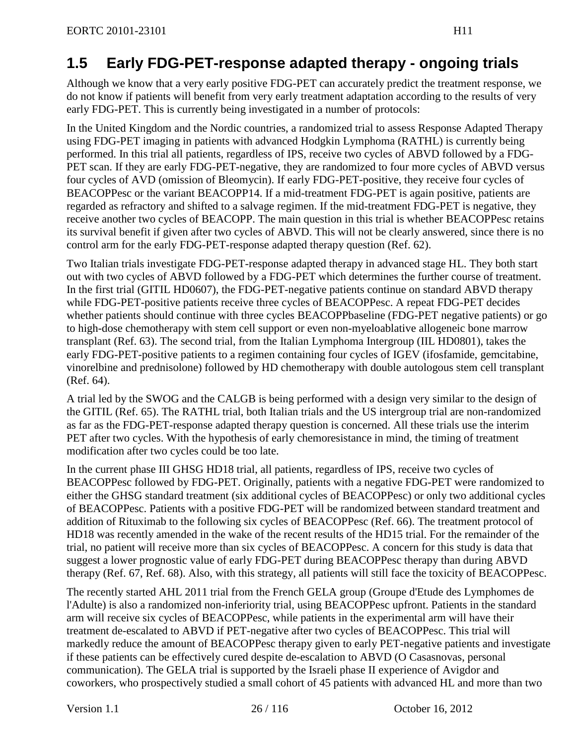## 1.5 Early FDG-PET-response adapted therapy - ongoing trials

Although we know that a very early positive FDG-PET can accurately predict the treatment response, we do not know if patients will benefit from very early treatment adaptation according to the results of very early FDG-PET. This is currently being investigated in a number of protocols:

In the United Kingdom and the Nordic countries, a randomized trial to assess Response Adapted Therapy using FDG-PET imaging in patients with advanced Hodgkin Lymphoma (RATHL) is currently being performed. In this trial all patients, regardless of IPS, receive two cycles of ABVD followed by a FDG-PET scan. If they are early FDG-PET-negative, they are randomized to four more cycles of ABVD versus four cycles of AVD (omission of Bleomycin). If early FDG-PET-positive, they receive four cycles of BEACOPPesc or the variant BEACOPP14. If a mid-treatment FDG-PET is again positive, patients are regarded as refractory and shifted to a salvage regimen. If the mid-treatment FDG-PET is negative, they receive another two cycles of BEACOPP. The main question in this trial is whether BEACOPPesc retains its survival benefit if given after two cycles of ABVD. This will not be clearly answered, since there is no control arm for the early FDG-PET-response adapted therapy question (Ref. 62).

Two Italian trials investigate FDG-PET-response adapted therapy in advanced stage HL. They both start out with two cycles of ABVD followed by a FDG-PET which determines the further course of treatment. In the first trial (GITIL HD0607), the FDG-PET-negative patients continue on standard ABVD therapy while FDG-PET-positive patients receive three cycles of BEACOPPesc. A repeat FDG-PET decides whether patients should continue with three cycles BEACOPPbaseline (FDG-PET negative patients) or go to high-dose chemotherapy with stem cell support or even non-myeloablative allogeneic bone marrow transplant (Ref. 63). The second trial, from the Italian Lymphoma Intergroup (IIL HD0801), takes the early FDG-PET-positive patients to a regimen containing four cycles of IGEV (ifosfamide, gemcitabine, vinorelbine and prednisolone) followed by HD chemotherapy with double autologous stem cell transplant (Ref. 64).

A trial led by the SWOG and the CALGB is being performed with a design very similar to the design of the GITIL (Ref. 65). The RATHL trial, both Italian trials and the US intergroup trial are non-randomized as far as the FDG-PET-response adapted therapy question is concerned. All these trials use the interim PET after two cycles. With the hypothesis of early chemoresistance in mind, the timing of treatment modification after two cycles could be too late.

In the current phase III GHSG HD18 trial, all patients, regardless of IPS, receive two cycles of BEACOPPesc followed by FDG-PET. Originally, patients with a negative FDG-PET were randomized to either the GHSG standard treatment (six additional cycles of BEACOPPesc) or only two additional cycles of BEACOPPesc. Patients with a positive FDG-PET will be randomized between standard treatment and addition of Rituximab to the following six cycles of BEACOPPesc (Ref. 66). The treatment protocol of HD18 was recently amended in the wake of the recent results of the HD15 trial. For the remainder of the trial, no patient will receive more than six cycles of BEACOPPesc. A concern for this study is data that suggest a lower prognostic value of early FDG-PET during BEACOPPesc therapy than during ABVD therapy (Ref. 67, Ref. 68). Also, with this strategy, all patients will still face the toxicity of BEACOPPesc.

The recently started AHL 2011 trial from the French GELA group (Groupe d'Etude des Lymphomes de l'Adulte) is also a randomized non-inferiority trial, using BEACOPPesc upfront. Patients in the standard arm will receive six cycles of BEACOPPesc, while patients in the experimental arm will have their treatment de-escalated to ABVD if PET-negative after two cycles of BEACOPPesc. This trial will markedly reduce the amount of BEACOPPesc therapy given to early PET-negative patients and investigate if these patients can be effectively cured despite de-escalation to ABVD (O Casasnovas, personal communication). The GELA trial is supported by the Israeli phase II experience of Avigdor and coworkers, who prospectively studied a small cohort of 45 patients with advanced HL and more than two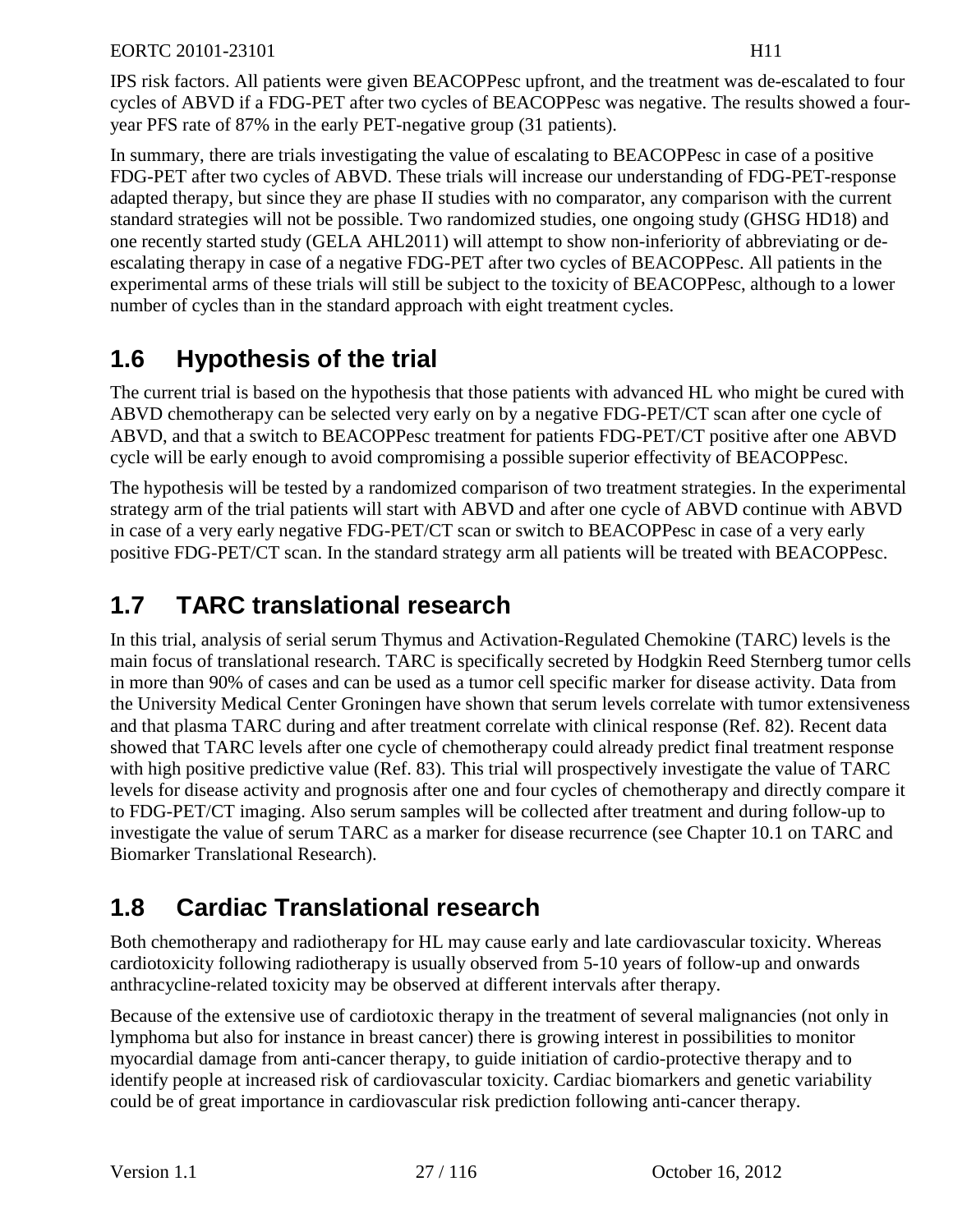IPS risk factors. All patients were given BEACOPPesc upfront, and the treatment was de-escalated to four cycles of ABVD if a FDG-PET after two cycles of BEACOPPesc was negative. The results showed a four-year PFS rate of 87% in the early PET-negative group (31 patients).

In summary, there are trials investigating the value of escalating to BEACOPPesc in case of a positive FDG-PET after two cycles of ABVD. These trials will increase our understanding of FDG-PET-response adapted therapy, but since they are phase II studies with no comparator, any comparison with the current standard strategies will not be possible. Two randomized studies, one ongoing study (GHSG HD18) and one recently started study (GELA AHL2011) will attempt to show non-inferiority of abbreviating or de-escalating therapy in case of a negative FDG-PET after two cycles of BEACOPPesc. All patients in the experimental arms of these trials will still be subject to the toxicity of BEACOPPesc, although to a lower number of cycles than in the standard approach with eight treatment cycles.

## 1.6 Hypothesis of the trial

The current trial is based on the hypothesis that those patients with advanced HL who might be cured with ABVD chemotherapy can be selected very early on by a negative FDG-PET/CT scan after one cycle of ABVD, and that a switch to BEACOPPesc treatment for patients FDG-PET/CT positive after one ABVD cycle will be early enough to avoid compromising a possible superior effectivity of BEACOPPesc.

The hypothesis will be tested by a randomized comparison of two treatment strategies. In the experimental strategy arm of the trial patients will start with ABVD and after one cycle of ABVD continue with ABVD in case of a very early negative FDG-PET/CT scan or switch to BEACOPPesc in case of a very early positive FDG-PET/CT scan. In the standard strategy arm all patients will be treated with BEACOPPesc.

## 1.7 TARC translational research

In this trial, analysis of serial serum Thymus and Activation-Regulated Chemokine (TARC) levels is the main focus of translational research. TARC is specifically secreted by Hodgkin Reed Sternberg tumor cells in more than 90% of cases and can be used as a tumor cell specific marker for disease activity. Data from the University Medical Center Groningen have shown that serum levels correlate with tumor extensiveness and that plasma TARC during and after treatment correlate with clinical response (Ref. 82). Recent data showed that TARC levels after one cycle of chemotherapy could already predict final treatment response with high positive predictive value (Ref. 83). This trial will prospectively investigate the value of TARC levels for disease activity and prognosis after one and four cycles of chemotherapy and directly compare it to FDG-PET/CT imaging. Also serum samples will be collected after treatment and during follow-up to investigate the value of serum TARC as a marker for disease recurrence (see Chapter 10.1 on TARC and Biomarker Translational Research).

## 1.8 Cardiac Translational research

Both chemotherapy and radiotherapy for HL may cause early and late cardiovascular toxicity. Whereas cardiotoxicity following radiotherapy is usually observed from 5-10 years of follow-up and onwards anthracycline-related toxicity may be observed at different intervals after therapy.

Because of the extensive use of cardiotoxic therapy in the treatment of several malignancies (not only in lymphoma but also for instance in breast cancer) there is growing interest in possibilities to monitor myocardial damage from anti-cancer therapy, to guide initiation of cardio-protective therapy and to identify people at increased risk of cardiovascular toxicity. Cardiac biomarkers and genetic variability could be of great importance in cardiovascular risk prediction following anti-cancer therapy.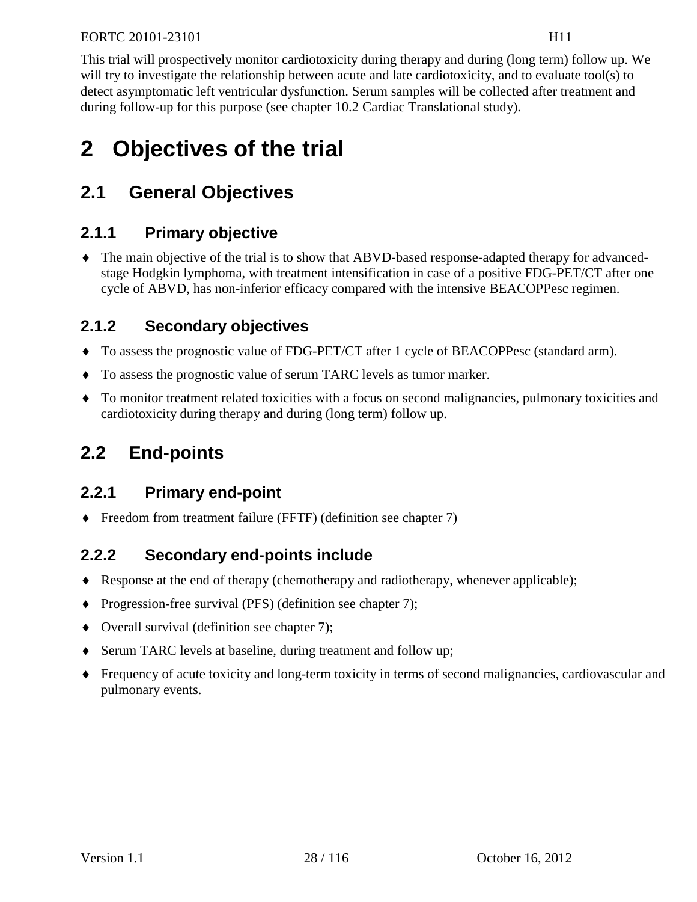This trial will prospectively monitor cardiotoxicity during therapy and during (long term) follow up. We will try to investigate the relationship between acute and late cardiotoxicity, and to evaluate tool(s) to detect asymptomatic left ventricular dysfunction. Serum samples will be collected after treatment and during follow-up for this purpose (see chapter 10.2 Cardiac Translational study).

# 2 Objectives of the trial

## 2.1 General Objectives

### 2.1.1 Primary objective

- The main objective of the trial is to show that ABVD-based response-adapted therapy for advanced-stage Hodgkin lymphoma, with treatment intensification in case of a positive FDG-PET/CT after one cycle of ABVD, has non-inferior efficacy compared with the intensive BEACOPPesc regimen.

### 2.1.2 Secondary objectives

- To assess the prognostic value of FDG-PET/CT after 1 cycle of BEACOPPesc (standard arm).
- To assess the prognostic value of serum TARC levels as tumor marker.
- To monitor treatment related toxicities with a focus on second malignancies, pulmonary toxicities and cardiotoxicity during therapy and during (long term) follow up.

## 2.2 End-points

### 2.2.1 Primary end-point

- Freedom from treatment failure (FFTF) (definition see chapter 7)

### 2.2.2 Secondary end-points include

- Response at the end of therapy (chemotherapy and radiotherapy, whenever applicable);
- Progression-free survival (PFS) (definition see chapter 7);
- Overall survival (definition see chapter 7);
- Serum TARC levels at baseline, during treatment and follow up;
- Frequency of acute toxicity and long-term toxicity in terms of second malignancies, cardiovascular and pulmonary events.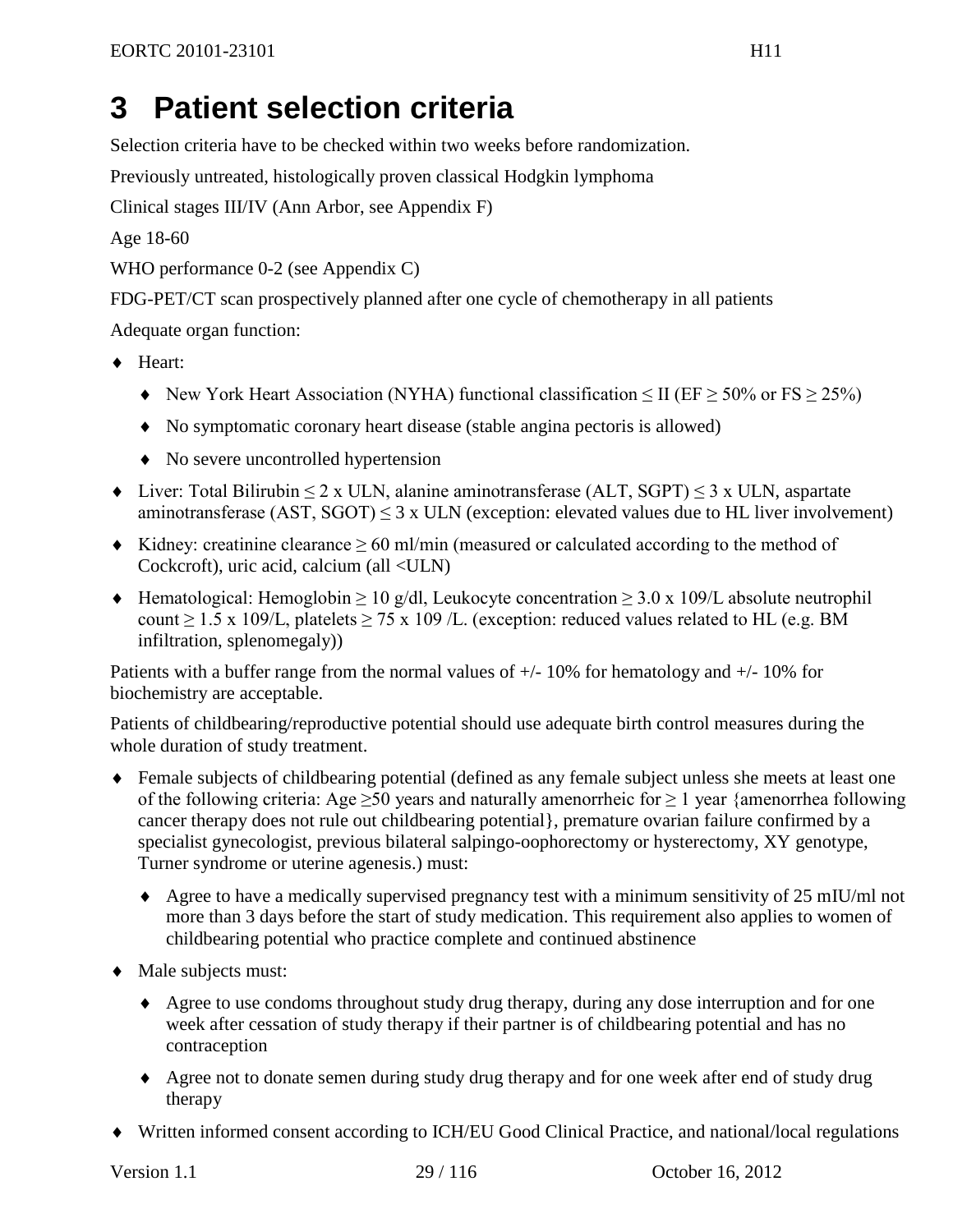# 3 Patient selection criteria

Selection criteria have to be checked within two weeks before randomization.

Previously untreated, histologically proven classical Hodgkin lymphoma

Clinical stages III/IV (Ann Arbor, see Appendix F)

Age 18-60

WHO performance 0-2 (see Appendix C)

FDG-PET/CT scan prospectively planned after one cycle of chemotherapy in all patients

Adequate organ function:

- Heart:
  - New York Heart Association (NYHA) functional classification ≤ II (EF ≥ 50% or FS ≥ 25%)
  - No symptomatic coronary heart disease (stable angina pectoris is allowed)
  - No severe uncontrolled hypertension
- Liver: Total Bilirubin ≤ 2 x ULN, alanine aminotransferase (ALT, SGPT) ≤ 3 x ULN, aspartate aminotransferase (AST, SGOT) ≤ 3 x ULN (exception: elevated values due to HL liver involvement)
- Kidney: creatinine clearance ≥ 60 ml/min (measured or calculated according to the method of Cockcroft), uric acid, calcium (all <ULN)
- Hematological: Hemoglobin ≥ 10 g/dl, Leukocyte concentration ≥ 3.0 x 109/L absolute neutrophil count ≥ 1.5 x 109/L, platelets ≥ 75 x 109 /L. (exception: reduced values related to HL (e.g. BM infiltration, splenomegaly))

Patients with a buffer range from the normal values of +/- 10% for hematology and +/- 10% for biochemistry are acceptable.

Patients of childbearing/reproductive potential should use adequate birth control measures during the whole duration of study treatment.

- Female subjects of childbearing potential (defined as any female subject unless she meets at least one of the following criteria: Age ≥50 years and naturally amenorrheic for ≥ 1 year {amenorrhea following cancer therapy does not rule out childbearing potential}, premature ovarian failure confirmed by a specialist gynecologist, previous bilateral salpingo-oophorectomy or hysterectomy, XY genotype, Turner syndrome or uterine agenesis.) must:
  - Agree to have a medically supervised pregnancy test with a minimum sensitivity of 25 mIU/ml not more than 3 days before the start of study medication. This requirement also applies to women of childbearing potential who practice complete and continued abstinence
- Male subjects must:
  - Agree to use condoms throughout study drug therapy, during any dose interruption and for one week after cessation of study therapy if their partner is of childbearing potential and has no contraception
  - Agree not to donate semen during study drug therapy and for one week after end of study drug therapy
- Written informed consent according to ICH/EU Good Clinical Practice, and national/local regulations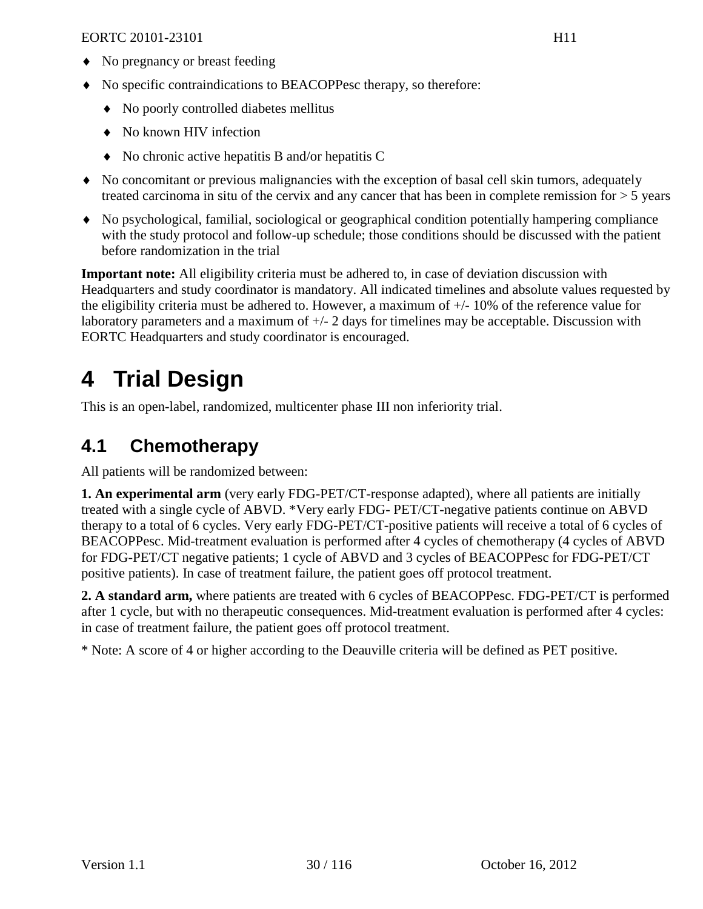- No pregnancy or breast feeding
- No specific contraindications to BEACOPPesc therapy, so therefore:
  - No poorly controlled diabetes mellitus
  - No known HIV infection
  - No chronic active hepatitis B and/or hepatitis C
- No concomitant or previous malignancies with the exception of basal cell skin tumors, adequately treated carcinoma in situ of the cervix and any cancer that has been in complete remission for > 5 years
- No psychological, familial, sociological or geographical condition potentially hampering compliance with the study protocol and follow-up schedule; those conditions should be discussed with the patient before randomization in the trial

**Important note:** All eligibility criteria must be adhered to, in case of deviation discussion with Headquarters and study coordinator is mandatory. All indicated timelines and absolute values requested by the eligibility criteria must be adhered to. However, a maximum of +/- 10% of the reference value for laboratory parameters and a maximum of +/- 2 days for timelines may be acceptable. Discussion with EORTC Headquarters and study coordinator is encouraged.

# 4 Trial Design

This is an open-label, randomized, multicenter phase III non inferiority trial.

## 4.1 Chemotherapy

All patients will be randomized between:

**1. An experimental arm** (very early FDG-PET/CT-response adapted), where all patients are initially treated with a single cycle of ABVD. *Very early FDG- PET/CT-negative patients continue on ABVD therapy to a total of 6 cycles. Very early FDG-PET/CT-positive patients will receive a total of 6 cycles of BEACOPPesc. Mid-treatment evaluation is performed after 4 cycles of chemotherapy (4 cycles of ABVD for FDG-PET/CT negative patients; 1 cycle of ABVD and 3 cycles of BEACOPPesc for FDG-PET/CT positive patients). In case of treatment failure, the patient goes off protocol treatment.

**2. A standard arm,** where patients are treated with 6 cycles of BEACOPPesc. FDG-PET/CT is performed after 1 cycle, but with no therapeutic consequences. Mid-treatment evaluation is performed after 4 cycles: in case of treatment failure, the patient goes off protocol treatment.

* Note: A score of 4 or higher according to the Deauville criteria will be defined as PET positive.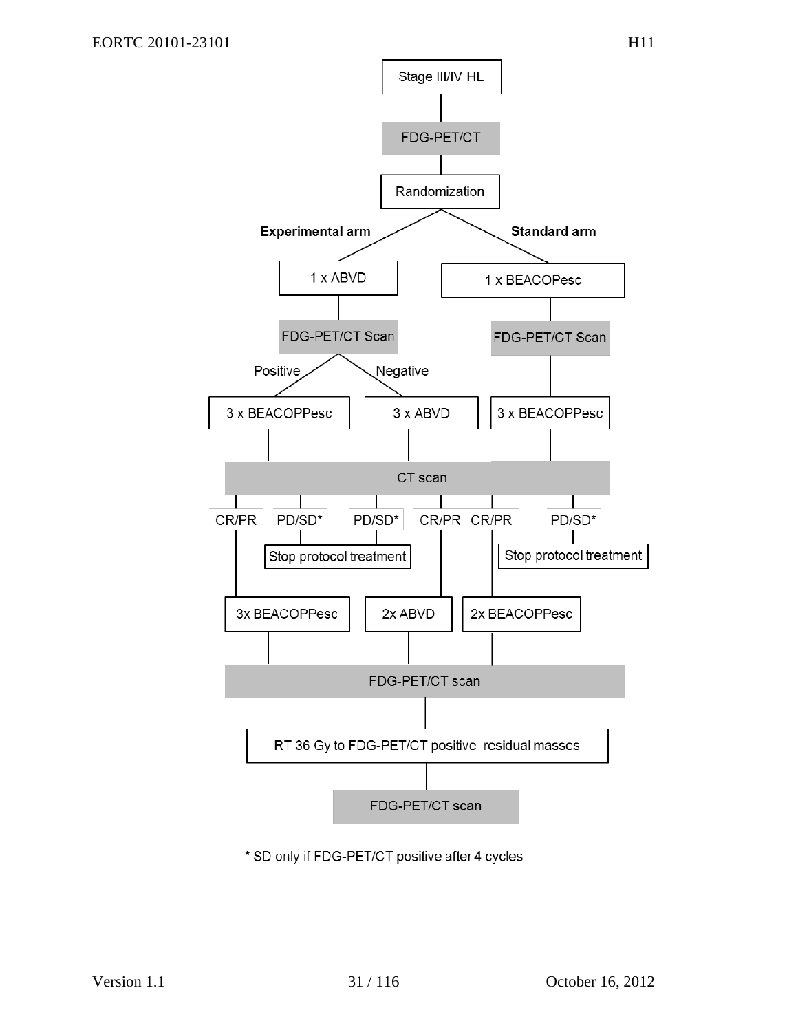Stage III/IV HL

FDG-PET/CT

Randomization

**Experimental arm**

1 x ABVD

FDG-PET/CT Scan

Positive → 3 x BEACOPPesc

Negative → 3 x ABVD

**Standard arm**

1 x BEACOPesc

FDG-PET/CT Scan

3 x BEACOPPesc

CT scan

CR/PR → 3x BEACOPPesc

PD/SD* → Stop protocol treatment

PD/SD* → Stop protocol treatment

CR/PR → 2x ABVD

CR/PR → 2x BEACOPPesc

PD/SD* → Stop protocol treatment

FDG-PET/CT scan

RT 36 Gy to FDG-PET/CT positive residual masses

FDG-PET/CT scan

\* SD only if FDG-PET/CT positive after 4 cycles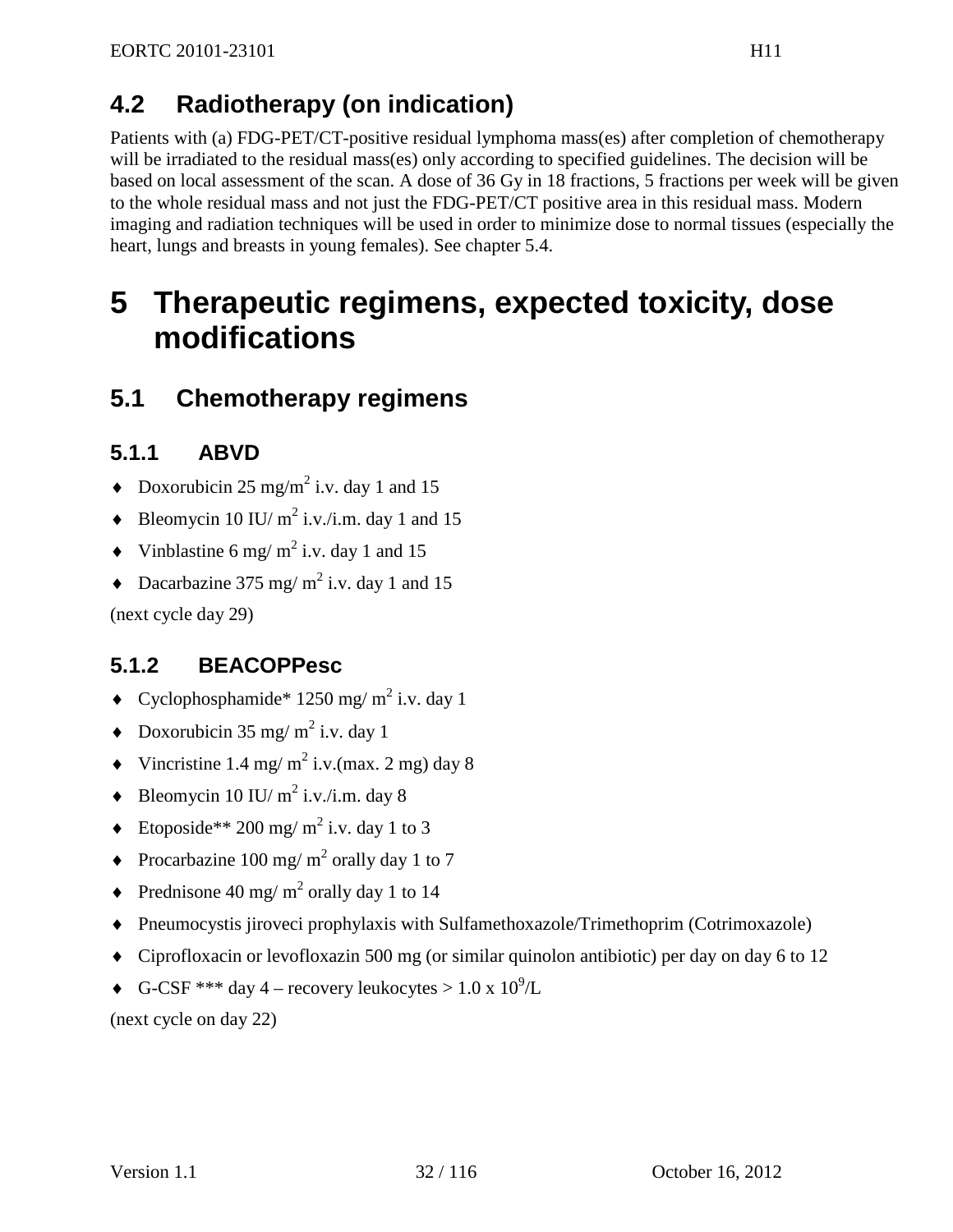## 4.2 Radiotherapy (on indication)

Patients with (a) FDG-PET/CT-positive residual lymphoma mass(es) after completion of chemotherapy will be irradiated to the residual mass(es) only according to specified guidelines. The decision will be based on local assessment of the scan. A dose of 36 Gy in 18 fractions, 5 fractions per week will be given to the whole residual mass and not just the FDG-PET/CT positive area in this residual mass. Modern imaging and radiation techniques will be used in order to minimize dose to normal tissues (especially the heart, lungs and breasts in young females). See chapter 5.4.

# 5 Therapeutic regimens, expected toxicity, dose modifications

## 5.1 Chemotherapy regimens

### 5.1.1 ABVD

- Doxorubicin 25 mg/$m^2$ i.v. day 1 and 15
- Bleomycin 10 IU/ $m^2$ i.v./i.m. day 1 and 15
- Vinblastine 6 mg/ $m^2$ i.v. day 1 and 15
- Dacarbazine 375 mg/ $m^2$ i.v. day 1 and 15

(next cycle day 29)

### 5.1.2 BEACOPPesc

- Cyclophosphamide* 1250 mg/ $m^2$ i.v. day 1
- Doxorubicin 35 mg/ $m^2$ i.v. day 1
- Vincristine 1.4 mg/ $m^2$ i.v.(max. 2 mg) day 8
- Bleomycin 10 IU/ $m^2$ i.v./i.m. day 8
- Etoposide** 200 mg/ $m^2$ i.v. day 1 to 3
- Procarbazine 100 mg/ $m^2$ orally day 1 to 7
- Prednisone 40 mg/ $m^2$ orally day 1 to 14
- Pneumocystis jiroveci prophylaxis with Sulfamethoxazole/Trimethoprim (Cotrimoxazole)
- Ciprofloxacin or levofloxazin 500 mg (or similar quinolon antibiotic) per day on day 6 to 12
- G-CSF *** day 4 – recovery leukocytes > 1.0 x $10^9$/L

(next cycle on day 22)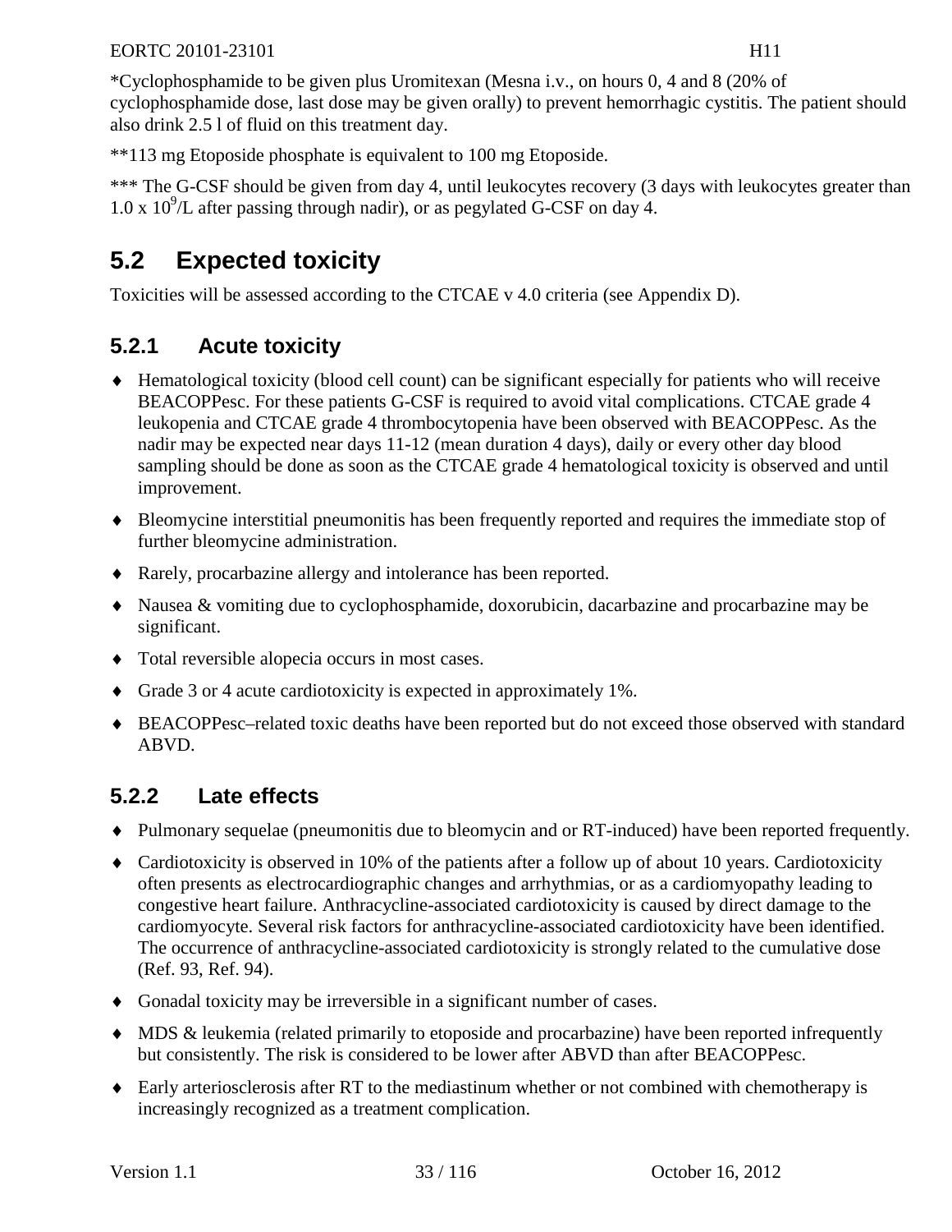*Cyclophosphamide to be given plus Uromitexan (Mesna i.v., on hours 0, 4 and 8 (20% of cyclophosphamide dose, last dose may be given orally) to prevent hemorrhagic cystitis. The patient should also drink 2.5 l of fluid on this treatment day.

**113 mg Etoposide phosphate is equivalent to 100 mg Etoposide.

*** The G-CSF should be given from day 4, until leukocytes recovery (3 days with leukocytes greater than $1.0 \times 10^9$/L after passing through nadir), or as pegylated G-CSF on day 4.

## 5.2 Expected toxicity

Toxicities will be assessed according to the CTCAE v 4.0 criteria (see Appendix D).

### 5.2.1 Acute toxicity

- Hematological toxicity (blood cell count) can be significant especially for patients who will receive BEACOPPesc. For these patients G-CSF is required to avoid vital complications. CTCAE grade 4 leukopenia and CTCAE grade 4 thrombocytopenia have been observed with BEACOPPesc. As the nadir may be expected near days 11-12 (mean duration 4 days), daily or every other day blood sampling should be done as soon as the CTCAE grade 4 hematological toxicity is observed and until improvement.
- Bleomycine interstitial pneumonitis has been frequently reported and requires the immediate stop of further bleomycine administration.
- Rarely, procarbazine allergy and intolerance has been reported.
- Nausea & vomiting due to cyclophosphamide, doxorubicin, dacarbazine and procarbazine may be significant.
- Total reversible alopecia occurs in most cases.
- Grade 3 or 4 acute cardiotoxicity is expected in approximately 1%.
- BEACOPPesc–related toxic deaths have been reported but do not exceed those observed with standard ABVD.

### 5.2.2 Late effects

- Pulmonary sequelae (pneumonitis due to bleomycin and or RT-induced) have been reported frequently.
- Cardiotoxicity is observed in 10% of the patients after a follow up of about 10 years. Cardiotoxicity often presents as electrocardiographic changes and arrhythmias, or as a cardiomyopathy leading to congestive heart failure. Anthracycline-associated cardiotoxicity is caused by direct damage to the cardiomyocyte. Several risk factors for anthracycline-associated cardiotoxicity have been identified. The occurrence of anthracycline-associated cardiotoxicity is strongly related to the cumulative dose (Ref. 93, Ref. 94).
- Gonadal toxicity may be irreversible in a significant number of cases.
- MDS & leukemia (related primarily to etoposide and procarbazine) have been reported infrequently but consistently. The risk is considered to be lower after ABVD than after BEACOPPesc.
- Early arteriosclerosis after RT to the mediastinum whether or not combined with chemotherapy is increasingly recognized as a treatment complication.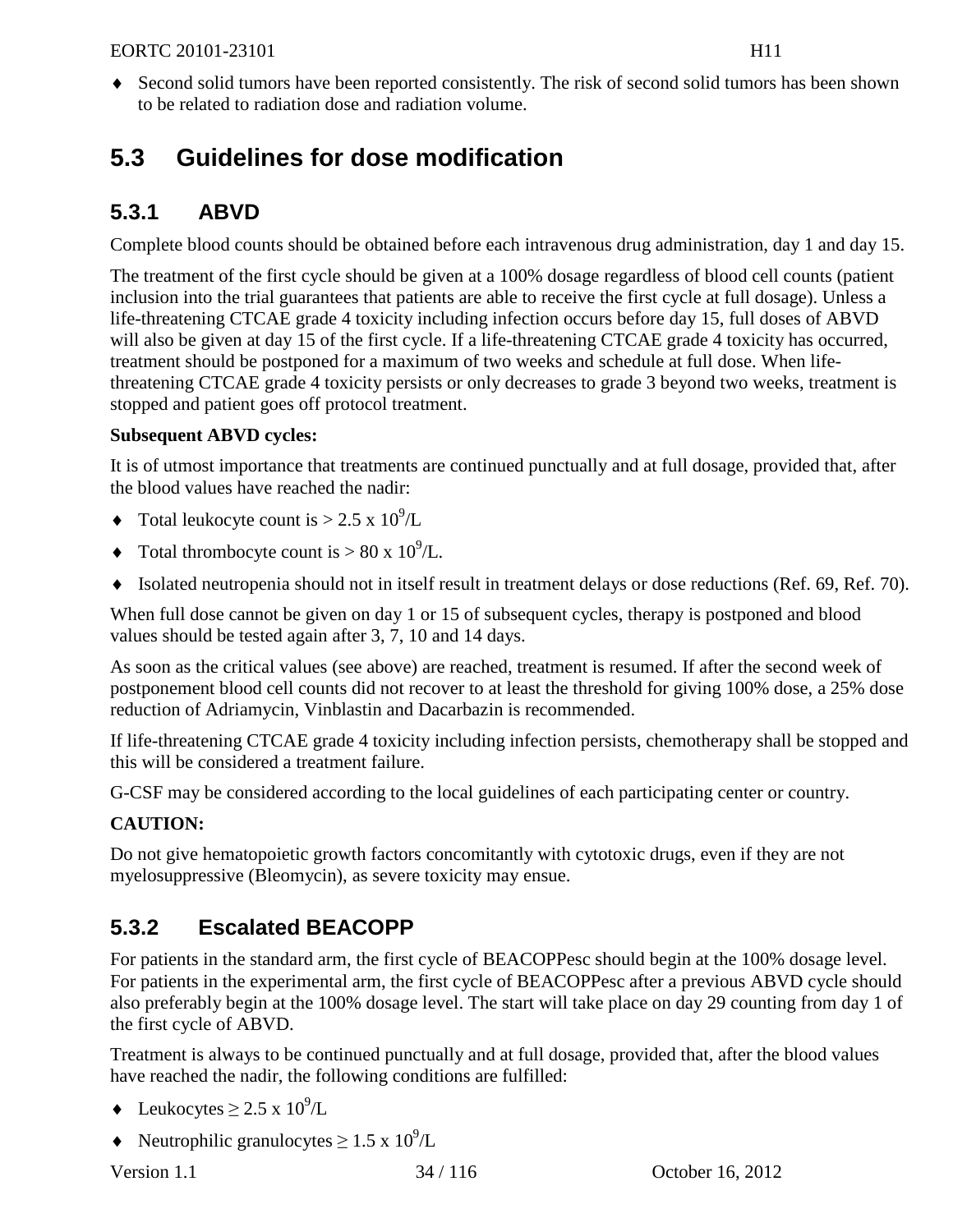- ♦ Second solid tumors have been reported consistently. The risk of second solid tumors has been shown to be related to radiation dose and radiation volume.

## 5.3 Guidelines for dose modification

### 5.3.1 ABVD

Complete blood counts should be obtained before each intravenous drug administration, day 1 and day 15.

The treatment of the first cycle should be given at a 100% dosage regardless of blood cell counts (patient inclusion into the trial guarantees that patients are able to receive the first cycle at full dosage). Unless a life-threatening CTCAE grade 4 toxicity including infection occurs before day 15, full doses of ABVD will also be given at day 15 of the first cycle. If a life-threatening CTCAE grade 4 toxicity has occurred, treatment should be postponed for a maximum of two weeks and schedule at full dose. When life-threatening CTCAE grade 4 toxicity persists or only decreases to grade 3 beyond two weeks, treatment is stopped and patient goes off protocol treatment.

**Subsequent ABVD cycles:**

It is of utmost importance that treatments are continued punctually and at full dosage, provided that, after the blood values have reached the nadir:

- ♦ Total leukocyte count is > 2.5 x $10^9$/L
- ♦ Total thrombocyte count is > 80 x $10^9$/L.
- ♦ Isolated neutropenia should not in itself result in treatment delays or dose reductions (Ref. 69, Ref. 70).

When full dose cannot be given on day 1 or 15 of subsequent cycles, therapy is postponed and blood values should be tested again after 3, 7, 10 and 14 days.

As soon as the critical values (see above) are reached, treatment is resumed. If after the second week of postponement blood cell counts did not recover to at least the threshold for giving 100% dose, a 25% dose reduction of Adriamycin, Vinblastin and Dacarbazin is recommended.

If life-threatening CTCAE grade 4 toxicity including infection persists, chemotherapy shall be stopped and this will be considered a treatment failure.

G-CSF may be considered according to the local guidelines of each participating center or country.

**CAUTION:**

Do not give hematopoietic growth factors concomitantly with cytotoxic drugs, even if they are not myelosuppressive (Bleomycin), as severe toxicity may ensue.

### 5.3.2 Escalated BEACOPP

For patients in the standard arm, the first cycle of BEACOPPesc should begin at the 100% dosage level. For patients in the experimental arm, the first cycle of BEACOPPesc after a previous ABVD cycle should also preferably begin at the 100% dosage level. The start will take place on day 29 counting from day 1 of the first cycle of ABVD.

Treatment is always to be continued punctually and at full dosage, provided that, after the blood values have reached the nadir, the following conditions are fulfilled:

- ♦ Leukocytes ≥ 2.5 x $10^9$/L
- ♦ Neutrophilic granulocytes ≥ 1.5 x $10^9$/L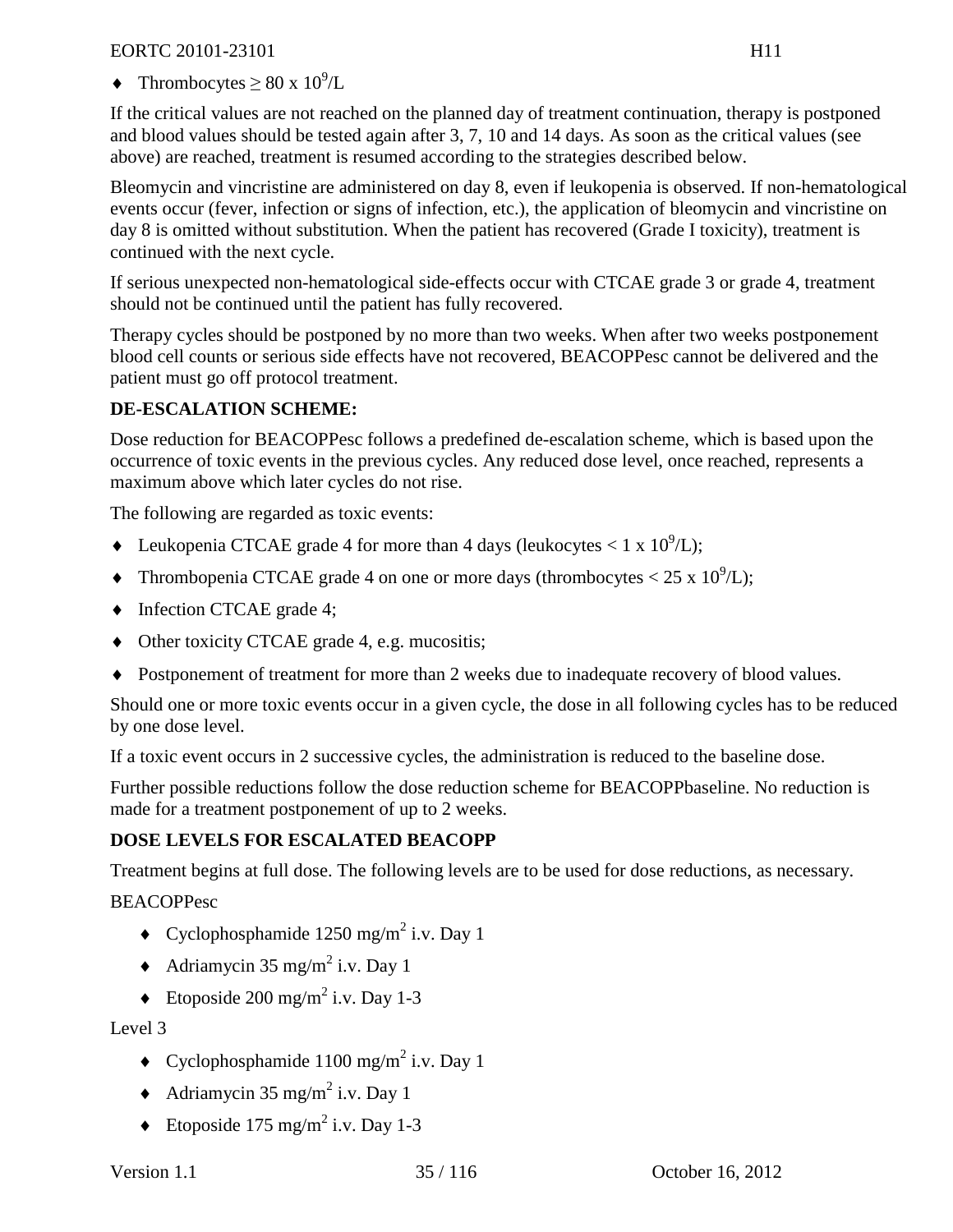- Thrombocytes ≥ 80 x $10^9$/L

If the critical values are not reached on the planned day of treatment continuation, therapy is postponed and blood values should be tested again after 3, 7, 10 and 14 days. As soon as the critical values (see above) are reached, treatment is resumed according to the strategies described below.

Bleomycin and vincristine are administered on day 8, even if leukopenia is observed. If non-hematological events occur (fever, infection or signs of infection, etc.), the application of bleomycin and vincristine on day 8 is omitted without substitution. When the patient has recovered (Grade I toxicity), treatment is continued with the next cycle.

If serious unexpected non-hematological side-effects occur with CTCAE grade 3 or grade 4, treatment should not be continued until the patient has fully recovered.

Therapy cycles should be postponed by no more than two weeks. When after two weeks postponement blood cell counts or serious side effects have not recovered, BEACOPPesc cannot be delivered and the patient must go off protocol treatment.

**DE-ESCALATION SCHEME:**

Dose reduction for BEACOPPesc follows a predefined de-escalation scheme, which is based upon the occurrence of toxic events in the previous cycles. Any reduced dose level, once reached, represents a maximum above which later cycles do not rise.

The following are regarded as toxic events:

- Leukopenia CTCAE grade 4 for more than 4 days (leukocytes < 1 x $10^9$/L);
- Thrombopenia CTCAE grade 4 on one or more days (thrombocytes < 25 x $10^9$/L);
- Infection CTCAE grade 4;
- Other toxicity CTCAE grade 4, e.g. mucositis;
- Postponement of treatment for more than 2 weeks due to inadequate recovery of blood values.

Should one or more toxic events occur in a given cycle, the dose in all following cycles has to be reduced by one dose level.

If a toxic event occurs in 2 successive cycles, the administration is reduced to the baseline dose.

Further possible reductions follow the dose reduction scheme for BEACOPPbaseline. No reduction is made for a treatment postponement of up to 2 weeks.

**DOSE LEVELS FOR ESCALATED BEACOPP**

Treatment begins at full dose. The following levels are to be used for dose reductions, as necessary.

BEACOPPesc

- Cyclophosphamide 1250 mg/$m^2$ i.v. Day 1
- Adriamycin 35 mg/$m^2$ i.v. Day 1
- Etoposide 200 mg/$m^2$ i.v. Day 1-3

Level 3

- Cyclophosphamide 1100 mg/$m^2$ i.v. Day 1
- Adriamycin 35 mg/$m^2$ i.v. Day 1
- Etoposide 175 mg/$m^2$ i.v. Day 1-3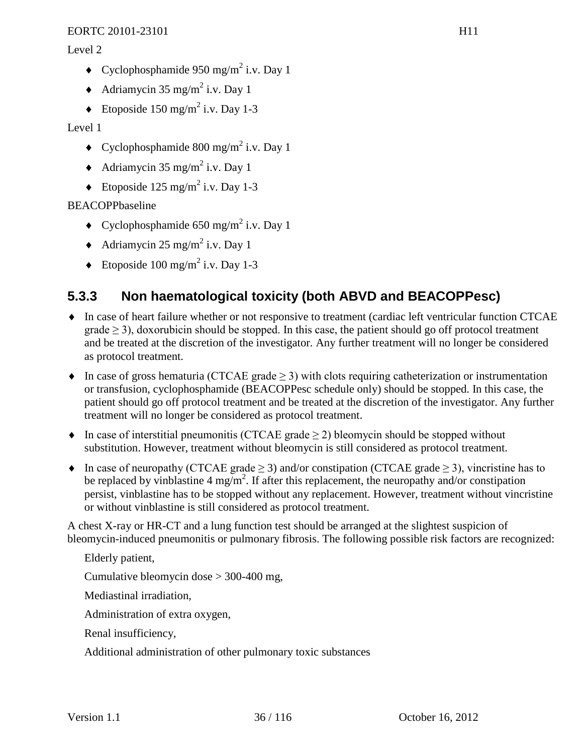Level 2

- Cyclophosphamide 950 mg/m$^2$ i.v. Day 1
- Adriamycin 35 mg/m$^2$ i.v. Day 1
- Etoposide 150 mg/m$^2$ i.v. Day 1-3

Level 1

- Cyclophosphamide 800 mg/m$^2$ i.v. Day 1
- Adriamycin 35 mg/m$^2$ i.v. Day 1
- Etoposide 125 mg/m$^2$ i.v. Day 1-3

BEACOPPbaseline

- Cyclophosphamide 650 mg/m$^2$ i.v. Day 1
- Adriamycin 25 mg/m$^2$ i.v. Day 1
- Etoposide 100 mg/m$^2$ i.v. Day 1-3

### 5.3.3 Non haematological toxicity (both ABVD and BEACOPPesc)

- In case of heart failure whether or not responsive to treatment (cardiac left ventricular function CTCAE grade ≥ 3), doxorubicin should be stopped. In this case, the patient should go off protocol treatment and be treated at the discretion of the investigator. Any further treatment will no longer be considered as protocol treatment.
- In case of gross hematuria (CTCAE grade ≥ 3) with clots requiring catheterization or instrumentation or transfusion, cyclophosphamide (BEACOPPesc schedule only) should be stopped. In this case, the patient should go off protocol treatment and be treated at the discretion of the investigator. Any further treatment will no longer be considered as protocol treatment.
- In case of interstitial pneumonitis (CTCAE grade ≥ 2) bleomycin should be stopped without substitution. However, treatment without bleomycin is still considered as protocol treatment.
- In case of neuropathy (CTCAE grade ≥ 3) and/or constipation (CTCAE grade ≥ 3), vincristine has to be replaced by vinblastine 4 mg/m$^2$. If after this replacement, the neuropathy and/or constipation persist, vinblastine has to be stopped without any replacement. However, treatment without vincristine or without vinblastine is still considered as protocol treatment.

A chest X-ray or HR-CT and a lung function test should be arranged at the slightest suspicion of bleomycin-induced pneumonitis or pulmonary fibrosis. The following possible risk factors are recognized:

Elderly patient,

Cumulative bleomycin dose > 300-400 mg,

Mediastinal irradiation,

Administration of extra oxygen,

Renal insufficiency,

Additional administration of other pulmonary toxic substances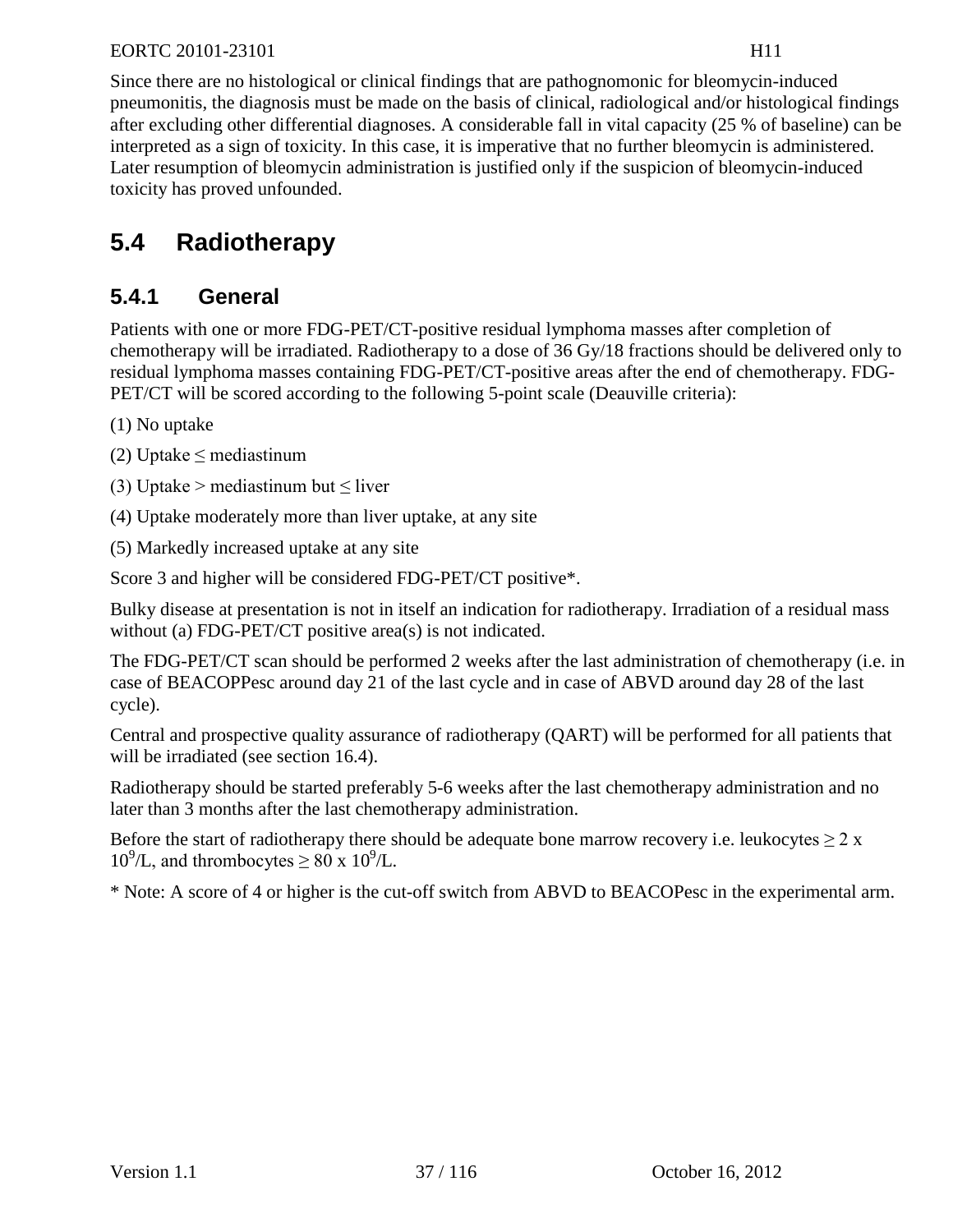Since there are no histological or clinical findings that are pathognomonic for bleomycin-induced pneumonitis, the diagnosis must be made on the basis of clinical, radiological and/or histological findings after excluding other differential diagnoses. A considerable fall in vital capacity (25 % of baseline) can be interpreted as a sign of toxicity. In this case, it is imperative that no further bleomycin is administered. Later resumption of bleomycin administration is justified only if the suspicion of bleomycin-induced toxicity has proved unfounded.

## 5.4 Radiotherapy

### 5.4.1 General

Patients with one or more FDG-PET/CT-positive residual lymphoma masses after completion of chemotherapy will be irradiated. Radiotherapy to a dose of 36 Gy/18 fractions should be delivered only to residual lymphoma masses containing FDG-PET/CT-positive areas after the end of chemotherapy. FDG-PET/CT will be scored according to the following 5-point scale (Deauville criteria):

(1) No uptake

(2) Uptake ≤ mediastinum

(3) Uptake > mediastinum but ≤ liver

(4) Uptake moderately more than liver uptake, at any site

(5) Markedly increased uptake at any site

Score 3 and higher will be considered FDG-PET/CT positive*.

Bulky disease at presentation is not in itself an indication for radiotherapy. Irradiation of a residual mass without (a) FDG-PET/CT positive area(s) is not indicated.

The FDG-PET/CT scan should be performed 2 weeks after the last administration of chemotherapy (i.e. in case of BEACOPPesc around day 21 of the last cycle and in case of ABVD around day 28 of the last cycle).

Central and prospective quality assurance of radiotherapy (QART) will be performed for all patients that will be irradiated (see section 16.4).

Radiotherapy should be started preferably 5-6 weeks after the last chemotherapy administration and no later than 3 months after the last chemotherapy administration.

Before the start of radiotherapy there should be adequate bone marrow recovery i.e. leukocytes $\geq 2 \times 10^9$/L, and thrombocytes $\geq 80 \times 10^9$/L.

* Note: A score of 4 or higher is the cut-off switch from ABVD to BEACOPesc in the experimental arm.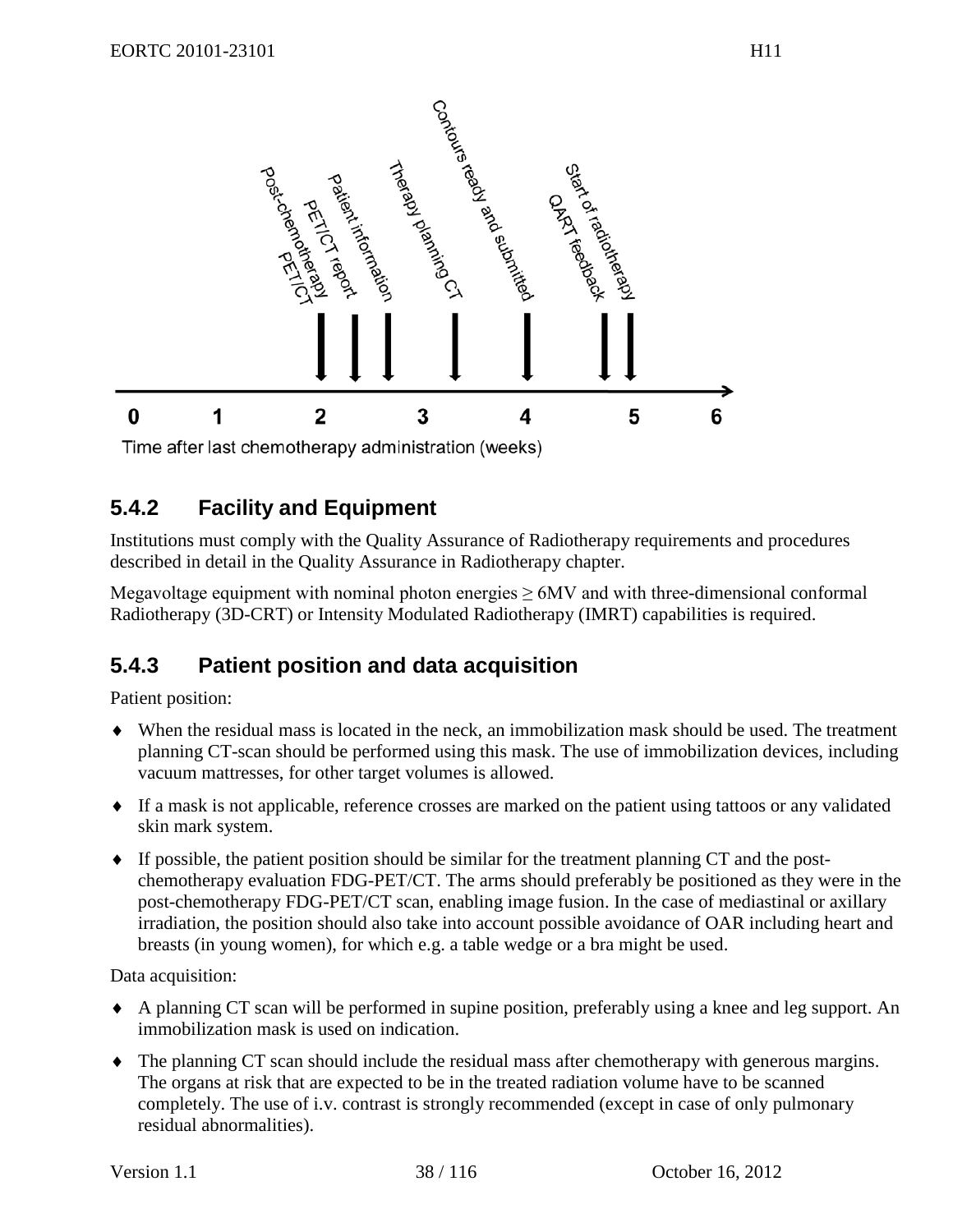## 5.4.2 Facility and Equipment

Institutions must comply with the Quality Assurance of Radiotherapy requirements and procedures described in detail in the Quality Assurance in Radiotherapy chapter.

Megavoltage equipment with nominal photon energies ≥ 6MV and with three-dimensional conformal Radiotherapy (3D-CRT) or Intensity Modulated Radiotherapy (IMRT) capabilities is required.

## 5.4.3 Patient position and data acquisition

Patient position:

- When the residual mass is located in the neck, an immobilization mask should be used. The treatment planning CT-scan should be performed using this mask. The use of immobilization devices, including vacuum mattresses, for other target volumes is allowed.
- If a mask is not applicable, reference crosses are marked on the patient using tattoos or any validated skin mark system.
- If possible, the patient position should be similar for the treatment planning CT and the post-chemotherapy evaluation FDG-PET/CT. The arms should preferably be positioned as they were in the post-chemotherapy FDG-PET/CT scan, enabling image fusion. In the case of mediastinal or axillary irradiation, the position should also take into account possible avoidance of OAR including heart and breasts (in young women), for which e.g. a table wedge or a bra might be used.

Data acquisition:

- A planning CT scan will be performed in supine position, preferably using a knee and leg support. An immobilization mask is used on indication.
- The planning CT scan should include the residual mass after chemotherapy with generous margins. The organs at risk that are expected to be in the treated radiation volume have to be scanned completely. The use of i.v. contrast is strongly recommended (except in case of only pulmonary residual abnormalities).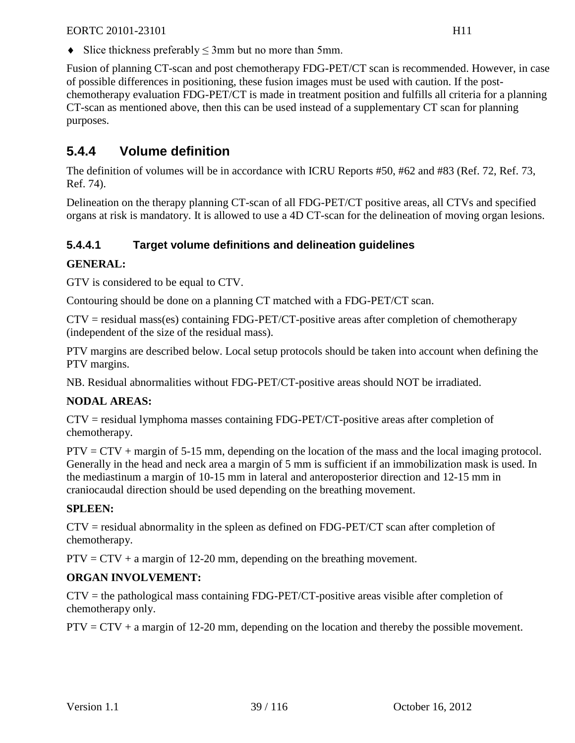- Slice thickness preferably ≤ 3mm but no more than 5mm.

Fusion of planning CT-scan and post chemotherapy FDG-PET/CT scan is recommended. However, in case of possible differences in positioning, these fusion images must be used with caution. If the post-chemotherapy evaluation FDG-PET/CT is made in treatment position and fulfills all criteria for a planning CT-scan as mentioned above, then this can be used instead of a supplementary CT scan for planning purposes.

### 5.4.4 Volume definition

The definition of volumes will be in accordance with ICRU Reports #50, #62 and #83 (Ref. 72, Ref. 73, Ref. 74).

Delineation on the therapy planning CT-scan of all FDG-PET/CT positive areas, all CTVs and specified organs at risk is mandatory. It is allowed to use a 4D CT-scan for the delineation of moving organ lesions.

#### 5.4.4.1 Target volume definitions and delineation guidelines

**GENERAL:**

GTV is considered to be equal to CTV.

Contouring should be done on a planning CT matched with a FDG-PET/CT scan.

CTV = residual mass(es) containing FDG-PET/CT-positive areas after completion of chemotherapy (independent of the size of the residual mass).

PTV margins are described below. Local setup protocols should be taken into account when defining the PTV margins.

NB. Residual abnormalities without FDG-PET/CT-positive areas should NOT be irradiated.

**NODAL AREAS:**

CTV = residual lymphoma masses containing FDG-PET/CT-positive areas after completion of chemotherapy.

PTV = CTV + margin of 5-15 mm, depending on the location of the mass and the local imaging protocol. Generally in the head and neck area a margin of 5 mm is sufficient if an immobilization mask is used. In the mediastinum a margin of 10-15 mm in lateral and anteroposterior direction and 12-15 mm in craniocaudal direction should be used depending on the breathing movement.

**SPLEEN:**

CTV = residual abnormality in the spleen as defined on FDG-PET/CT scan after completion of chemotherapy.

PTV = CTV + a margin of 12-20 mm, depending on the breathing movement.

**ORGAN INVOLVEMENT:**

CTV = the pathological mass containing FDG-PET/CT-positive areas visible after completion of chemotherapy only.

PTV = CTV + a margin of 12-20 mm, depending on the location and thereby the possible movement.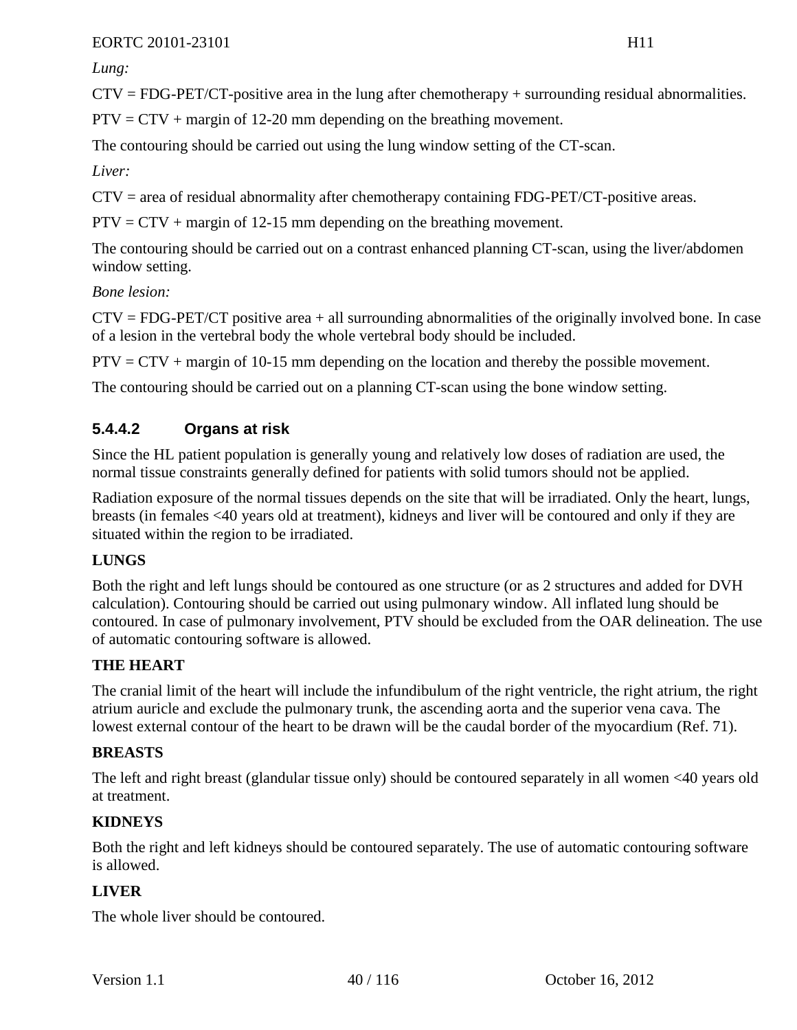*Lung:*

CTV = FDG-PET/CT-positive area in the lung after chemotherapy + surrounding residual abnormalities.

PTV = CTV + margin of 12-20 mm depending on the breathing movement.

The contouring should be carried out using the lung window setting of the CT-scan.

*Liver:*

CTV = area of residual abnormality after chemotherapy containing FDG-PET/CT-positive areas.

PTV = CTV + margin of 12-15 mm depending on the breathing movement.

The contouring should be carried out on a contrast enhanced planning CT-scan, using the liver/abdomen window setting.

*Bone lesion:*

CTV = FDG-PET/CT positive area + all surrounding abnormalities of the originally involved bone. In case of a lesion in the vertebral body the whole vertebral body should be included.

PTV = CTV + margin of 10-15 mm depending on the location and thereby the possible movement.

The contouring should be carried out on a planning CT-scan using the bone window setting.

#### 5.4.4.2 Organs at risk

Since the HL patient population is generally young and relatively low doses of radiation are used, the normal tissue constraints generally defined for patients with solid tumors should not be applied.

Radiation exposure of the normal tissues depends on the site that will be irradiated. Only the heart, lungs, breasts (in females <40 years old at treatment), kidneys and liver will be contoured and only if they are situated within the region to be irradiated.

**LUNGS**

Both the right and left lungs should be contoured as one structure (or as 2 structures and added for DVH calculation). Contouring should be carried out using pulmonary window. All inflated lung should be contoured. In case of pulmonary involvement, PTV should be excluded from the OAR delineation. The use of automatic contouring software is allowed.

**THE HEART**

The cranial limit of the heart will include the infundibulum of the right ventricle, the right atrium, the right atrium auricle and exclude the pulmonary trunk, the ascending aorta and the superior vena cava. The lowest external contour of the heart to be drawn will be the caudal border of the myocardium (Ref. 71).

**BREASTS**

The left and right breast (glandular tissue only) should be contoured separately in all women <40 years old at treatment.

**KIDNEYS**

Both the right and left kidneys should be contoured separately. The use of automatic contouring software is allowed.

**LIVER**

The whole liver should be contoured.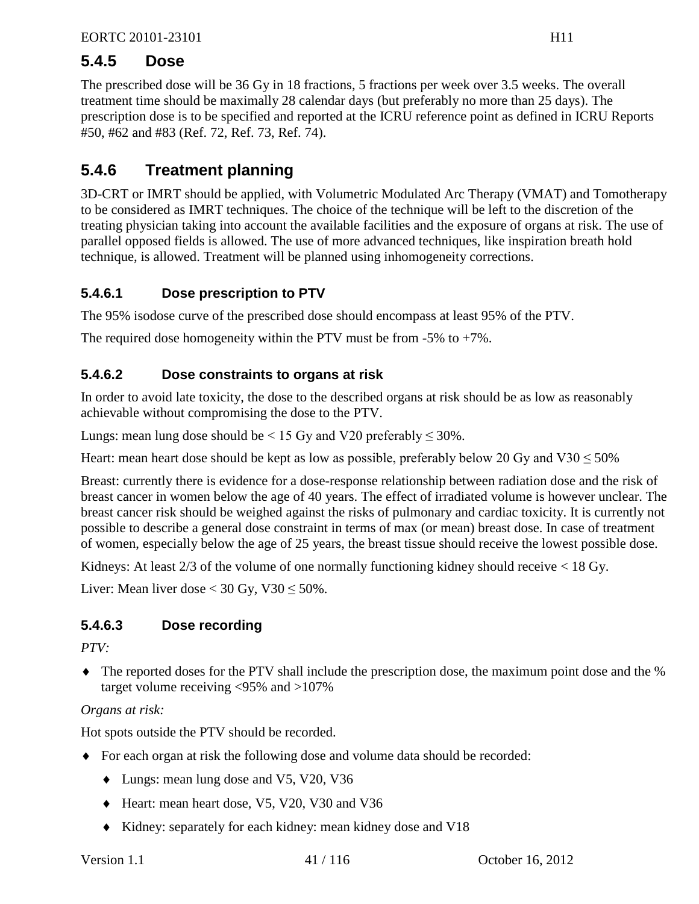### 5.4.5 Dose

The prescribed dose will be 36 Gy in 18 fractions, 5 fractions per week over 3.5 weeks. The overall treatment time should be maximally 28 calendar days (but preferably no more than 25 days). The prescription dose is to be specified and reported at the ICRU reference point as defined in ICRU Reports #50, #62 and #83 (Ref. 72, Ref. 73, Ref. 74).

### 5.4.6 Treatment planning

3D-CRT or IMRT should be applied, with Volumetric Modulated Arc Therapy (VMAT) and Tomotherapy to be considered as IMRT techniques. The choice of the technique will be left to the discretion of the treating physician taking into account the available facilities and the exposure of organs at risk. The use of parallel opposed fields is allowed. The use of more advanced techniques, like inspiration breath hold technique, is allowed. Treatment will be planned using inhomogeneity corrections.

#### 5.4.6.1 Dose prescription to PTV

The 95% isodose curve of the prescribed dose should encompass at least 95% of the PTV.

The required dose homogeneity within the PTV must be from -5% to +7%.

#### 5.4.6.2 Dose constraints to organs at risk

In order to avoid late toxicity, the dose to the described organs at risk should be as low as reasonably achievable without compromising the dose to the PTV.

Lungs: mean lung dose should be < 15 Gy and V20 preferably ≤ 30%.

Heart: mean heart dose should be kept as low as possible, preferably below 20 Gy and V30 ≤ 50%

Breast: currently there is evidence for a dose-response relationship between radiation dose and the risk of breast cancer in women below the age of 40 years. The effect of irradiated volume is however unclear. The breast cancer risk should be weighed against the risks of pulmonary and cardiac toxicity. It is currently not possible to describe a general dose constraint in terms of max (or mean) breast dose. In case of treatment of women, especially below the age of 25 years, the breast tissue should receive the lowest possible dose.

Kidneys: At least 2/3 of the volume of one normally functioning kidney should receive < 18 Gy.

Liver: Mean liver dose < 30 Gy, V30 ≤ 50%.

#### 5.4.6.3 Dose recording

*PTV:*

- The reported doses for the PTV shall include the prescription dose, the maximum point dose and the % target volume receiving <95% and >107%

*Organs at risk:*

Hot spots outside the PTV should be recorded.

- For each organ at risk the following dose and volume data should be recorded:
  - Lungs: mean lung dose and V5, V20, V36
  - Heart: mean heart dose, V5, V20, V30 and V36
  - Kidney: separately for each kidney: mean kidney dose and V18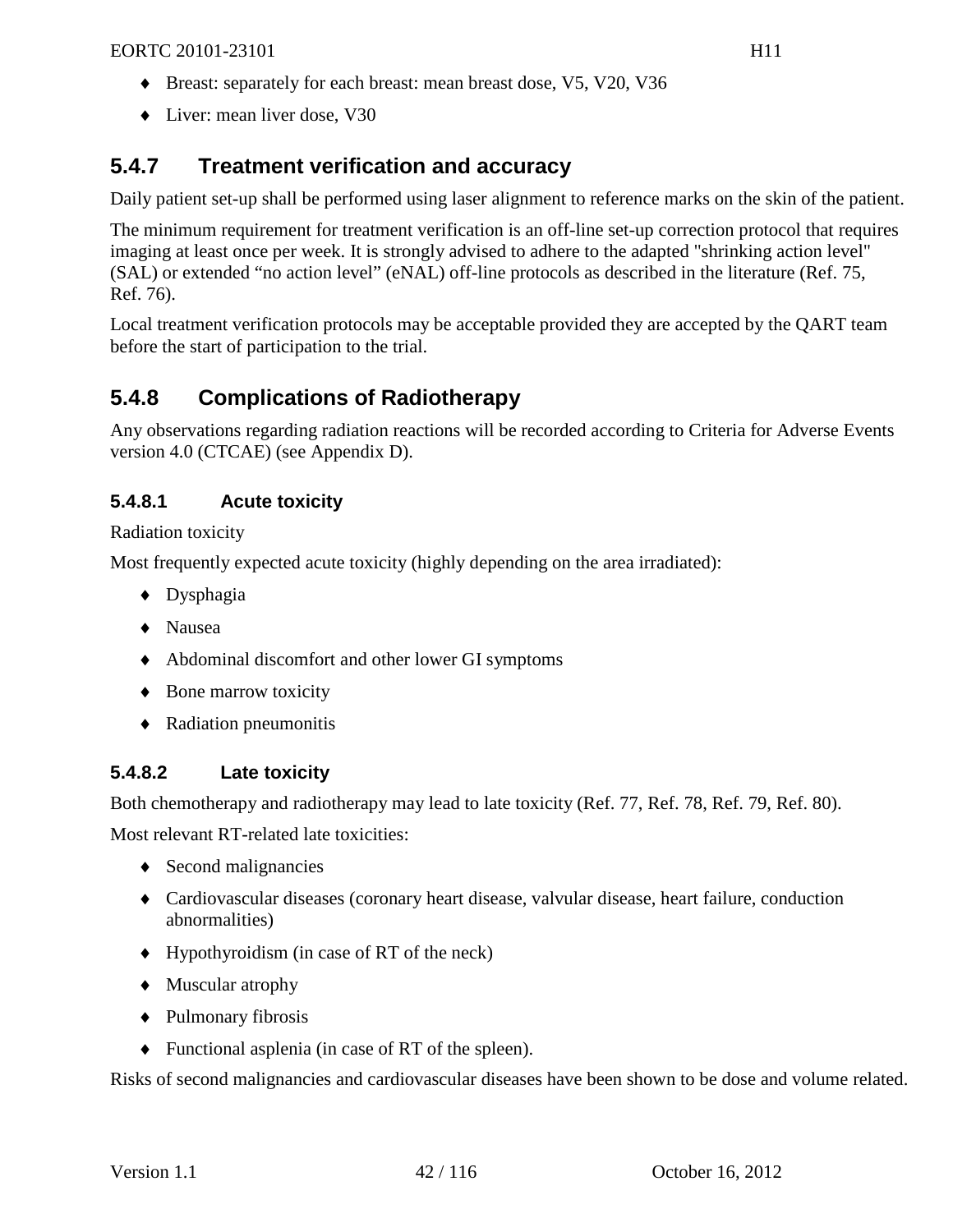- Breast: separately for each breast: mean breast dose, V5, V20, V36
- Liver: mean liver dose, V30

### 5.4.7 Treatment verification and accuracy

Daily patient set-up shall be performed using laser alignment to reference marks on the skin of the patient.

The minimum requirement for treatment verification is an off-line set-up correction protocol that requires imaging at least once per week. It is strongly advised to adhere to the adapted "shrinking action level" (SAL) or extended “no action level” (eNAL) off-line protocols as described in the literature (Ref. 75, Ref. 76).

Local treatment verification protocols may be acceptable provided they are accepted by the QART team before the start of participation to the trial.

### 5.4.8 Complications of Radiotherapy

Any observations regarding radiation reactions will be recorded according to Criteria for Adverse Events version 4.0 (CTCAE) (see Appendix D).

#### 5.4.8.1 Acute toxicity

Radiation toxicity

Most frequently expected acute toxicity (highly depending on the area irradiated):

- Dysphagia
- Nausea
- Abdominal discomfort and other lower GI symptoms
- Bone marrow toxicity
- Radiation pneumonitis

#### 5.4.8.2 Late toxicity

Both chemotherapy and radiotherapy may lead to late toxicity (Ref. 77, Ref. 78, Ref. 79, Ref. 80).

Most relevant RT-related late toxicities:

- Second malignancies
- Cardiovascular diseases (coronary heart disease, valvular disease, heart failure, conduction abnormalities)
- Hypothyroidism (in case of RT of the neck)
- Muscular atrophy
- Pulmonary fibrosis
- Functional asplenia (in case of RT of the spleen).

Risks of second malignancies and cardiovascular diseases have been shown to be dose and volume related.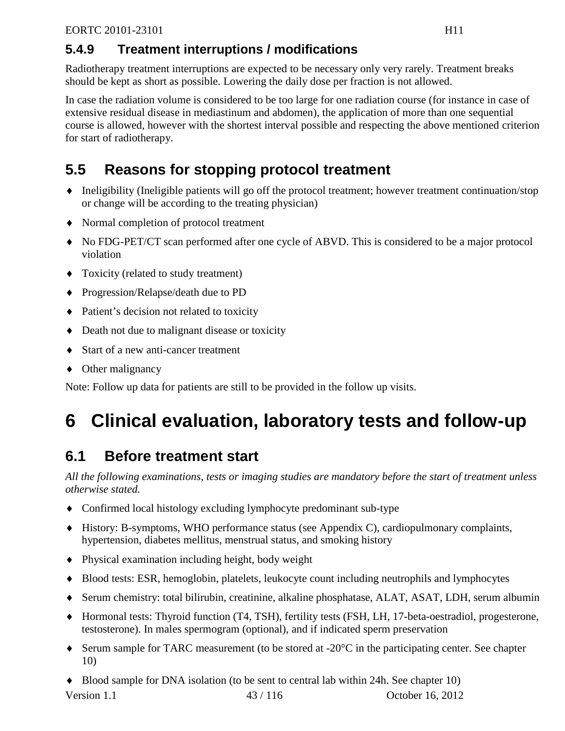### 5.4.9 Treatment interruptions / modifications

Radiotherapy treatment interruptions are expected to be necessary only very rarely. Treatment breaks should be kept as short as possible. Lowering the daily dose per fraction is not allowed.

In case the radiation volume is considered to be too large for one radiation course (for instance in case of extensive residual disease in mediastinum and abdomen), the application of more than one sequential course is allowed, however with the shortest interval possible and respecting the above mentioned criterion for start of radiotherapy.

## 5.5 Reasons for stopping protocol treatment

- Ineligibility (Ineligible patients will go off the protocol treatment; however treatment continuation/stop or change will be according to the treating physician)
- Normal completion of protocol treatment
- No FDG-PET/CT scan performed after one cycle of ABVD. This is considered to be a major protocol violation
- Toxicity (related to study treatment)
- Progression/Relapse/death due to PD
- Patient's decision not related to toxicity
- Death not due to malignant disease or toxicity
- Start of a new anti-cancer treatment
- Other malignancy

Note: Follow up data for patients are still to be provided in the follow up visits.

# 6 Clinical evaluation, laboratory tests and follow-up

## 6.1 Before treatment start

*All the following examinations, tests or imaging studies are mandatory before the start of treatment unless otherwise stated.*

- Confirmed local histology excluding lymphocyte predominant sub-type
- History: B-symptoms, WHO performance status (see Appendix C), cardiopulmonary complaints, hypertension, diabetes mellitus, menstrual status, and smoking history
- Physical examination including height, body weight
- Blood tests: ESR, hemoglobin, platelets, leukocyte count including neutrophils and lymphocytes
- Serum chemistry: total bilirubin, creatinine, alkaline phosphatase, ALAT, ASAT, LDH, serum albumin
- Hormonal tests: Thyroid function (T4, TSH), fertility tests (FSH, LH, 17-beta-oestradiol, progesterone, testosterone). In males spermogram (optional), and if indicated sperm preservation
- Serum sample for TARC measurement (to be stored at -20°C in the participating center. See chapter 10)
- Blood sample for DNA isolation (to be sent to central lab within 24h. See chapter 10)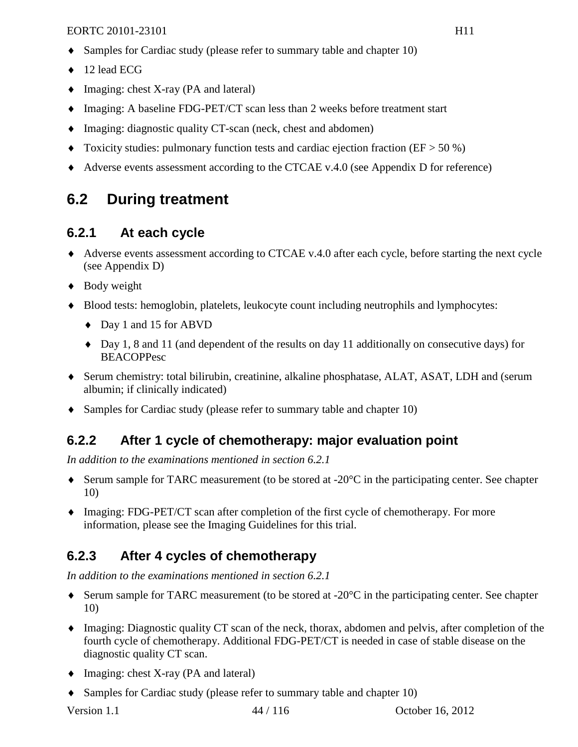- Samples for Cardiac study (please refer to summary table and chapter 10)
- 12 lead ECG
- Imaging: chest X-ray (PA and lateral)
- Imaging: A baseline FDG-PET/CT scan less than 2 weeks before treatment start
- Imaging: diagnostic quality CT-scan (neck, chest and abdomen)
- Toxicity studies: pulmonary function tests and cardiac ejection fraction (EF > 50 %)
- Adverse events assessment according to the CTCAE v.4.0 (see Appendix D for reference)

## 6.2 During treatment

### 6.2.1 At each cycle

- Adverse events assessment according to CTCAE v.4.0 after each cycle, before starting the next cycle (see Appendix D)
- Body weight
- Blood tests: hemoglobin, platelets, leukocyte count including neutrophils and lymphocytes:
  - Day 1 and 15 for ABVD
  - Day 1, 8 and 11 (and dependent of the results on day 11 additionally on consecutive days) for BEACOPPesc
- Serum chemistry: total bilirubin, creatinine, alkaline phosphatase, ALAT, ASAT, LDH and (serum albumin; if clinically indicated)
- Samples for Cardiac study (please refer to summary table and chapter 10)

### 6.2.2 After 1 cycle of chemotherapy: major evaluation point

*In addition to the examinations mentioned in section 6.2.1*

- Serum sample for TARC measurement (to be stored at -20°C in the participating center. See chapter 10)
- Imaging: FDG-PET/CT scan after completion of the first cycle of chemotherapy. For more information, please see the Imaging Guidelines for this trial.

### 6.2.3 After 4 cycles of chemotherapy

*In addition to the examinations mentioned in section 6.2.1*

- Serum sample for TARC measurement (to be stored at -20°C in the participating center. See chapter 10)
- Imaging: Diagnostic quality CT scan of the neck, thorax, abdomen and pelvis, after completion of the fourth cycle of chemotherapy. Additional FDG-PET/CT is needed in case of stable disease on the diagnostic quality CT scan.
- Imaging: chest X-ray (PA and lateral)
- Samples for Cardiac study (please refer to summary table and chapter 10)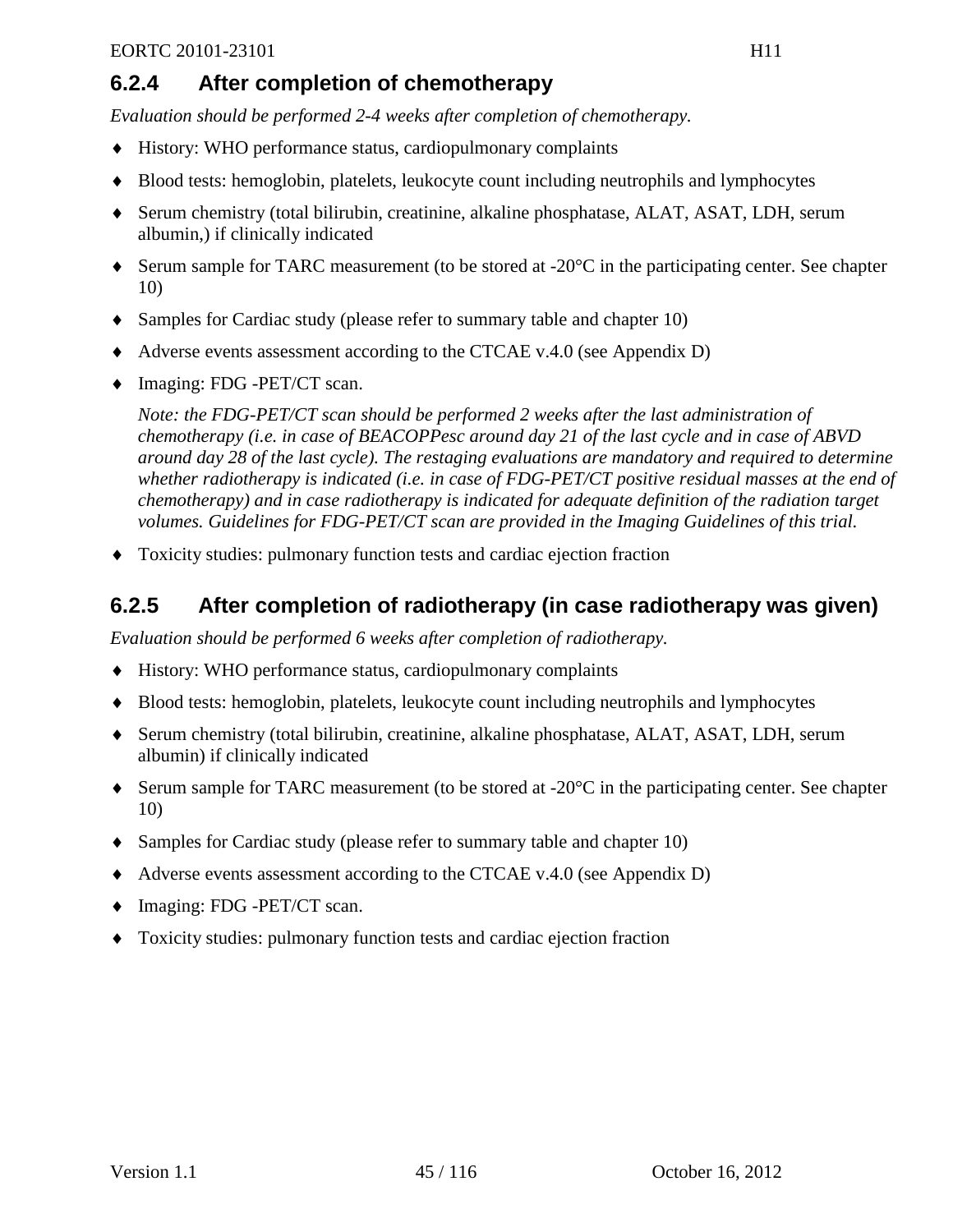### 6.2.4 After completion of chemotherapy

*Evaluation should be performed 2-4 weeks after completion of chemotherapy.*

- History: WHO performance status, cardiopulmonary complaints
- Blood tests: hemoglobin, platelets, leukocyte count including neutrophils and lymphocytes
- Serum chemistry (total bilirubin, creatinine, alkaline phosphatase, ALAT, ASAT, LDH, serum albumin,) if clinically indicated
- Serum sample for TARC measurement (to be stored at -20°C in the participating center. See chapter 10)
- Samples for Cardiac study (please refer to summary table and chapter 10)
- Adverse events assessment according to the CTCAE v.4.0 (see Appendix D)
- Imaging: FDG -PET/CT scan.

  *Note: the FDG-PET/CT scan should be performed 2 weeks after the last administration of chemotherapy (i.e. in case of BEACOPPesc around day 21 of the last cycle and in case of ABVD around day 28 of the last cycle). The restaging evaluations are mandatory and required to determine whether radiotherapy is indicated (i.e. in case of FDG-PET/CT positive residual masses at the end of chemotherapy) and in case radiotherapy is indicated for adequate definition of the radiation target volumes. Guidelines for FDG-PET/CT scan are provided in the Imaging Guidelines of this trial.*

- Toxicity studies: pulmonary function tests and cardiac ejection fraction

### 6.2.5 After completion of radiotherapy (in case radiotherapy was given)

*Evaluation should be performed 6 weeks after completion of radiotherapy.*

- History: WHO performance status, cardiopulmonary complaints
- Blood tests: hemoglobin, platelets, leukocyte count including neutrophils and lymphocytes
- Serum chemistry (total bilirubin, creatinine, alkaline phosphatase, ALAT, ASAT, LDH, serum albumin) if clinically indicated
- Serum sample for TARC measurement (to be stored at -20°C in the participating center. See chapter 10)
- Samples for Cardiac study (please refer to summary table and chapter 10)
- Adverse events assessment according to the CTCAE v.4.0 (see Appendix D)
- Imaging: FDG -PET/CT scan.
- Toxicity studies: pulmonary function tests and cardiac ejection fraction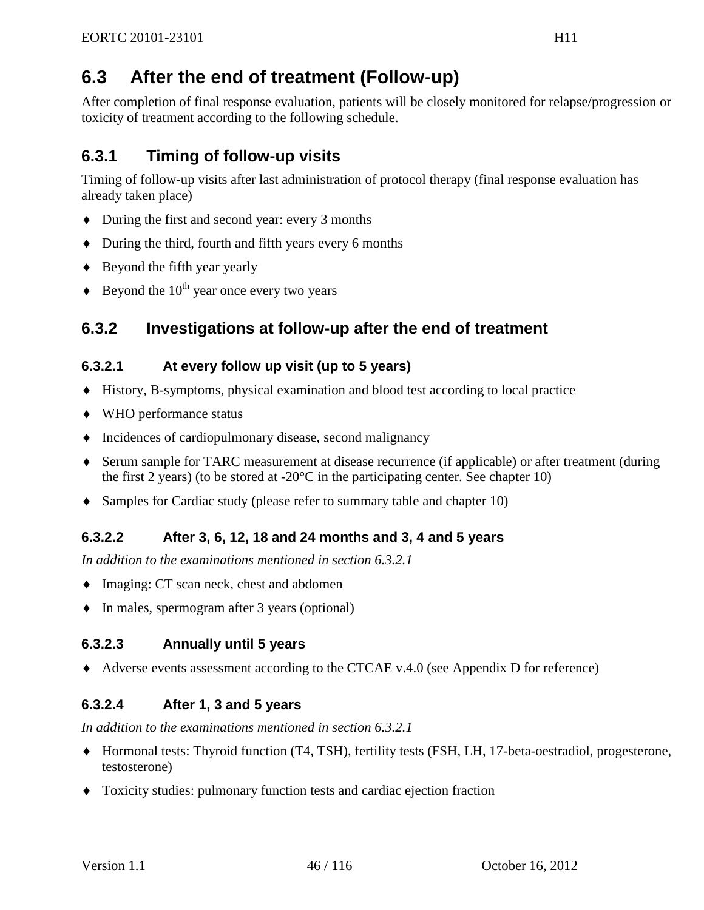## 6.3 After the end of treatment (Follow-up)

After completion of final response evaluation, patients will be closely monitored for relapse/progression or toxicity of treatment according to the following schedule.

### 6.3.1 Timing of follow-up visits

Timing of follow-up visits after last administration of protocol therapy (final response evaluation has already taken place)

- During the first and second year: every 3 months
- During the third, fourth and fifth years every 6 months
- Beyond the fifth year yearly
- Beyond the $10^{th}$ year once every two years

### 6.3.2 Investigations at follow-up after the end of treatment

#### 6.3.2.1 At every follow up visit (up to 5 years)

- History, B-symptoms, physical examination and blood test according to local practice
- WHO performance status
- Incidences of cardiopulmonary disease, second malignancy
- Serum sample for TARC measurement at disease recurrence (if applicable) or after treatment (during the first 2 years) (to be stored at -20°C in the participating center. See chapter 10)
- Samples for Cardiac study (please refer to summary table and chapter 10)

#### 6.3.2.2 After 3, 6, 12, 18 and 24 months and 3, 4 and 5 years

*In addition to the examinations mentioned in section 6.3.2.1*

- Imaging: CT scan neck, chest and abdomen
- In males, spermogram after 3 years (optional)

#### 6.3.2.3 Annually until 5 years

- Adverse events assessment according to the CTCAE v.4.0 (see Appendix D for reference)

#### 6.3.2.4 After 1, 3 and 5 years

*In addition to the examinations mentioned in section 6.3.2.1*

- Hormonal tests: Thyroid function (T4, TSH), fertility tests (FSH, LH, 17-beta-oestradiol, progesterone, testosterone)
- Toxicity studies: pulmonary function tests and cardiac ejection fraction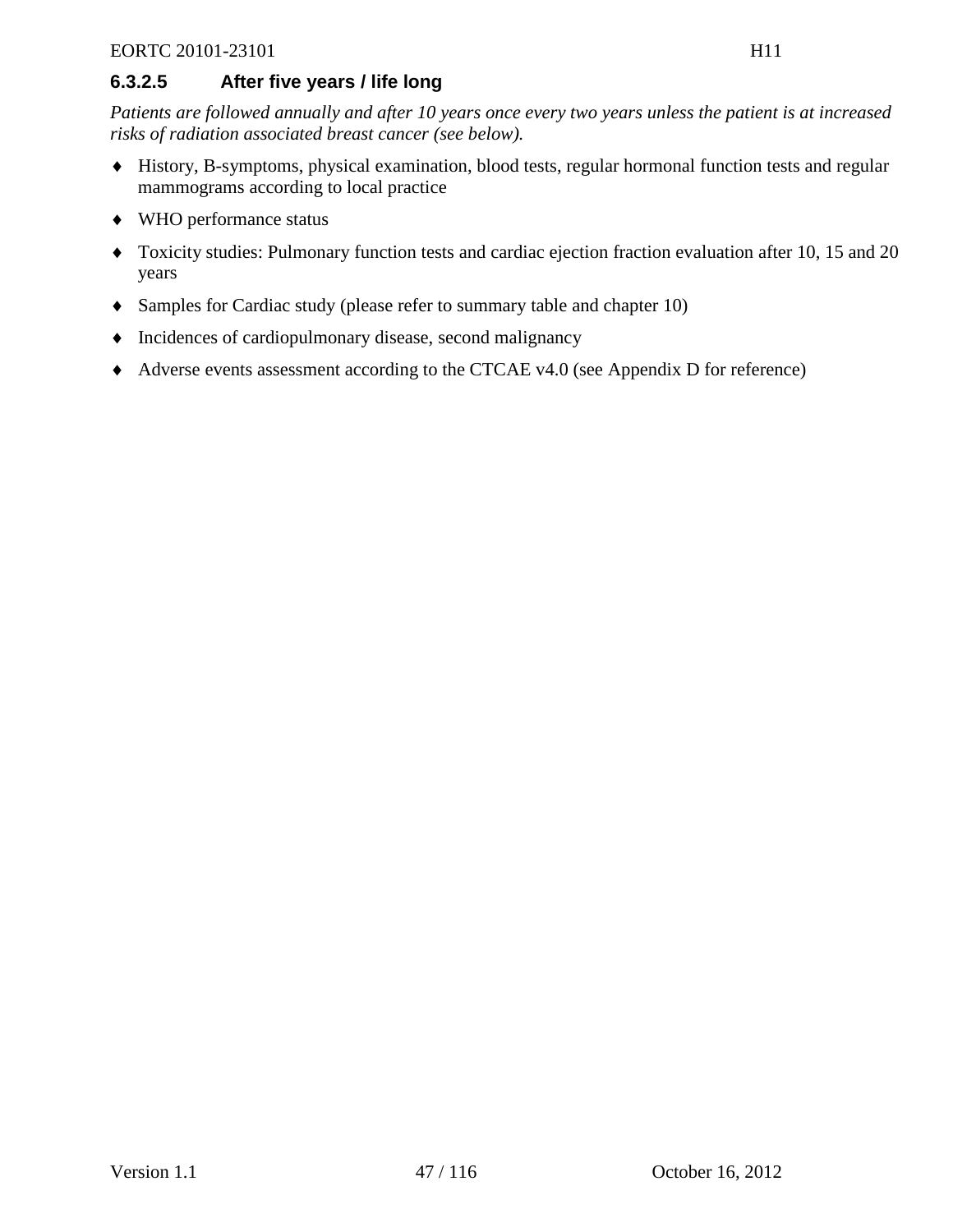#### 6.3.2.5 After five years / life long

*Patients are followed annually and after 10 years once every two years unless the patient is at increased risks of radiation associated breast cancer (see below).*

- History, B-symptoms, physical examination, blood tests, regular hormonal function tests and regular mammograms according to local practice
- WHO performance status
- Toxicity studies: Pulmonary function tests and cardiac ejection fraction evaluation after 10, 15 and 20 years
- Samples for Cardiac study (please refer to summary table and chapter 10)
- Incidences of cardiopulmonary disease, second malignancy
- Adverse events assessment according to the CTCAE v4.0 (see Appendix D for reference)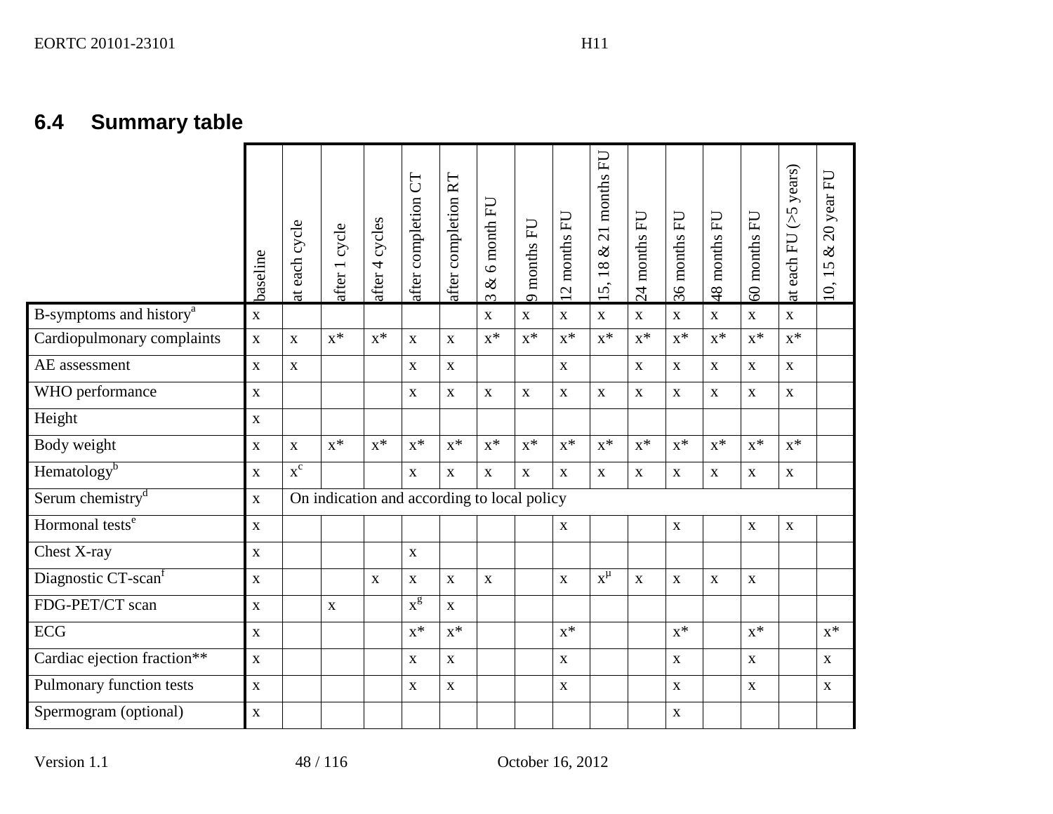## 6.4 Summary table

| | baseline | at each cycle | after 1 cycle | after 4 cycles | after completion CT | after completion RT | 3 & 6 month FU | 9 months FU | 12 months FU | 15, 18 & 21 months FU | 24 months FU | 36 months FU | 48 months FU | 60 months FU | at each FU (>5 years) | 10, 15 & 20 year FU |
|---|---|---|---|---|---|---|---|---|---|---|---|---|---|---|---|---|
| B-symptoms and history[a] | x | | | | | | x | x | x | x | x | x | x | x | x | |
| Cardiopulmonary complaints | x | x | x* | x* | x | x | x* | x* | x* | x* | x* | x* | x* | x* | x* | |
| AE assessment | x | x | | | x | x | | | x | | x | x | x | x | x | |
| WHO performance | x | | | | x | x | x | x | x | x | x | x | x | x | x | |
| Height | x | | | | | | | | | | | | | | | |
| Body weight | x | x | x* | x* | x* | x* | x* | x* | x* | x* | x* | x* | x* | x* | x* | |
| Hematology[b] | x | x[c] | | | x | x | x | x | x | x | x | x | x | x | x | |
| Serum chemistry[d] | x | On indication and according to local policy | | | | | | | | | | | | | | |
| Hormonal tests[e] | x | | | | | | | | x | | | x | | x | x | |
| Chest X-ray | x | | | | x | | | | | | | | | | | |
| Diagnostic CT-scan[f] | x | | | x | x | x | x | | x | x[μ] | x | x | x | x | | |
| FDG-PET/CT scan | x | | x | | x[g] | x | | | | | | | | | | |
| ECG | x | | | | x* | x* | | | x* | | | x* | | x* | | x* |
| Cardiac ejection fraction** | x | | | | x | x | | | x | | | x | | x | | x |
| Pulmonary function tests | x | | | | x | x | | | x | | | x | | x | | x |
| Spermogram (optional) | x | | | | | | | | | | | x | | | | |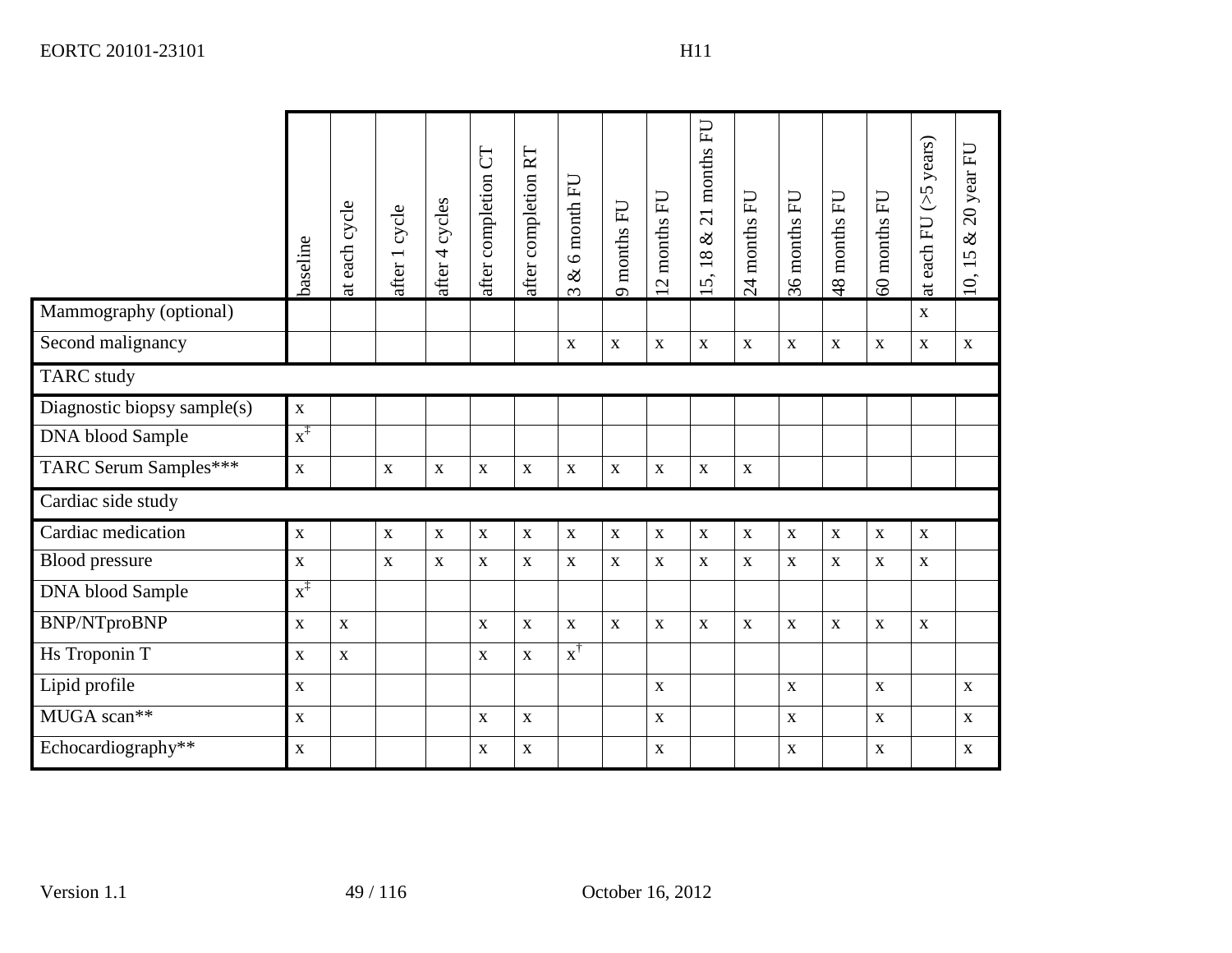| | baseline | at each cycle | after 1 cycle | after 4 cycles | after completion CT | after completion RT | 3 & 6 month FU | 9 months FU | 12 months FU | 15, 18 & 21 months FU | 24 months FU | 36 months FU | 48 months FU | 60 months FU | at each FU (>5 years) | 10, 15 & 20 year FU |
|---|---|---|---|---|---|---|---|---|---|---|---|---|---|---|---|---|
| Mammography (optional) | | | | | | | | | | | | | | | x | |
| Second malignancy | | | | | | | x | x | x | x | x | x | x | x | x | x |
| TARC study | | | | | | | | | | | | | | | | |
| Diagnostic biopsy sample(s) | x | | | | | | | | | | | | | | | |
| DNA blood Sample | x‡ | | | | | | | | | | | | | | | |
| TARC Serum Samples*** | x | | x | x | x | x | x | x | x | x | x | | | | | |
| Cardiac side study | | | | | | | | | | | | | | | | |
| Cardiac medication | x | | x | x | x | x | x | x | x | x | x | x | x | x | x | |
| Blood pressure | x | | x | x | x | x | x | x | x | x | x | x | x | x | x | |
| DNA blood Sample | x‡ | | | | | | | | | | | | | | | |
| BNP/NTproBNP | x | x | | | x | x | x | x | x | x | x | x | x | x | x | |
| Hs Troponin T | x | x | | | x | x | x† | | | | | | | | | |
| Lipid profile | x | | | | | | | | x | | | x | | x | | x |
| MUGA scan** | x | | | | x | x | | | x | | | x | | x | | x |
| Echocardiography** | x | | | | x | x | | | x | | | x | | x | | x |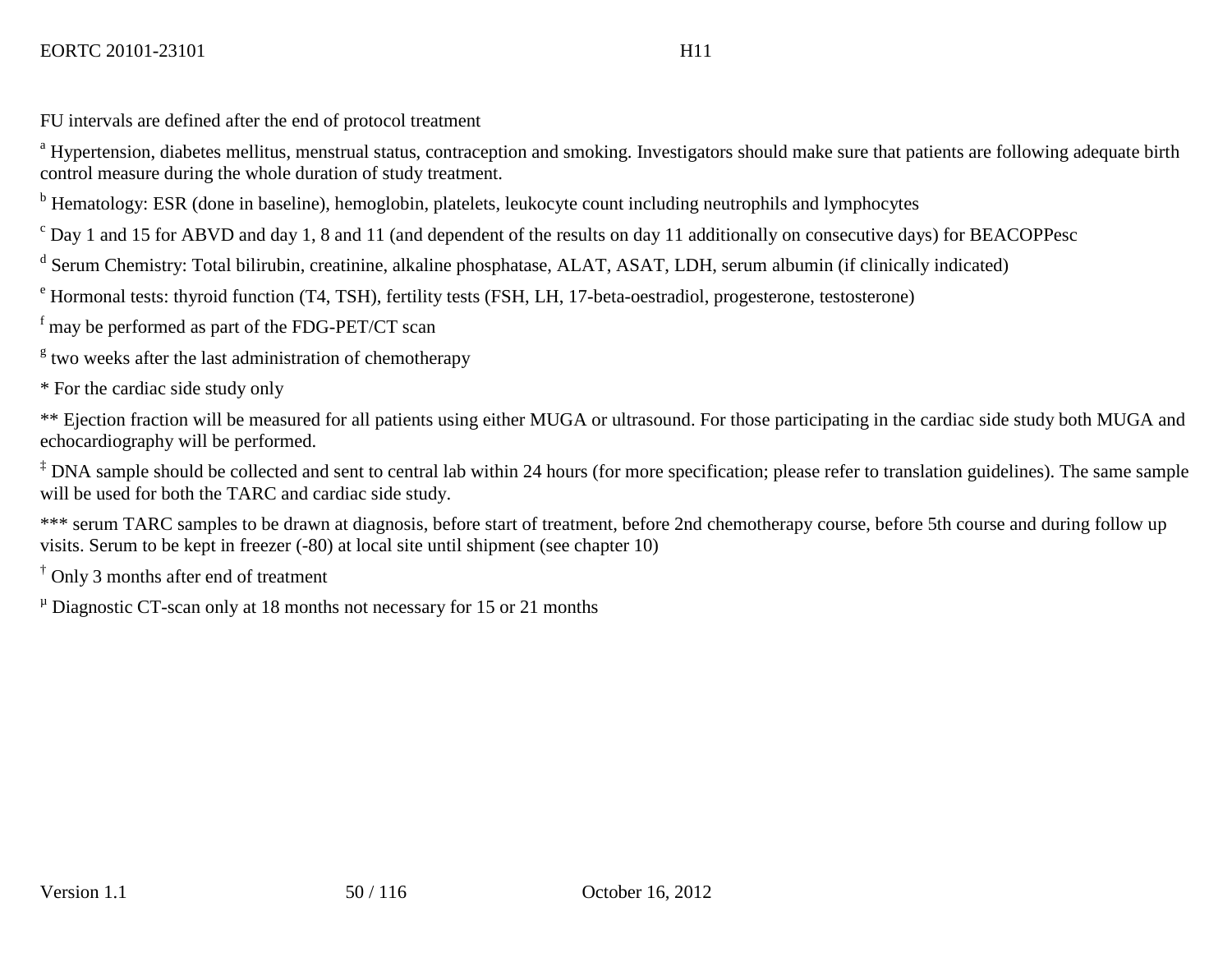FU intervals are defined after the end of protocol treatment

[a] Hypertension, diabetes mellitus, menstrual status, contraception and smoking. Investigators should make sure that patients are following adequate birth control measure during the whole duration of study treatment.

[b] Hematology: ESR (done in baseline), hemoglobin, platelets, leukocyte count including neutrophils and lymphocytes

[c] Day 1 and 15 for ABVD and day 1, 8 and 11 (and dependent of the results on day 11 additionally on consecutive days) for BEACOPPesc

[d] Serum Chemistry: Total bilirubin, creatinine, alkaline phosphatase, ALAT, ASAT, LDH, serum albumin (if clinically indicated)

[e] Hormonal tests: thyroid function (T4, TSH), fertility tests (FSH, LH, 17-beta-oestradiol, progesterone, testosterone)

[f] may be performed as part of the FDG-PET/CT scan

[g] two weeks after the last administration of chemotherapy

* For the cardiac side study only

** Ejection fraction will be measured for all patients using either MUGA or ultrasound. For those participating in the cardiac side study both MUGA and echocardiography will be performed.

[‡] DNA sample should be collected and sent to central lab within 24 hours (for more specification; please refer to translation guidelines). The same sample will be used for both the TARC and cardiac side study.

*** serum TARC samples to be drawn at diagnosis, before start of treatment, before 2nd chemotherapy course, before 5th course and during follow up visits. Serum to be kept in freezer (-80) at local site until shipment (see chapter 10)

[†] Only 3 months after end of treatment

[µ] Diagnostic CT-scan only at 18 months not necessary for 15 or 21 months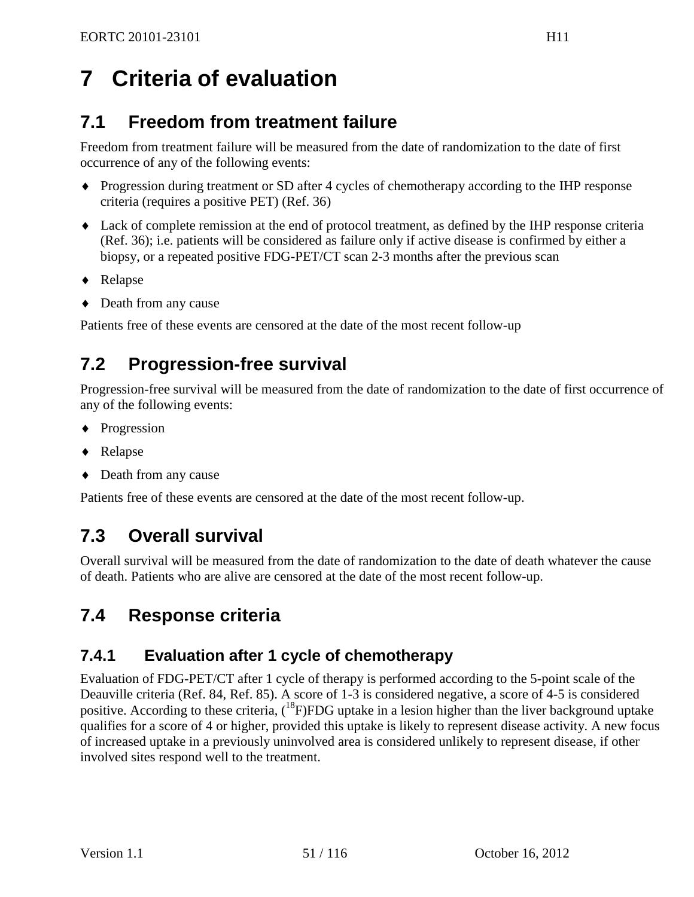# 7 Criteria of evaluation

## 7.1 Freedom from treatment failure

Freedom from treatment failure will be measured from the date of randomization to the date of first occurrence of any of the following events:

- Progression during treatment or SD after 4 cycles of chemotherapy according to the IHP response criteria (requires a positive PET) (Ref. 36)
- Lack of complete remission at the end of protocol treatment, as defined by the IHP response criteria (Ref. 36); i.e. patients will be considered as failure only if active disease is confirmed by either a biopsy, or a repeated positive FDG-PET/CT scan 2-3 months after the previous scan
- Relapse
- Death from any cause

Patients free of these events are censored at the date of the most recent follow-up

## 7.2 Progression-free survival

Progression-free survival will be measured from the date of randomization to the date of first occurrence of any of the following events:

- Progression
- Relapse
- Death from any cause

Patients free of these events are censored at the date of the most recent follow-up.

## 7.3 Overall survival

Overall survival will be measured from the date of randomization to the date of death whatever the cause of death. Patients who are alive are censored at the date of the most recent follow-up.

## 7.4 Response criteria

### 7.4.1 Evaluation after 1 cycle of chemotherapy

Evaluation of FDG-PET/CT after 1 cycle of therapy is performed according to the 5-point scale of the Deauville criteria (Ref. 84, Ref. 85). A score of 1-3 is considered negative, a score of 4-5 is considered positive. According to these criteria, ($^{18}$F)FDG uptake in a lesion higher than the liver background uptake qualifies for a score of 4 or higher, provided this uptake is likely to represent disease activity. A new focus of increased uptake in a previously uninvolved area is considered unlikely to represent disease, if other involved sites respond well to the treatment.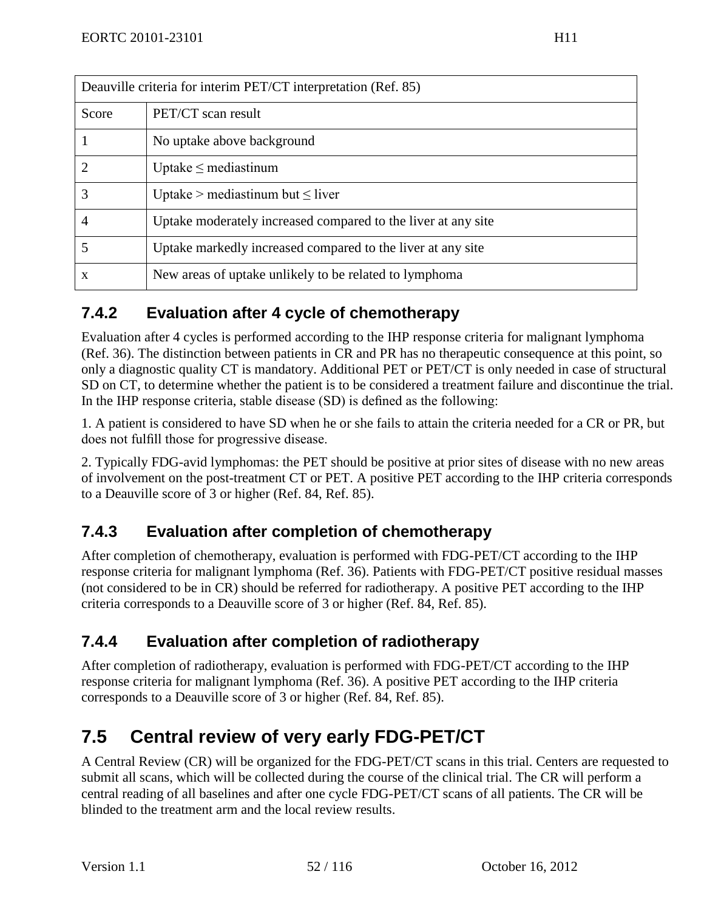| Deauville criteria for interim PET/CT interpretation (Ref. 85) | |
|---|---|
| Score | PET/CT scan result |
| 1 | No uptake above background |
| 2 | Uptake ≤ mediastinum |
| 3 | Uptake > mediastinum but ≤ liver |
| 4 | Uptake moderately increased compared to the liver at any site |
| 5 | Uptake markedly increased compared to the liver at any site |
| x | New areas of uptake unlikely to be related to lymphoma |

### 7.4.2 Evaluation after 4 cycle of chemotherapy

Evaluation after 4 cycles is performed according to the IHP response criteria for malignant lymphoma (Ref. 36). The distinction between patients in CR and PR has no therapeutic consequence at this point, so only a diagnostic quality CT is mandatory. Additional PET or PET/CT is only needed in case of structural SD on CT, to determine whether the patient is to be considered a treatment failure and discontinue the trial. In the IHP response criteria, stable disease (SD) is defined as the following:

1. A patient is considered to have SD when he or she fails to attain the criteria needed for a CR or PR, but does not fulfill those for progressive disease.

2. Typically FDG-avid lymphomas: the PET should be positive at prior sites of disease with no new areas of involvement on the post-treatment CT or PET. A positive PET according to the IHP criteria corresponds to a Deauville score of 3 or higher (Ref. 84, Ref. 85).

### 7.4.3 Evaluation after completion of chemotherapy

After completion of chemotherapy, evaluation is performed with FDG-PET/CT according to the IHP response criteria for malignant lymphoma (Ref. 36). Patients with FDG-PET/CT positive residual masses (not considered to be in CR) should be referred for radiotherapy. A positive PET according to the IHP criteria corresponds to a Deauville score of 3 or higher (Ref. 84, Ref. 85).

### 7.4.4 Evaluation after completion of radiotherapy

After completion of radiotherapy, evaluation is performed with FDG-PET/CT according to the IHP response criteria for malignant lymphoma (Ref. 36). A positive PET according to the IHP criteria corresponds to a Deauville score of 3 or higher (Ref. 84, Ref. 85).

## 7.5 Central review of very early FDG-PET/CT

A Central Review (CR) will be organized for the FDG-PET/CT scans in this trial. Centers are requested to submit all scans, which will be collected during the course of the clinical trial. The CR will perform a central reading of all baselines and after one cycle FDG-PET/CT scans of all patients. The CR will be blinded to the treatment arm and the local review results.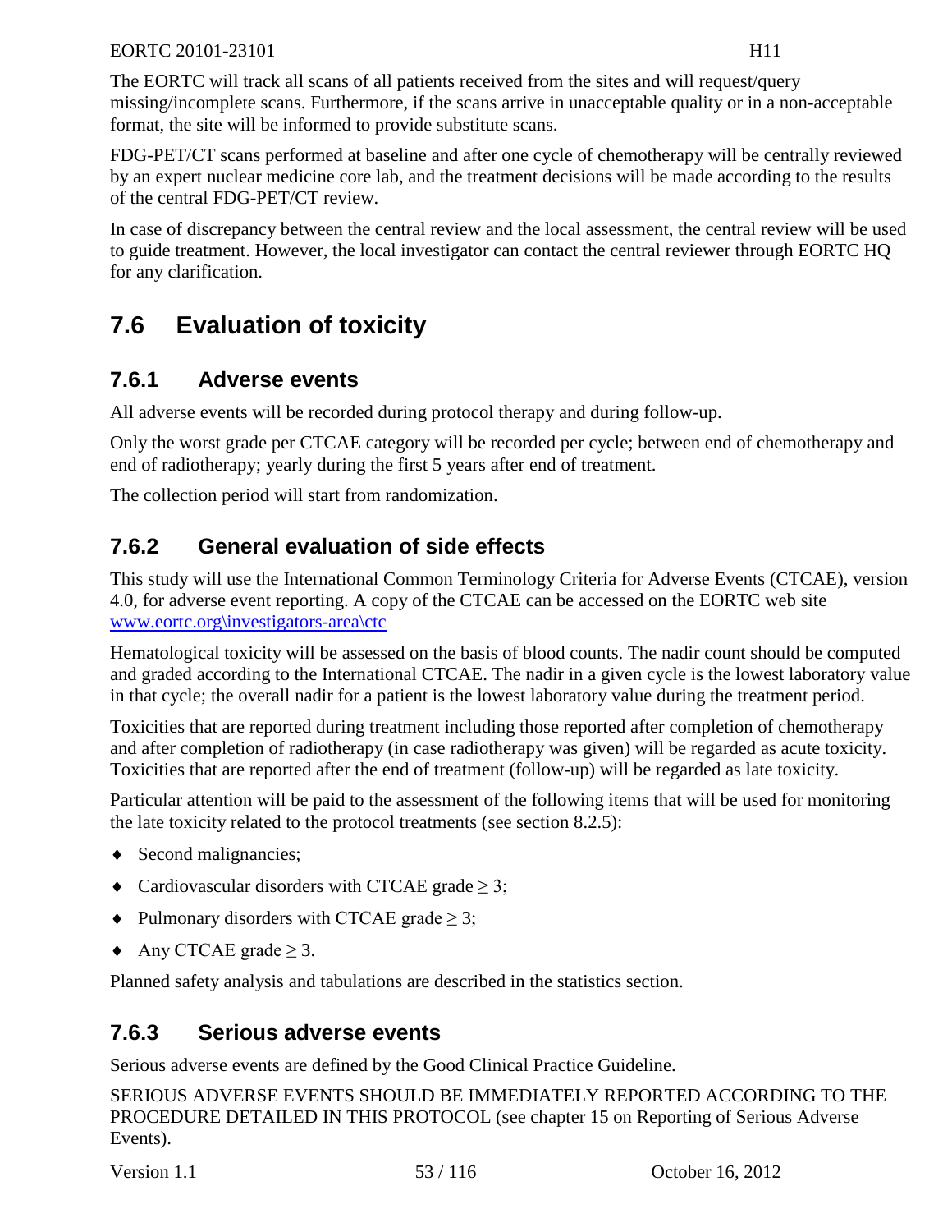The EORTC will track all scans of all patients received from the sites and will request/query missing/incomplete scans. Furthermore, if the scans arrive in unacceptable quality or in a non-acceptable format, the site will be informed to provide substitute scans.

FDG-PET/CT scans performed at baseline and after one cycle of chemotherapy will be centrally reviewed by an expert nuclear medicine core lab, and the treatment decisions will be made according to the results of the central FDG-PET/CT review.

In case of discrepancy between the central review and the local assessment, the central review will be used to guide treatment. However, the local investigator can contact the central reviewer through EORTC HQ for any clarification.

## 7.6 Evaluation of toxicity

### 7.6.1 Adverse events

All adverse events will be recorded during protocol therapy and during follow-up.

Only the worst grade per CTCAE category will be recorded per cycle; between end of chemotherapy and end of radiotherapy; yearly during the first 5 years after end of treatment.

The collection period will start from randomization.

### 7.6.2 General evaluation of side effects

This study will use the International Common Terminology Criteria for Adverse Events (CTCAE), version 4.0, for adverse event reporting. A copy of the CTCAE can be accessed on the EORTC web site www.eortc.org\investigators-area\ctc

Hematological toxicity will be assessed on the basis of blood counts. The nadir count should be computed and graded according to the International CTCAE. The nadir in a given cycle is the lowest laboratory value in that cycle; the overall nadir for a patient is the lowest laboratory value during the treatment period.

Toxicities that are reported during treatment including those reported after completion of chemotherapy and after completion of radiotherapy (in case radiotherapy was given) will be regarded as acute toxicity. Toxicities that are reported after the end of treatment (follow-up) will be regarded as late toxicity.

Particular attention will be paid to the assessment of the following items that will be used for monitoring the late toxicity related to the protocol treatments (see section 8.2.5):

- Second malignancies;
- Cardiovascular disorders with CTCAE grade ≥ 3;
- Pulmonary disorders with CTCAE grade ≥ 3;
- Any CTCAE grade ≥ 3.

Planned safety analysis and tabulations are described in the statistics section.

### 7.6.3 Serious adverse events

Serious adverse events are defined by the Good Clinical Practice Guideline.

SERIOUS ADVERSE EVENTS SHOULD BE IMMEDIATELY REPORTED ACCORDING TO THE PROCEDURE DETAILED IN THIS PROTOCOL (see chapter 15 on Reporting of Serious Adverse Events).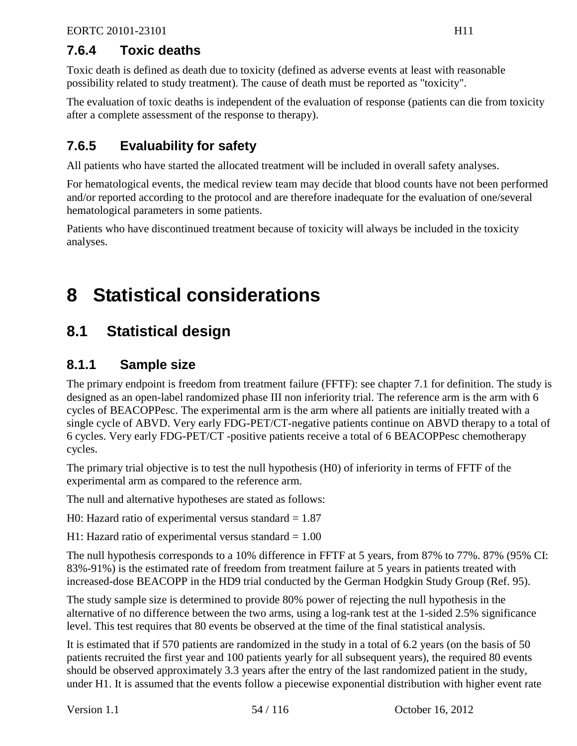### 7.6.4 Toxic deaths

Toxic death is defined as death due to toxicity (defined as adverse events at least with reasonable possibility related to study treatment). The cause of death must be reported as "toxicity".

The evaluation of toxic deaths is independent of the evaluation of response (patients can die from toxicity after a complete assessment of the response to therapy).

### 7.6.5 Evaluability for safety

All patients who have started the allocated treatment will be included in overall safety analyses.

For hematological events, the medical review team may decide that blood counts have not been performed and/or reported according to the protocol and are therefore inadequate for the evaluation of one/several hematological parameters in some patients.

Patients who have discontinued treatment because of toxicity will always be included in the toxicity analyses.

# 8 Statistical considerations

## 8.1 Statistical design

### 8.1.1 Sample size

The primary endpoint is freedom from treatment failure (FFTF): see chapter 7.1 for definition. The study is designed as an open-label randomized phase III non inferiority trial. The reference arm is the arm with 6 cycles of BEACOPPesc. The experimental arm is the arm where all patients are initially treated with a single cycle of ABVD. Very early FDG-PET/CT-negative patients continue on ABVD therapy to a total of 6 cycles. Very early FDG-PET/CT -positive patients receive a total of 6 BEACOPPesc chemotherapy cycles.

The primary trial objective is to test the null hypothesis (H0) of inferiority in terms of FFTF of the experimental arm as compared to the reference arm.

The null and alternative hypotheses are stated as follows:

H0: Hazard ratio of experimental versus standard = 1.87

H1: Hazard ratio of experimental versus standard = 1.00

The null hypothesis corresponds to a 10% difference in FFTF at 5 years, from 87% to 77%. 87% (95% CI: 83%-91%) is the estimated rate of freedom from treatment failure at 5 years in patients treated with increased-dose BEACOPP in the HD9 trial conducted by the German Hodgkin Study Group (Ref. 95).

The study sample size is determined to provide 80% power of rejecting the null hypothesis in the alternative of no difference between the two arms, using a log-rank test at the 1-sided 2.5% significance level. This test requires that 80 events be observed at the time of the final statistical analysis.

It is estimated that if 570 patients are randomized in the study in a total of 6.2 years (on the basis of 50 patients recruited the first year and 100 patients yearly for all subsequent years), the required 80 events should be observed approximately 3.3 years after the entry of the last randomized patient in the study, under H1. It is assumed that the events follow a piecewise exponential distribution with higher event rate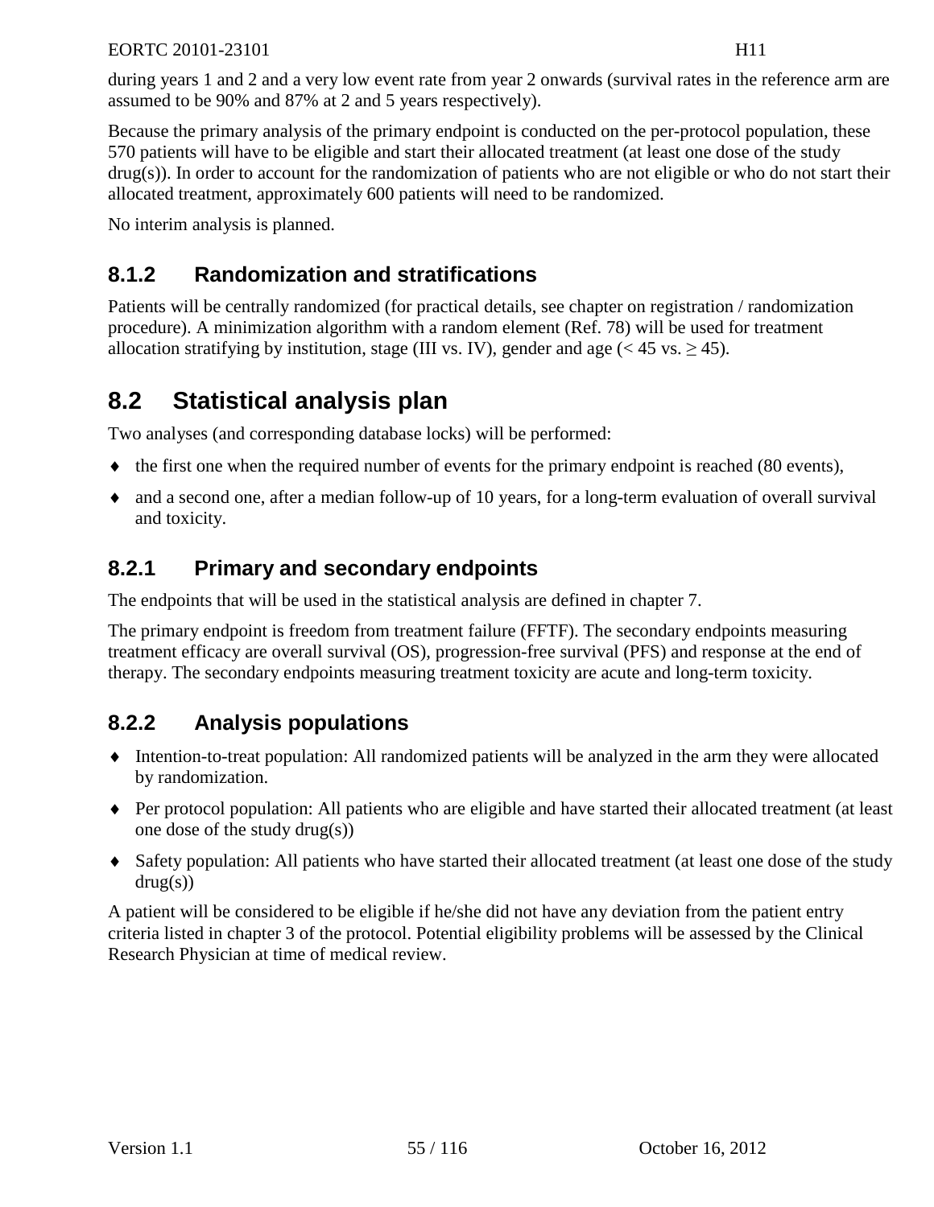during years 1 and 2 and a very low event rate from year 2 onwards (survival rates in the reference arm are assumed to be 90% and 87% at 2 and 5 years respectively).

Because the primary analysis of the primary endpoint is conducted on the per-protocol population, these 570 patients will have to be eligible and start their allocated treatment (at least one dose of the study drug(s)). In order to account for the randomization of patients who are not eligible or who do not start their allocated treatment, approximately 600 patients will need to be randomized.

No interim analysis is planned.

### 8.1.2 Randomization and stratifications

Patients will be centrally randomized (for practical details, see chapter on registration / randomization procedure). A minimization algorithm with a random element (Ref. 78) will be used for treatment allocation stratifying by institution, stage (III vs. IV), gender and age (< 45 vs. ≥ 45).

## 8.2 Statistical analysis plan

Two analyses (and corresponding database locks) will be performed:

- the first one when the required number of events for the primary endpoint is reached (80 events),
- and a second one, after a median follow-up of 10 years, for a long-term evaluation of overall survival and toxicity.

### 8.2.1 Primary and secondary endpoints

The endpoints that will be used in the statistical analysis are defined in chapter 7.

The primary endpoint is freedom from treatment failure (FFTF). The secondary endpoints measuring treatment efficacy are overall survival (OS), progression-free survival (PFS) and response at the end of therapy. The secondary endpoints measuring treatment toxicity are acute and long-term toxicity.

### 8.2.2 Analysis populations

- Intention-to-treat population: All randomized patients will be analyzed in the arm they were allocated by randomization.
- Per protocol population: All patients who are eligible and have started their allocated treatment (at least one dose of the study drug(s))
- Safety population: All patients who have started their allocated treatment (at least one dose of the study drug(s))

A patient will be considered to be eligible if he/she did not have any deviation from the patient entry criteria listed in chapter 3 of the protocol. Potential eligibility problems will be assessed by the Clinical Research Physician at time of medical review.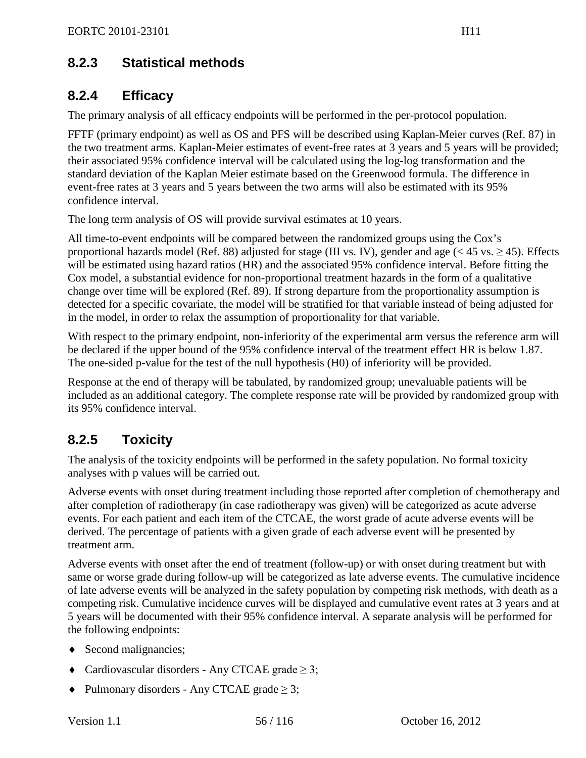### 8.2.3 Statistical methods

### 8.2.4 Efficacy

The primary analysis of all efficacy endpoints will be performed in the per-protocol population.

FFTF (primary endpoint) as well as OS and PFS will be described using Kaplan-Meier curves (Ref. 87) in the two treatment arms. Kaplan-Meier estimates of event-free rates at 3 years and 5 years will be provided; their associated 95% confidence interval will be calculated using the log-log transformation and the standard deviation of the Kaplan Meier estimate based on the Greenwood formula. The difference in event-free rates at 3 years and 5 years between the two arms will also be estimated with its 95% confidence interval.

The long term analysis of OS will provide survival estimates at 10 years.

All time-to-event endpoints will be compared between the randomized groups using the Cox's proportional hazards model (Ref. 88) adjusted for stage (III vs. IV), gender and age (< 45 vs. ≥ 45). Effects will be estimated using hazard ratios (HR) and the associated 95% confidence interval. Before fitting the Cox model, a substantial evidence for non-proportional treatment hazards in the form of a qualitative change over time will be explored (Ref. 89). If strong departure from the proportionality assumption is detected for a specific covariate, the model will be stratified for that variable instead of being adjusted for in the model, in order to relax the assumption of proportionality for that variable.

With respect to the primary endpoint, non-inferiority of the experimental arm versus the reference arm will be declared if the upper bound of the 95% confidence interval of the treatment effect HR is below 1.87. The one-sided p-value for the test of the null hypothesis (H0) of inferiority will be provided.

Response at the end of therapy will be tabulated, by randomized group; unevaluable patients will be included as an additional category. The complete response rate will be provided by randomized group with its 95% confidence interval.

### 8.2.5 Toxicity

The analysis of the toxicity endpoints will be performed in the safety population. No formal toxicity analyses with p values will be carried out.

Adverse events with onset during treatment including those reported after completion of chemotherapy and after completion of radiotherapy (in case radiotherapy was given) will be categorized as acute adverse events. For each patient and each item of the CTCAE, the worst grade of acute adverse events will be derived. The percentage of patients with a given grade of each adverse event will be presented by treatment arm.

Adverse events with onset after the end of treatment (follow-up) or with onset during treatment but with same or worse grade during follow-up will be categorized as late adverse events. The cumulative incidence of late adverse events will be analyzed in the safety population by competing risk methods, with death as a competing risk. Cumulative incidence curves will be displayed and cumulative event rates at 3 years and at 5 years will be documented with their 95% confidence interval. A separate analysis will be performed for the following endpoints:

- Second malignancies;
- Cardiovascular disorders - Any CTCAE grade ≥ 3;
- Pulmonary disorders - Any CTCAE grade ≥ 3;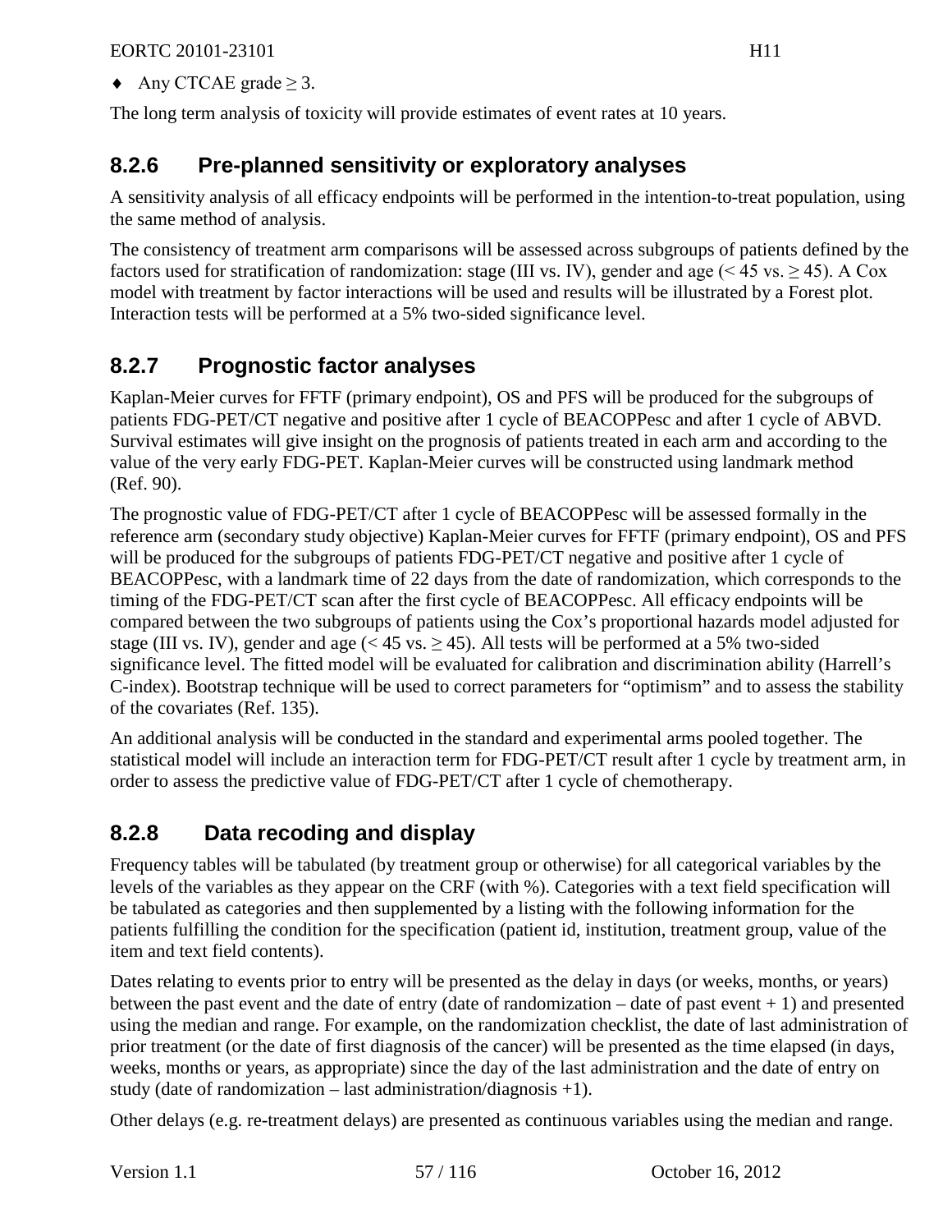- ♦ Any CTCAE grade ≥ 3.

The long term analysis of toxicity will provide estimates of event rates at 10 years.

### 8.2.6 Pre-planned sensitivity or exploratory analyses

A sensitivity analysis of all efficacy endpoints will be performed in the intention-to-treat population, using the same method of analysis.

The consistency of treatment arm comparisons will be assessed across subgroups of patients defined by the factors used for stratification of randomization: stage (III vs. IV), gender and age (< 45 vs. ≥ 45). A Cox model with treatment by factor interactions will be used and results will be illustrated by a Forest plot. Interaction tests will be performed at a 5% two-sided significance level.

### 8.2.7 Prognostic factor analyses

Kaplan-Meier curves for FFTF (primary endpoint), OS and PFS will be produced for the subgroups of patients FDG-PET/CT negative and positive after 1 cycle of BEACOPPesc and after 1 cycle of ABVD. Survival estimates will give insight on the prognosis of patients treated in each arm and according to the value of the very early FDG-PET. Kaplan-Meier curves will be constructed using landmark method (Ref. 90).

The prognostic value of FDG-PET/CT after 1 cycle of BEACOPPesc will be assessed formally in the reference arm (secondary study objective) Kaplan-Meier curves for FFTF (primary endpoint), OS and PFS will be produced for the subgroups of patients FDG-PET/CT negative and positive after 1 cycle of BEACOPPesc, with a landmark time of 22 days from the date of randomization, which corresponds to the timing of the FDG-PET/CT scan after the first cycle of BEACOPPesc. All efficacy endpoints will be compared between the two subgroups of patients using the Cox's proportional hazards model adjusted for stage (III vs. IV), gender and age (< 45 vs. ≥ 45). All tests will be performed at a 5% two-sided significance level. The fitted model will be evaluated for calibration and discrimination ability (Harrell's C-index). Bootstrap technique will be used to correct parameters for "optimism" and to assess the stability of the covariates (Ref. 135).

An additional analysis will be conducted in the standard and experimental arms pooled together. The statistical model will include an interaction term for FDG-PET/CT result after 1 cycle by treatment arm, in order to assess the predictive value of FDG-PET/CT after 1 cycle of chemotherapy.

### 8.2.8 Data recoding and display

Frequency tables will be tabulated (by treatment group or otherwise) for all categorical variables by the levels of the variables as they appear on the CRF (with %). Categories with a text field specification will be tabulated as categories and then supplemented by a listing with the following information for the patients fulfilling the condition for the specification (patient id, institution, treatment group, value of the item and text field contents).

Dates relating to events prior to entry will be presented as the delay in days (or weeks, months, or years) between the past event and the date of entry (date of randomization – date of past event + 1) and presented using the median and range. For example, on the randomization checklist, the date of last administration of prior treatment (or the date of first diagnosis of the cancer) will be presented as the time elapsed (in days, weeks, months or years, as appropriate) since the day of the last administration and the date of entry on study (date of randomization – last administration/diagnosis +1).

Other delays (e.g. re-treatment delays) are presented as continuous variables using the median and range.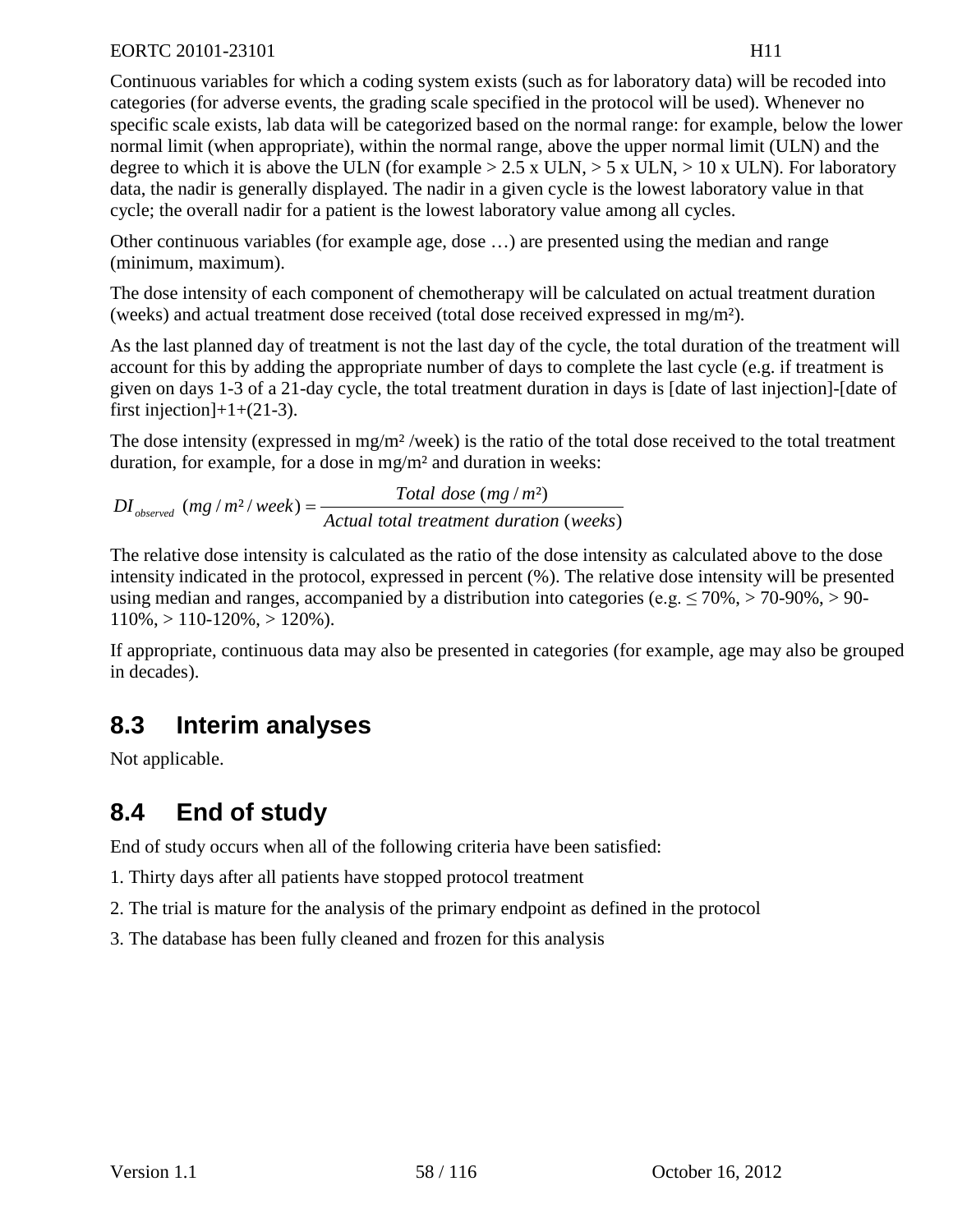Continuous variables for which a coding system exists (such as for laboratory data) will be recoded into categories (for adverse events, the grading scale specified in the protocol will be used). Whenever no specific scale exists, lab data will be categorized based on the normal range: for example, below the lower normal limit (when appropriate), within the normal range, above the upper normal limit (ULN) and the degree to which it is above the ULN (for example > 2.5 x ULN, > 5 x ULN, > 10 x ULN). For laboratory data, the nadir is generally displayed. The nadir in a given cycle is the lowest laboratory value in that cycle; the overall nadir for a patient is the lowest laboratory value among all cycles.

Other continuous variables (for example age, dose …) are presented using the median and range (minimum, maximum).

The dose intensity of each component of chemotherapy will be calculated on actual treatment duration (weeks) and actual treatment dose received (total dose received expressed in mg/m²).

As the last planned day of treatment is not the last day of the cycle, the total duration of the treatment will account for this by adding the appropriate number of days to complete the last cycle (e.g. if treatment is given on days 1-3 of a 21-day cycle, the total treatment duration in days is [date of last injection]-[date of first injection]+1+(21-3).

The dose intensity (expressed in mg/m² /week) is the ratio of the total dose received to the total treatment duration, for example, for a dose in mg/m² and duration in weeks:

$$DI_{observed}\ (mg/m^2/week) = \frac{Total\ dose\ (mg/m^2)}{Actual\ total\ treatment\ duration\ (weeks)}$$

The relative dose intensity is calculated as the ratio of the dose intensity as calculated above to the dose intensity indicated in the protocol, expressed in percent (%). The relative dose intensity will be presented using median and ranges, accompanied by a distribution into categories (e.g. ≤ 70%, > 70-90%, > 90-110%, > 110-120%, > 120%).

If appropriate, continuous data may also be presented in categories (for example, age may also be grouped in decades).

## 8.3 Interim analyses

Not applicable.

## 8.4 End of study

End of study occurs when all of the following criteria have been satisfied:

1. Thirty days after all patients have stopped protocol treatment
2. The trial is mature for the analysis of the primary endpoint as defined in the protocol
3. The database has been fully cleaned and frozen for this analysis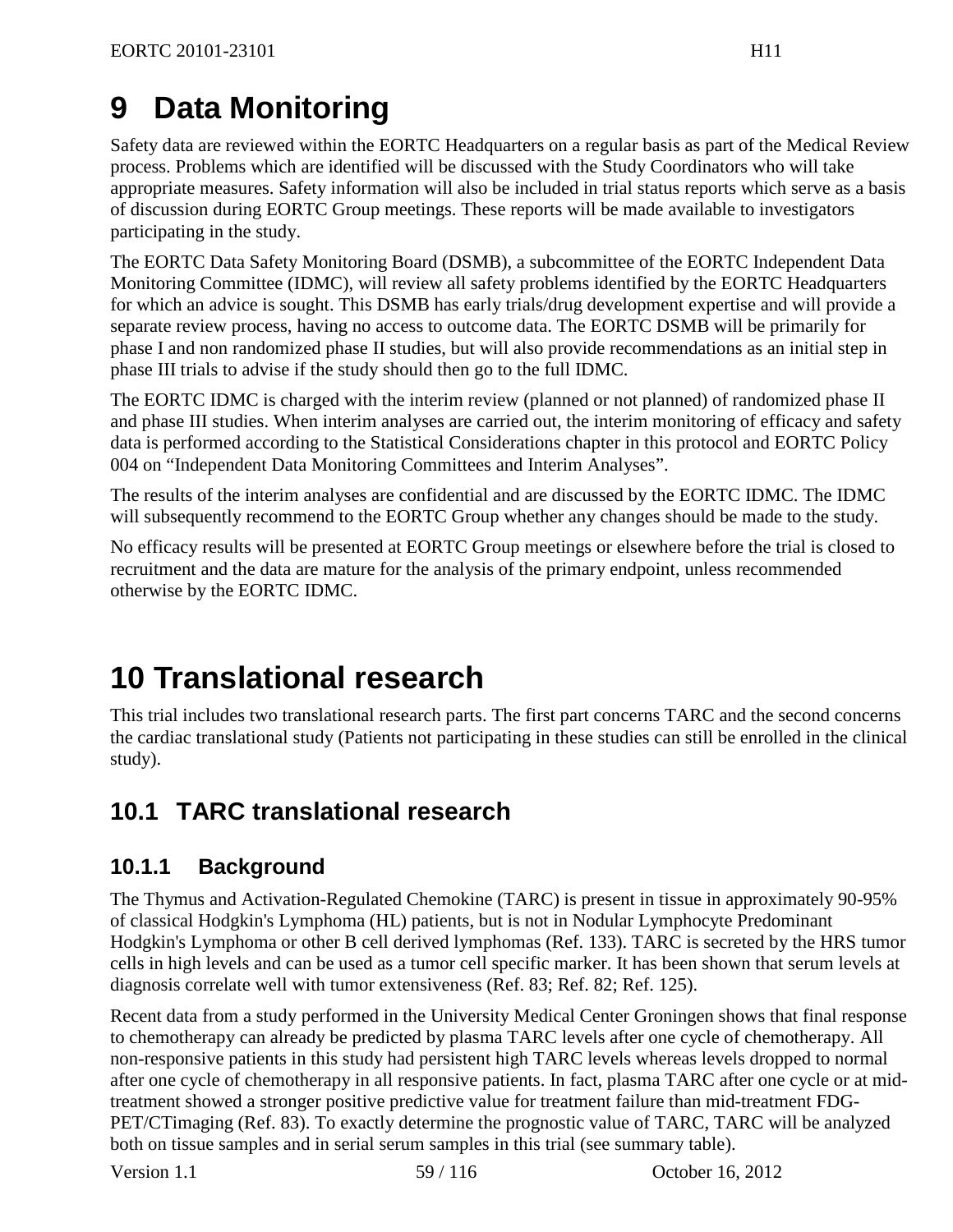# 9 Data Monitoring

Safety data are reviewed within the EORTC Headquarters on a regular basis as part of the Medical Review process. Problems which are identified will be discussed with the Study Coordinators who will take appropriate measures. Safety information will also be included in trial status reports which serve as a basis of discussion during EORTC Group meetings. These reports will be made available to investigators participating in the study.

The EORTC Data Safety Monitoring Board (DSMB), a subcommittee of the EORTC Independent Data Monitoring Committee (IDMC), will review all safety problems identified by the EORTC Headquarters for which an advice is sought. This DSMB has early trials/drug development expertise and will provide a separate review process, having no access to outcome data. The EORTC DSMB will be primarily for phase I and non randomized phase II studies, but will also provide recommendations as an initial step in phase III trials to advise if the study should then go to the full IDMC.

The EORTC IDMC is charged with the interim review (planned or not planned) of randomized phase II and phase III studies. When interim analyses are carried out, the interim monitoring of efficacy and safety data is performed according to the Statistical Considerations chapter in this protocol and EORTC Policy 004 on "Independent Data Monitoring Committees and Interim Analyses".

The results of the interim analyses are confidential and are discussed by the EORTC IDMC. The IDMC will subsequently recommend to the EORTC Group whether any changes should be made to the study.

No efficacy results will be presented at EORTC Group meetings or elsewhere before the trial is closed to recruitment and the data are mature for the analysis of the primary endpoint, unless recommended otherwise by the EORTC IDMC.

# 10 Translational research

This trial includes two translational research parts. The first part concerns TARC and the second concerns the cardiac translational study (Patients not participating in these studies can still be enrolled in the clinical study).

## 10.1 TARC translational research

### 10.1.1 Background

The Thymus and Activation-Regulated Chemokine (TARC) is present in tissue in approximately 90-95% of classical Hodgkin's Lymphoma (HL) patients, but is not in Nodular Lymphocyte Predominant Hodgkin's Lymphoma or other B cell derived lymphomas (Ref. 133). TARC is secreted by the HRS tumor cells in high levels and can be used as a tumor cell specific marker. It has been shown that serum levels at diagnosis correlate well with tumor extensiveness (Ref. 83; Ref. 82; Ref. 125).

Recent data from a study performed in the University Medical Center Groningen shows that final response to chemotherapy can already be predicted by plasma TARC levels after one cycle of chemotherapy. All non-responsive patients in this study had persistent high TARC levels whereas levels dropped to normal after one cycle of chemotherapy in all responsive patients. In fact, plasma TARC after one cycle or at mid-treatment showed a stronger positive predictive value for treatment failure than mid-treatment FDG-PET/CTimaging (Ref. 83). To exactly determine the prognostic value of TARC, TARC will be analyzed both on tissue samples and in serial serum samples in this trial (see summary table).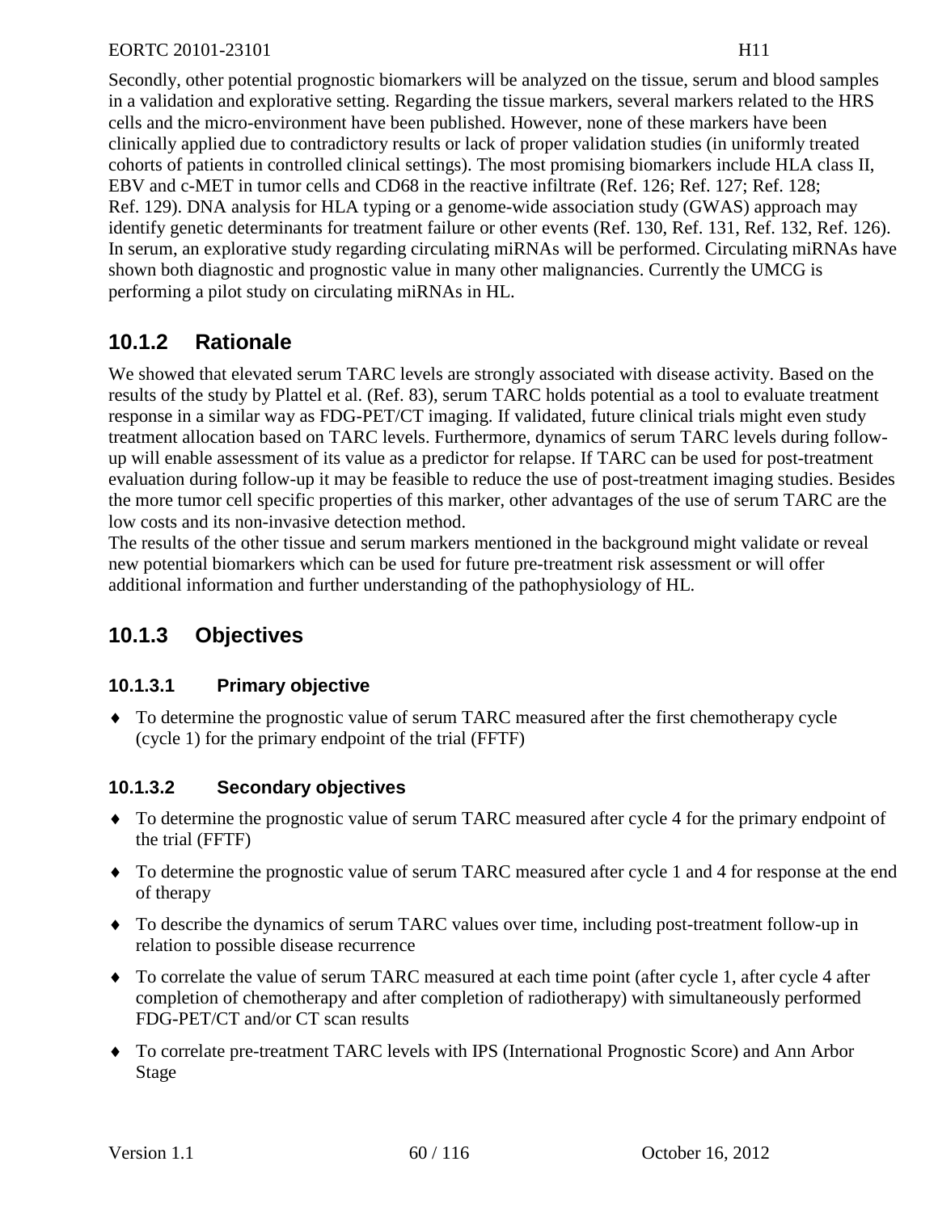Secondly, other potential prognostic biomarkers will be analyzed on the tissue, serum and blood samples in a validation and explorative setting. Regarding the tissue markers, several markers related to the HRS cells and the micro-environment have been published. However, none of these markers have been clinically applied due to contradictory results or lack of proper validation studies (in uniformly treated cohorts of patients in controlled clinical settings). The most promising biomarkers include HLA class II, EBV and c-MET in tumor cells and CD68 in the reactive infiltrate (Ref. 126; Ref. 127; Ref. 128; Ref. 129). DNA analysis for HLA typing or a genome-wide association study (GWAS) approach may identify genetic determinants for treatment failure or other events (Ref. 130, Ref. 131, Ref. 132, Ref. 126). In serum, an explorative study regarding circulating miRNAs will be performed. Circulating miRNAs have shown both diagnostic and prognostic value in many other malignancies. Currently the UMCG is performing a pilot study on circulating miRNAs in HL.

## 10.1.2 Rationale

We showed that elevated serum TARC levels are strongly associated with disease activity. Based on the results of the study by Plattel et al. (Ref. 83), serum TARC holds potential as a tool to evaluate treatment response in a similar way as FDG-PET/CT imaging. If validated, future clinical trials might even study treatment allocation based on TARC levels. Furthermore, dynamics of serum TARC levels during follow-up will enable assessment of its value as a predictor for relapse. If TARC can be used for post-treatment evaluation during follow-up it may be feasible to reduce the use of post-treatment imaging studies. Besides the more tumor cell specific properties of this marker, other advantages of the use of serum TARC are the low costs and its non-invasive detection method.

The results of the other tissue and serum markers mentioned in the background might validate or reveal new potential biomarkers which can be used for future pre-treatment risk assessment or will offer additional information and further understanding of the pathophysiology of HL.

## 10.1.3 Objectives

### 10.1.3.1 Primary objective

- To determine the prognostic value of serum TARC measured after the first chemotherapy cycle (cycle 1) for the primary endpoint of the trial (FFTF)

### 10.1.3.2 Secondary objectives

- To determine the prognostic value of serum TARC measured after cycle 4 for the primary endpoint of the trial (FFTF)
- To determine the prognostic value of serum TARC measured after cycle 1 and 4 for response at the end of therapy
- To describe the dynamics of serum TARC values over time, including post-treatment follow-up in relation to possible disease recurrence
- To correlate the value of serum TARC measured at each time point (after cycle 1, after cycle 4 after completion of chemotherapy and after completion of radiotherapy) with simultaneously performed FDG-PET/CT and/or CT scan results
- To correlate pre-treatment TARC levels with IPS (International Prognostic Score) and Ann Arbor Stage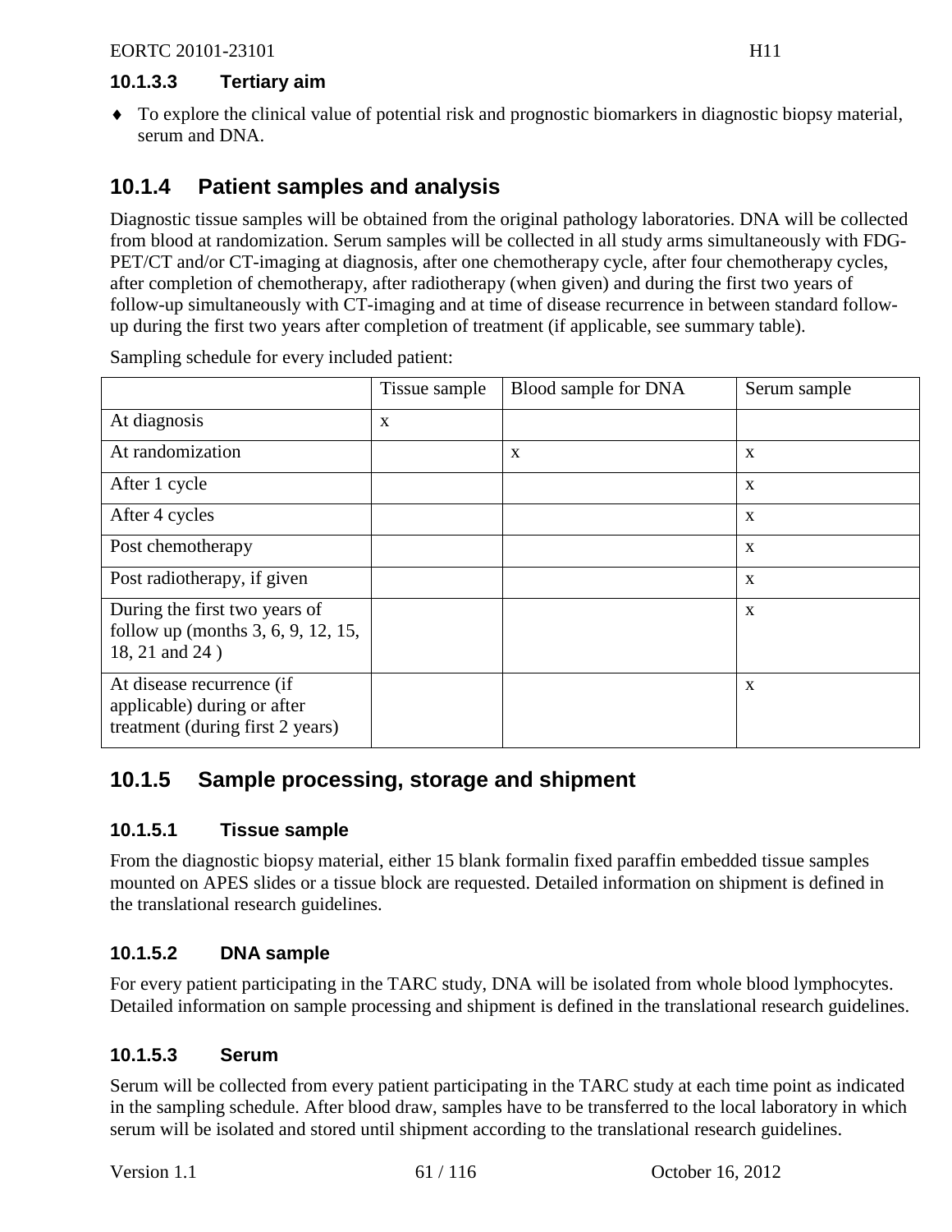#### 10.1.3.3 Tertiary aim

- To explore the clinical value of potential risk and prognostic biomarkers in diagnostic biopsy material, serum and DNA.

### 10.1.4 Patient samples and analysis

Diagnostic tissue samples will be obtained from the original pathology laboratories. DNA will be collected from blood at randomization. Serum samples will be collected in all study arms simultaneously with FDG-PET/CT and/or CT-imaging at diagnosis, after one chemotherapy cycle, after four chemotherapy cycles, after completion of chemotherapy, after radiotherapy (when given) and during the first two years of follow-up simultaneously with CT-imaging and at time of disease recurrence in between standard follow-up during the first two years after completion of treatment (if applicable, see summary table).

Sampling schedule for every included patient:

| | Tissue sample | Blood sample for DNA | Serum sample |
|---|---|---|---|
| At diagnosis | x | | |
| At randomization | | x | x |
| After 1 cycle | | | x |
| After 4 cycles | | | x |
| Post chemotherapy | | | x |
| Post radiotherapy, if given | | | x |
| During the first two years of follow up (months 3, 6, 9, 12, 15, 18, 21 and 24 ) | | | x |
| At disease recurrence (if applicable) during or after treatment (during first 2 years) | | | x |

### 10.1.5 Sample processing, storage and shipment

#### 10.1.5.1 Tissue sample

From the diagnostic biopsy material, either 15 blank formalin fixed paraffin embedded tissue samples mounted on APES slides or a tissue block are requested. Detailed information on shipment is defined in the translational research guidelines.

#### 10.1.5.2 DNA sample

For every patient participating in the TARC study, DNA will be isolated from whole blood lymphocytes. Detailed information on sample processing and shipment is defined in the translational research guidelines.

#### 10.1.5.3 Serum

Serum will be collected from every patient participating in the TARC study at each time point as indicated in the sampling schedule. After blood draw, samples have to be transferred to the local laboratory in which serum will be isolated and stored until shipment according to the translational research guidelines.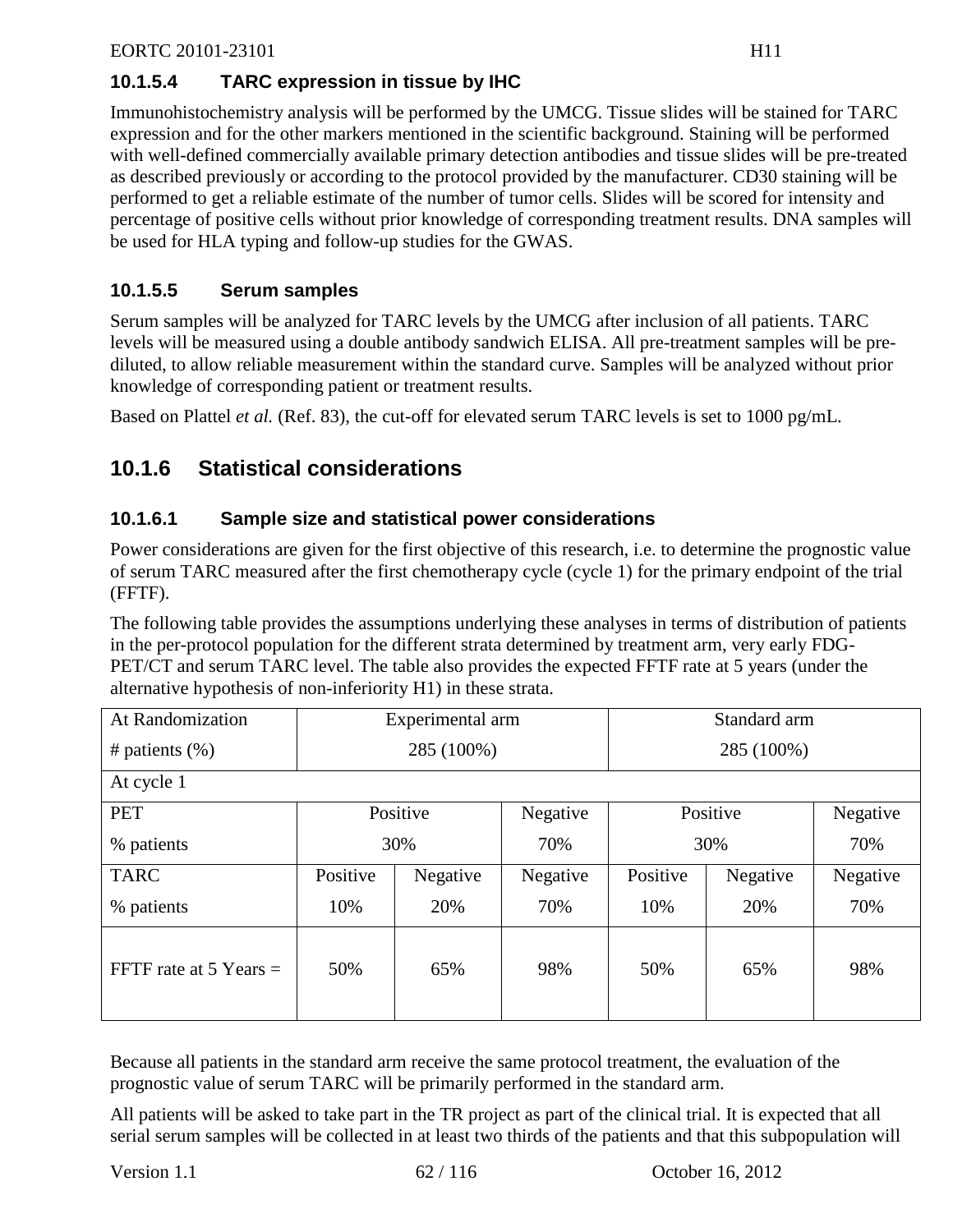#### 10.1.5.4 TARC expression in tissue by IHC

Immunohistochemistry analysis will be performed by the UMCG. Tissue slides will be stained for TARC expression and for the other markers mentioned in the scientific background. Staining will be performed with well-defined commercially available primary detection antibodies and tissue slides will be pre-treated as described previously or according to the protocol provided by the manufacturer. CD30 staining will be performed to get a reliable estimate of the number of tumor cells. Slides will be scored for intensity and percentage of positive cells without prior knowledge of corresponding treatment results. DNA samples will be used for HLA typing and follow-up studies for the GWAS.

#### 10.1.5.5 Serum samples

Serum samples will be analyzed for TARC levels by the UMCG after inclusion of all patients. TARC levels will be measured using a double antibody sandwich ELISA. All pre-treatment samples will be pre-diluted, to allow reliable measurement within the standard curve. Samples will be analyzed without prior knowledge of corresponding patient or treatment results.

Based on Plattel *et al.* (Ref. 83), the cut-off for elevated serum TARC levels is set to 1000 pg/mL.

### 10.1.6 Statistical considerations

#### 10.1.6.1 Sample size and statistical power considerations

Power considerations are given for the first objective of this research, i.e. to determine the prognostic value of serum TARC measured after the first chemotherapy cycle (cycle 1) for the primary endpoint of the trial (FFTF).

The following table provides the assumptions underlying these analyses in terms of distribution of patients in the per-protocol population for the different strata determined by treatment arm, very early FDG-PET/CT and serum TARC level. The table also provides the expected FFTF rate at 5 years (under the alternative hypothesis of non-inferiority H1) in these strata.

| At Randomization | Experimental arm | | | Standard arm | | |
|---|---|---|---|---|---|---|
| # patients (%) | 285 (100%) | | | 285 (100%) | | |
| At cycle 1 | | | | | | |
| PET | Positive | | Negative | Positive | | Negative |
| % patients | 30% | | 70% | 30% | | 70% |
| TARC | Positive | Negative | Negative | Positive | Negative | Negative |
| % patients | 10% | 20% | 70% | 10% | 20% | 70% |
| FFTF rate at 5 Years = | 50% | 65% | 98% | 50% | 65% | 98% |

Because all patients in the standard arm receive the same protocol treatment, the evaluation of the prognostic value of serum TARC will be primarily performed in the standard arm.

All patients will be asked to take part in the TR project as part of the clinical trial. It is expected that all serial serum samples will be collected in at least two thirds of the patients and that this subpopulation will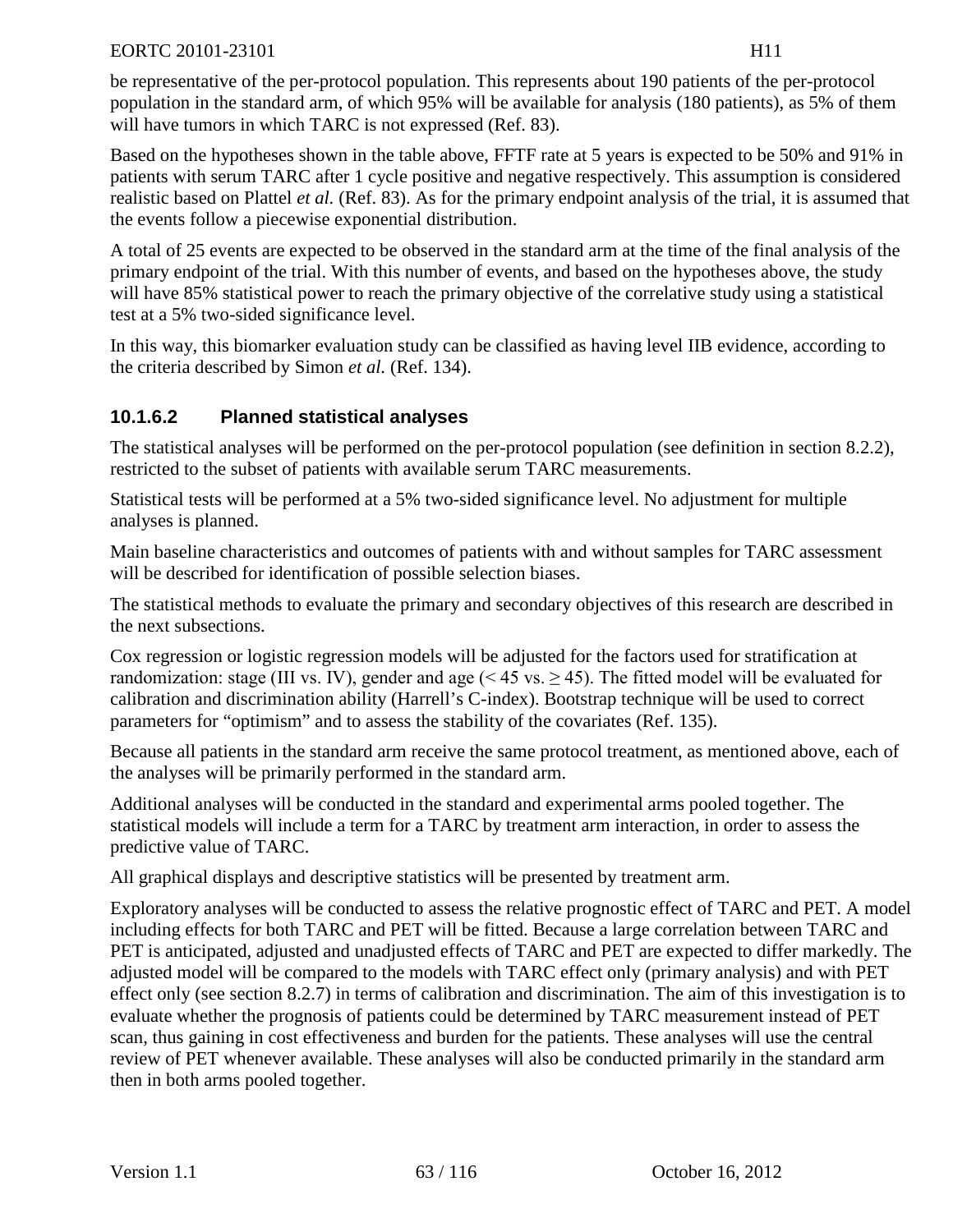be representative of the per-protocol population. This represents about 190 patients of the per-protocol population in the standard arm, of which 95% will be available for analysis (180 patients), as 5% of them will have tumors in which TARC is not expressed (Ref. 83).

Based on the hypotheses shown in the table above, FFTF rate at 5 years is expected to be 50% and 91% in patients with serum TARC after 1 cycle positive and negative respectively. This assumption is considered realistic based on Plattel *et al.* (Ref. 83). As for the primary endpoint analysis of the trial, it is assumed that the events follow a piecewise exponential distribution.

A total of 25 events are expected to be observed in the standard arm at the time of the final analysis of the primary endpoint of the trial. With this number of events, and based on the hypotheses above, the study will have 85% statistical power to reach the primary objective of the correlative study using a statistical test at a 5% two-sided significance level.

In this way, this biomarker evaluation study can be classified as having level IIB evidence, according to the criteria described by Simon *et al.* (Ref. 134).

#### 10.1.6.2 Planned statistical analyses

The statistical analyses will be performed on the per-protocol population (see definition in section 8.2.2), restricted to the subset of patients with available serum TARC measurements.

Statistical tests will be performed at a 5% two-sided significance level. No adjustment for multiple analyses is planned.

Main baseline characteristics and outcomes of patients with and without samples for TARC assessment will be described for identification of possible selection biases.

The statistical methods to evaluate the primary and secondary objectives of this research are described in the next subsections.

Cox regression or logistic regression models will be adjusted for the factors used for stratification at randomization: stage (III vs. IV), gender and age (< 45 vs. ≥ 45). The fitted model will be evaluated for calibration and discrimination ability (Harrell's C-index). Bootstrap technique will be used to correct parameters for "optimism" and to assess the stability of the covariates (Ref. 135).

Because all patients in the standard arm receive the same protocol treatment, as mentioned above, each of the analyses will be primarily performed in the standard arm.

Additional analyses will be conducted in the standard and experimental arms pooled together. The statistical models will include a term for a TARC by treatment arm interaction, in order to assess the predictive value of TARC.

All graphical displays and descriptive statistics will be presented by treatment arm.

Exploratory analyses will be conducted to assess the relative prognostic effect of TARC and PET. A model including effects for both TARC and PET will be fitted. Because a large correlation between TARC and PET is anticipated, adjusted and unadjusted effects of TARC and PET are expected to differ markedly. The adjusted model will be compared to the models with TARC effect only (primary analysis) and with PET effect only (see section 8.2.7) in terms of calibration and discrimination. The aim of this investigation is to evaluate whether the prognosis of patients could be determined by TARC measurement instead of PET scan, thus gaining in cost effectiveness and burden for the patients. These analyses will use the central review of PET whenever available. These analyses will also be conducted primarily in the standard arm then in both arms pooled together.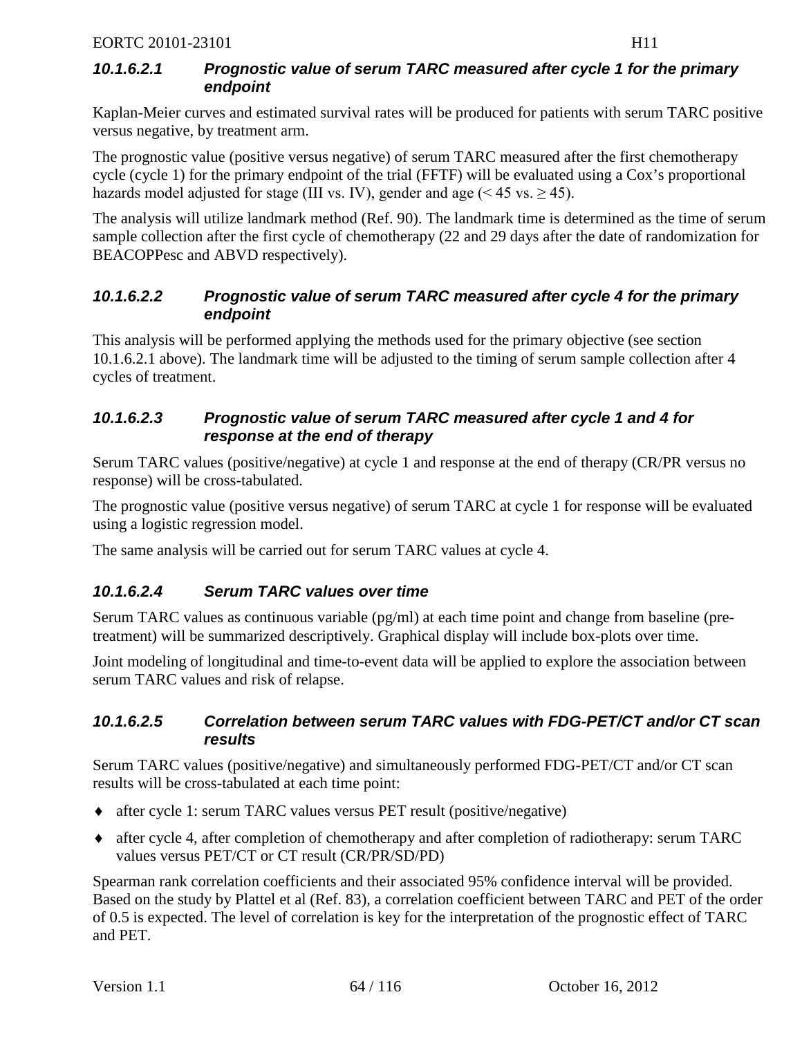#### 10.1.6.2.1 Prognostic value of serum TARC measured after cycle 1 for the primary endpoint

Kaplan-Meier curves and estimated survival rates will be produced for patients with serum TARC positive versus negative, by treatment arm.

The prognostic value (positive versus negative) of serum TARC measured after the first chemotherapy cycle (cycle 1) for the primary endpoint of the trial (FFTF) will be evaluated using a Cox's proportional hazards model adjusted for stage (III vs. IV), gender and age (< 45 vs. ≥ 45).

The analysis will utilize landmark method (Ref. 90). The landmark time is determined as the time of serum sample collection after the first cycle of chemotherapy (22 and 29 days after the date of randomization for BEACOPPesc and ABVD respectively).

#### 10.1.6.2.2 Prognostic value of serum TARC measured after cycle 4 for the primary endpoint

This analysis will be performed applying the methods used for the primary objective (see section 10.1.6.2.1 above). The landmark time will be adjusted to the timing of serum sample collection after 4 cycles of treatment.

#### 10.1.6.2.3 Prognostic value of serum TARC measured after cycle 1 and 4 for response at the end of therapy

Serum TARC values (positive/negative) at cycle 1 and response at the end of therapy (CR/PR versus no response) will be cross-tabulated.

The prognostic value (positive versus negative) of serum TARC at cycle 1 for response will be evaluated using a logistic regression model.

The same analysis will be carried out for serum TARC values at cycle 4.

#### 10.1.6.2.4 Serum TARC values over time

Serum TARC values as continuous variable (pg/ml) at each time point and change from baseline (pre-treatment) will be summarized descriptively. Graphical display will include box-plots over time.

Joint modeling of longitudinal and time-to-event data will be applied to explore the association between serum TARC values and risk of relapse.

#### 10.1.6.2.5 Correlation between serum TARC values with FDG-PET/CT and/or CT scan results

Serum TARC values (positive/negative) and simultaneously performed FDG-PET/CT and/or CT scan results will be cross-tabulated at each time point:

- after cycle 1: serum TARC values versus PET result (positive/negative)
- after cycle 4, after completion of chemotherapy and after completion of radiotherapy: serum TARC values versus PET/CT or CT result (CR/PR/SD/PD)

Spearman rank correlation coefficients and their associated 95% confidence interval will be provided. Based on the study by Plattel et al (Ref. 83), a correlation coefficient between TARC and PET of the order of 0.5 is expected. The level of correlation is key for the interpretation of the prognostic effect of TARC and PET.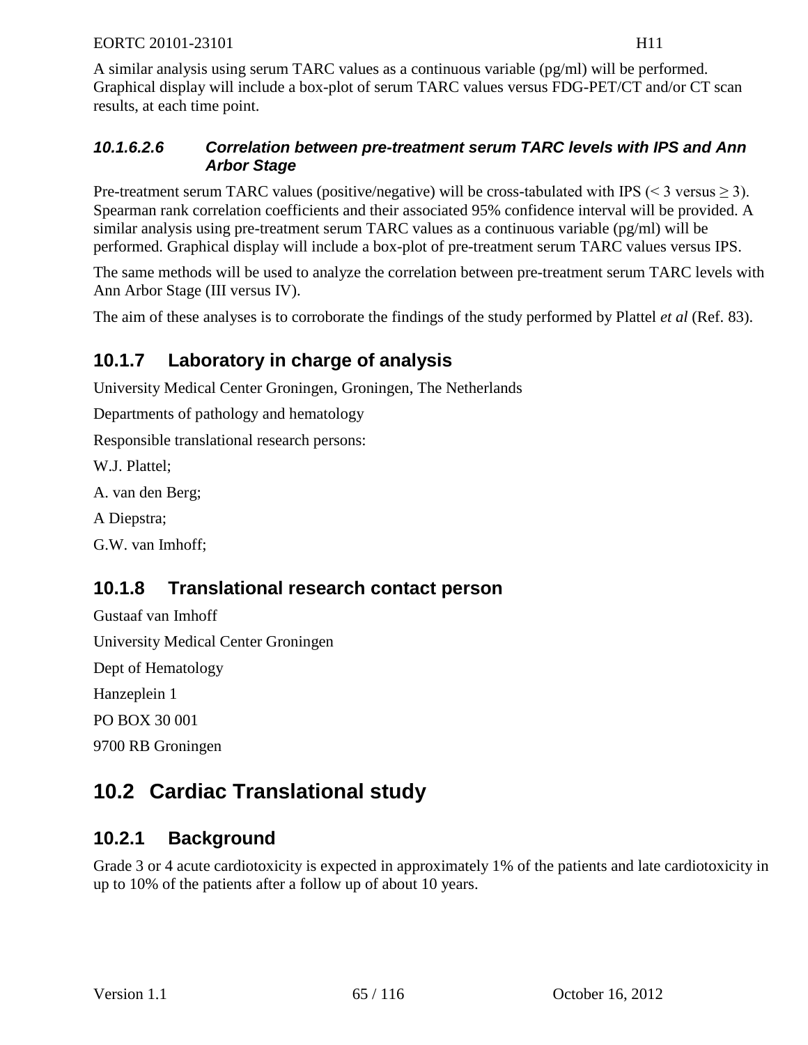A similar analysis using serum TARC values as a continuous variable (pg/ml) will be performed. Graphical display will include a box-plot of serum TARC values versus FDG-PET/CT and/or CT scan results, at each time point.

##### *10.1.6.2.6 Correlation between pre-treatment serum TARC levels with IPS and Ann Arbor Stage*

Pre-treatment serum TARC values (positive/negative) will be cross-tabulated with IPS ($< 3$ versus $\geq 3$). Spearman rank correlation coefficients and their associated 95% confidence interval will be provided. A similar analysis using pre-treatment serum TARC values as a continuous variable (pg/ml) will be performed. Graphical display will include a box-plot of pre-treatment serum TARC values versus IPS.

The same methods will be used to analyze the correlation between pre-treatment serum TARC levels with Ann Arbor Stage (III versus IV).

The aim of these analyses is to corroborate the findings of the study performed by Plattel *et al* (Ref. 83).

### 10.1.7 Laboratory in charge of analysis

University Medical Center Groningen, Groningen, The Netherlands

Departments of pathology and hematology

Responsible translational research persons:

W.J. Plattel;

A. van den Berg;

A Diepstra;

G.W. van Imhoff;

### 10.1.8 Translational research contact person

Gustaaf van Imhoff

University Medical Center Groningen

Dept of Hematology

Hanzeplein 1

PO BOX 30 001

9700 RB Groningen

## 10.2 Cardiac Translational study

### 10.2.1 Background

Grade 3 or 4 acute cardiotoxicity is expected in approximately 1% of the patients and late cardiotoxicity in up to 10% of the patients after a follow up of about 10 years.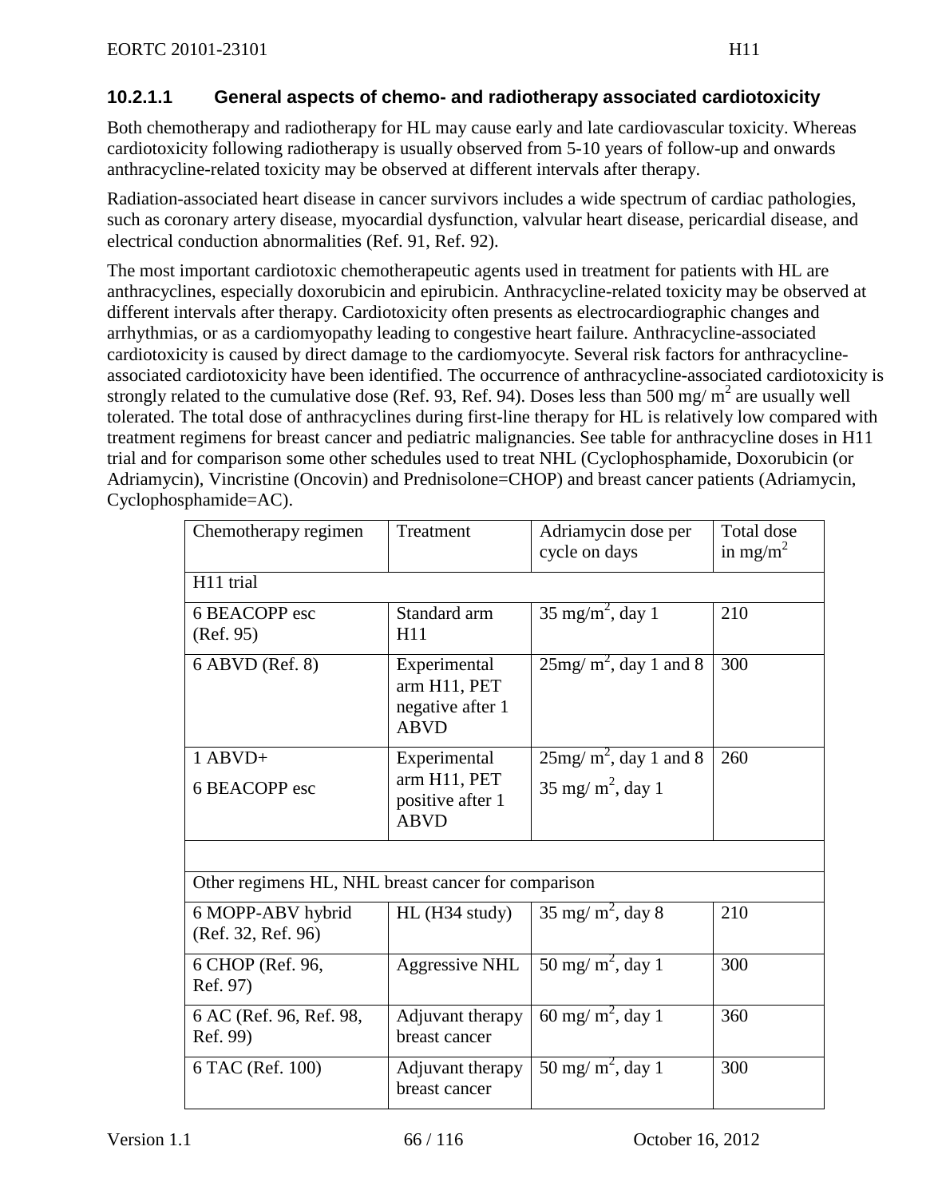#### 10.2.1.1 General aspects of chemo- and radiotherapy associated cardiotoxicity

Both chemotherapy and radiotherapy for HL may cause early and late cardiovascular toxicity. Whereas cardiotoxicity following radiotherapy is usually observed from 5-10 years of follow-up and onwards anthracycline-related toxicity may be observed at different intervals after therapy.

Radiation-associated heart disease in cancer survivors includes a wide spectrum of cardiac pathologies, such as coronary artery disease, myocardial dysfunction, valvular heart disease, pericardial disease, and electrical conduction abnormalities (Ref. 91, Ref. 92).

The most important cardiotoxic chemotherapeutic agents used in treatment for patients with HL are anthracyclines, especially doxorubicin and epirubicin. Anthracycline-related toxicity may be observed at different intervals after therapy. Cardiotoxicity often presents as electrocardiographic changes and arrhythmias, or as a cardiomyopathy leading to congestive heart failure. Anthracycline-associated cardiotoxicity is caused by direct damage to the cardiomyocyte. Several risk factors for anthracycline-associated cardiotoxicity have been identified. The occurrence of anthracycline-associated cardiotoxicity is strongly related to the cumulative dose (Ref. 93, Ref. 94). Doses less than 500 mg/ $m^2$ are usually well tolerated. The total dose of anthracyclines during first-line therapy for HL is relatively low compared with treatment regimens for breast cancer and pediatric malignancies. See table for anthracycline doses in H11 trial and for comparison some other schedules used to treat NHL (Cyclophosphamide, Doxorubicin (or Adriamycin), Vincristine (Oncovin) and Prednisolone=CHOP) and breast cancer patients (Adriamycin, Cyclophosphamide=AC).

| Chemotherapy regimen | Treatment | Adriamycin dose per cycle on days | Total dose in $mg/m^2$ |
|---|---|---|---|
| H11 trial | | | |
| 6 BEACOPP esc (Ref. 95) | Standard arm H11 | 35 $mg/m^2$, day 1 | 210 |
| 6 ABVD (Ref. 8) | Experimental arm H11, PET negative after 1 ABVD | 25mg/ $m^2$, day 1 and 8 | 300 |
| 1 ABVD+ 6 BEACOPP esc | Experimental arm H11, PET positive after 1 ABVD | 25mg/ $m^2$, day 1 and 8 35 mg/ $m^2$, day 1 | 260 |
| | | | |
| Other regimens HL, NHL breast cancer for comparison | | | |
| 6 MOPP-ABV hybrid (Ref. 32, Ref. 96) | HL (H34 study) | 35 mg/ $m^2$, day 8 | 210 |
| 6 CHOP (Ref. 96, Ref. 97) | Aggressive NHL | 50 mg/ $m^2$, day 1 | 300 |
| 6 AC (Ref. 96, Ref. 98, Ref. 99) | Adjuvant therapy breast cancer | 60 mg/ $m^2$, day 1 | 360 |
| 6 TAC (Ref. 100) | Adjuvant therapy breast cancer | 50 mg/ $m^2$, day 1 | 300 |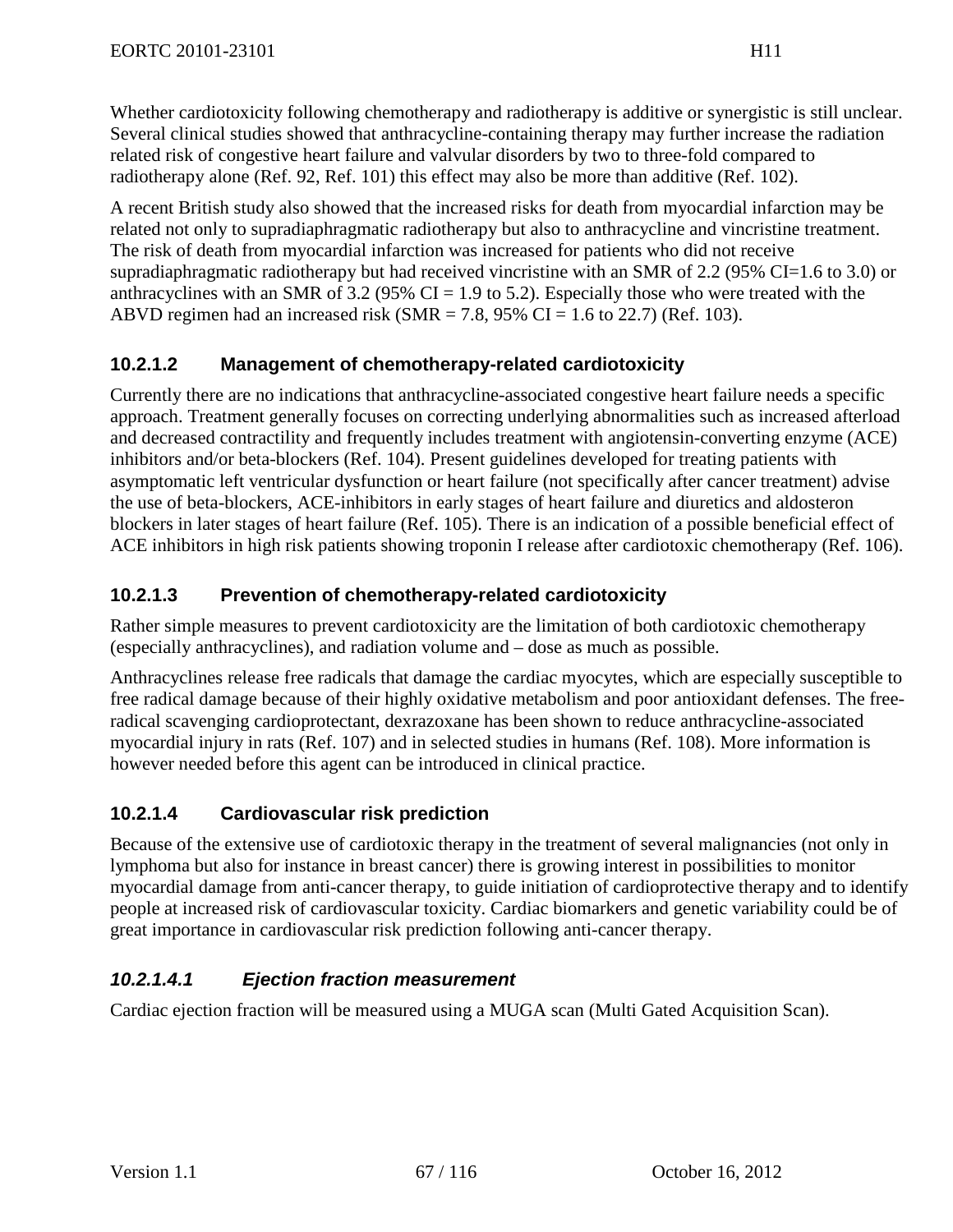Whether cardiotoxicity following chemotherapy and radiotherapy is additive or synergistic is still unclear. Several clinical studies showed that anthracycline-containing therapy may further increase the radiation related risk of congestive heart failure and valvular disorders by two to three-fold compared to radiotherapy alone (Ref. 92, Ref. 101) this effect may also be more than additive (Ref. 102).

A recent British study also showed that the increased risks for death from myocardial infarction may be related not only to supradiaphragmatic radiotherapy but also to anthracycline and vincristine treatment. The risk of death from myocardial infarction was increased for patients who did not receive supradiaphragmatic radiotherapy but had received vincristine with an SMR of 2.2 (95% CI=1.6 to 3.0) or anthracyclines with an SMR of 3.2 (95% CI = 1.9 to 5.2). Especially those who were treated with the ABVD regimen had an increased risk (SMR = 7.8, 95% CI = 1.6 to 22.7) (Ref. 103).

### 10.2.1.2 Management of chemotherapy-related cardiotoxicity

Currently there are no indications that anthracycline-associated congestive heart failure needs a specific approach. Treatment generally focuses on correcting underlying abnormalities such as increased afterload and decreased contractility and frequently includes treatment with angiotensin-converting enzyme (ACE) inhibitors and/or beta-blockers (Ref. 104). Present guidelines developed for treating patients with asymptomatic left ventricular dysfunction or heart failure (not specifically after cancer treatment) advise the use of beta-blockers, ACE-inhibitors in early stages of heart failure and diuretics and aldosteron blockers in later stages of heart failure (Ref. 105). There is an indication of a possible beneficial effect of ACE inhibitors in high risk patients showing troponin I release after cardiotoxic chemotherapy (Ref. 106).

### 10.2.1.3 Prevention of chemotherapy-related cardiotoxicity

Rather simple measures to prevent cardiotoxicity are the limitation of both cardiotoxic chemotherapy (especially anthracyclines), and radiation volume and – dose as much as possible.

Anthracyclines release free radicals that damage the cardiac myocytes, which are especially susceptible to free radical damage because of their highly oxidative metabolism and poor antioxidant defenses. The free-radical scavenging cardioprotectant, dexrazoxane has been shown to reduce anthracycline-associated myocardial injury in rats (Ref. 107) and in selected studies in humans (Ref. 108). More information is however needed before this agent can be introduced in clinical practice.

### 10.2.1.4 Cardiovascular risk prediction

Because of the extensive use of cardiotoxic therapy in the treatment of several malignancies (not only in lymphoma but also for instance in breast cancer) there is growing interest in possibilities to monitor myocardial damage from anti-cancer therapy, to guide initiation of cardioprotective therapy and to identify people at increased risk of cardiovascular toxicity. Cardiac biomarkers and genetic variability could be of great importance in cardiovascular risk prediction following anti-cancer therapy.

#### *10.2.1.4.1 Ejection fraction measurement*

Cardiac ejection fraction will be measured using a MUGA scan (Multi Gated Acquisition Scan).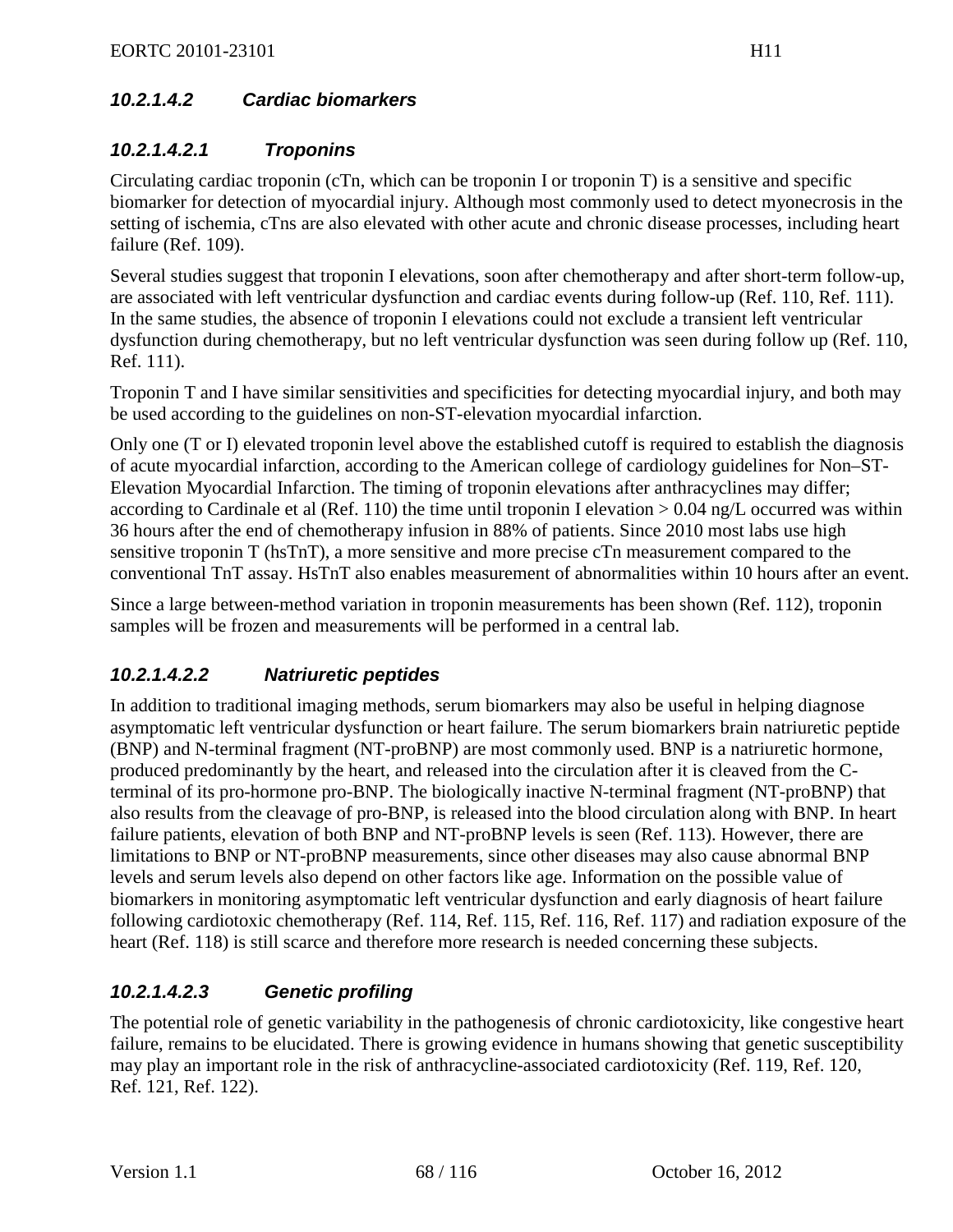#### *10.2.1.4.2 Cardiac biomarkers*

##### *10.2.1.4.2.1 Troponins*

Circulating cardiac troponin (cTn, which can be troponin I or troponin T) is a sensitive and specific biomarker for detection of myocardial injury. Although most commonly used to detect myonecrosis in the setting of ischemia, cTns are also elevated with other acute and chronic disease processes, including heart failure (Ref. 109).

Several studies suggest that troponin I elevations, soon after chemotherapy and after short-term follow-up, are associated with left ventricular dysfunction and cardiac events during follow-up (Ref. 110, Ref. 111). In the same studies, the absence of troponin I elevations could not exclude a transient left ventricular dysfunction during chemotherapy, but no left ventricular dysfunction was seen during follow up (Ref. 110, Ref. 111).

Troponin T and I have similar sensitivities and specificities for detecting myocardial injury, and both may be used according to the guidelines on non-ST-elevation myocardial infarction.

Only one (T or I) elevated troponin level above the established cutoff is required to establish the diagnosis of acute myocardial infarction, according to the American college of cardiology guidelines for Non–ST-Elevation Myocardial Infarction. The timing of troponin elevations after anthracyclines may differ; according to Cardinale et al (Ref. 110) the time until troponin I elevation > 0.04 ng/L occurred was within 36 hours after the end of chemotherapy infusion in 88% of patients. Since 2010 most labs use high sensitive troponin T (hsTnT), a more sensitive and more precise cTn measurement compared to the conventional TnT assay. HsTnT also enables measurement of abnormalities within 10 hours after an event.

Since a large between-method variation in troponin measurements has been shown (Ref. 112), troponin samples will be frozen and measurements will be performed in a central lab.

##### *10.2.1.4.2.2 Natriuretic peptides*

In addition to traditional imaging methods, serum biomarkers may also be useful in helping diagnose asymptomatic left ventricular dysfunction or heart failure. The serum biomarkers brain natriuretic peptide (BNP) and N-terminal fragment (NT-proBNP) are most commonly used. BNP is a natriuretic hormone, produced predominantly by the heart, and released into the circulation after it is cleaved from the C-terminal of its pro-hormone pro-BNP. The biologically inactive N-terminal fragment (NT-proBNP) that also results from the cleavage of pro-BNP, is released into the blood circulation along with BNP. In heart failure patients, elevation of both BNP and NT-proBNP levels is seen (Ref. 113). However, there are limitations to BNP or NT-proBNP measurements, since other diseases may also cause abnormal BNP levels and serum levels also depend on other factors like age. Information on the possible value of biomarkers in monitoring asymptomatic left ventricular dysfunction and early diagnosis of heart failure following cardiotoxic chemotherapy (Ref. 114, Ref. 115, Ref. 116, Ref. 117) and radiation exposure of the heart (Ref. 118) is still scarce and therefore more research is needed concerning these subjects.

##### *10.2.1.4.2.3 Genetic profiling*

The potential role of genetic variability in the pathogenesis of chronic cardiotoxicity, like congestive heart failure, remains to be elucidated. There is growing evidence in humans showing that genetic susceptibility may play an important role in the risk of anthracycline-associated cardiotoxicity (Ref. 119, Ref. 120, Ref. 121, Ref. 122).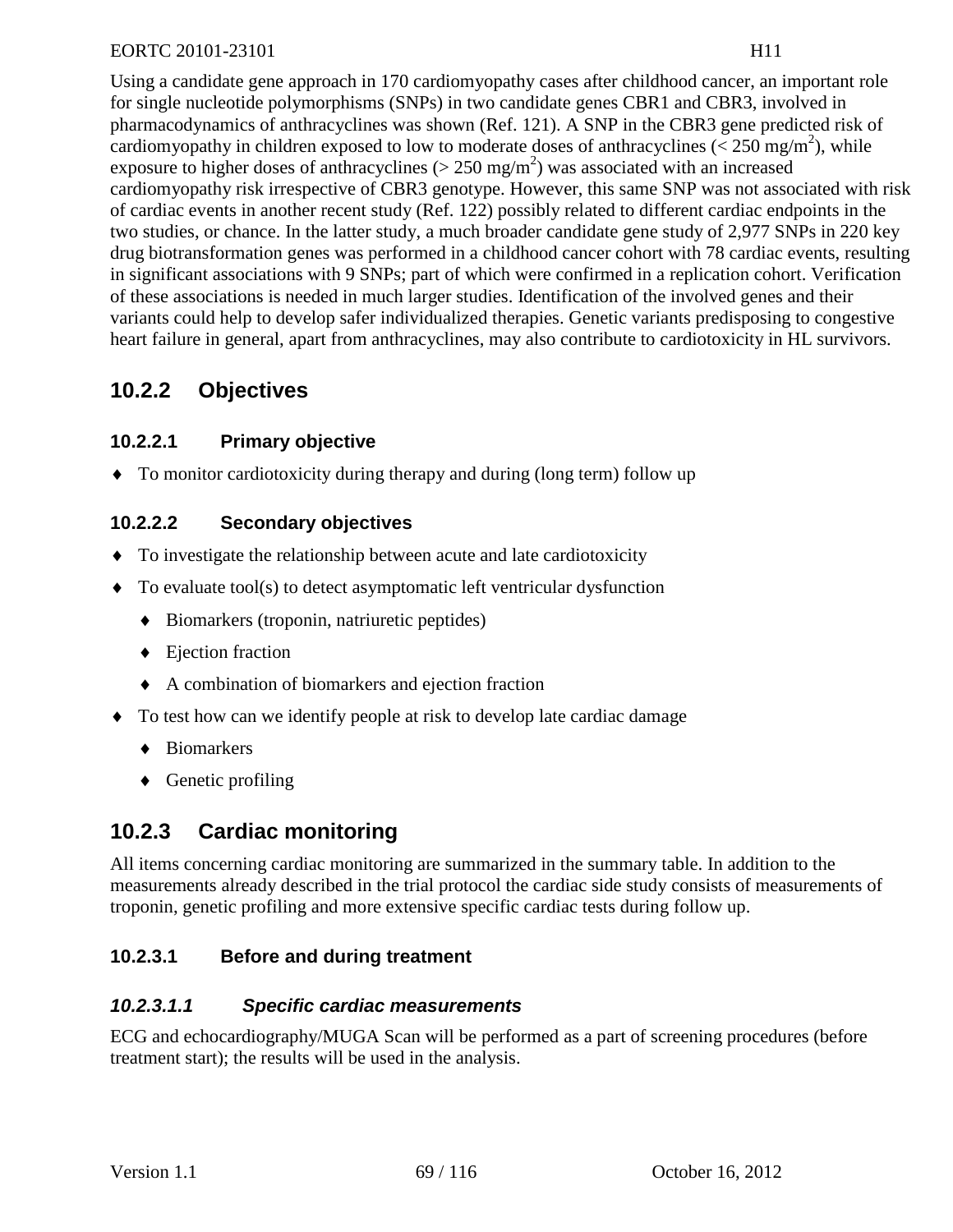Using a candidate gene approach in 170 cardiomyopathy cases after childhood cancer, an important role for single nucleotide polymorphisms (SNPs) in two candidate genes CBR1 and CBR3, involved in pharmacodynamics of anthracyclines was shown (Ref. 121). A SNP in the CBR3 gene predicted risk of cardiomyopathy in children exposed to low to moderate doses of anthracyclines (< 250 $mg/m^2$), while exposure to higher doses of anthracyclines (> 250 $mg/m^2$) was associated with an increased cardiomyopathy risk irrespective of CBR3 genotype. However, this same SNP was not associated with risk of cardiac events in another recent study (Ref. 122) possibly related to different cardiac endpoints in the two studies, or chance. In the latter study, a much broader candidate gene study of 2,977 SNPs in 220 key drug biotransformation genes was performed in a childhood cancer cohort with 78 cardiac events, resulting in significant associations with 9 SNPs; part of which were confirmed in a replication cohort. Verification of these associations is needed in much larger studies. Identification of the involved genes and their variants could help to develop safer individualized therapies. Genetic variants predisposing to congestive heart failure in general, apart from anthracyclines, may also contribute to cardiotoxicity in HL survivors.

## 10.2.2 Objectives

### 10.2.2.1 Primary objective

- To monitor cardiotoxicity during therapy and during (long term) follow up

### 10.2.2.2 Secondary objectives

- To investigate the relationship between acute and late cardiotoxicity
- To evaluate tool(s) to detect asymptomatic left ventricular dysfunction
  - Biomarkers (troponin, natriuretic peptides)
  - Ejection fraction
  - A combination of biomarkers and ejection fraction
- To test how can we identify people at risk to develop late cardiac damage
  - Biomarkers
  - Genetic profiling

## 10.2.3 Cardiac monitoring

All items concerning cardiac monitoring are summarized in the summary table. In addition to the measurements already described in the trial protocol the cardiac side study consists of measurements of troponin, genetic profiling and more extensive specific cardiac tests during follow up.

### 10.2.3.1 Before and during treatment

#### *10.2.3.1.1 Specific cardiac measurements*

ECG and echocardiography/MUGA Scan will be performed as a part of screening procedures (before treatment start); the results will be used in the analysis.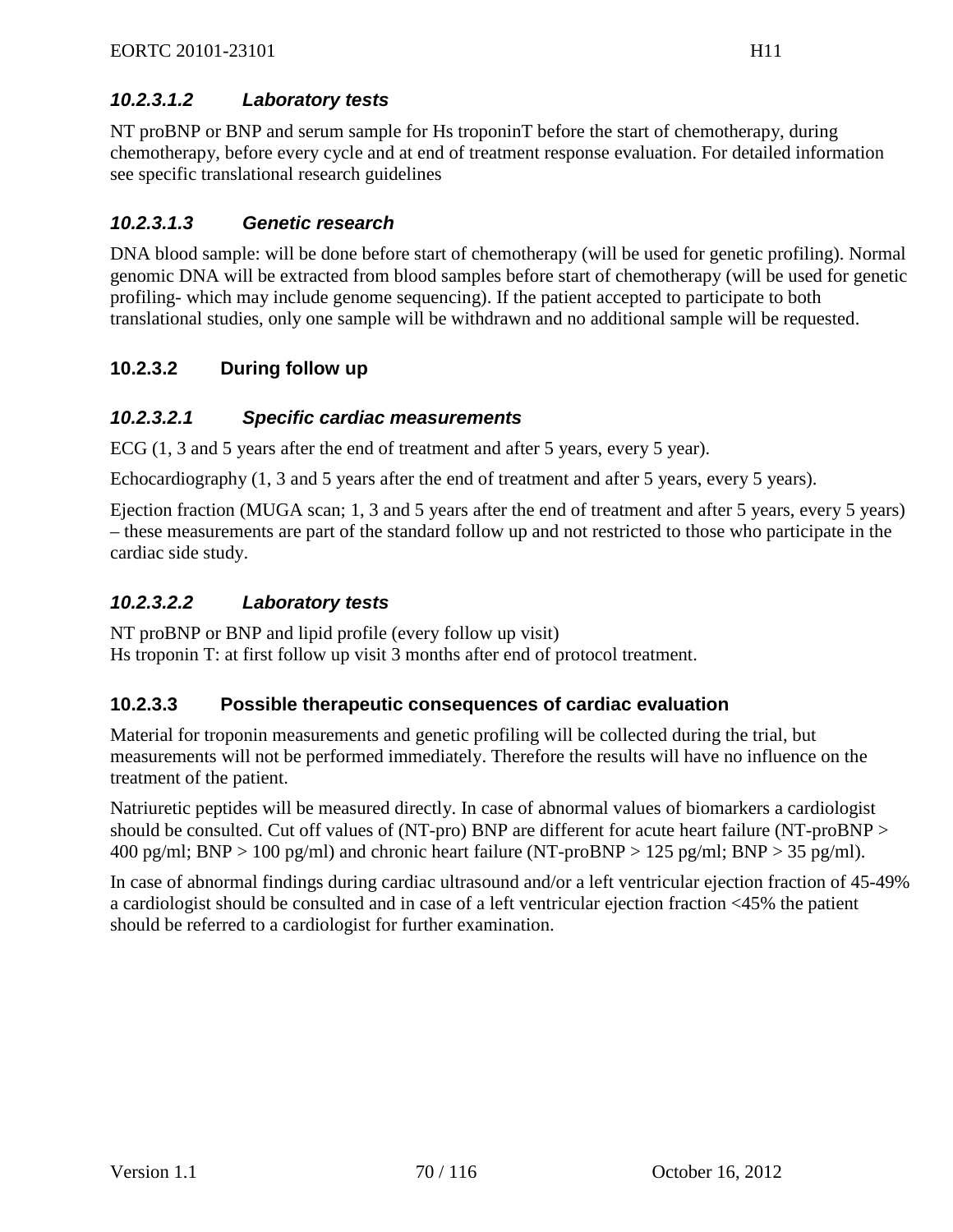#### *10.2.3.1.2 Laboratory tests*

NT proBNP or BNP and serum sample for Hs troponinT before the start of chemotherapy, during chemotherapy, before every cycle and at end of treatment response evaluation. For detailed information see specific translational research guidelines

#### *10.2.3.1.3 Genetic research*

DNA blood sample: will be done before start of chemotherapy (will be used for genetic profiling). Normal genomic DNA will be extracted from blood samples before start of chemotherapy (will be used for genetic profiling- which may include genome sequencing). If the patient accepted to participate to both translational studies, only one sample will be withdrawn and no additional sample will be requested.

### 10.2.3.2 During follow up

#### *10.2.3.2.1 Specific cardiac measurements*

ECG (1, 3 and 5 years after the end of treatment and after 5 years, every 5 year).

Echocardiography (1, 3 and 5 years after the end of treatment and after 5 years, every 5 years).

Ejection fraction (MUGA scan; 1, 3 and 5 years after the end of treatment and after 5 years, every 5 years) – these measurements are part of the standard follow up and not restricted to those who participate in the cardiac side study.

#### *10.2.3.2.2 Laboratory tests*

NT proBNP or BNP and lipid profile (every follow up visit)
Hs troponin T: at first follow up visit 3 months after end of protocol treatment.

### 10.2.3.3 Possible therapeutic consequences of cardiac evaluation

Material for troponin measurements and genetic profiling will be collected during the trial, but measurements will not be performed immediately. Therefore the results will have no influence on the treatment of the patient.

Natriuretic peptides will be measured directly. In case of abnormal values of biomarkers a cardiologist should be consulted. Cut off values of (NT-pro) BNP are different for acute heart failure (NT-proBNP > 400 pg/ml; BNP > 100 pg/ml) and chronic heart failure (NT-proBNP > 125 pg/ml; BNP > 35 pg/ml).

In case of abnormal findings during cardiac ultrasound and/or a left ventricular ejection fraction of 45-49% a cardiologist should be consulted and in case of a left ventricular ejection fraction <45% the patient should be referred to a cardiologist for further examination.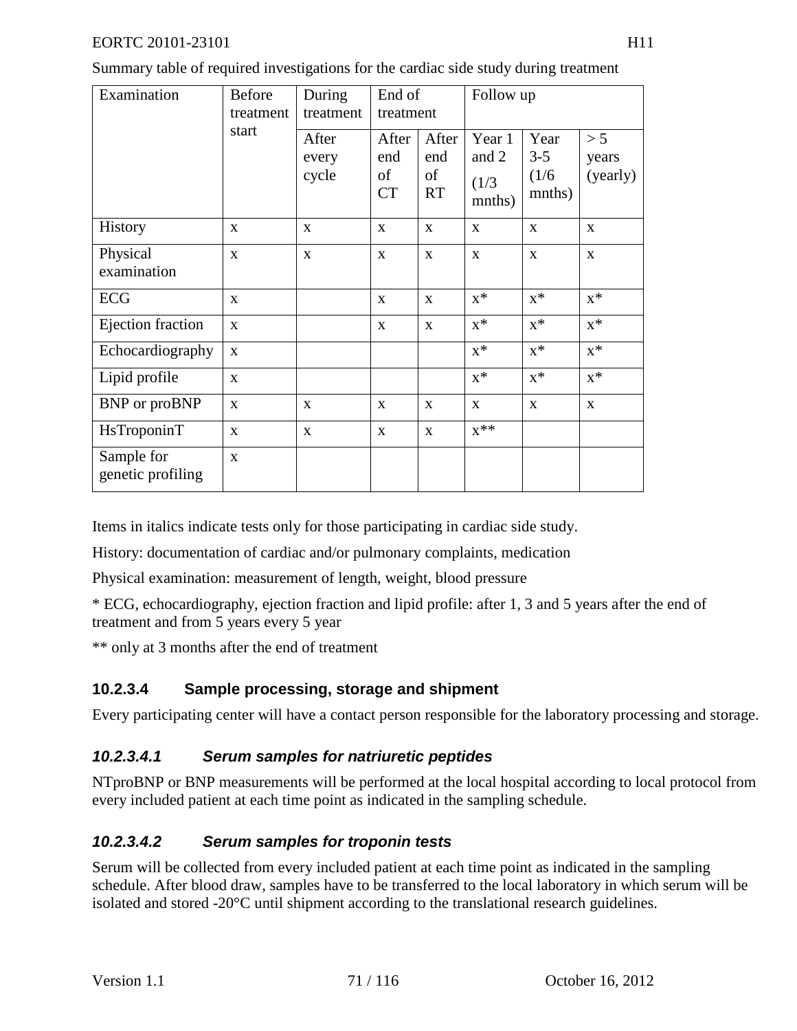Summary table of required investigations for the cardiac side study during treatment

| Examination | Before treatment start | During treatment | End of treatment | | Follow up | | |
|---|---|---|---|---|---|---|---|
| | | After every cycle | After end of CT | After end of RT | Year 1 and 2 (1/3 mnths) | Year 3-5 (1/6 mnths) | > 5 years (yearly) |
| History | x | x | x | x | x | x | x |
| Physical examination | x | x | x | x | x | x | x |
| ECG | x | | x | x | x* | x* | x* |
| Ejection fraction | x | | x | x | x* | x* | x* |
| Echocardiography | x | | | | x* | x* | x* |
| Lipid profile | x | | | | x* | x* | x* |
| BNP or proBNP | x | x | x | x | x | x | x |
| HsTroponinT | x | x | x | x | x** | | |
| Sample for genetic profiling | x | | | | | | |

Items in italics indicate tests only for those participating in cardiac side study.

History: documentation of cardiac and/or pulmonary complaints, medication

Physical examination: measurement of length, weight, blood pressure

* ECG, echocardiography, ejection fraction and lipid profile: after 1, 3 and 5 years after the end of treatment and from 5 years every 5 year

** only at 3 months after the end of treatment

#### 10.2.3.4 Sample processing, storage and shipment

Every participating center will have a contact person responsible for the laboratory processing and storage.

##### *10.2.3.4.1 Serum samples for natriuretic peptides*

NTproBNP or BNP measurements will be performed at the local hospital according to local protocol from every included patient at each time point as indicated in the sampling schedule.

##### *10.2.3.4.2 Serum samples for troponin tests*

Serum will be collected from every included patient at each time point as indicated in the sampling schedule. After blood draw, samples have to be transferred to the local laboratory in which serum will be isolated and stored -20°C until shipment according to the translational research guidelines.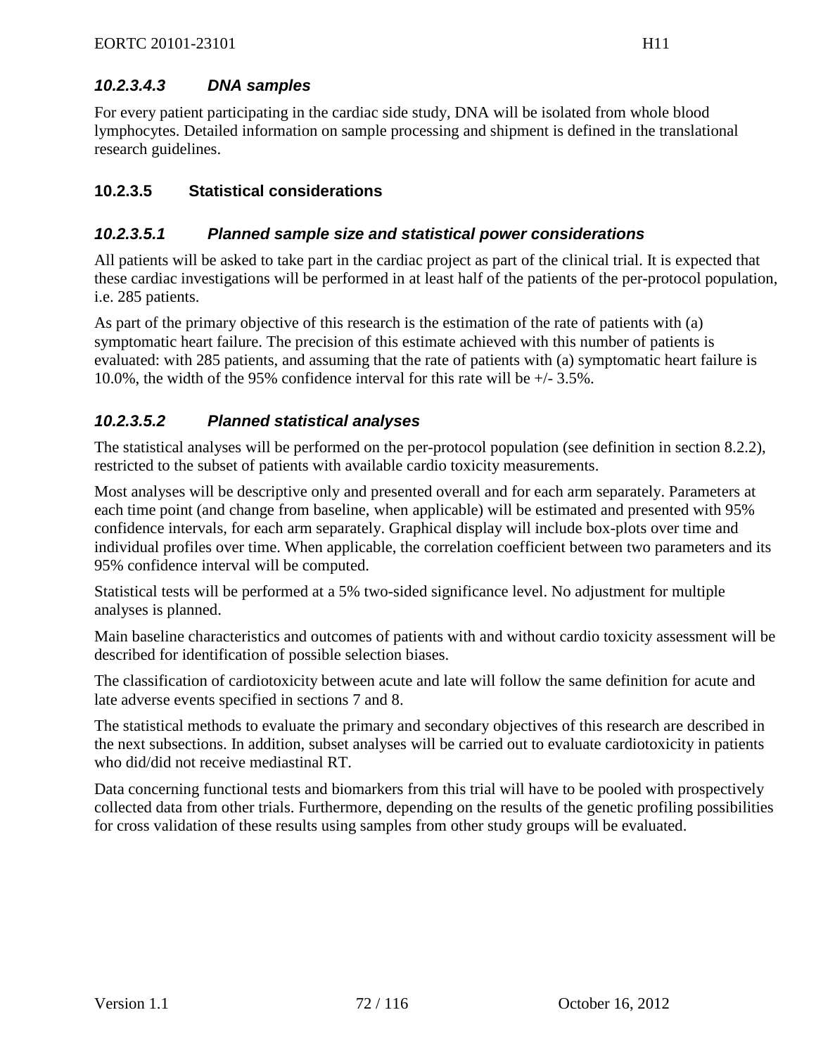#### *10.2.3.4.3 DNA samples*

For every patient participating in the cardiac side study, DNA will be isolated from whole blood lymphocytes. Detailed information on sample processing and shipment is defined in the translational research guidelines.

### 10.2.3.5 Statistical considerations

#### *10.2.3.5.1 Planned sample size and statistical power considerations*

All patients will be asked to take part in the cardiac project as part of the clinical trial. It is expected that these cardiac investigations will be performed in at least half of the patients of the per-protocol population, i.e. 285 patients.

As part of the primary objective of this research is the estimation of the rate of patients with (a) symptomatic heart failure. The precision of this estimate achieved with this number of patients is evaluated: with 285 patients, and assuming that the rate of patients with (a) symptomatic heart failure is 10.0%, the width of the 95% confidence interval for this rate will be +/- 3.5%.

#### *10.2.3.5.2 Planned statistical analyses*

The statistical analyses will be performed on the per-protocol population (see definition in section 8.2.2), restricted to the subset of patients with available cardio toxicity measurements.

Most analyses will be descriptive only and presented overall and for each arm separately. Parameters at each time point (and change from baseline, when applicable) will be estimated and presented with 95% confidence intervals, for each arm separately. Graphical display will include box-plots over time and individual profiles over time. When applicable, the correlation coefficient between two parameters and its 95% confidence interval will be computed.

Statistical tests will be performed at a 5% two-sided significance level. No adjustment for multiple analyses is planned.

Main baseline characteristics and outcomes of patients with and without cardio toxicity assessment will be described for identification of possible selection biases.

The classification of cardiotoxicity between acute and late will follow the same definition for acute and late adverse events specified in sections 7 and 8.

The statistical methods to evaluate the primary and secondary objectives of this research are described in the next subsections. In addition, subset analyses will be carried out to evaluate cardiotoxicity in patients who did/did not receive mediastinal RT.

Data concerning functional tests and biomarkers from this trial will have to be pooled with prospectively collected data from other trials. Furthermore, depending on the results of the genetic profiling possibilities for cross validation of these results using samples from other study groups will be evaluated.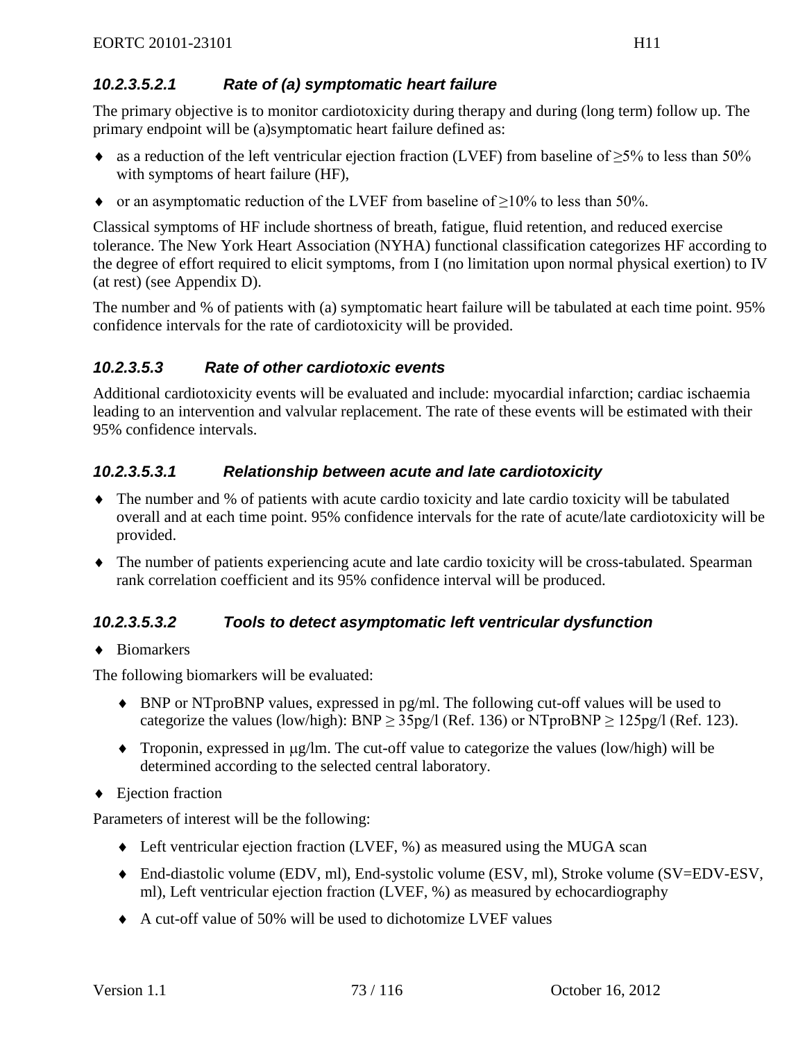#### 10.2.3.5.2.1 *Rate of (a) symptomatic heart failure*

The primary objective is to monitor cardiotoxicity during therapy and during (long term) follow up. The primary endpoint will be (a)symptomatic heart failure defined as:

- as a reduction of the left ventricular ejection fraction (LVEF) from baseline of ≥5% to less than 50% with symptoms of heart failure (HF),
- or an asymptomatic reduction of the LVEF from baseline of ≥10% to less than 50%.

Classical symptoms of HF include shortness of breath, fatigue, fluid retention, and reduced exercise tolerance. The New York Heart Association (NYHA) functional classification categorizes HF according to the degree of effort required to elicit symptoms, from I (no limitation upon normal physical exertion) to IV (at rest) (see Appendix D).

The number and % of patients with (a) symptomatic heart failure will be tabulated at each time point. 95% confidence intervals for the rate of cardiotoxicity will be provided.

#### 10.2.3.5.3 *Rate of other cardiotoxic events*

Additional cardiotoxicity events will be evaluated and include: myocardial infarction; cardiac ischaemia leading to an intervention and valvular replacement. The rate of these events will be estimated with their 95% confidence intervals.

#### 10.2.3.5.3.1 *Relationship between acute and late cardiotoxicity*

- The number and % of patients with acute cardio toxicity and late cardio toxicity will be tabulated overall and at each time point. 95% confidence intervals for the rate of acute/late cardiotoxicity will be provided.
- The number of patients experiencing acute and late cardio toxicity will be cross-tabulated. Spearman rank correlation coefficient and its 95% confidence interval will be produced.

#### 10.2.3.5.3.2 *Tools to detect asymptomatic left ventricular dysfunction*

- Biomarkers

The following biomarkers will be evaluated:

- BNP or NTproBNP values, expressed in pg/ml. The following cut-off values will be used to categorize the values (low/high): BNP ≥ 35pg/l (Ref. 136) or NTproBNP ≥ 125pg/l (Ref. 123).
- Troponin, expressed in μg/lm. The cut-off value to categorize the values (low/high) will be determined according to the selected central laboratory.

- Ejection fraction

Parameters of interest will be the following:

- Left ventricular ejection fraction (LVEF, %) as measured using the MUGA scan
- End-diastolic volume (EDV, ml), End-systolic volume (ESV, ml), Stroke volume (SV=EDV-ESV, ml), Left ventricular ejection fraction (LVEF, %) as measured by echocardiography
- A cut-off value of 50% will be used to dichotomize LVEF values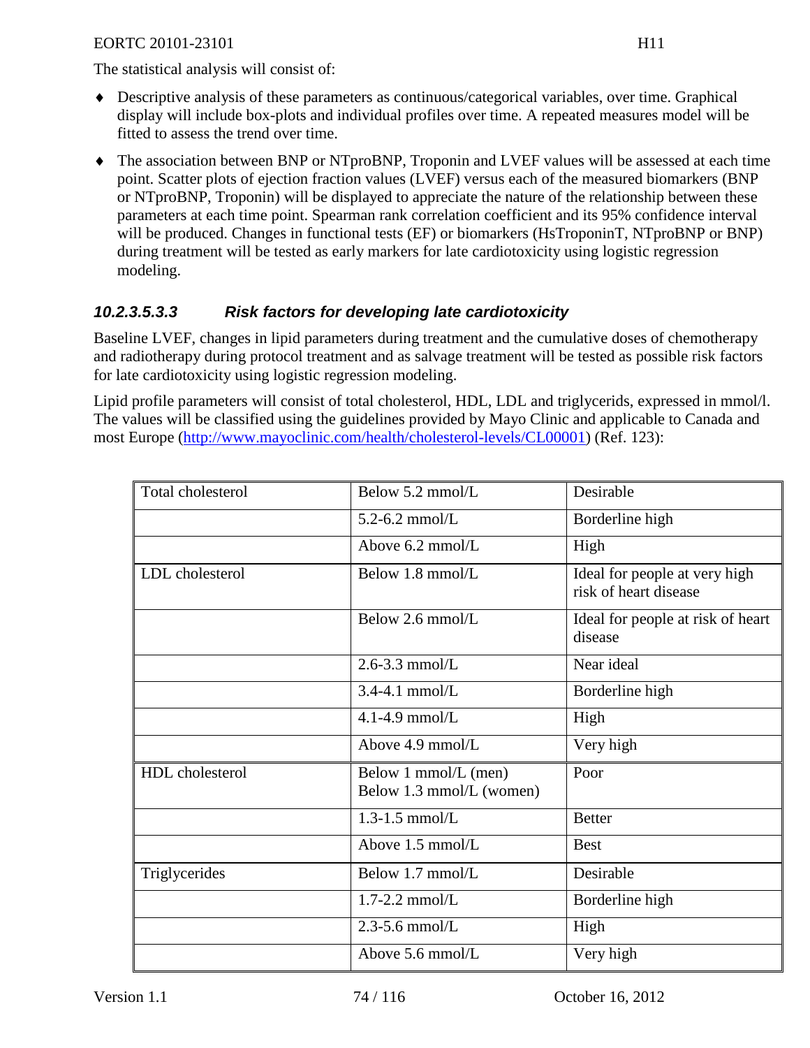The statistical analysis will consist of:

- Descriptive analysis of these parameters as continuous/categorical variables, over time. Graphical display will include box-plots and individual profiles over time. A repeated measures model will be fitted to assess the trend over time.
- The association between BNP or NTproBNP, Troponin and LVEF values will be assessed at each time point. Scatter plots of ejection fraction values (LVEF) versus each of the measured biomarkers (BNP or NTproBNP, Troponin) will be displayed to appreciate the nature of the relationship between these parameters at each time point. Spearman rank correlation coefficient and its 95% confidence interval will be produced. Changes in functional tests (EF) or biomarkers (HsTroponinT, NTproBNP or BNP) during treatment will be tested as early markers for late cardiotoxicity using logistic regression modeling.

#### *10.2.3.5.3.3 Risk factors for developing late cardiotoxicity*

Baseline LVEF, changes in lipid parameters during treatment and the cumulative doses of chemotherapy and radiotherapy during protocol treatment and as salvage treatment will be tested as possible risk factors for late cardiotoxicity using logistic regression modeling.

Lipid profile parameters will consist of total cholesterol, HDL, LDL and triglycerids, expressed in mmol/l. The values will be classified using the guidelines provided by Mayo Clinic and applicable to Canada and most Europe (http://www.mayoclinic.com/health/cholesterol-levels/CL00001) (Ref. 123):

| | | |
|---|---|---|
| Total cholesterol | Below 5.2 mmol/L | Desirable |
| | 5.2-6.2 mmol/L | Borderline high |
| | Above 6.2 mmol/L | High |
| LDL cholesterol | Below 1.8 mmol/L | Ideal for people at very high risk of heart disease |
| | Below 2.6 mmol/L | Ideal for people at risk of heart disease |
| | 2.6-3.3 mmol/L | Near ideal |
| | 3.4-4.1 mmol/L | Borderline high |
| | 4.1-4.9 mmol/L | High |
| | Above 4.9 mmol/L | Very high |
| HDL cholesterol | Below 1 mmol/L (men)<br>Below 1.3 mmol/L (women) | Poor |
| | 1.3-1.5 mmol/L | Better |
| | Above 1.5 mmol/L | Best |
| Triglycerides | Below 1.7 mmol/L | Desirable |
| | 1.7-2.2 mmol/L | Borderline high |
| | 2.3-5.6 mmol/L | High |
| | Above 5.6 mmol/L | Very high |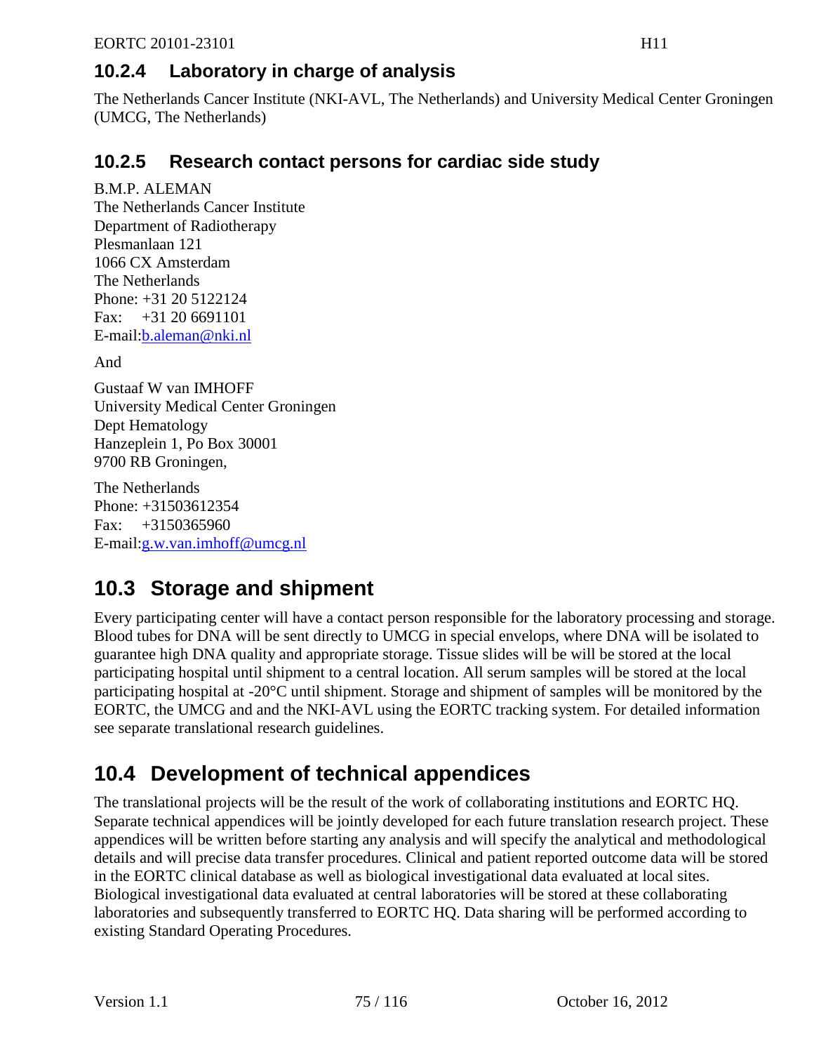### 10.2.4 Laboratory in charge of analysis

The Netherlands Cancer Institute (NKI-AVL, The Netherlands) and University Medical Center Groningen (UMCG, The Netherlands)

### 10.2.5 Research contact persons for cardiac side study

B.M.P. ALEMAN  
The Netherlands Cancer Institute  
Department of Radiotherapy  
Plesmanlaan 121  
1066 CX Amsterdam  
The Netherlands  
Phone: +31 20 5122124  
Fax: +31 20 6691101  
E-mail:b.aleman@nki.nl

And

Gustaaf W van IMHOFF  
University Medical Center Groningen  
Dept Hematology  
Hanzeplein 1, Po Box 30001  
9700 RB Groningen,

The Netherlands  
Phone: +31503612354  
Fax: +3150365960  
E-mail:g.w.van.imhoff@umcg.nl

## 10.3 Storage and shipment

Every participating center will have a contact person responsible for the laboratory processing and storage. Blood tubes for DNA will be sent directly to UMCG in special envelops, where DNA will be isolated to guarantee high DNA quality and appropriate storage. Tissue slides will be will be stored at the local participating hospital until shipment to a central location. All serum samples will be stored at the local participating hospital at -20°C until shipment. Storage and shipment of samples will be monitored by the EORTC, the UMCG and and the NKI-AVL using the EORTC tracking system. For detailed information see separate translational research guidelines.

## 10.4 Development of technical appendices

The translational projects will be the result of the work of collaborating institutions and EORTC HQ. Separate technical appendices will be jointly developed for each future translation research project. These appendices will be written before starting any analysis and will specify the analytical and methodological details and will precise data transfer procedures. Clinical and patient reported outcome data will be stored in the EORTC clinical database as well as biological investigational data evaluated at local sites. Biological investigational data evaluated at central laboratories will be stored at these collaborating laboratories and subsequently transferred to EORTC HQ. Data sharing will be performed according to existing Standard Operating Procedures.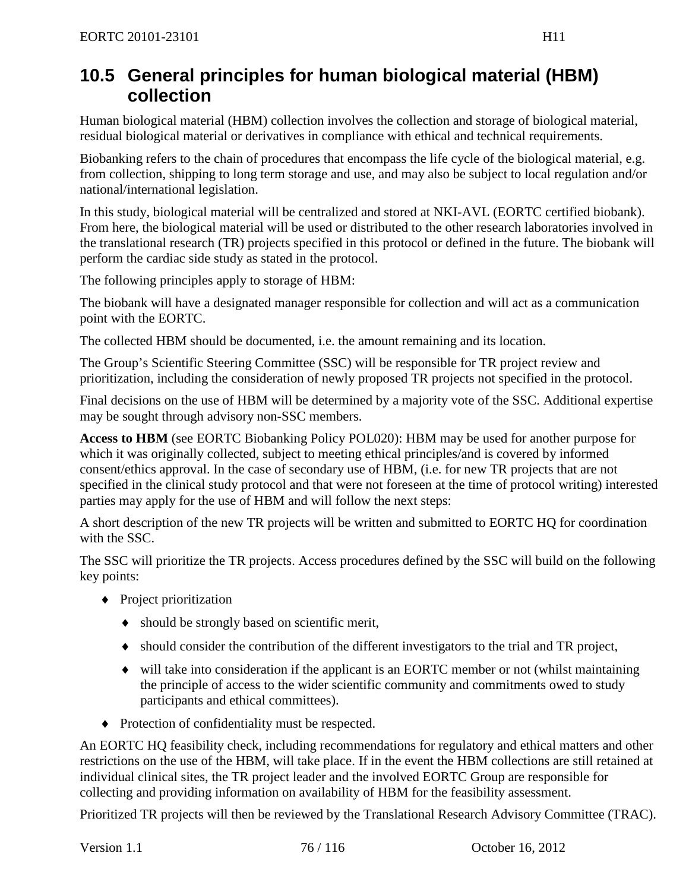## 10.5 General principles for human biological material (HBM) collection

Human biological material (HBM) collection involves the collection and storage of biological material, residual biological material or derivatives in compliance with ethical and technical requirements.

Biobanking refers to the chain of procedures that encompass the life cycle of the biological material, e.g. from collection, shipping to long term storage and use, and may also be subject to local regulation and/or national/international legislation.

In this study, biological material will be centralized and stored at NKI-AVL (EORTC certified biobank). From here, the biological material will be used or distributed to the other research laboratories involved in the translational research (TR) projects specified in this protocol or defined in the future. The biobank will perform the cardiac side study as stated in the protocol.

The following principles apply to storage of HBM:

The biobank will have a designated manager responsible for collection and will act as a communication point with the EORTC.

The collected HBM should be documented, i.e. the amount remaining and its location.

The Group's Scientific Steering Committee (SSC) will be responsible for TR project review and prioritization, including the consideration of newly proposed TR projects not specified in the protocol.

Final decisions on the use of HBM will be determined by a majority vote of the SSC. Additional expertise may be sought through advisory non-SSC members.

**Access to HBM** (see EORTC Biobanking Policy POL020): HBM may be used for another purpose for which it was originally collected, subject to meeting ethical principles/and is covered by informed consent/ethics approval. In the case of secondary use of HBM, (i.e. for new TR projects that are not specified in the clinical study protocol and that were not foreseen at the time of protocol writing) interested parties may apply for the use of HBM and will follow the next steps:

A short description of the new TR projects will be written and submitted to EORTC HQ for coordination with the SSC.

The SSC will prioritize the TR projects. Access procedures defined by the SSC will build on the following key points:

- Project prioritization
  - should be strongly based on scientific merit,
  - should consider the contribution of the different investigators to the trial and TR project,
  - will take into consideration if the applicant is an EORTC member or not (whilst maintaining the principle of access to the wider scientific community and commitments owed to study participants and ethical committees).
- Protection of confidentiality must be respected.

An EORTC HQ feasibility check, including recommendations for regulatory and ethical matters and other restrictions on the use of the HBM, will take place. If in the event the HBM collections are still retained at individual clinical sites, the TR project leader and the involved EORTC Group are responsible for collecting and providing information on availability of HBM for the feasibility assessment.

Prioritized TR projects will then be reviewed by the Translational Research Advisory Committee (TRAC).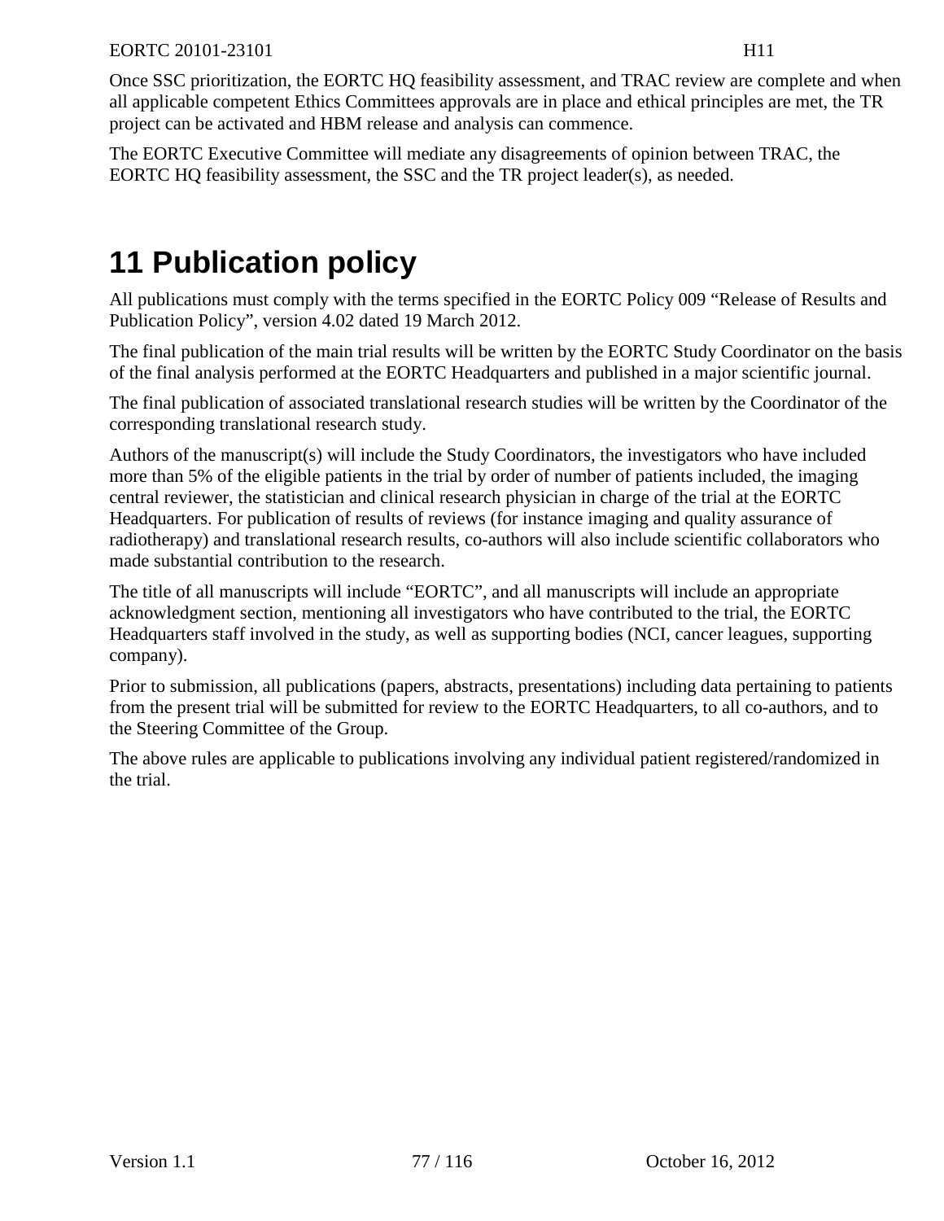Once SSC prioritization, the EORTC HQ feasibility assessment, and TRAC review are complete and when all applicable competent Ethics Committees approvals are in place and ethical principles are met, the TR project can be activated and HBM release and analysis can commence.

The EORTC Executive Committee will mediate any disagreements of opinion between TRAC, the EORTC HQ feasibility assessment, the SSC and the TR project leader(s), as needed.

# 11 Publication policy

All publications must comply with the terms specified in the EORTC Policy 009 "Release of Results and Publication Policy", version 4.02 dated 19 March 2012.

The final publication of the main trial results will be written by the EORTC Study Coordinator on the basis of the final analysis performed at the EORTC Headquarters and published in a major scientific journal.

The final publication of associated translational research studies will be written by the Coordinator of the corresponding translational research study.

Authors of the manuscript(s) will include the Study Coordinators, the investigators who have included more than 5% of the eligible patients in the trial by order of number of patients included, the imaging central reviewer, the statistician and clinical research physician in charge of the trial at the EORTC Headquarters. For publication of results of reviews (for instance imaging and quality assurance of radiotherapy) and translational research results, co-authors will also include scientific collaborators who made substantial contribution to the research.

The title of all manuscripts will include "EORTC", and all manuscripts will include an appropriate acknowledgment section, mentioning all investigators who have contributed to the trial, the EORTC Headquarters staff involved in the study, as well as supporting bodies (NCI, cancer leagues, supporting company).

Prior to submission, all publications (papers, abstracts, presentations) including data pertaining to patients from the present trial will be submitted for review to the EORTC Headquarters, to all co-authors, and to the Steering Committee of the Group.

The above rules are applicable to publications involving any individual patient registered/randomized in the trial.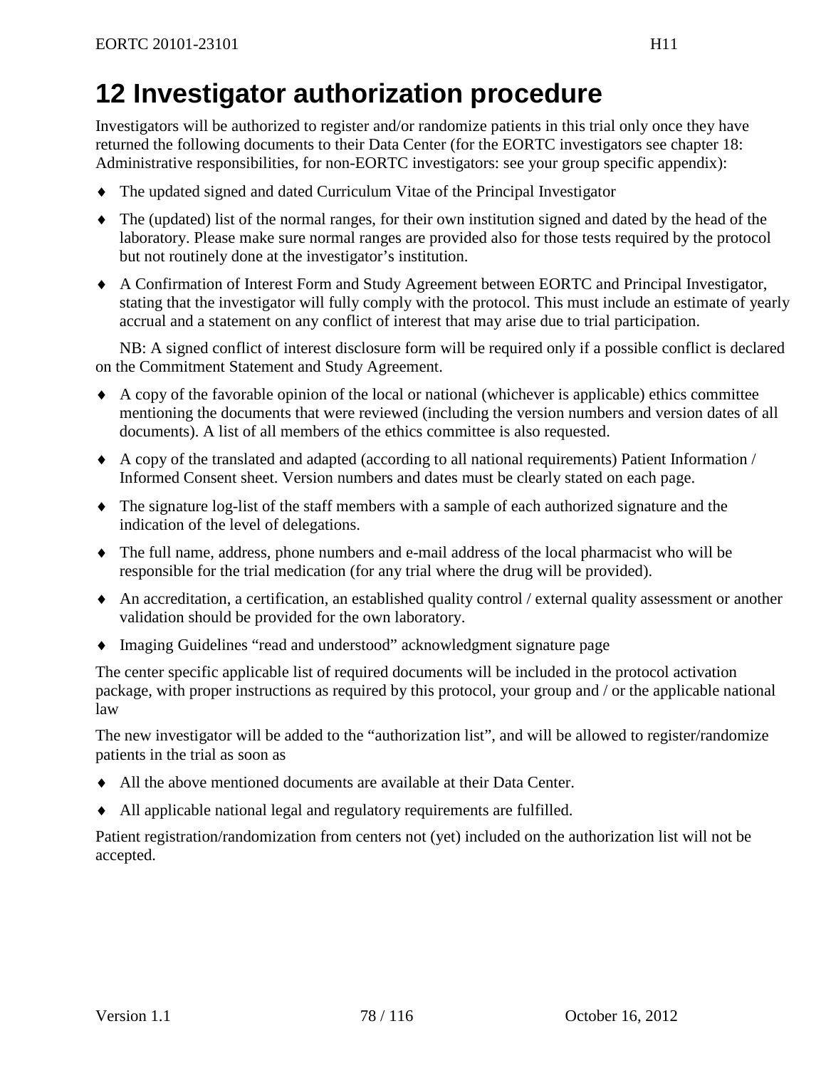# 12 Investigator authorization procedure

Investigators will be authorized to register and/or randomize patients in this trial only once they have returned the following documents to their Data Center (for the EORTC investigators see chapter 18: Administrative responsibilities, for non-EORTC investigators: see your group specific appendix):

- The updated signed and dated Curriculum Vitae of the Principal Investigator
- The (updated) list of the normal ranges, for their own institution signed and dated by the head of the laboratory. Please make sure normal ranges are provided also for those tests required by the protocol but not routinely done at the investigator's institution.
- A Confirmation of Interest Form and Study Agreement between EORTC and Principal Investigator, stating that the investigator will fully comply with the protocol. This must include an estimate of yearly accrual and a statement on any conflict of interest that may arise due to trial participation.

NB: A signed conflict of interest disclosure form will be required only if a possible conflict is declared on the Commitment Statement and Study Agreement.

- A copy of the favorable opinion of the local or national (whichever is applicable) ethics committee mentioning the documents that were reviewed (including the version numbers and version dates of all documents). A list of all members of the ethics committee is also requested.
- A copy of the translated and adapted (according to all national requirements) Patient Information / Informed Consent sheet. Version numbers and dates must be clearly stated on each page.
- The signature log-list of the staff members with a sample of each authorized signature and the indication of the level of delegations.
- The full name, address, phone numbers and e-mail address of the local pharmacist who will be responsible for the trial medication (for any trial where the drug will be provided).
- An accreditation, a certification, an established quality control / external quality assessment or another validation should be provided for the own laboratory.
- Imaging Guidelines "read and understood" acknowledgment signature page

The center specific applicable list of required documents will be included in the protocol activation package, with proper instructions as required by this protocol, your group and / or the applicable national law

The new investigator will be added to the "authorization list", and will be allowed to register/randomize patients in the trial as soon as

- All the above mentioned documents are available at their Data Center.
- All applicable national legal and regulatory requirements are fulfilled.

Patient registration/randomization from centers not (yet) included on the authorization list will not be accepted.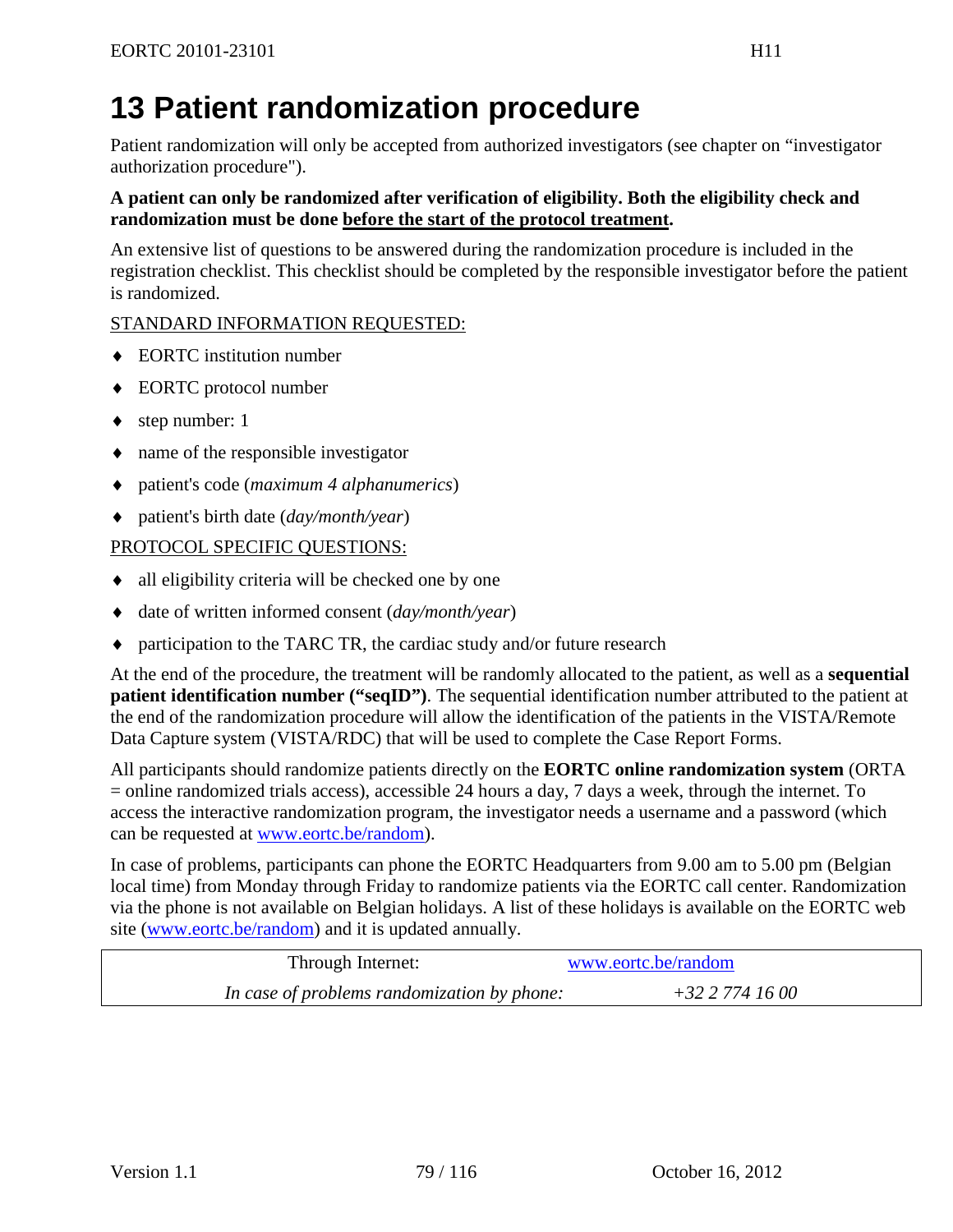# 13 Patient randomization procedure

Patient randomization will only be accepted from authorized investigators (see chapter on "investigator authorization procedure").

**A patient can only be randomized after verification of eligibility. Both the eligibility check and randomization must be done before the start of the protocol treatment.**

An extensive list of questions to be answered during the randomization procedure is included in the registration checklist. This checklist should be completed by the responsible investigator before the patient is randomized.

STANDARD INFORMATION REQUESTED:

- EORTC institution number
- EORTC protocol number
- step number: 1
- name of the responsible investigator
- patient's code (*maximum 4 alphanumerics*)
- patient's birth date (*day/month/year*)

PROTOCOL SPECIFIC QUESTIONS:

- all eligibility criteria will be checked one by one
- date of written informed consent (*day/month/year*)
- participation to the TARC TR, the cardiac study and/or future research

At the end of the procedure, the treatment will be randomly allocated to the patient, as well as a **sequential patient identification number ("seqID")**. The sequential identification number attributed to the patient at the end of the randomization procedure will allow the identification of the patients in the VISTA/Remote Data Capture system (VISTA/RDC) that will be used to complete the Case Report Forms.

All participants should randomize patients directly on the **EORTC online randomization system** (ORTA = online randomized trials access), accessible 24 hours a day, 7 days a week, through the internet. To access the interactive randomization program, the investigator needs a username and a password (which can be requested at www.eortc.be/random).

In case of problems, participants can phone the EORTC Headquarters from 9.00 am to 5.00 pm (Belgian local time) from Monday through Friday to randomize patients via the EORTC call center. Randomization via the phone is not available on Belgian holidays. A list of these holidays is available on the EORTC web site (www.eortc.be/random) and it is updated annually.

| | |
|---|---|
| Through Internet: | www.eortc.be/random |
| *In case of problems randomization by phone:* | *+32 2 774 16 00* |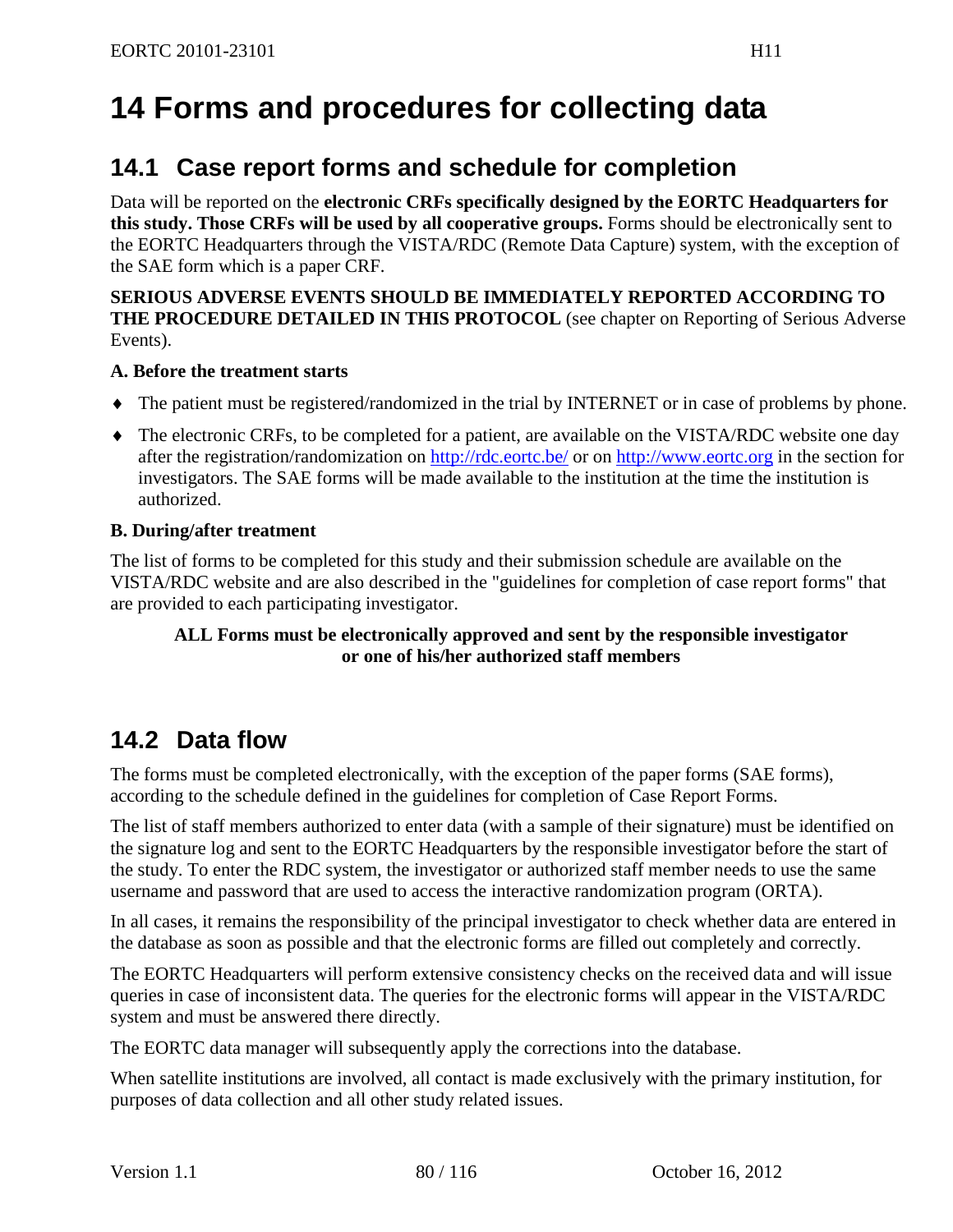# 14 Forms and procedures for collecting data

## 14.1 Case report forms and schedule for completion

Data will be reported on the **electronic CRFs specifically designed by the EORTC Headquarters for this study. Those CRFs will be used by all cooperative groups.** Forms should be electronically sent to the EORTC Headquarters through the VISTA/RDC (Remote Data Capture) system, with the exception of the SAE form which is a paper CRF.

**SERIOUS ADVERSE EVENTS SHOULD BE IMMEDIATELY REPORTED ACCORDING TO THE PROCEDURE DETAILED IN THIS PROTOCOL** (see chapter on Reporting of Serious Adverse Events).

**A. Before the treatment starts**

- The patient must be registered/randomized in the trial by INTERNET or in case of problems by phone.
- The electronic CRFs, to be completed for a patient, are available on the VISTA/RDC website one day after the registration/randomization on http://rdc.eortc.be/ or on http://www.eortc.org in the section for investigators. The SAE forms will be made available to the institution at the time the institution is authorized.

**B. During/after treatment**

The list of forms to be completed for this study and their submission schedule are available on the VISTA/RDC website and are also described in the "guidelines for completion of case report forms" that are provided to each participating investigator.

**ALL Forms must be electronically approved and sent by the responsible investigator or one of his/her authorized staff members**

## 14.2 Data flow

The forms must be completed electronically, with the exception of the paper forms (SAE forms), according to the schedule defined in the guidelines for completion of Case Report Forms.

The list of staff members authorized to enter data (with a sample of their signature) must be identified on the signature log and sent to the EORTC Headquarters by the responsible investigator before the start of the study. To enter the RDC system, the investigator or authorized staff member needs to use the same username and password that are used to access the interactive randomization program (ORTA).

In all cases, it remains the responsibility of the principal investigator to check whether data are entered in the database as soon as possible and that the electronic forms are filled out completely and correctly.

The EORTC Headquarters will perform extensive consistency checks on the received data and will issue queries in case of inconsistent data. The queries for the electronic forms will appear in the VISTA/RDC system and must be answered there directly.

The EORTC data manager will subsequently apply the corrections into the database.

When satellite institutions are involved, all contact is made exclusively with the primary institution, for purposes of data collection and all other study related issues.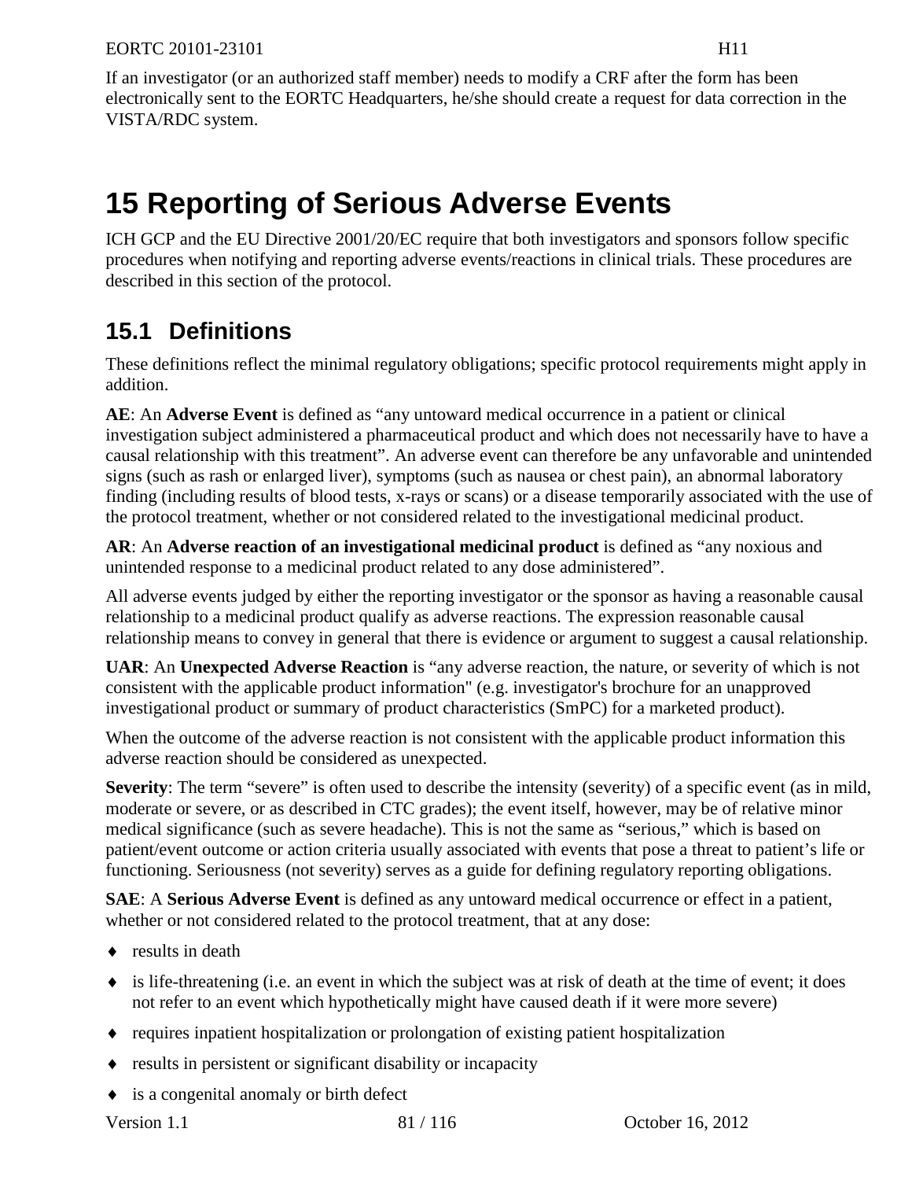If an investigator (or an authorized staff member) needs to modify a CRF after the form has been electronically sent to the EORTC Headquarters, he/she should create a request for data correction in the VISTA/RDC system.

# 15 Reporting of Serious Adverse Events

ICH GCP and the EU Directive 2001/20/EC require that both investigators and sponsors follow specific procedures when notifying and reporting adverse events/reactions in clinical trials. These procedures are described in this section of the protocol.

## 15.1 Definitions

These definitions reflect the minimal regulatory obligations; specific protocol requirements might apply in addition.

**AE**: An **Adverse Event** is defined as "any untoward medical occurrence in a patient or clinical investigation subject administered a pharmaceutical product and which does not necessarily have to have a causal relationship with this treatment". An adverse event can therefore be any unfavorable and unintended signs (such as rash or enlarged liver), symptoms (such as nausea or chest pain), an abnormal laboratory finding (including results of blood tests, x-rays or scans) or a disease temporarily associated with the use of the protocol treatment, whether or not considered related to the investigational medicinal product.

**AR**: An **Adverse reaction of an investigational medicinal product** is defined as "any noxious and unintended response to a medicinal product related to any dose administered".

All adverse events judged by either the reporting investigator or the sponsor as having a reasonable causal relationship to a medicinal product qualify as adverse reactions. The expression reasonable causal relationship means to convey in general that there is evidence or argument to suggest a causal relationship.

**UAR**: An **Unexpected Adverse Reaction** is "any adverse reaction, the nature, or severity of which is not consistent with the applicable product information" (e.g. investigator's brochure for an unapproved investigational product or summary of product characteristics (SmPC) for a marketed product).

When the outcome of the adverse reaction is not consistent with the applicable product information this adverse reaction should be considered as unexpected.

**Severity**: The term "severe" is often used to describe the intensity (severity) of a specific event (as in mild, moderate or severe, or as described in CTC grades); the event itself, however, may be of relative minor medical significance (such as severe headache). This is not the same as "serious," which is based on patient/event outcome or action criteria usually associated with events that pose a threat to patient's life or functioning. Seriousness (not severity) serves as a guide for defining regulatory reporting obligations.

**SAE**: A **Serious Adverse Event** is defined as any untoward medical occurrence or effect in a patient, whether or not considered related to the protocol treatment, that at any dose:

- results in death
- is life-threatening (i.e. an event in which the subject was at risk of death at the time of event; it does not refer to an event which hypothetically might have caused death if it were more severe)
- requires inpatient hospitalization or prolongation of existing patient hospitalization
- results in persistent or significant disability or incapacity
- is a congenital anomaly or birth defect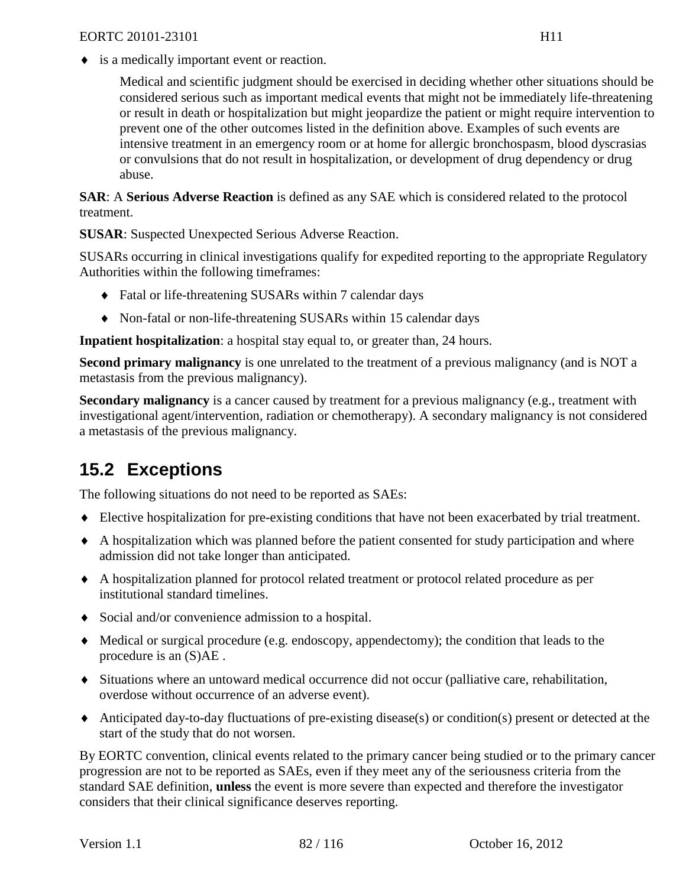- is a medically important event or reaction.

  Medical and scientific judgment should be exercised in deciding whether other situations should be considered serious such as important medical events that might not be immediately life-threatening or result in death or hospitalization but might jeopardize the patient or might require intervention to prevent one of the other outcomes listed in the definition above. Examples of such events are intensive treatment in an emergency room or at home for allergic bronchospasm, blood dyscrasias or convulsions that do not result in hospitalization, or development of drug dependency or drug abuse.

**SAR**: A **Serious Adverse Reaction** is defined as any SAE which is considered related to the protocol treatment.

**SUSAR**: Suspected Unexpected Serious Adverse Reaction.

SUSARs occurring in clinical investigations qualify for expedited reporting to the appropriate Regulatory Authorities within the following timeframes:

- Fatal or life-threatening SUSARs within 7 calendar days
- Non-fatal or non-life-threatening SUSARs within 15 calendar days

**Inpatient hospitalization**: a hospital stay equal to, or greater than, 24 hours.

**Second primary malignancy** is one unrelated to the treatment of a previous malignancy (and is NOT a metastasis from the previous malignancy).

**Secondary malignancy** is a cancer caused by treatment for a previous malignancy (e.g., treatment with investigational agent/intervention, radiation or chemotherapy). A secondary malignancy is not considered a metastasis of the previous malignancy.

## 15.2 Exceptions

The following situations do not need to be reported as SAEs:

- Elective hospitalization for pre-existing conditions that have not been exacerbated by trial treatment.
- A hospitalization which was planned before the patient consented for study participation and where admission did not take longer than anticipated.
- A hospitalization planned for protocol related treatment or protocol related procedure as per institutional standard timelines.
- Social and/or convenience admission to a hospital.
- Medical or surgical procedure (e.g. endoscopy, appendectomy); the condition that leads to the procedure is an (S)AE .
- Situations where an untoward medical occurrence did not occur (palliative care, rehabilitation, overdose without occurrence of an adverse event).
- Anticipated day-to-day fluctuations of pre-existing disease(s) or condition(s) present or detected at the start of the study that do not worsen.

By EORTC convention, clinical events related to the primary cancer being studied or to the primary cancer progression are not to be reported as SAEs, even if they meet any of the seriousness criteria from the standard SAE definition, **unless** the event is more severe than expected and therefore the investigator considers that their clinical significance deserves reporting.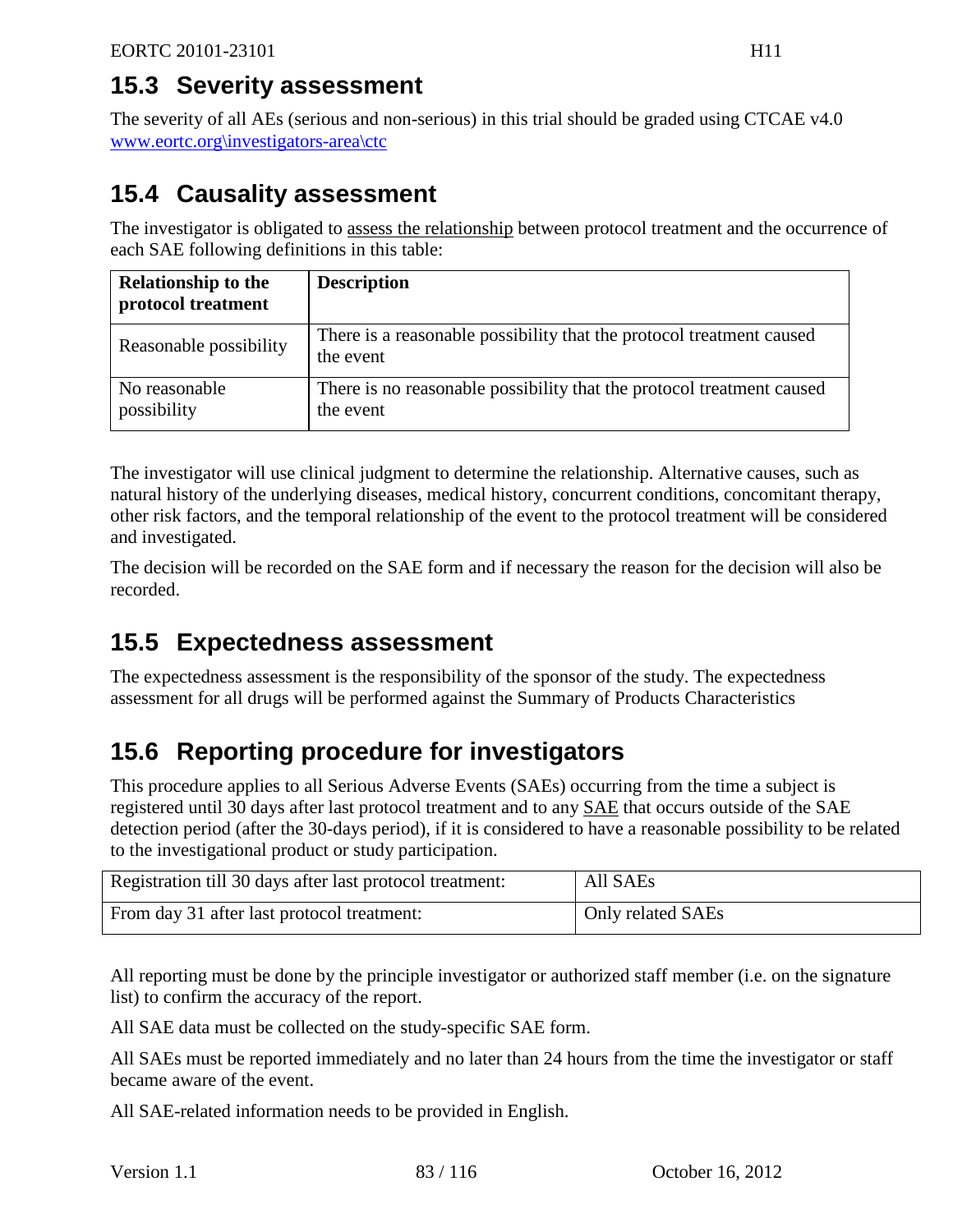## 15.3 Severity assessment

The severity of all AEs (serious and non-serious) in this trial should be graded using CTCAE v4.0 www.eortc.org\investigators-area\ctc

## 15.4 Causality assessment

The investigator is obligated to assess the relationship between protocol treatment and the occurrence of each SAE following definitions in this table:

| Relationship to the protocol treatment | Description |
|---|---|
| Reasonable possibility | There is a reasonable possibility that the protocol treatment caused the event |
| No reasonable possibility | There is no reasonable possibility that the protocol treatment caused the event |

The investigator will use clinical judgment to determine the relationship. Alternative causes, such as natural history of the underlying diseases, medical history, concurrent conditions, concomitant therapy, other risk factors, and the temporal relationship of the event to the protocol treatment will be considered and investigated.

The decision will be recorded on the SAE form and if necessary the reason for the decision will also be recorded.

## 15.5 Expectedness assessment

The expectedness assessment is the responsibility of the sponsor of the study. The expectedness assessment for all drugs will be performed against the Summary of Products Characteristics

## 15.6 Reporting procedure for investigators

This procedure applies to all Serious Adverse Events (SAEs) occurring from the time a subject is registered until 30 days after last protocol treatment and to any SAE that occurs outside of the SAE detection period (after the 30-days period), if it is considered to have a reasonable possibility to be related to the investigational product or study participation.

| | |
|---|---|
| Registration till 30 days after last protocol treatment: | All SAEs |
| From day 31 after last protocol treatment: | Only related SAEs |

All reporting must be done by the principle investigator or authorized staff member (i.e. on the signature list) to confirm the accuracy of the report.

All SAE data must be collected on the study-specific SAE form.

All SAEs must be reported immediately and no later than 24 hours from the time the investigator or staff became aware of the event.

All SAE-related information needs to be provided in English.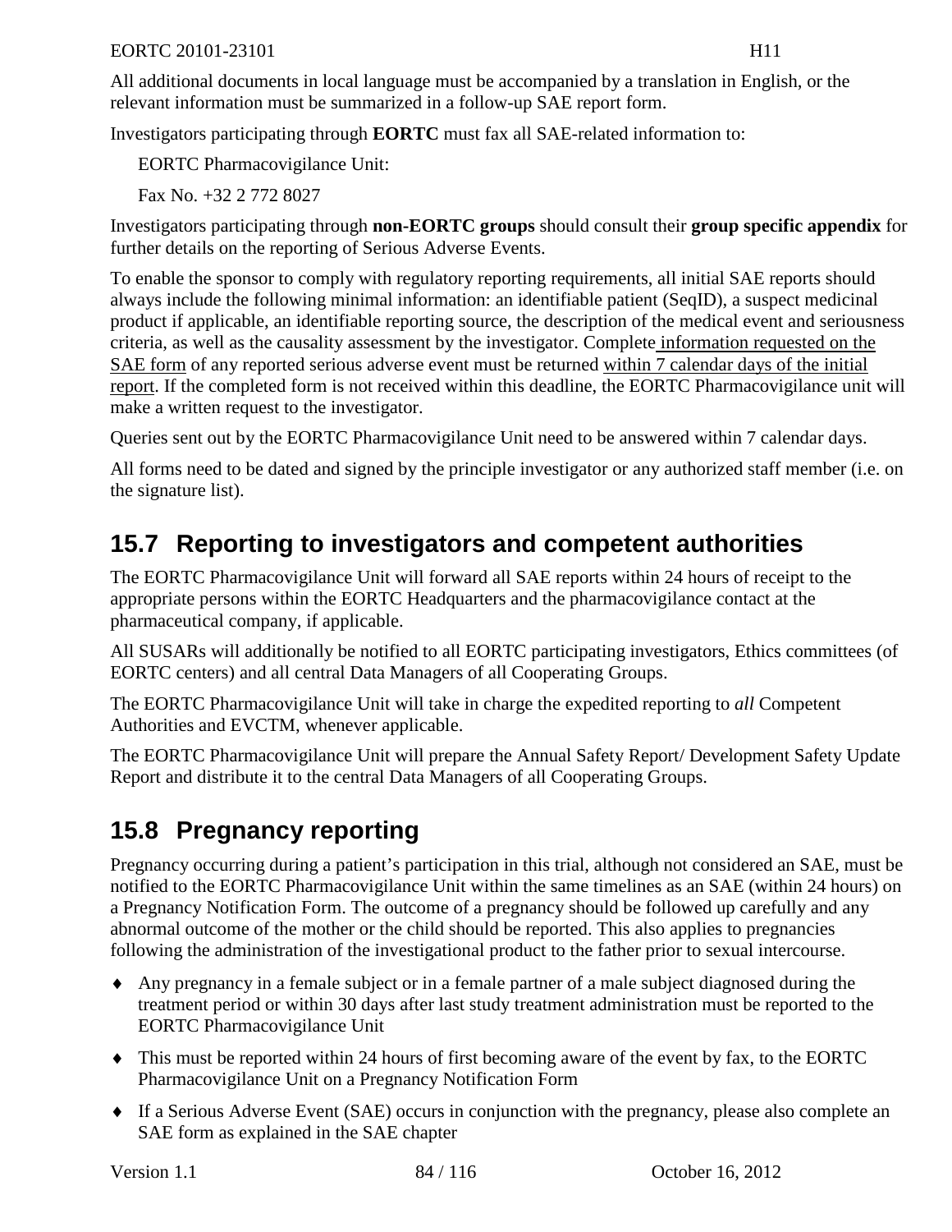All additional documents in local language must be accompanied by a translation in English, or the relevant information must be summarized in a follow-up SAE report form.

Investigators participating through **EORTC** must fax all SAE-related information to:

EORTC Pharmacovigilance Unit:

Fax No. +32 2 772 8027

Investigators participating through **non-EORTC groups** should consult their **group specific appendix** for further details on the reporting of Serious Adverse Events.

To enable the sponsor to comply with regulatory reporting requirements, all initial SAE reports should always include the following minimal information: an identifiable patient (SeqID), a suspect medicinal product if applicable, an identifiable reporting source, the description of the medical event and seriousness criteria, as well as the causality assessment by the investigator. Complete information requested on the SAE form of any reported serious adverse event must be returned within 7 calendar days of the initial report. If the completed form is not received within this deadline, the EORTC Pharmacovigilance unit will make a written request to the investigator.

Queries sent out by the EORTC Pharmacovigilance Unit need to be answered within 7 calendar days.

All forms need to be dated and signed by the principle investigator or any authorized staff member (i.e. on the signature list).

## 15.7 Reporting to investigators and competent authorities

The EORTC Pharmacovigilance Unit will forward all SAE reports within 24 hours of receipt to the appropriate persons within the EORTC Headquarters and the pharmacovigilance contact at the pharmaceutical company, if applicable.

All SUSARs will additionally be notified to all EORTC participating investigators, Ethics committees (of EORTC centers) and all central Data Managers of all Cooperating Groups.

The EORTC Pharmacovigilance Unit will take in charge the expedited reporting to *all* Competent Authorities and EVCTM, whenever applicable.

The EORTC Pharmacovigilance Unit will prepare the Annual Safety Report/ Development Safety Update Report and distribute it to the central Data Managers of all Cooperating Groups.

## 15.8 Pregnancy reporting

Pregnancy occurring during a patient's participation in this trial, although not considered an SAE, must be notified to the EORTC Pharmacovigilance Unit within the same timelines as an SAE (within 24 hours) on a Pregnancy Notification Form. The outcome of a pregnancy should be followed up carefully and any abnormal outcome of the mother or the child should be reported. This also applies to pregnancies following the administration of the investigational product to the father prior to sexual intercourse.

- Any pregnancy in a female subject or in a female partner of a male subject diagnosed during the treatment period or within 30 days after last study treatment administration must be reported to the EORTC Pharmacovigilance Unit
- This must be reported within 24 hours of first becoming aware of the event by fax, to the EORTC Pharmacovigilance Unit on a Pregnancy Notification Form
- If a Serious Adverse Event (SAE) occurs in conjunction with the pregnancy, please also complete an SAE form as explained in the SAE chapter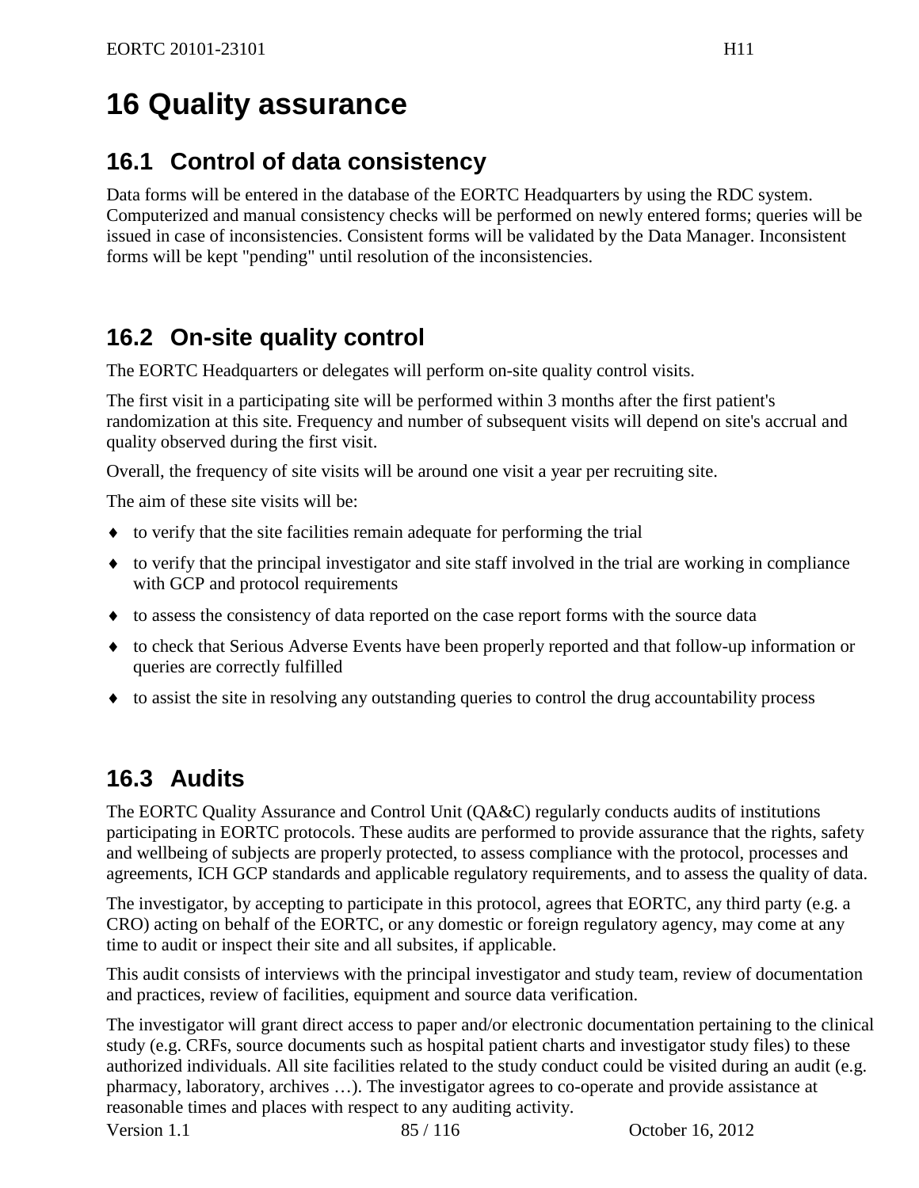# 16 Quality assurance

## 16.1 Control of data consistency

Data forms will be entered in the database of the EORTC Headquarters by using the RDC system. Computerized and manual consistency checks will be performed on newly entered forms; queries will be issued in case of inconsistencies. Consistent forms will be validated by the Data Manager. Inconsistent forms will be kept "pending" until resolution of the inconsistencies.

## 16.2 On-site quality control

The EORTC Headquarters or delegates will perform on-site quality control visits.

The first visit in a participating site will be performed within 3 months after the first patient's randomization at this site. Frequency and number of subsequent visits will depend on site's accrual and quality observed during the first visit.

Overall, the frequency of site visits will be around one visit a year per recruiting site.

The aim of these site visits will be:

- to verify that the site facilities remain adequate for performing the trial
- to verify that the principal investigator and site staff involved in the trial are working in compliance with GCP and protocol requirements
- to assess the consistency of data reported on the case report forms with the source data
- to check that Serious Adverse Events have been properly reported and that follow-up information or queries are correctly fulfilled
- to assist the site in resolving any outstanding queries to control the drug accountability process

## 16.3 Audits

The EORTC Quality Assurance and Control Unit (QA&C) regularly conducts audits of institutions participating in EORTC protocols. These audits are performed to provide assurance that the rights, safety and wellbeing of subjects are properly protected, to assess compliance with the protocol, processes and agreements, ICH GCP standards and applicable regulatory requirements, and to assess the quality of data.

The investigator, by accepting to participate in this protocol, agrees that EORTC, any third party (e.g. a CRO) acting on behalf of the EORTC, or any domestic or foreign regulatory agency, may come at any time to audit or inspect their site and all subsites, if applicable.

This audit consists of interviews with the principal investigator and study team, review of documentation and practices, review of facilities, equipment and source data verification.

The investigator will grant direct access to paper and/or electronic documentation pertaining to the clinical study (e.g. CRFs, source documents such as hospital patient charts and investigator study files) to these authorized individuals. All site facilities related to the study conduct could be visited during an audit (e.g. pharmacy, laboratory, archives …). The investigator agrees to co-operate and provide assistance at reasonable times and places with respect to any auditing activity.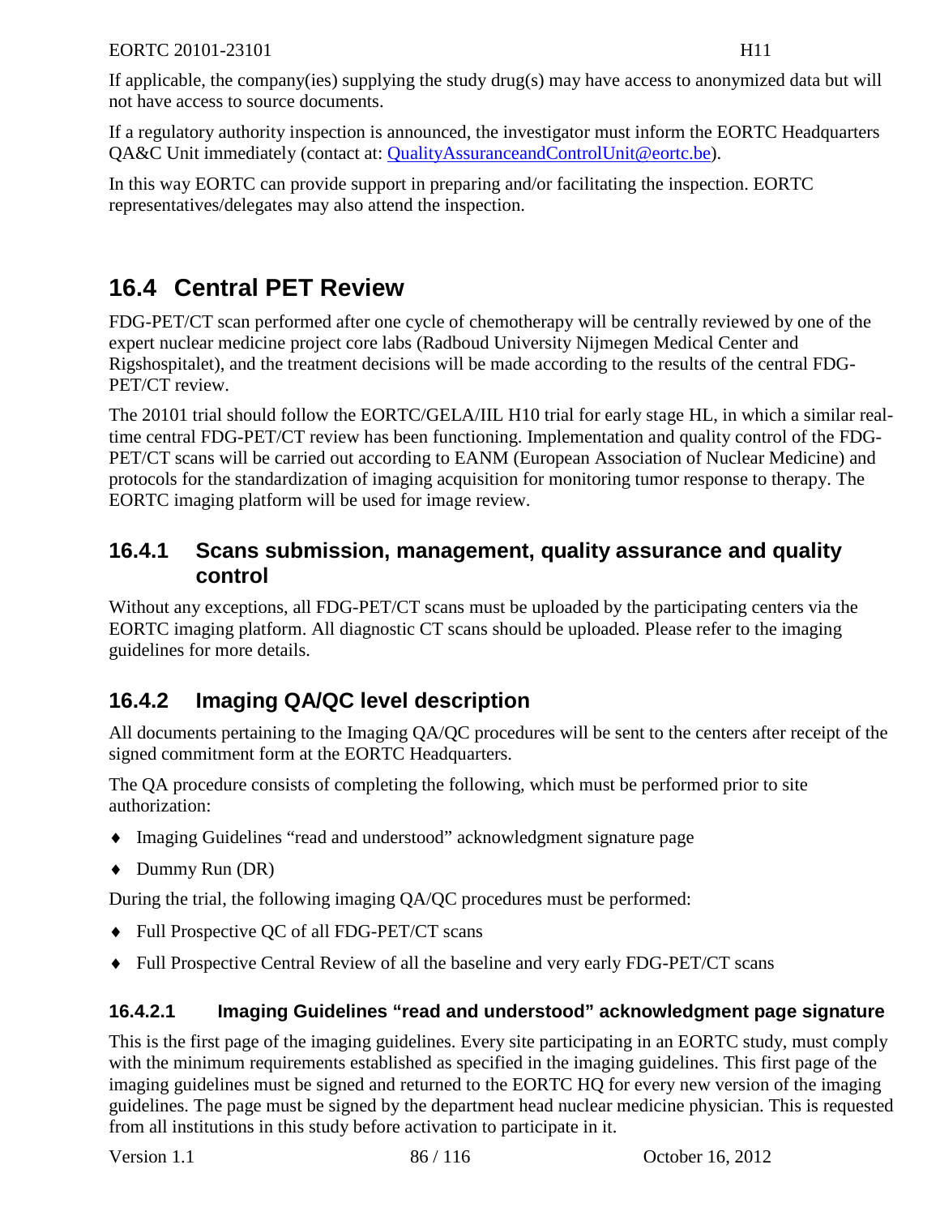If applicable, the company(ies) supplying the study drug(s) may have access to anonymized data but will not have access to source documents.

If a regulatory authority inspection is announced, the investigator must inform the EORTC Headquarters QA&C Unit immediately (contact at: QualityAssuranceandControlUnit@eortc.be).

In this way EORTC can provide support in preparing and/or facilitating the inspection. EORTC representatives/delegates may also attend the inspection.

## 16.4 Central PET Review

FDG-PET/CT scan performed after one cycle of chemotherapy will be centrally reviewed by one of the expert nuclear medicine project core labs (Radboud University Nijmegen Medical Center and Rigshospitalet), and the treatment decisions will be made according to the results of the central FDG-PET/CT review.

The 20101 trial should follow the EORTC/GELA/IIL H10 trial for early stage HL, in which a similar real-time central FDG-PET/CT review has been functioning. Implementation and quality control of the FDG-PET/CT scans will be carried out according to EANM (European Association of Nuclear Medicine) and protocols for the standardization of imaging acquisition for monitoring tumor response to therapy. The EORTC imaging platform will be used for image review.

### 16.4.1 Scans submission, management, quality assurance and quality control

Without any exceptions, all FDG-PET/CT scans must be uploaded by the participating centers via the EORTC imaging platform. All diagnostic CT scans should be uploaded. Please refer to the imaging guidelines for more details.

### 16.4.2 Imaging QA/QC level description

All documents pertaining to the Imaging QA/QC procedures will be sent to the centers after receipt of the signed commitment form at the EORTC Headquarters.

The QA procedure consists of completing the following, which must be performed prior to site authorization:

- Imaging Guidelines "read and understood" acknowledgment signature page
- Dummy Run (DR)

During the trial, the following imaging QA/QC procedures must be performed:

- Full Prospective QC of all FDG-PET/CT scans
- Full Prospective Central Review of all the baseline and very early FDG-PET/CT scans

#### 16.4.2.1 Imaging Guidelines "read and understood" acknowledgment page signature

This is the first page of the imaging guidelines. Every site participating in an EORTC study, must comply with the minimum requirements established as specified in the imaging guidelines. This first page of the imaging guidelines must be signed and returned to the EORTC HQ for every new version of the imaging guidelines. The page must be signed by the department head nuclear medicine physician. This is requested from all institutions in this study before activation to participate in it.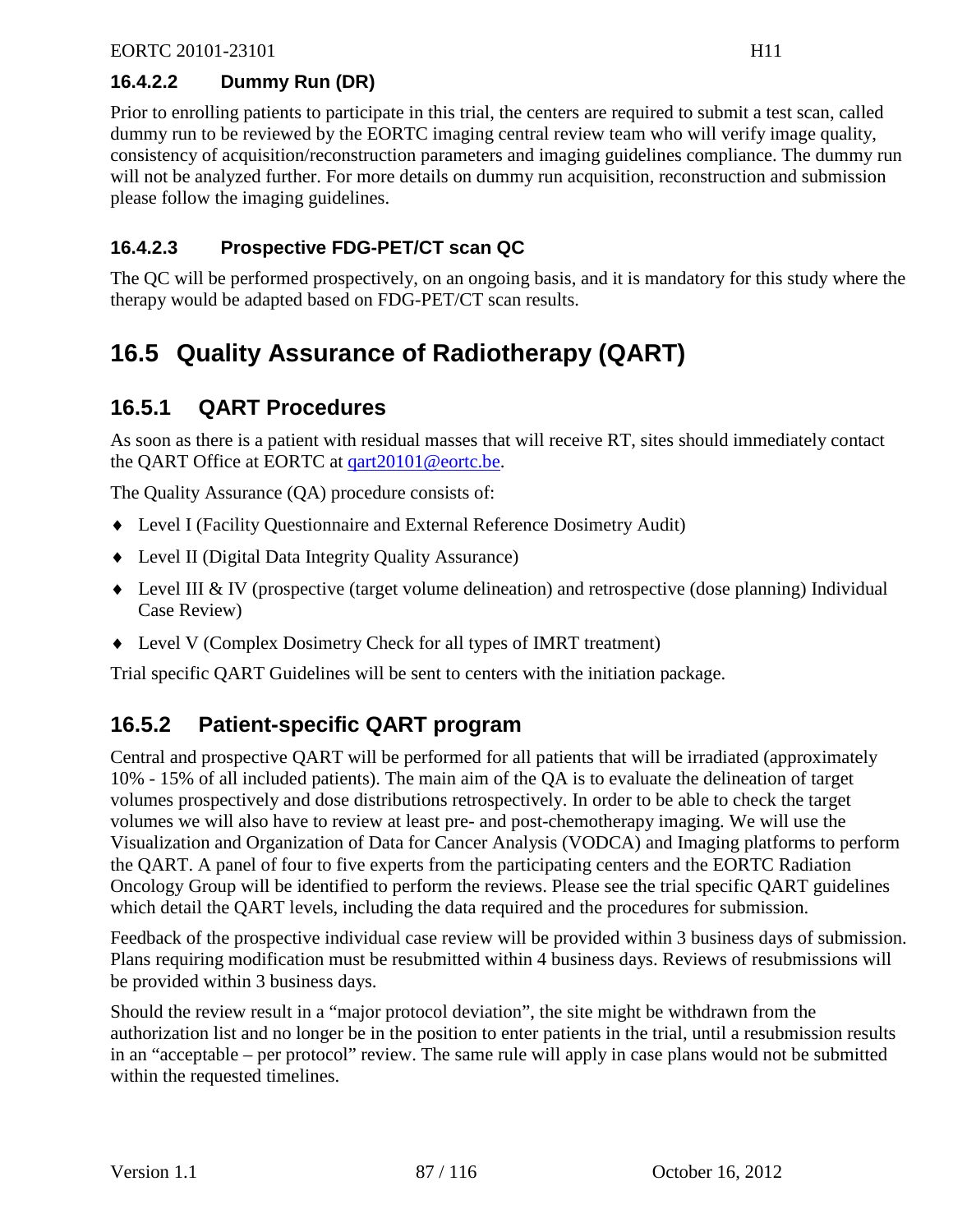#### 16.4.2.2 Dummy Run (DR)

Prior to enrolling patients to participate in this trial, the centers are required to submit a test scan, called dummy run to be reviewed by the EORTC imaging central review team who will verify image quality, consistency of acquisition/reconstruction parameters and imaging guidelines compliance. The dummy run will not be analyzed further. For more details on dummy run acquisition, reconstruction and submission please follow the imaging guidelines.

#### 16.4.2.3 Prospective FDG-PET/CT scan QC

The QC will be performed prospectively, on an ongoing basis, and it is mandatory for this study where the therapy would be adapted based on FDG-PET/CT scan results.

## 16.5 Quality Assurance of Radiotherapy (QART)

### 16.5.1 QART Procedures

As soon as there is a patient with residual masses that will receive RT, sites should immediately contact the QART Office at EORTC at qart20101@eortc.be.

The Quality Assurance (QA) procedure consists of:

- Level I (Facility Questionnaire and External Reference Dosimetry Audit)
- Level II (Digital Data Integrity Quality Assurance)
- Level III & IV (prospective (target volume delineation) and retrospective (dose planning) Individual Case Review)
- Level V (Complex Dosimetry Check for all types of IMRT treatment)

Trial specific QART Guidelines will be sent to centers with the initiation package.

### 16.5.2 Patient-specific QART program

Central and prospective QART will be performed for all patients that will be irradiated (approximately 10% - 15% of all included patients). The main aim of the QA is to evaluate the delineation of target volumes prospectively and dose distributions retrospectively. In order to be able to check the target volumes we will also have to review at least pre- and post-chemotherapy imaging. We will use the Visualization and Organization of Data for Cancer Analysis (VODCA) and Imaging platforms to perform the QART. A panel of four to five experts from the participating centers and the EORTC Radiation Oncology Group will be identified to perform the reviews. Please see the trial specific QART guidelines which detail the QART levels, including the data required and the procedures for submission.

Feedback of the prospective individual case review will be provided within 3 business days of submission. Plans requiring modification must be resubmitted within 4 business days. Reviews of resubmissions will be provided within 3 business days.

Should the review result in a "major protocol deviation", the site might be withdrawn from the authorization list and no longer be in the position to enter patients in the trial, until a resubmission results in an "acceptable – per protocol" review. The same rule will apply in case plans would not be submitted within the requested timelines.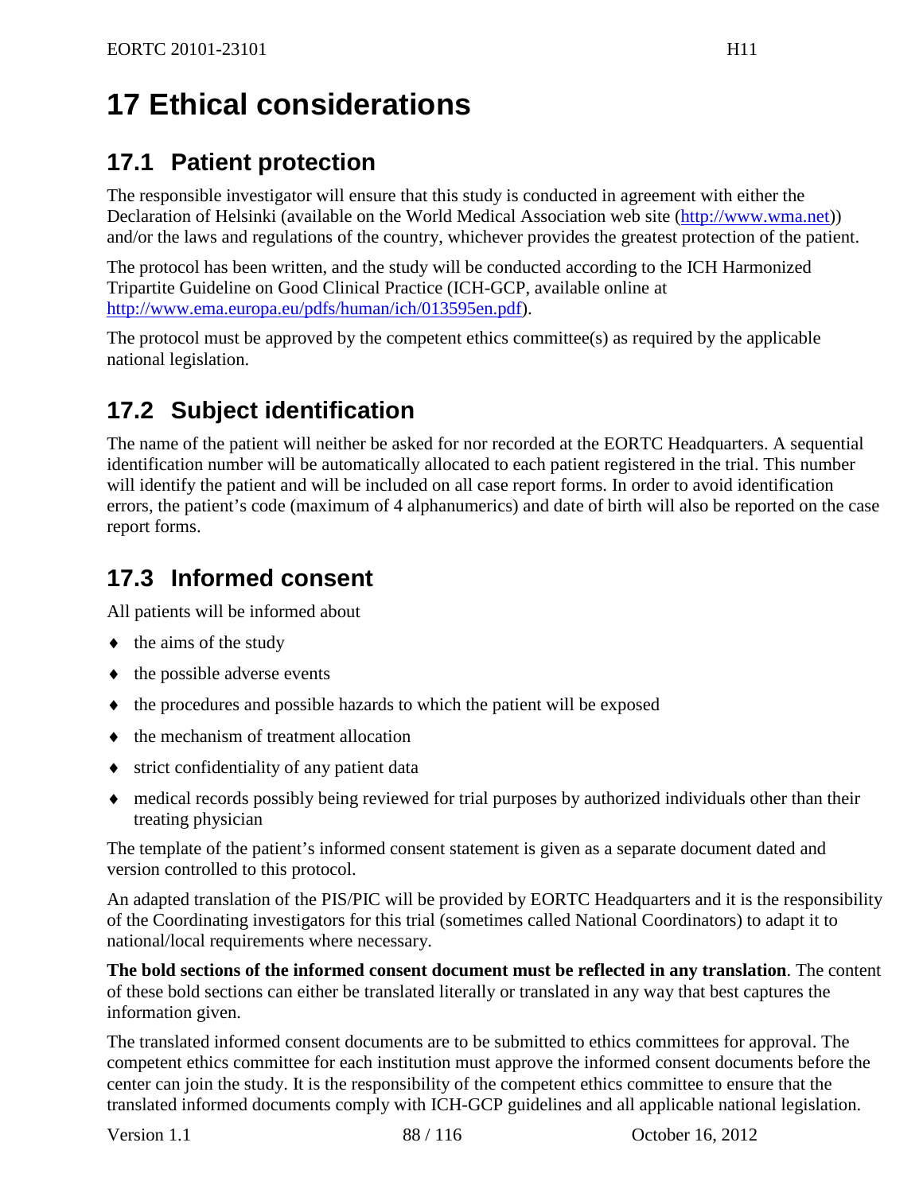# 17 Ethical considerations

## 17.1 Patient protection

The responsible investigator will ensure that this study is conducted in agreement with either the Declaration of Helsinki (available on the World Medical Association web site (http://www.wma.net)) and/or the laws and regulations of the country, whichever provides the greatest protection of the patient.

The protocol has been written, and the study will be conducted according to the ICH Harmonized Tripartite Guideline on Good Clinical Practice (ICH-GCP, available online at http://www.ema.europa.eu/pdfs/human/ich/013595en.pdf).

The protocol must be approved by the competent ethics committee(s) as required by the applicable national legislation.

## 17.2 Subject identification

The name of the patient will neither be asked for nor recorded at the EORTC Headquarters. A sequential identification number will be automatically allocated to each patient registered in the trial. This number will identify the patient and will be included on all case report forms. In order to avoid identification errors, the patient's code (maximum of 4 alphanumerics) and date of birth will also be reported on the case report forms.

## 17.3 Informed consent

All patients will be informed about

- the aims of the study
- the possible adverse events
- the procedures and possible hazards to which the patient will be exposed
- the mechanism of treatment allocation
- strict confidentiality of any patient data
- medical records possibly being reviewed for trial purposes by authorized individuals other than their treating physician

The template of the patient's informed consent statement is given as a separate document dated and version controlled to this protocol.

An adapted translation of the PIS/PIC will be provided by EORTC Headquarters and it is the responsibility of the Coordinating investigators for this trial (sometimes called National Coordinators) to adapt it to national/local requirements where necessary.

**The bold sections of the informed consent document must be reflected in any translation**. The content of these bold sections can either be translated literally or translated in any way that best captures the information given.

The translated informed consent documents are to be submitted to ethics committees for approval. The competent ethics committee for each institution must approve the informed consent documents before the center can join the study. It is the responsibility of the competent ethics committee to ensure that the translated informed documents comply with ICH-GCP guidelines and all applicable national legislation.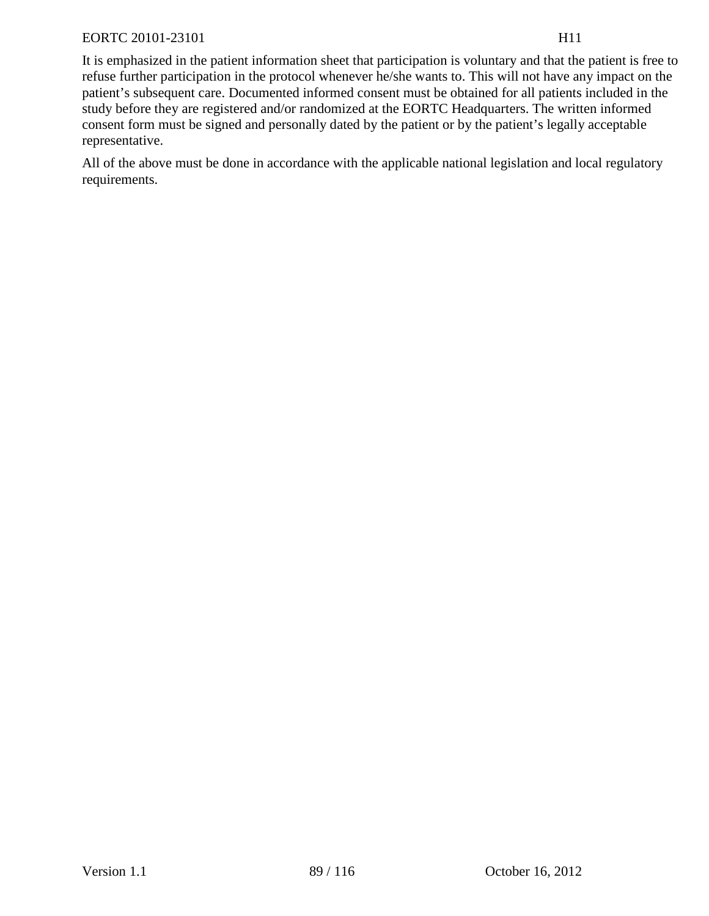It is emphasized in the patient information sheet that participation is voluntary and that the patient is free to refuse further participation in the protocol whenever he/she wants to. This will not have any impact on the patient's subsequent care. Documented informed consent must be obtained for all patients included in the study before they are registered and/or randomized at the EORTC Headquarters. The written informed consent form must be signed and personally dated by the patient or by the patient's legally acceptable representative.

All of the above must be done in accordance with the applicable national legislation and local regulatory requirements.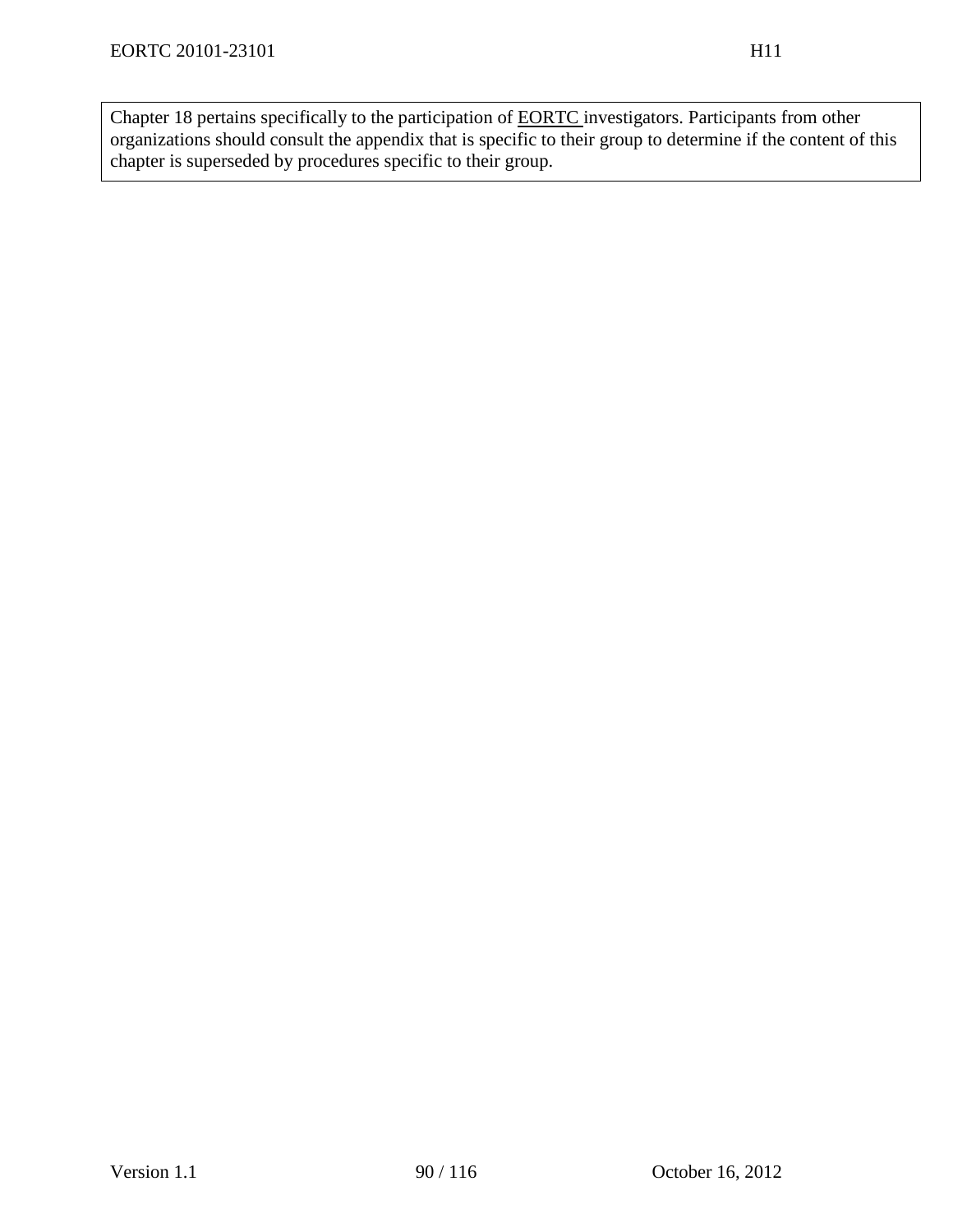Chapter 18 pertains specifically to the participation of EORTC investigators. Participants from other organizations should consult the appendix that is specific to their group to determine if the content of this chapter is superseded by procedures specific to their group.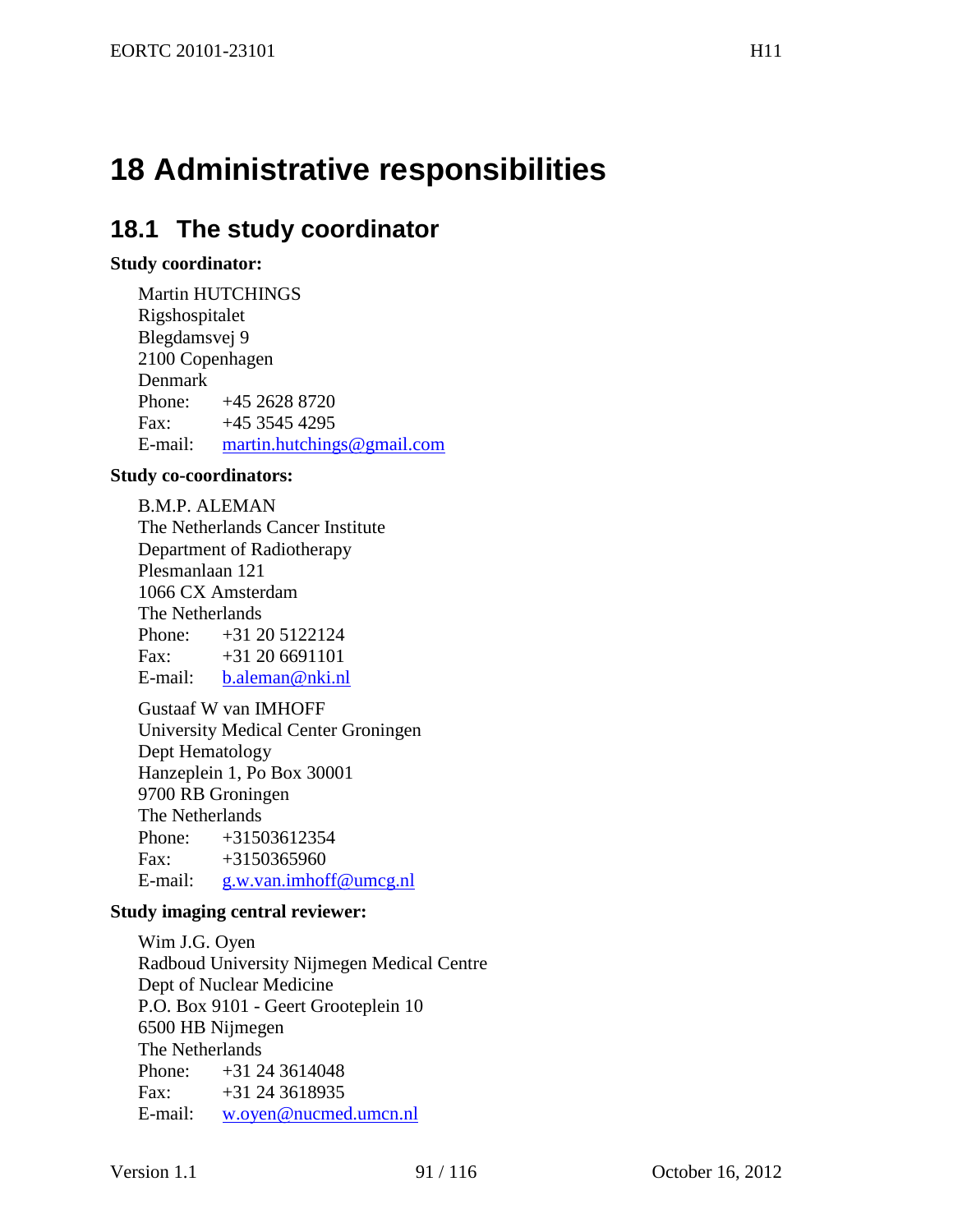# 18 Administrative responsibilities

## 18.1 The study coordinator

**Study coordinator:**

Martin HUTCHINGS
Rigshospitalet
Blegdamsvej 9
2100 Copenhagen
Denmark
Phone: +45 2628 8720
Fax: +45 3545 4295
E-mail: martin.hutchings@gmail.com

**Study co-coordinators:**

B.M.P. ALEMAN
The Netherlands Cancer Institute
Department of Radiotherapy
Plesmanlaan 121
1066 CX Amsterdam
The Netherlands
Phone: +31 20 5122124
Fax: +31 20 6691101
E-mail: b.aleman@nki.nl

Gustaaf W van IMHOFF
University Medical Center Groningen
Dept Hematology
Hanzeplein 1, Po Box 30001
9700 RB Groningen
The Netherlands
Phone: +31503612354
Fax: +3150365960
E-mail: g.w.van.imhoff@umcg.nl

**Study imaging central reviewer:**

Wim J.G. Oyen
Radboud University Nijmegen Medical Centre
Dept of Nuclear Medicine
P.O. Box 9101 - Geert Grooteplein 10
6500 HB Nijmegen
The Netherlands
Phone: +31 24 3614048
Fax: +31 24 3618935
E-mail: w.oyen@nucmed.umcn.nl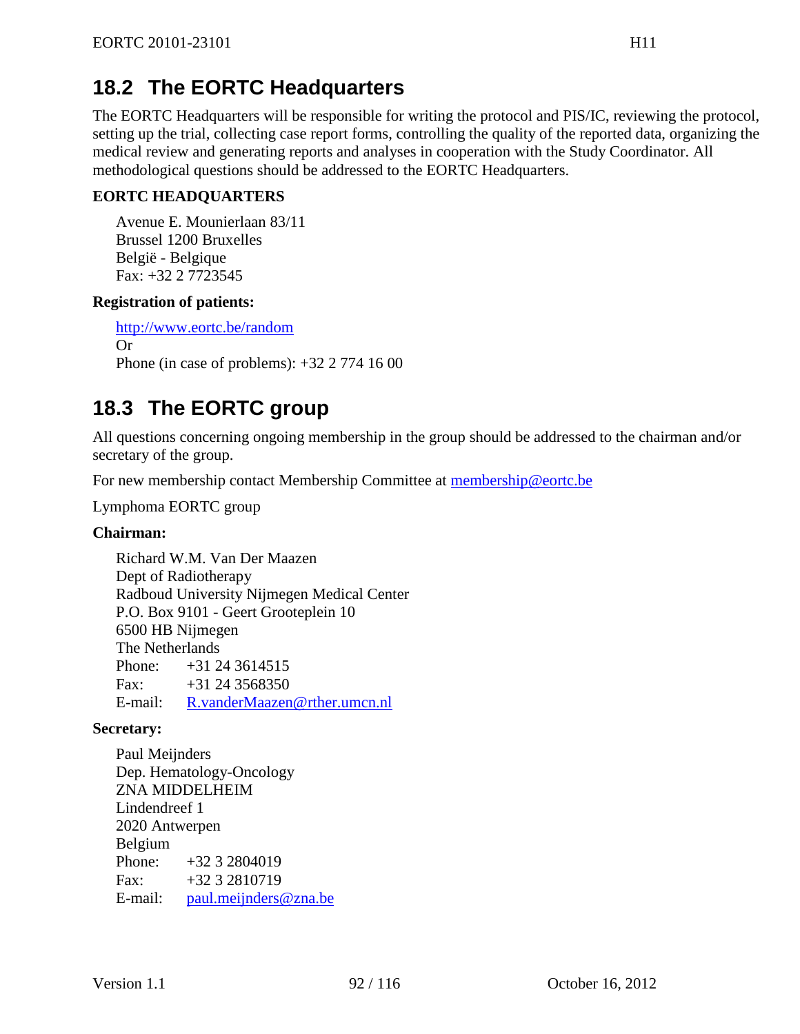## 18.2 The EORTC Headquarters

The EORTC Headquarters will be responsible for writing the protocol and PIS/IC, reviewing the protocol, setting up the trial, collecting case report forms, controlling the quality of the reported data, organizing the medical review and generating reports and analyses in cooperation with the Study Coordinator. All methodological questions should be addressed to the EORTC Headquarters.

**EORTC HEADQUARTERS**

Avenue E. Mounierlaan 83/11
Brussel 1200 Bruxelles
België - Belgique
Fax: +32 2 7723545

**Registration of patients:**

http://www.eortc.be/random
Or
Phone (in case of problems): +32 2 774 16 00

## 18.3 The EORTC group

All questions concerning ongoing membership in the group should be addressed to the chairman and/or secretary of the group.

For new membership contact Membership Committee at membership@eortc.be

Lymphoma EORTC group

**Chairman:**

Richard W.M. Van Der Maazen
Dept of Radiotherapy
Radboud University Nijmegen Medical Center
P.O. Box 9101 - Geert Grooteplein 10
6500 HB Nijmegen
The Netherlands
Phone: +31 24 3614515
Fax: +31 24 3568350
E-mail: R.vanderMaazen@rther.umcn.nl

**Secretary:**

Paul Meijnders
Dep. Hematology-Oncology
ZNA MIDDELHEIM
Lindendreef 1
2020 Antwerpen
Belgium
Phone: +32 3 2804019
Fax: +32 3 2810719
E-mail: paul.meijnders@zna.be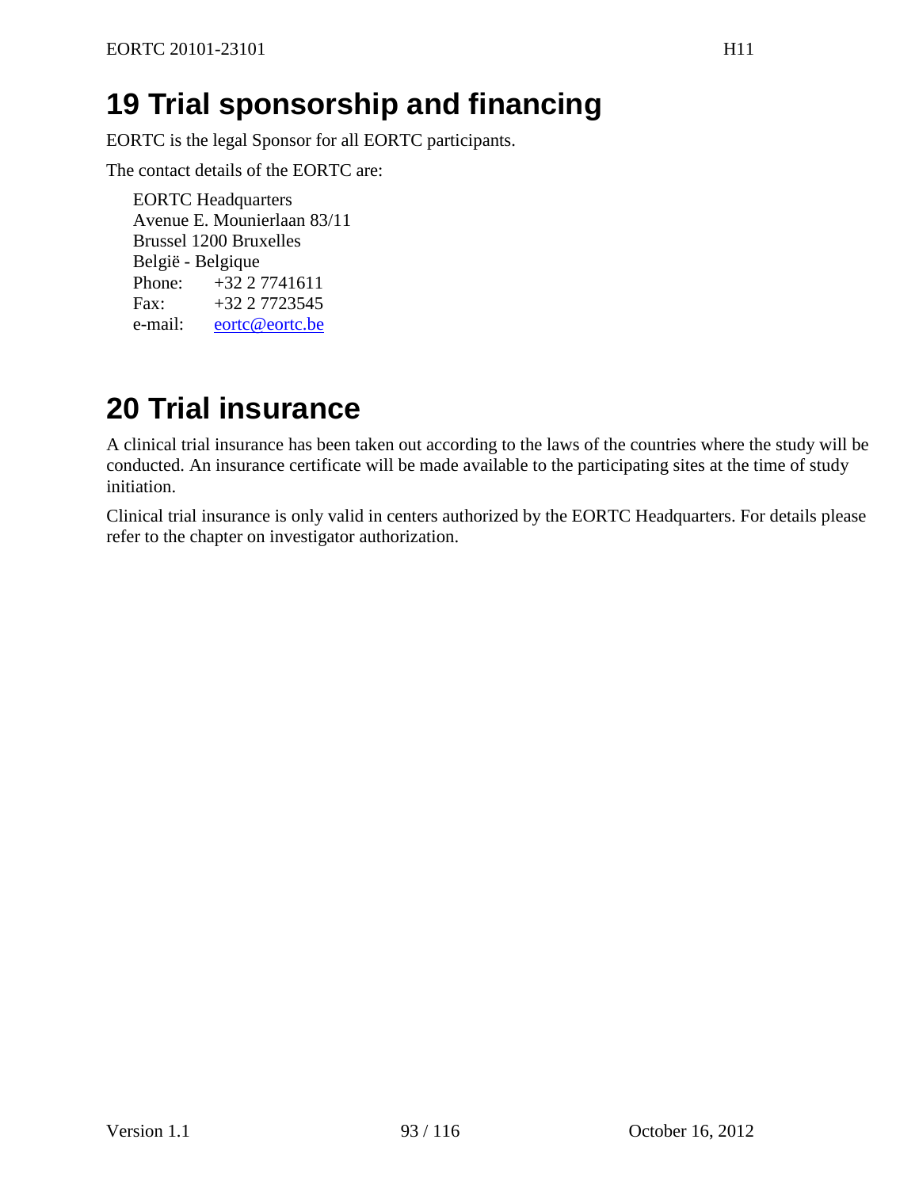# 19 Trial sponsorship and financing

EORTC is the legal Sponsor for all EORTC participants.

The contact details of the EORTC are:

EORTC Headquarters
Avenue E. Mounierlaan 83/11
Brussel 1200 Bruxelles
België - Belgique
Phone: +32 2 7741611
Fax: +32 2 7723545
e-mail: eortc@eortc.be

# 20 Trial insurance

A clinical trial insurance has been taken out according to the laws of the countries where the study will be conducted. An insurance certificate will be made available to the participating sites at the time of study initiation.

Clinical trial insurance is only valid in centers authorized by the EORTC Headquarters. For details please refer to the chapter on investigator authorization.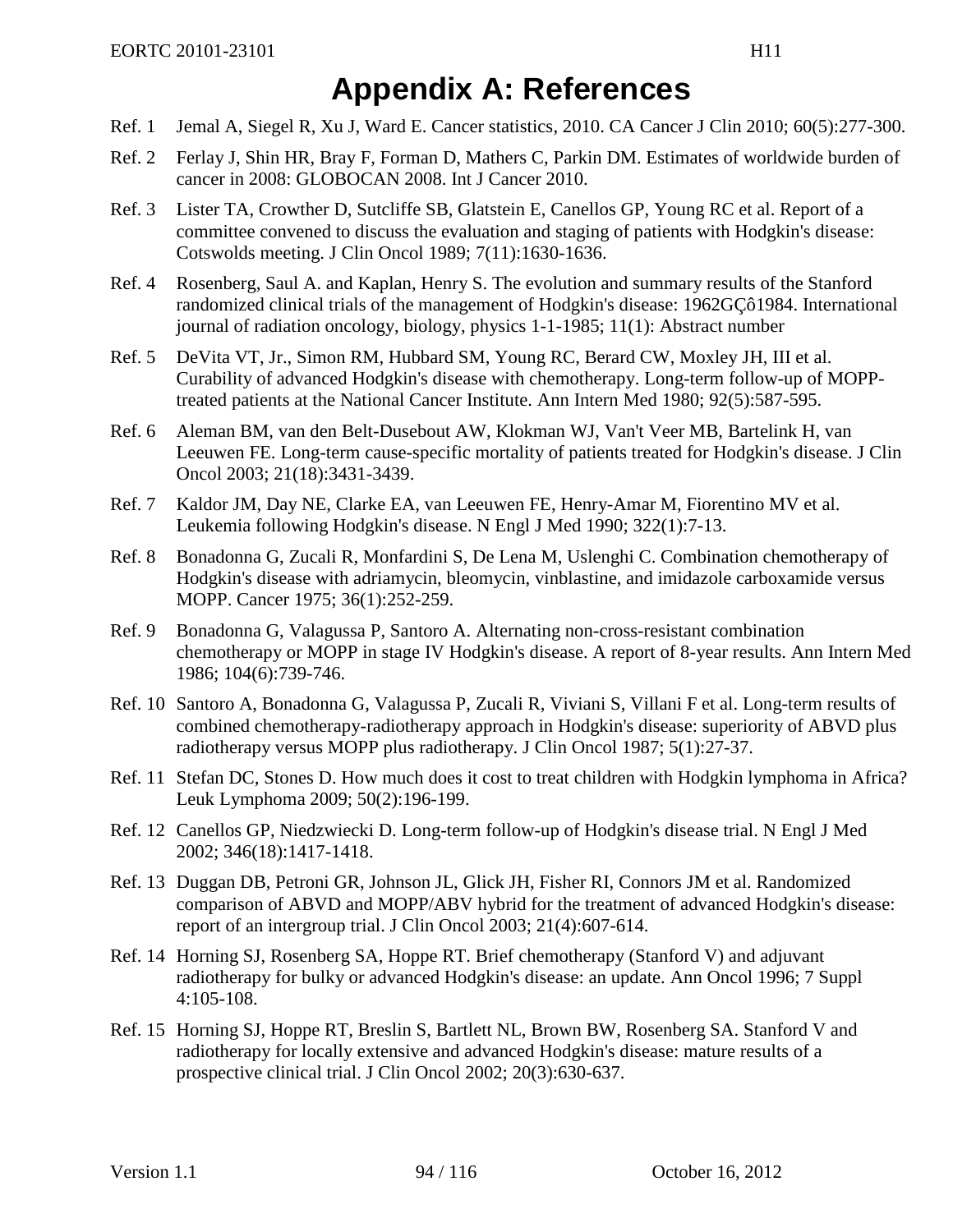# Appendix A: References

Ref. 1 Jemal A, Siegel R, Xu J, Ward E. Cancer statistics, 2010. CA Cancer J Clin 2010; 60(5):277-300.

Ref. 2 Ferlay J, Shin HR, Bray F, Forman D, Mathers C, Parkin DM. Estimates of worldwide burden of cancer in 2008: GLOBOCAN 2008. Int J Cancer 2010.

Ref. 3 Lister TA, Crowther D, Sutcliffe SB, Glatstein E, Canellos GP, Young RC et al. Report of a committee convened to discuss the evaluation and staging of patients with Hodgkin's disease: Cotswolds meeting. J Clin Oncol 1989; 7(11):1630-1636.

Ref. 4 Rosenberg, Saul A. and Kaplan, Henry S. The evolution and summary results of the Stanford randomized clinical trials of the management of Hodgkin's disease: 1962GÇô1984. International journal of radiation oncology, biology, physics 1-1-1985; 11(1): Abstract number

Ref. 5 DeVita VT, Jr., Simon RM, Hubbard SM, Young RC, Berard CW, Moxley JH, III et al. Curability of advanced Hodgkin's disease with chemotherapy. Long-term follow-up of MOPP-treated patients at the National Cancer Institute. Ann Intern Med 1980; 92(5):587-595.

Ref. 6 Aleman BM, van den Belt-Dusebout AW, Klokman WJ, Van't Veer MB, Bartelink H, van Leeuwen FE. Long-term cause-specific mortality of patients treated for Hodgkin's disease. J Clin Oncol 2003; 21(18):3431-3439.

Ref. 7 Kaldor JM, Day NE, Clarke EA, van Leeuwen FE, Henry-Amar M, Fiorentino MV et al. Leukemia following Hodgkin's disease. N Engl J Med 1990; 322(1):7-13.

Ref. 8 Bonadonna G, Zucali R, Monfardini S, De Lena M, Uslenghi C. Combination chemotherapy of Hodgkin's disease with adriamycin, bleomycin, vinblastine, and imidazole carboxamide versus MOPP. Cancer 1975; 36(1):252-259.

Ref. 9 Bonadonna G, Valagussa P, Santoro A. Alternating non-cross-resistant combination chemotherapy or MOPP in stage IV Hodgkin's disease. A report of 8-year results. Ann Intern Med 1986; 104(6):739-746.

Ref. 10 Santoro A, Bonadonna G, Valagussa P, Zucali R, Viviani S, Villani F et al. Long-term results of combined chemotherapy-radiotherapy approach in Hodgkin's disease: superiority of ABVD plus radiotherapy versus MOPP plus radiotherapy. J Clin Oncol 1987; 5(1):27-37.

Ref. 11 Stefan DC, Stones D. How much does it cost to treat children with Hodgkin lymphoma in Africa? Leuk Lymphoma 2009; 50(2):196-199.

Ref. 12 Canellos GP, Niedzwiecki D. Long-term follow-up of Hodgkin's disease trial. N Engl J Med 2002; 346(18):1417-1418.

Ref. 13 Duggan DB, Petroni GR, Johnson JL, Glick JH, Fisher RI, Connors JM et al. Randomized comparison of ABVD and MOPP/ABV hybrid for the treatment of advanced Hodgkin's disease: report of an intergroup trial. J Clin Oncol 2003; 21(4):607-614.

Ref. 14 Horning SJ, Rosenberg SA, Hoppe RT. Brief chemotherapy (Stanford V) and adjuvant radiotherapy for bulky or advanced Hodgkin's disease: an update. Ann Oncol 1996; 7 Suppl 4:105-108.

Ref. 15 Horning SJ, Hoppe RT, Breslin S, Bartlett NL, Brown BW, Rosenberg SA. Stanford V and radiotherapy for locally extensive and advanced Hodgkin's disease: mature results of a prospective clinical trial. J Clin Oncol 2002; 20(3):630-637.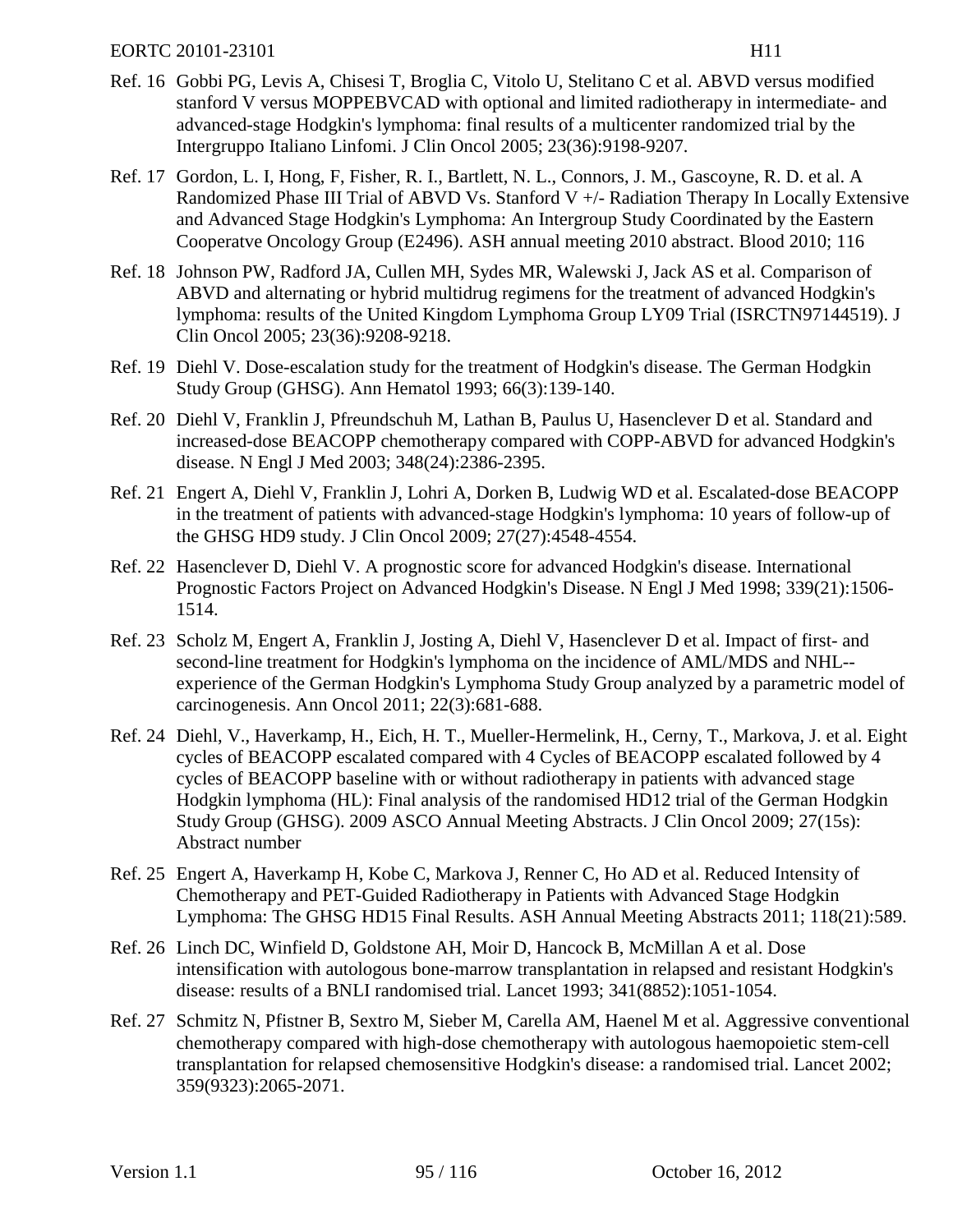Ref. 16 Gobbi PG, Levis A, Chisesi T, Broglia C, Vitolo U, Stelitano C et al. ABVD versus modified stanford V versus MOPPEBVCAD with optional and limited radiotherapy in intermediate- and advanced-stage Hodgkin's lymphoma: final results of a multicenter randomized trial by the Intergruppo Italiano Linfomi. J Clin Oncol 2005; 23(36):9198-9207.

Ref. 17 Gordon, L. I, Hong, F, Fisher, R. I., Bartlett, N. L., Connors, J. M., Gascoyne, R. D. et al. A Randomized Phase III Trial of ABVD Vs. Stanford V +/- Radiation Therapy In Locally Extensive and Advanced Stage Hodgkin's Lymphoma: An Intergroup Study Coordinated by the Eastern Cooperatve Oncology Group (E2496). ASH annual meeting 2010 abstract. Blood 2010; 116

Ref. 18 Johnson PW, Radford JA, Cullen MH, Sydes MR, Walewski J, Jack AS et al. Comparison of ABVD and alternating or hybrid multidrug regimens for the treatment of advanced Hodgkin's lymphoma: results of the United Kingdom Lymphoma Group LY09 Trial (ISRCTN97144519). J Clin Oncol 2005; 23(36):9208-9218.

Ref. 19 Diehl V. Dose-escalation study for the treatment of Hodgkin's disease. The German Hodgkin Study Group (GHSG). Ann Hematol 1993; 66(3):139-140.

Ref. 20 Diehl V, Franklin J, Pfreundschuh M, Lathan B, Paulus U, Hasenclever D et al. Standard and increased-dose BEACOPP chemotherapy compared with COPP-ABVD for advanced Hodgkin's disease. N Engl J Med 2003; 348(24):2386-2395.

Ref. 21 Engert A, Diehl V, Franklin J, Lohri A, Dorken B, Ludwig WD et al. Escalated-dose BEACOPP in the treatment of patients with advanced-stage Hodgkin's lymphoma: 10 years of follow-up of the GHSG HD9 study. J Clin Oncol 2009; 27(27):4548-4554.

Ref. 22 Hasenclever D, Diehl V. A prognostic score for advanced Hodgkin's disease. International Prognostic Factors Project on Advanced Hodgkin's Disease. N Engl J Med 1998; 339(21):1506-1514.

Ref. 23 Scholz M, Engert A, Franklin J, Josting A, Diehl V, Hasenclever D et al. Impact of first- and second-line treatment for Hodgkin's lymphoma on the incidence of AML/MDS and NHL--experience of the German Hodgkin's Lymphoma Study Group analyzed by a parametric model of carcinogenesis. Ann Oncol 2011; 22(3):681-688.

Ref. 24 Diehl, V., Haverkamp, H., Eich, H. T., Mueller-Hermelink, H., Cerny, T., Markova, J. et al. Eight cycles of BEACOPP escalated compared with 4 Cycles of BEACOPP escalated followed by 4 cycles of BEACOPP baseline with or without radiotherapy in patients with advanced stage Hodgkin lymphoma (HL): Final analysis of the randomised HD12 trial of the German Hodgkin Study Group (GHSG). 2009 ASCO Annual Meeting Abstracts. J Clin Oncol 2009; 27(15s): Abstract number

Ref. 25 Engert A, Haverkamp H, Kobe C, Markova J, Renner C, Ho AD et al. Reduced Intensity of Chemotherapy and PET-Guided Radiotherapy in Patients with Advanced Stage Hodgkin Lymphoma: The GHSG HD15 Final Results. ASH Annual Meeting Abstracts 2011; 118(21):589.

Ref. 26 Linch DC, Winfield D, Goldstone AH, Moir D, Hancock B, McMillan A et al. Dose intensification with autologous bone-marrow transplantation in relapsed and resistant Hodgkin's disease: results of a BNLI randomised trial. Lancet 1993; 341(8852):1051-1054.

Ref. 27 Schmitz N, Pfistner B, Sextro M, Sieber M, Carella AM, Haenel M et al. Aggressive conventional chemotherapy compared with high-dose chemotherapy with autologous haemopoietic stem-cell transplantation for relapsed chemosensitive Hodgkin's disease: a randomised trial. Lancet 2002; 359(9323):2065-2071.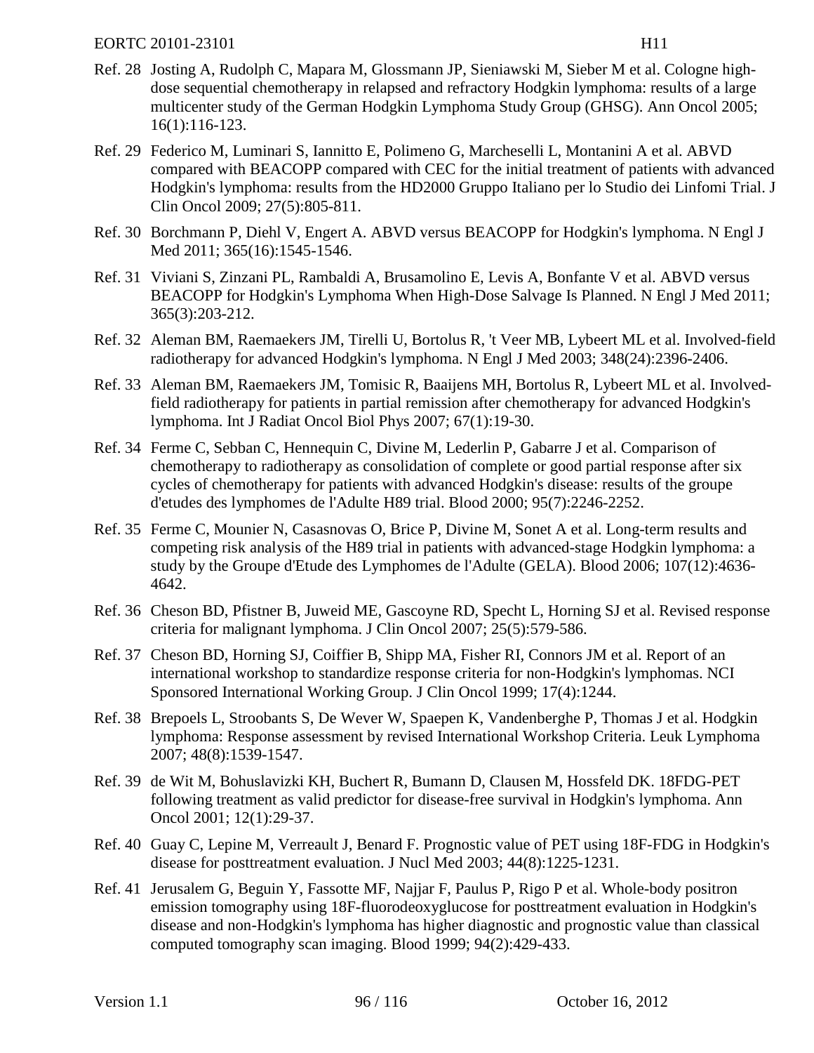Ref. 28 Josting A, Rudolph C, Mapara M, Glossmann JP, Sieniawski M, Sieber M et al. Cologne high-dose sequential chemotherapy in relapsed and refractory Hodgkin lymphoma: results of a large multicenter study of the German Hodgkin Lymphoma Study Group (GHSG). Ann Oncol 2005; 16(1):116-123.

Ref. 29 Federico M, Luminari S, Iannitto E, Polimeno G, Marcheselli L, Montanini A et al. ABVD compared with BEACOPP compared with CEC for the initial treatment of patients with advanced Hodgkin's lymphoma: results from the HD2000 Gruppo Italiano per lo Studio dei Linfomi Trial. J Clin Oncol 2009; 27(5):805-811.

Ref. 30 Borchmann P, Diehl V, Engert A. ABVD versus BEACOPP for Hodgkin's lymphoma. N Engl J Med 2011; 365(16):1545-1546.

Ref. 31 Viviani S, Zinzani PL, Rambaldi A, Brusamolino E, Levis A, Bonfante V et al. ABVD versus BEACOPP for Hodgkin's Lymphoma When High-Dose Salvage Is Planned. N Engl J Med 2011; 365(3):203-212.

Ref. 32 Aleman BM, Raemaekers JM, Tirelli U, Bortolus R, 't Veer MB, Lybeert ML et al. Involved-field radiotherapy for advanced Hodgkin's lymphoma. N Engl J Med 2003; 348(24):2396-2406.

Ref. 33 Aleman BM, Raemaekers JM, Tomisic R, Baaijens MH, Bortolus R, Lybeert ML et al. Involved-field radiotherapy for patients in partial remission after chemotherapy for advanced Hodgkin's lymphoma. Int J Radiat Oncol Biol Phys 2007; 67(1):19-30.

Ref. 34 Ferme C, Sebban C, Hennequin C, Divine M, Lederlin P, Gabarre J et al. Comparison of chemotherapy to radiotherapy as consolidation of complete or good partial response after six cycles of chemotherapy for patients with advanced Hodgkin's disease: results of the groupe d'etudes des lymphomes de l'Adulte H89 trial. Blood 2000; 95(7):2246-2252.

Ref. 35 Ferme C, Mounier N, Casasnovas O, Brice P, Divine M, Sonet A et al. Long-term results and competing risk analysis of the H89 trial in patients with advanced-stage Hodgkin lymphoma: a study by the Groupe d'Etude des Lymphomes de l'Adulte (GELA). Blood 2006; 107(12):4636-4642.

Ref. 36 Cheson BD, Pfistner B, Juweid ME, Gascoyne RD, Specht L, Horning SJ et al. Revised response criteria for malignant lymphoma. J Clin Oncol 2007; 25(5):579-586.

Ref. 37 Cheson BD, Horning SJ, Coiffier B, Shipp MA, Fisher RI, Connors JM et al. Report of an international workshop to standardize response criteria for non-Hodgkin's lymphomas. NCI Sponsored International Working Group. J Clin Oncol 1999; 17(4):1244.

Ref. 38 Brepoels L, Stroobants S, De Wever W, Spaepen K, Vandenberghe P, Thomas J et al. Hodgkin lymphoma: Response assessment by revised International Workshop Criteria. Leuk Lymphoma 2007; 48(8):1539-1547.

Ref. 39 de Wit M, Bohuslavizki KH, Buchert R, Bumann D, Clausen M, Hossfeld DK. 18FDG-PET following treatment as valid predictor for disease-free survival in Hodgkin's lymphoma. Ann Oncol 2001; 12(1):29-37.

Ref. 40 Guay C, Lepine M, Verreault J, Benard F. Prognostic value of PET using 18F-FDG in Hodgkin's disease for posttreatment evaluation. J Nucl Med 2003; 44(8):1225-1231.

Ref. 41 Jerusalem G, Beguin Y, Fassotte MF, Najjar F, Paulus P, Rigo P et al. Whole-body positron emission tomography using 18F-fluorodeoxyglucose for posttreatment evaluation in Hodgkin's disease and non-Hodgkin's lymphoma has higher diagnostic and prognostic value than classical computed tomography scan imaging. Blood 1999; 94(2):429-433.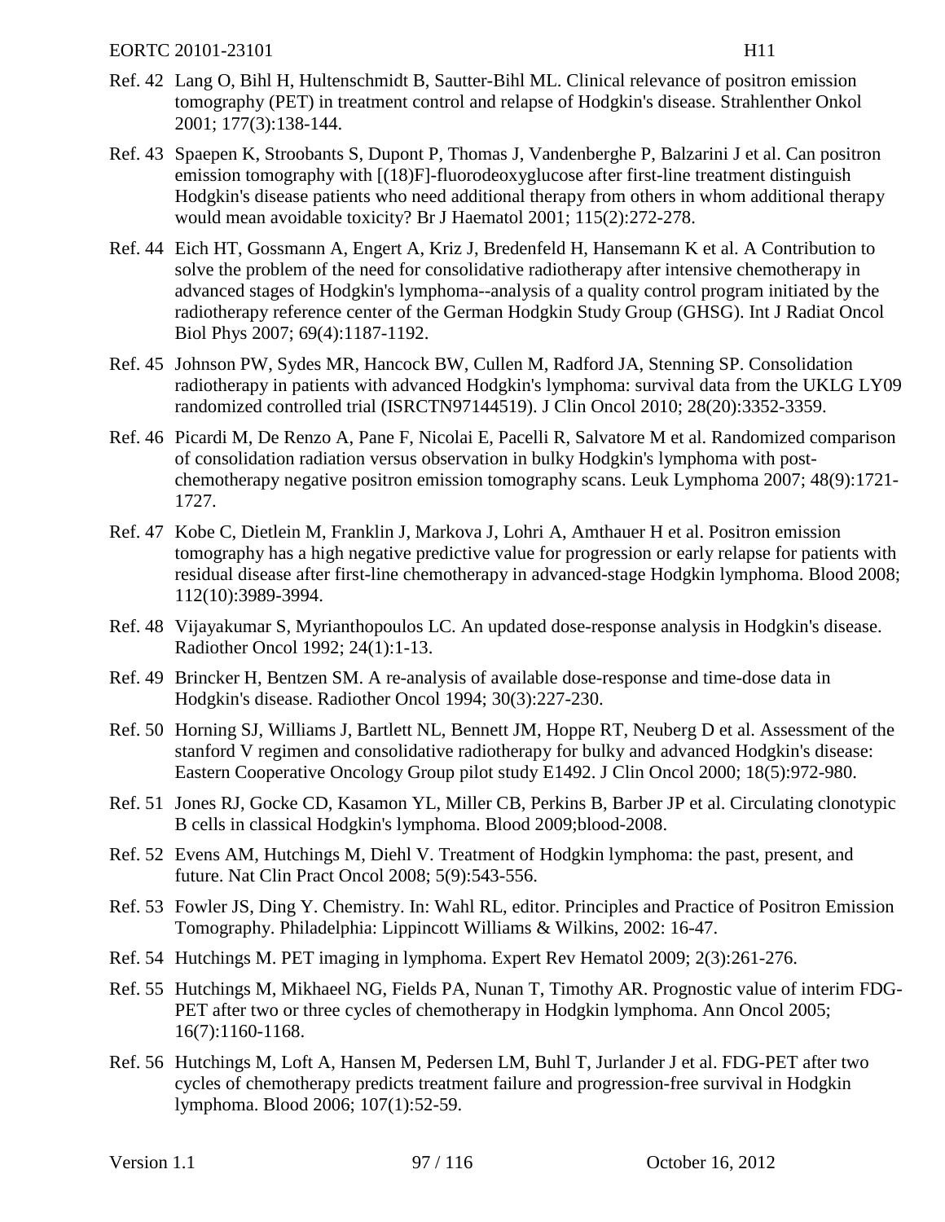Ref. 42 Lang O, Bihl H, Hultenschmidt B, Sautter-Bihl ML. Clinical relevance of positron emission tomography (PET) in treatment control and relapse of Hodgkin's disease. Strahlenther Onkol 2001; 177(3):138-144.

Ref. 43 Spaepen K, Stroobants S, Dupont P, Thomas J, Vandenberghe P, Balzarini J et al. Can positron emission tomography with [(18)F]-fluorodeoxyglucose after first-line treatment distinguish Hodgkin's disease patients who need additional therapy from others in whom additional therapy would mean avoidable toxicity? Br J Haematol 2001; 115(2):272-278.

Ref. 44 Eich HT, Gossmann A, Engert A, Kriz J, Bredenfeld H, Hansemann K et al. A Contribution to solve the problem of the need for consolidative radiotherapy after intensive chemotherapy in advanced stages of Hodgkin's lymphoma--analysis of a quality control program initiated by the radiotherapy reference center of the German Hodgkin Study Group (GHSG). Int J Radiat Oncol Biol Phys 2007; 69(4):1187-1192.

Ref. 45 Johnson PW, Sydes MR, Hancock BW, Cullen M, Radford JA, Stenning SP. Consolidation radiotherapy in patients with advanced Hodgkin's lymphoma: survival data from the UKLG LY09 randomized controlled trial (ISRCTN97144519). J Clin Oncol 2010; 28(20):3352-3359.

Ref. 46 Picardi M, De Renzo A, Pane F, Nicolai E, Pacelli R, Salvatore M et al. Randomized comparison of consolidation radiation versus observation in bulky Hodgkin's lymphoma with post-chemotherapy negative positron emission tomography scans. Leuk Lymphoma 2007; 48(9):1721-1727.

Ref. 47 Kobe C, Dietlein M, Franklin J, Markova J, Lohri A, Amthauer H et al. Positron emission tomography has a high negative predictive value for progression or early relapse for patients with residual disease after first-line chemotherapy in advanced-stage Hodgkin lymphoma. Blood 2008; 112(10):3989-3994.

Ref. 48 Vijayakumar S, Myrianthopoulos LC. An updated dose-response analysis in Hodgkin's disease. Radiother Oncol 1992; 24(1):1-13.

Ref. 49 Brincker H, Bentzen SM. A re-analysis of available dose-response and time-dose data in Hodgkin's disease. Radiother Oncol 1994; 30(3):227-230.

Ref. 50 Horning SJ, Williams J, Bartlett NL, Bennett JM, Hoppe RT, Neuberg D et al. Assessment of the stanford V regimen and consolidative radiotherapy for bulky and advanced Hodgkin's disease: Eastern Cooperative Oncology Group pilot study E1492. J Clin Oncol 2000; 18(5):972-980.

Ref. 51 Jones RJ, Gocke CD, Kasamon YL, Miller CB, Perkins B, Barber JP et al. Circulating clonotypic B cells in classical Hodgkin's lymphoma. Blood 2009;blood-2008.

Ref. 52 Evens AM, Hutchings M, Diehl V. Treatment of Hodgkin lymphoma: the past, present, and future. Nat Clin Pract Oncol 2008; 5(9):543-556.

Ref. 53 Fowler JS, Ding Y. Chemistry. In: Wahl RL, editor. Principles and Practice of Positron Emission Tomography. Philadelphia: Lippincott Williams & Wilkins, 2002: 16-47.

Ref. 54 Hutchings M. PET imaging in lymphoma. Expert Rev Hematol 2009; 2(3):261-276.

Ref. 55 Hutchings M, Mikhaeel NG, Fields PA, Nunan T, Timothy AR. Prognostic value of interim FDG-PET after two or three cycles of chemotherapy in Hodgkin lymphoma. Ann Oncol 2005; 16(7):1160-1168.

Ref. 56 Hutchings M, Loft A, Hansen M, Pedersen LM, Buhl T, Jurlander J et al. FDG-PET after two cycles of chemotherapy predicts treatment failure and progression-free survival in Hodgkin lymphoma. Blood 2006; 107(1):52-59.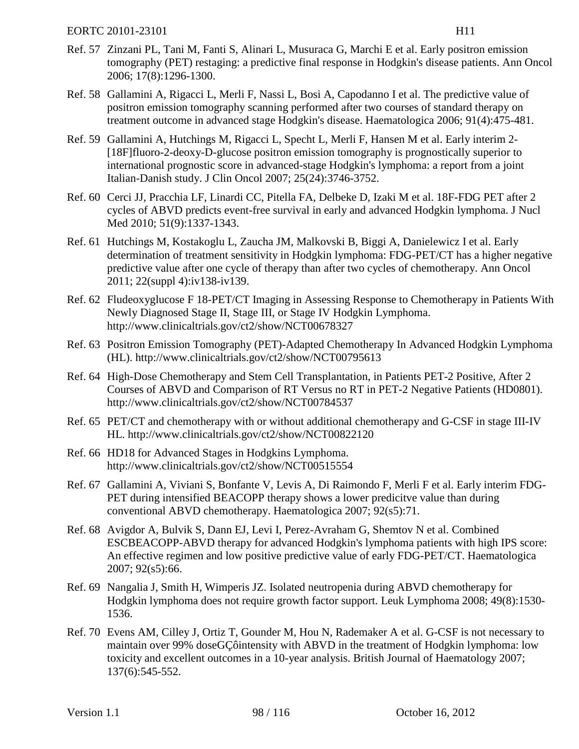Ref. 57 Zinzani PL, Tani M, Fanti S, Alinari L, Musuraca G, Marchi E et al. Early positron emission tomography (PET) restaging: a predictive final response in Hodgkin's disease patients. Ann Oncol 2006; 17(8):1296-1300.

Ref. 58 Gallamini A, Rigacci L, Merli F, Nassi L, Bosi A, Capodanno I et al. The predictive value of positron emission tomography scanning performed after two courses of standard therapy on treatment outcome in advanced stage Hodgkin's disease. Haematologica 2006; 91(4):475-481.

Ref. 59 Gallamini A, Hutchings M, Rigacci L, Specht L, Merli F, Hansen M et al. Early interim 2-[18F]fluoro-2-deoxy-D-glucose positron emission tomography is prognostically superior to international prognostic score in advanced-stage Hodgkin's lymphoma: a report from a joint Italian-Danish study. J Clin Oncol 2007; 25(24):3746-3752.

Ref. 60 Cerci JJ, Pracchia LF, Linardi CC, Pitella FA, Delbeke D, Izaki M et al. 18F-FDG PET after 2 cycles of ABVD predicts event-free survival in early and advanced Hodgkin lymphoma. J Nucl Med 2010; 51(9):1337-1343.

Ref. 61 Hutchings M, Kostakoglu L, Zaucha JM, Malkovski B, Biggi A, Danielewicz I et al. Early determination of treatment sensitivity in Hodgkin lymphoma: FDG-PET/CT has a higher negative predictive value after one cycle of therapy than after two cycles of chemotherapy. Ann Oncol 2011; 22(suppl 4):iv138-iv139.

Ref. 62 Fludeoxyglucose F 18-PET/CT Imaging in Assessing Response to Chemotherapy in Patients With Newly Diagnosed Stage II, Stage III, or Stage IV Hodgkin Lymphoma. http://www.clinicaltrials.gov/ct2/show/NCT00678327

Ref. 63 Positron Emission Tomography (PET)-Adapted Chemotherapy In Advanced Hodgkin Lymphoma (HL). http://www.clinicaltrials.gov/ct2/show/NCT00795613

Ref. 64 High-Dose Chemotherapy and Stem Cell Transplantation, in Patients PET-2 Positive, After 2 Courses of ABVD and Comparison of RT Versus no RT in PET-2 Negative Patients (HD0801). http://www.clinicaltrials.gov/ct2/show/NCT00784537

Ref. 65 PET/CT and chemotherapy with or without additional chemotherapy and G-CSF in stage III-IV HL. http://www.clinicaltrials.gov/ct2/show/NCT00822120

Ref. 66 HD18 for Advanced Stages in Hodgkins Lymphoma. http://www.clinicaltrials.gov/ct2/show/NCT00515554

Ref. 67 Gallamini A, Viviani S, Bonfante V, Levis A, Di Raimondo F, Merli F et al. Early interim FDG-PET during intensified BEACOPP therapy shows a lower predicitve value than during conventional ABVD chemotherapy. Haematologica 2007; 92(s5):71.

Ref. 68 Avigdor A, Bulvik S, Dann EJ, Levi I, Perez-Avraham G, Shemtov N et al. Combined ESCBEACOPP-ABVD therapy for advanced Hodgkin's lymphoma patients with high IPS score: An effective regimen and low positive predictive value of early FDG-PET/CT. Haematologica 2007; 92(s5):66.

Ref. 69 Nangalia J, Smith H, Wimperis JZ. Isolated neutropenia during ABVD chemotherapy for Hodgkin lymphoma does not require growth factor support. Leuk Lymphoma 2008; 49(8):1530-1536.

Ref. 70 Evens AM, Cilley J, Ortiz T, Gounder M, Hou N, Rademaker A et al. G-CSF is not necessary to maintain over 99% doseGÇôintensity with ABVD in the treatment of Hodgkin lymphoma: low toxicity and excellent outcomes in a 10-year analysis. British Journal of Haematology 2007; 137(6):545-552.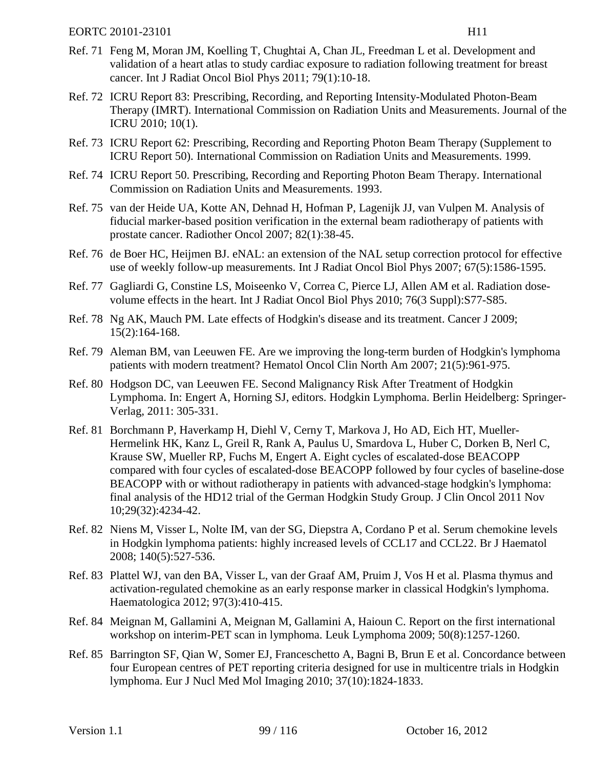Ref. 71 Feng M, Moran JM, Koelling T, Chughtai A, Chan JL, Freedman L et al. Development and validation of a heart atlas to study cardiac exposure to radiation following treatment for breast cancer. Int J Radiat Oncol Biol Phys 2011; 79(1):10-18.

Ref. 72 ICRU Report 83: Prescribing, Recording, and Reporting Intensity-Modulated Photon-Beam Therapy (IMRT). International Commission on Radiation Units and Measurements. Journal of the ICRU 2010; 10(1).

Ref. 73 ICRU Report 62: Prescribing, Recording and Reporting Photon Beam Therapy (Supplement to ICRU Report 50). International Commission on Radiation Units and Measurements. 1999.

Ref. 74 ICRU Report 50. Prescribing, Recording and Reporting Photon Beam Therapy. International Commission on Radiation Units and Measurements. 1993.

Ref. 75 van der Heide UA, Kotte AN, Dehnad H, Hofman P, Lagenijk JJ, van Vulpen M. Analysis of fiducial marker-based position verification in the external beam radiotherapy of patients with prostate cancer. Radiother Oncol 2007; 82(1):38-45.

Ref. 76 de Boer HC, Heijmen BJ. eNAL: an extension of the NAL setup correction protocol for effective use of weekly follow-up measurements. Int J Radiat Oncol Biol Phys 2007; 67(5):1586-1595.

Ref. 77 Gagliardi G, Constine LS, Moiseenko V, Correa C, Pierce LJ, Allen AM et al. Radiation dose-volume effects in the heart. Int J Radiat Oncol Biol Phys 2010; 76(3 Suppl):S77-S85.

Ref. 78 Ng AK, Mauch PM. Late effects of Hodgkin's disease and its treatment. Cancer J 2009; 15(2):164-168.

Ref. 79 Aleman BM, van Leeuwen FE. Are we improving the long-term burden of Hodgkin's lymphoma patients with modern treatment? Hematol Oncol Clin North Am 2007; 21(5):961-975.

Ref. 80 Hodgson DC, van Leeuwen FE. Second Malignancy Risk After Treatment of Hodgkin Lymphoma. In: Engert A, Horning SJ, editors. Hodgkin Lymphoma. Berlin Heidelberg: Springer-Verlag, 2011: 305-331.

Ref. 81 Borchmann P, Haverkamp H, Diehl V, Cerny T, Markova J, Ho AD, Eich HT, Mueller-Hermelink HK, Kanz L, Greil R, Rank A, Paulus U, Smardova L, Huber C, Dorken B, Nerl C, Krause SW, Mueller RP, Fuchs M, Engert A. Eight cycles of escalated-dose BEACOPP compared with four cycles of escalated-dose BEACOPP followed by four cycles of baseline-dose BEACOPP with or without radiotherapy in patients with advanced-stage hodgkin's lymphoma: final analysis of the HD12 trial of the German Hodgkin Study Group. J Clin Oncol 2011 Nov 10;29(32):4234-42.

Ref. 82 Niens M, Visser L, Nolte IM, van der SG, Diepstra A, Cordano P et al. Serum chemokine levels in Hodgkin lymphoma patients: highly increased levels of CCL17 and CCL22. Br J Haematol 2008; 140(5):527-536.

Ref. 83 Plattel WJ, van den BA, Visser L, van der Graaf AM, Pruim J, Vos H et al. Plasma thymus and activation-regulated chemokine as an early response marker in classical Hodgkin's lymphoma. Haematologica 2012; 97(3):410-415.

Ref. 84 Meignan M, Gallamini A, Meignan M, Gallamini A, Haioun C. Report on the first international workshop on interim-PET scan in lymphoma. Leuk Lymphoma 2009; 50(8):1257-1260.

Ref. 85 Barrington SF, Qian W, Somer EJ, Franceschetto A, Bagni B, Brun E et al. Concordance between four European centres of PET reporting criteria designed for use in multicentre trials in Hodgkin lymphoma. Eur J Nucl Med Mol Imaging 2010; 37(10):1824-1833.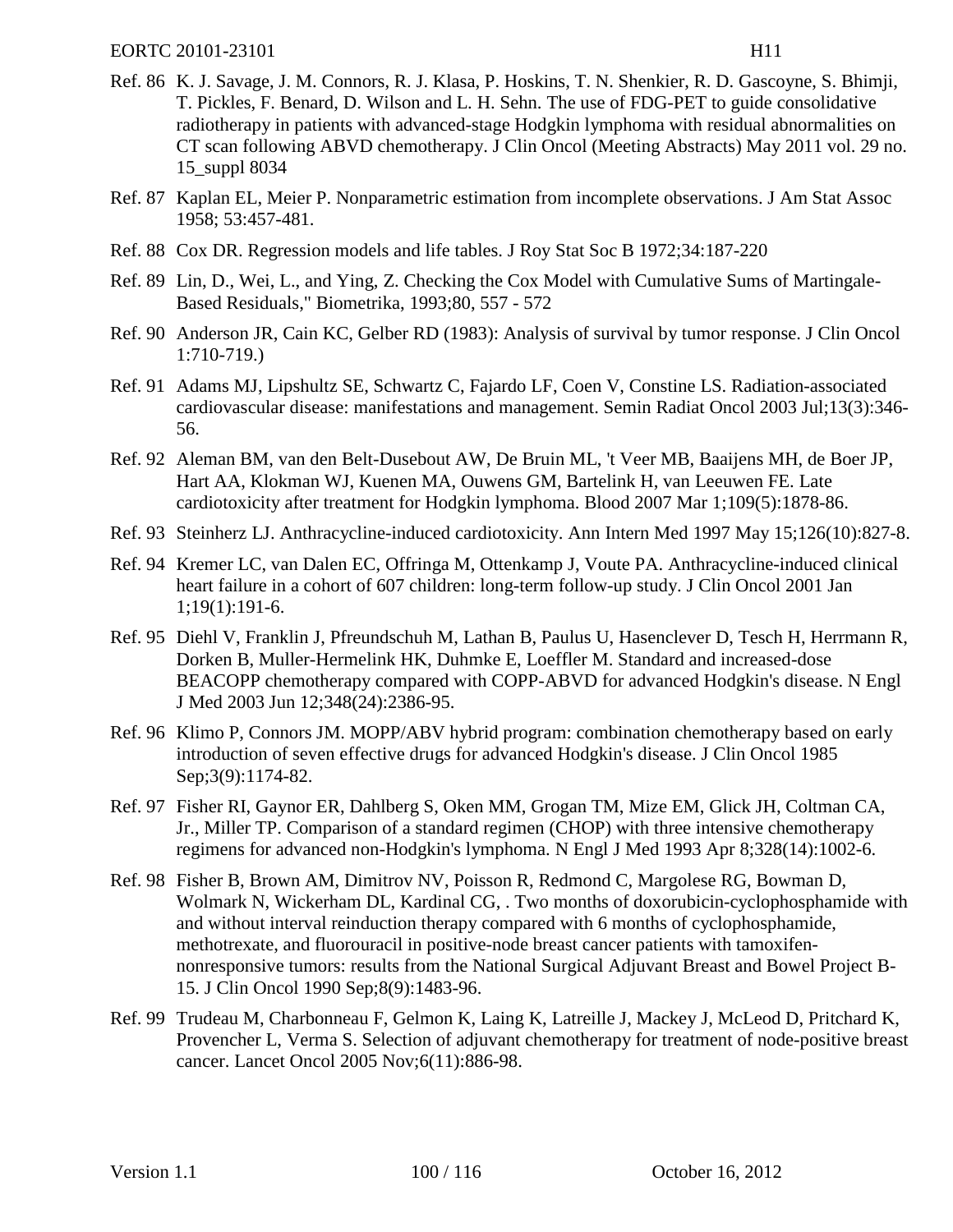Ref. 86 K. J. Savage, J. M. Connors, R. J. Klasa, P. Hoskins, T. N. Shenkier, R. D. Gascoyne, S. Bhimji, T. Pickles, F. Benard, D. Wilson and L. H. Sehn. The use of FDG-PET to guide consolidative radiotherapy in patients with advanced-stage Hodgkin lymphoma with residual abnormalities on CT scan following ABVD chemotherapy. J Clin Oncol (Meeting Abstracts) May 2011 vol. 29 no. 15_suppl 8034

Ref. 87 Kaplan EL, Meier P. Nonparametric estimation from incomplete observations. J Am Stat Assoc 1958; 53:457-481.

Ref. 88 Cox DR. Regression models and life tables. J Roy Stat Soc B 1972;34:187-220

Ref. 89 Lin, D., Wei, L., and Ying, Z. Checking the Cox Model with Cumulative Sums of Martingale-Based Residuals," Biometrika, 1993;80, 557 - 572

Ref. 90 Anderson JR, Cain KC, Gelber RD (1983): Analysis of survival by tumor response. J Clin Oncol 1:710-719.)

Ref. 91 Adams MJ, Lipshultz SE, Schwartz C, Fajardo LF, Coen V, Constine LS. Radiation-associated cardiovascular disease: manifestations and management. Semin Radiat Oncol 2003 Jul;13(3):346-56.

Ref. 92 Aleman BM, van den Belt-Dusebout AW, De Bruin ML, 't Veer MB, Baaijens MH, de Boer JP, Hart AA, Klokman WJ, Kuenen MA, Ouwens GM, Bartelink H, van Leeuwen FE. Late cardiotoxicity after treatment for Hodgkin lymphoma. Blood 2007 Mar 1;109(5):1878-86.

Ref. 93 Steinherz LJ. Anthracycline-induced cardiotoxicity. Ann Intern Med 1997 May 15;126(10):827-8.

Ref. 94 Kremer LC, van Dalen EC, Offringa M, Ottenkamp J, Voute PA. Anthracycline-induced clinical heart failure in a cohort of 607 children: long-term follow-up study. J Clin Oncol 2001 Jan 1;19(1):191-6.

Ref. 95 Diehl V, Franklin J, Pfreundschuh M, Lathan B, Paulus U, Hasenclever D, Tesch H, Herrmann R, Dorken B, Muller-Hermelink HK, Duhmke E, Loeffler M. Standard and increased-dose BEACOPP chemotherapy compared with COPP-ABVD for advanced Hodgkin's disease. N Engl J Med 2003 Jun 12;348(24):2386-95.

Ref. 96 Klimo P, Connors JM. MOPP/ABV hybrid program: combination chemotherapy based on early introduction of seven effective drugs for advanced Hodgkin's disease. J Clin Oncol 1985 Sep;3(9):1174-82.

Ref. 97 Fisher RI, Gaynor ER, Dahlberg S, Oken MM, Grogan TM, Mize EM, Glick JH, Coltman CA, Jr., Miller TP. Comparison of a standard regimen (CHOP) with three intensive chemotherapy regimens for advanced non-Hodgkin's lymphoma. N Engl J Med 1993 Apr 8;328(14):1002-6.

Ref. 98 Fisher B, Brown AM, Dimitrov NV, Poisson R, Redmond C, Margolese RG, Bowman D, Wolmark N, Wickerham DL, Kardinal CG, . Two months of doxorubicin-cyclophosphamide with and without interval reinduction therapy compared with 6 months of cyclophosphamide, methotrexate, and fluorouracil in positive-node breast cancer patients with tamoxifen-nonresponsive tumors: results from the National Surgical Adjuvant Breast and Bowel Project B-15. J Clin Oncol 1990 Sep;8(9):1483-96.

Ref. 99 Trudeau M, Charbonneau F, Gelmon K, Laing K, Latreille J, Mackey J, McLeod D, Pritchard K, Provencher L, Verma S. Selection of adjuvant chemotherapy for treatment of node-positive breast cancer. Lancet Oncol 2005 Nov;6(11):886-98.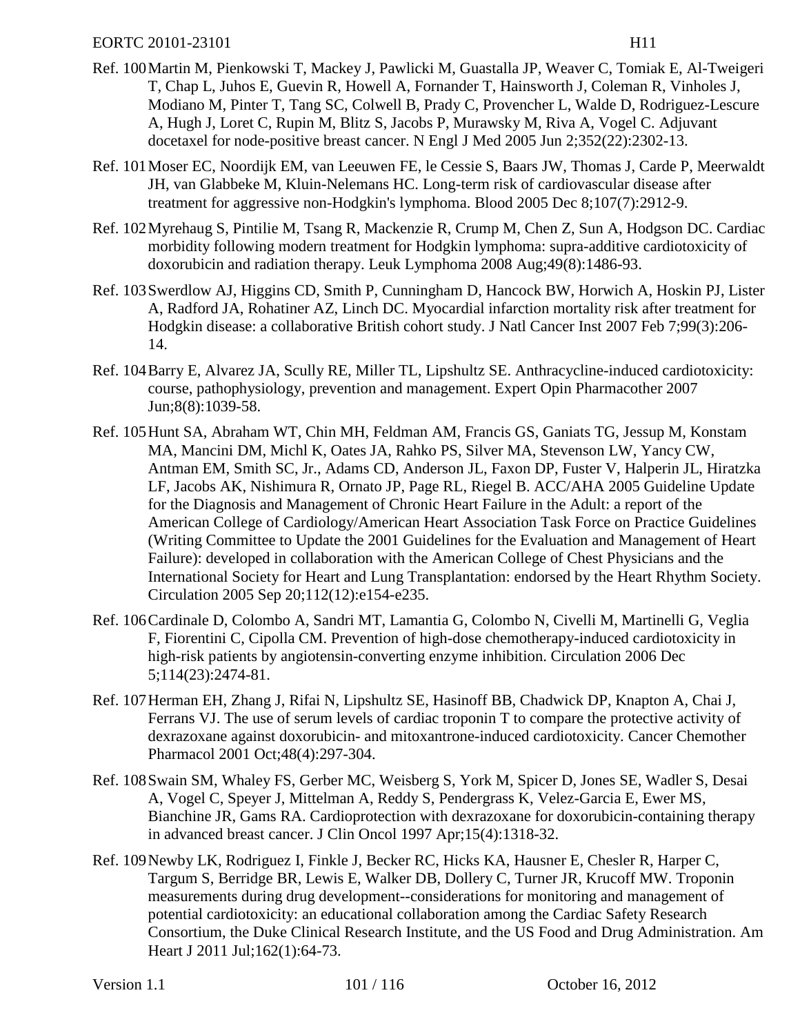Ref. 100 Martin M, Pienkowski T, Mackey J, Pawlicki M, Guastalla JP, Weaver C, Tomiak E, Al-Tweigeri T, Chap L, Juhos E, Guevin R, Howell A, Fornander T, Hainsworth J, Coleman R, Vinholes J, Modiano M, Pinter T, Tang SC, Colwell B, Prady C, Provencher L, Walde D, Rodriguez-Lescure A, Hugh J, Loret C, Rupin M, Blitz S, Jacobs P, Murawsky M, Riva A, Vogel C. Adjuvant docetaxel for node-positive breast cancer. N Engl J Med 2005 Jun 2;352(22):2302-13.

Ref. 101 Moser EC, Noordijk EM, van Leeuwen FE, le Cessie S, Baars JW, Thomas J, Carde P, Meerwaldt JH, van Glabbeke M, Kluin-Nelemans HC. Long-term risk of cardiovascular disease after treatment for aggressive non-Hodgkin's lymphoma. Blood 2005 Dec 8;107(7):2912-9.

Ref. 102 Myrehaug S, Pintilie M, Tsang R, Mackenzie R, Crump M, Chen Z, Sun A, Hodgson DC. Cardiac morbidity following modern treatment for Hodgkin lymphoma: supra-additive cardiotoxicity of doxorubicin and radiation therapy. Leuk Lymphoma 2008 Aug;49(8):1486-93.

Ref. 103 Swerdlow AJ, Higgins CD, Smith P, Cunningham D, Hancock BW, Horwich A, Hoskin PJ, Lister A, Radford JA, Rohatiner AZ, Linch DC. Myocardial infarction mortality risk after treatment for Hodgkin disease: a collaborative British cohort study. J Natl Cancer Inst 2007 Feb 7;99(3):206-14.

Ref. 104 Barry E, Alvarez JA, Scully RE, Miller TL, Lipshultz SE. Anthracycline-induced cardiotoxicity: course, pathophysiology, prevention and management. Expert Opin Pharmacother 2007 Jun;8(8):1039-58.

Ref. 105 Hunt SA, Abraham WT, Chin MH, Feldman AM, Francis GS, Ganiats TG, Jessup M, Konstam MA, Mancini DM, Michl K, Oates JA, Rahko PS, Silver MA, Stevenson LW, Yancy CW, Antman EM, Smith SC, Jr., Adams CD, Anderson JL, Faxon DP, Fuster V, Halperin JL, Hiratzka LF, Jacobs AK, Nishimura R, Ornato JP, Page RL, Riegel B. ACC/AHA 2005 Guideline Update for the Diagnosis and Management of Chronic Heart Failure in the Adult: a report of the American College of Cardiology/American Heart Association Task Force on Practice Guidelines (Writing Committee to Update the 2001 Guidelines for the Evaluation and Management of Heart Failure): developed in collaboration with the American College of Chest Physicians and the International Society for Heart and Lung Transplantation: endorsed by the Heart Rhythm Society. Circulation 2005 Sep 20;112(12):e154-e235.

Ref. 106 Cardinale D, Colombo A, Sandri MT, Lamantia G, Colombo N, Civelli M, Martinelli G, Veglia F, Fiorentini C, Cipolla CM. Prevention of high-dose chemotherapy-induced cardiotoxicity in high-risk patients by angiotensin-converting enzyme inhibition. Circulation 2006 Dec 5;114(23):2474-81.

Ref. 107 Herman EH, Zhang J, Rifai N, Lipshultz SE, Hasinoff BB, Chadwick DP, Knapton A, Chai J, Ferrans VJ. The use of serum levels of cardiac troponin T to compare the protective activity of dexrazoxane against doxorubicin- and mitoxantrone-induced cardiotoxicity. Cancer Chemother Pharmacol 2001 Oct;48(4):297-304.

Ref. 108 Swain SM, Whaley FS, Gerber MC, Weisberg S, York M, Spicer D, Jones SE, Wadler S, Desai A, Vogel C, Speyer J, Mittelman A, Reddy S, Pendergrass K, Velez-Garcia E, Ewer MS, Bianchine JR, Gams RA. Cardioprotection with dexrazoxane for doxorubicin-containing therapy in advanced breast cancer. J Clin Oncol 1997 Apr;15(4):1318-32.

Ref. 109 Newby LK, Rodriguez I, Finkle J, Becker RC, Hicks KA, Hausner E, Chesler R, Harper C, Targum S, Berridge BR, Lewis E, Walker DB, Dollery C, Turner JR, Krucoff MW. Troponin measurements during drug development--considerations for monitoring and management of potential cardiotoxicity: an educational collaboration among the Cardiac Safety Research Consortium, the Duke Clinical Research Institute, and the US Food and Drug Administration. Am Heart J 2011 Jul;162(1):64-73.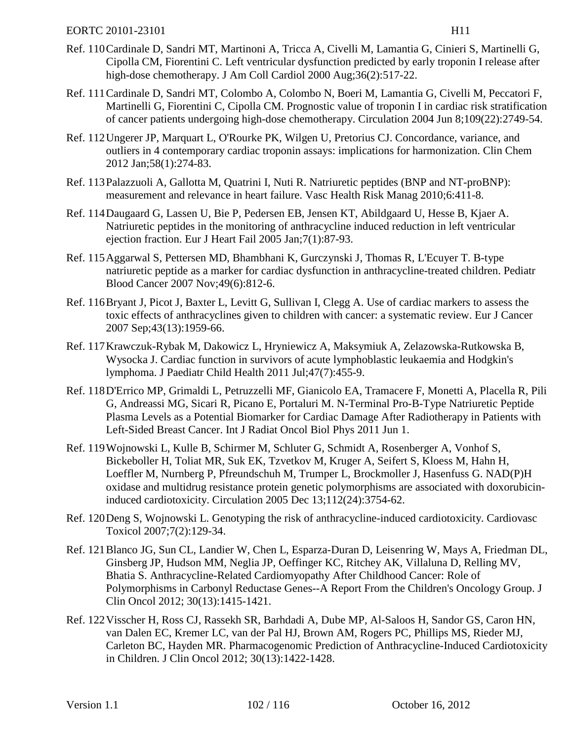Ref. 110 Cardinale D, Sandri MT, Martinoni A, Tricca A, Civelli M, Lamantia G, Cinieri S, Martinelli G, Cipolla CM, Fiorentini C. Left ventricular dysfunction predicted by early troponin I release after high-dose chemotherapy. J Am Coll Cardiol 2000 Aug;36(2):517-22.

Ref. 111 Cardinale D, Sandri MT, Colombo A, Colombo N, Boeri M, Lamantia G, Civelli M, Peccatori F, Martinelli G, Fiorentini C, Cipolla CM. Prognostic value of troponin I in cardiac risk stratification of cancer patients undergoing high-dose chemotherapy. Circulation 2004 Jun 8;109(22):2749-54.

Ref. 112 Ungerer JP, Marquart L, O'Rourke PK, Wilgen U, Pretorius CJ. Concordance, variance, and outliers in 4 contemporary cardiac troponin assays: implications for harmonization. Clin Chem 2012 Jan;58(1):274-83.

Ref. 113 Palazzuoli A, Gallotta M, Quatrini I, Nuti R. Natriuretic peptides (BNP and NT-proBNP): measurement and relevance in heart failure. Vasc Health Risk Manag 2010;6:411-8.

Ref. 114 Daugaard G, Lassen U, Bie P, Pedersen EB, Jensen KT, Abildgaard U, Hesse B, Kjaer A. Natriuretic peptides in the monitoring of anthracycline induced reduction in left ventricular ejection fraction. Eur J Heart Fail 2005 Jan;7(1):87-93.

Ref. 115 Aggarwal S, Pettersen MD, Bhambhani K, Gurczynski J, Thomas R, L'Ecuyer T. B-type natriuretic peptide as a marker for cardiac dysfunction in anthracycline-treated children. Pediatr Blood Cancer 2007 Nov;49(6):812-6.

Ref. 116 Bryant J, Picot J, Baxter L, Levitt G, Sullivan I, Clegg A. Use of cardiac markers to assess the toxic effects of anthracyclines given to children with cancer: a systematic review. Eur J Cancer 2007 Sep;43(13):1959-66.

Ref. 117 Krawczuk-Rybak M, Dakowicz L, Hryniewicz A, Maksymiuk A, Zelazowska-Rutkowska B, Wysocka J. Cardiac function in survivors of acute lymphoblastic leukaemia and Hodgkin's lymphoma. J Paediatr Child Health 2011 Jul;47(7):455-9.

Ref. 118 D'Errico MP, Grimaldi L, Petruzzelli MF, Gianicolo EA, Tramacere F, Monetti A, Placella R, Pili G, Andreassi MG, Sicari R, Picano E, Portaluri M. N-Terminal Pro-B-Type Natriuretic Peptide Plasma Levels as a Potential Biomarker for Cardiac Damage After Radiotherapy in Patients with Left-Sided Breast Cancer. Int J Radiat Oncol Biol Phys 2011 Jun 1.

Ref. 119 Wojnowski L, Kulle B, Schirmer M, Schluter G, Schmidt A, Rosenberger A, Vonhof S, Bickeboller H, Toliat MR, Suk EK, Tzvetkov M, Kruger A, Seifert S, Kloess M, Hahn H, Loeffler M, Nurnberg P, Pfreundschuh M, Trumper L, Brockmoller J, Hasenfuss G. NAD(P)H oxidase and multidrug resistance protein genetic polymorphisms are associated with doxorubicin-induced cardiotoxicity. Circulation 2005 Dec 13;112(24):3754-62.

Ref. 120 Deng S, Wojnowski L. Genotyping the risk of anthracycline-induced cardiotoxicity. Cardiovasc Toxicol 2007;7(2):129-34.

Ref. 121 Blanco JG, Sun CL, Landier W, Chen L, Esparza-Duran D, Leisenring W, Mays A, Friedman DL, Ginsberg JP, Hudson MM, Neglia JP, Oeffinger KC, Ritchey AK, Villaluna D, Relling MV, Bhatia S. Anthracycline-Related Cardiomyopathy After Childhood Cancer: Role of Polymorphisms in Carbonyl Reductase Genes--A Report From the Children's Oncology Group. J Clin Oncol 2012; 30(13):1415-1421.

Ref. 122 Visscher H, Ross CJ, Rassekh SR, Barhdadi A, Dube MP, Al-Saloos H, Sandor GS, Caron HN, van Dalen EC, Kremer LC, van der Pal HJ, Brown AM, Rogers PC, Phillips MS, Rieder MJ, Carleton BC, Hayden MR. Pharmacogenomic Prediction of Anthracycline-Induced Cardiotoxicity in Children. J Clin Oncol 2012; 30(13):1422-1428.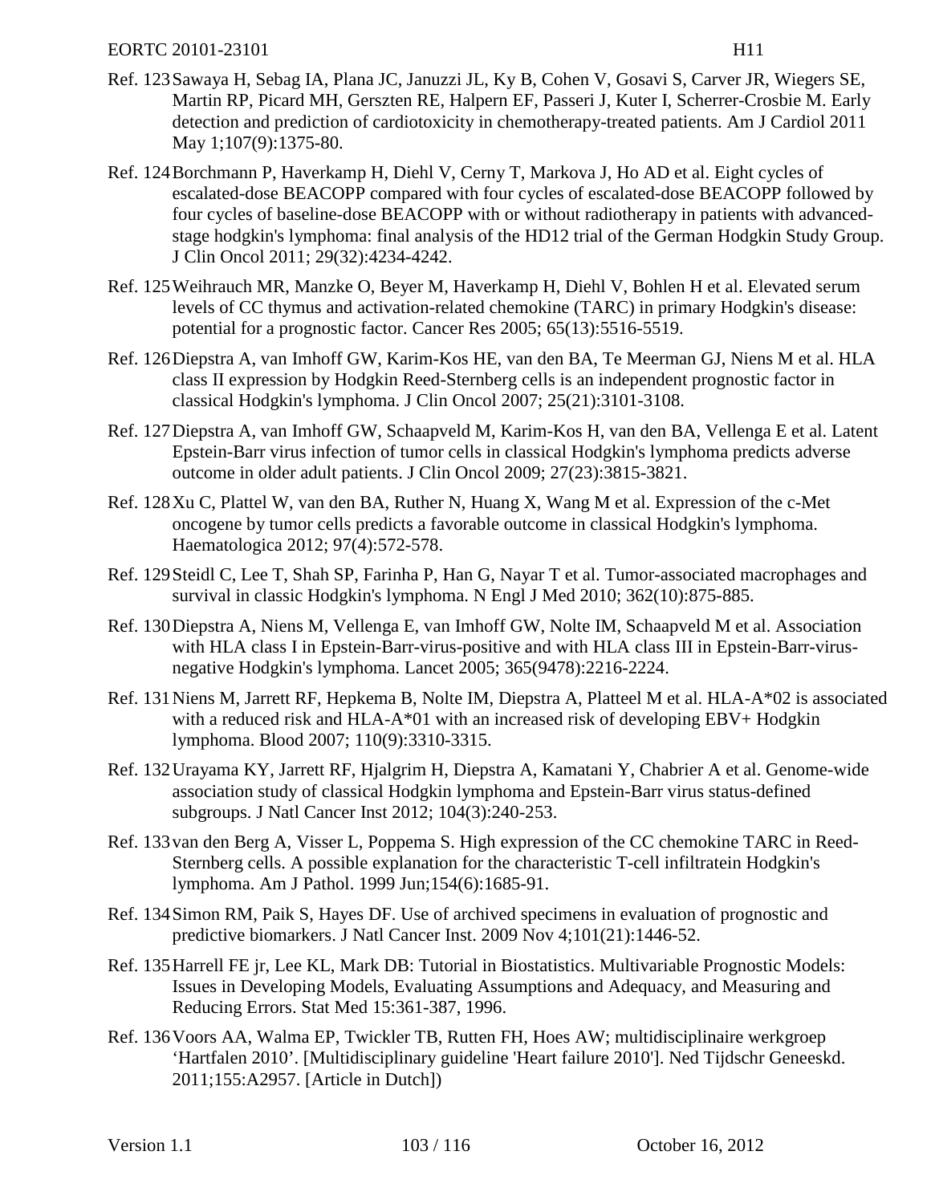Ref. 123 Sawaya H, Sebag IA, Plana JC, Januzzi JL, Ky B, Cohen V, Gosavi S, Carver JR, Wiegers SE, Martin RP, Picard MH, Gerszten RE, Halpern EF, Passeri J, Kuter I, Scherrer-Crosbie M. Early detection and prediction of cardiotoxicity in chemotherapy-treated patients. Am J Cardiol 2011 May 1;107(9):1375-80.

Ref. 124 Borchmann P, Haverkamp H, Diehl V, Cerny T, Markova J, Ho AD et al. Eight cycles of escalated-dose BEACOPP compared with four cycles of escalated-dose BEACOPP followed by four cycles of baseline-dose BEACOPP with or without radiotherapy in patients with advanced-stage hodgkin's lymphoma: final analysis of the HD12 trial of the German Hodgkin Study Group. J Clin Oncol 2011; 29(32):4234-4242.

Ref. 125 Weihrauch MR, Manzke O, Beyer M, Haverkamp H, Diehl V, Bohlen H et al. Elevated serum levels of CC thymus and activation-related chemokine (TARC) in primary Hodgkin's disease: potential for a prognostic factor. Cancer Res 2005; 65(13):5516-5519.

Ref. 126 Diepstra A, van Imhoff GW, Karim-Kos HE, van den BA, Te Meerman GJ, Niens M et al. HLA class II expression by Hodgkin Reed-Sternberg cells is an independent prognostic factor in classical Hodgkin's lymphoma. J Clin Oncol 2007; 25(21):3101-3108.

Ref. 127 Diepstra A, van Imhoff GW, Schaapveld M, Karim-Kos H, van den BA, Vellenga E et al. Latent Epstein-Barr virus infection of tumor cells in classical Hodgkin's lymphoma predicts adverse outcome in older adult patients. J Clin Oncol 2009; 27(23):3815-3821.

Ref. 128 Xu C, Plattel W, van den BA, Ruther N, Huang X, Wang M et al. Expression of the c-Met oncogene by tumor cells predicts a favorable outcome in classical Hodgkin's lymphoma. Haematologica 2012; 97(4):572-578.

Ref. 129 Steidl C, Lee T, Shah SP, Farinha P, Han G, Nayar T et al. Tumor-associated macrophages and survival in classic Hodgkin's lymphoma. N Engl J Med 2010; 362(10):875-885.

Ref. 130 Diepstra A, Niens M, Vellenga E, van Imhoff GW, Nolte IM, Schaapveld M et al. Association with HLA class I in Epstein-Barr-virus-positive and with HLA class III in Epstein-Barr-virus-negative Hodgkin's lymphoma. Lancet 2005; 365(9478):2216-2224.

Ref. 131 Niens M, Jarrett RF, Hepkema B, Nolte IM, Diepstra A, Platteel M et al. HLA-A*02 is associated with a reduced risk and HLA-A*01 with an increased risk of developing EBV+ Hodgkin lymphoma. Blood 2007; 110(9):3310-3315.

Ref. 132 Urayama KY, Jarrett RF, Hjalgrim H, Diepstra A, Kamatani Y, Chabrier A et al. Genome-wide association study of classical Hodgkin lymphoma and Epstein-Barr virus status-defined subgroups. J Natl Cancer Inst 2012; 104(3):240-253.

Ref. 133 van den Berg A, Visser L, Poppema S. High expression of the CC chemokine TARC in Reed-Sternberg cells. A possible explanation for the characteristic T-cell infiltratein Hodgkin's lymphoma. Am J Pathol. 1999 Jun;154(6):1685-91.

Ref. 134 Simon RM, Paik S, Hayes DF. Use of archived specimens in evaluation of prognostic and predictive biomarkers. J Natl Cancer Inst. 2009 Nov 4;101(21):1446-52.

Ref. 135 Harrell FE jr, Lee KL, Mark DB: Tutorial in Biostatistics. Multivariable Prognostic Models: Issues in Developing Models, Evaluating Assumptions and Adequacy, and Measuring and Reducing Errors. Stat Med 15:361-387, 1996.

Ref. 136 Voors AA, Walma EP, Twickler TB, Rutten FH, Hoes AW; multidisciplinaire werkgroep 'Hartfalen 2010'. [Multidisciplinary guideline 'Heart failure 2010']. Ned Tijdschr Geneeskd. 2011;155:A2957. [Article in Dutch])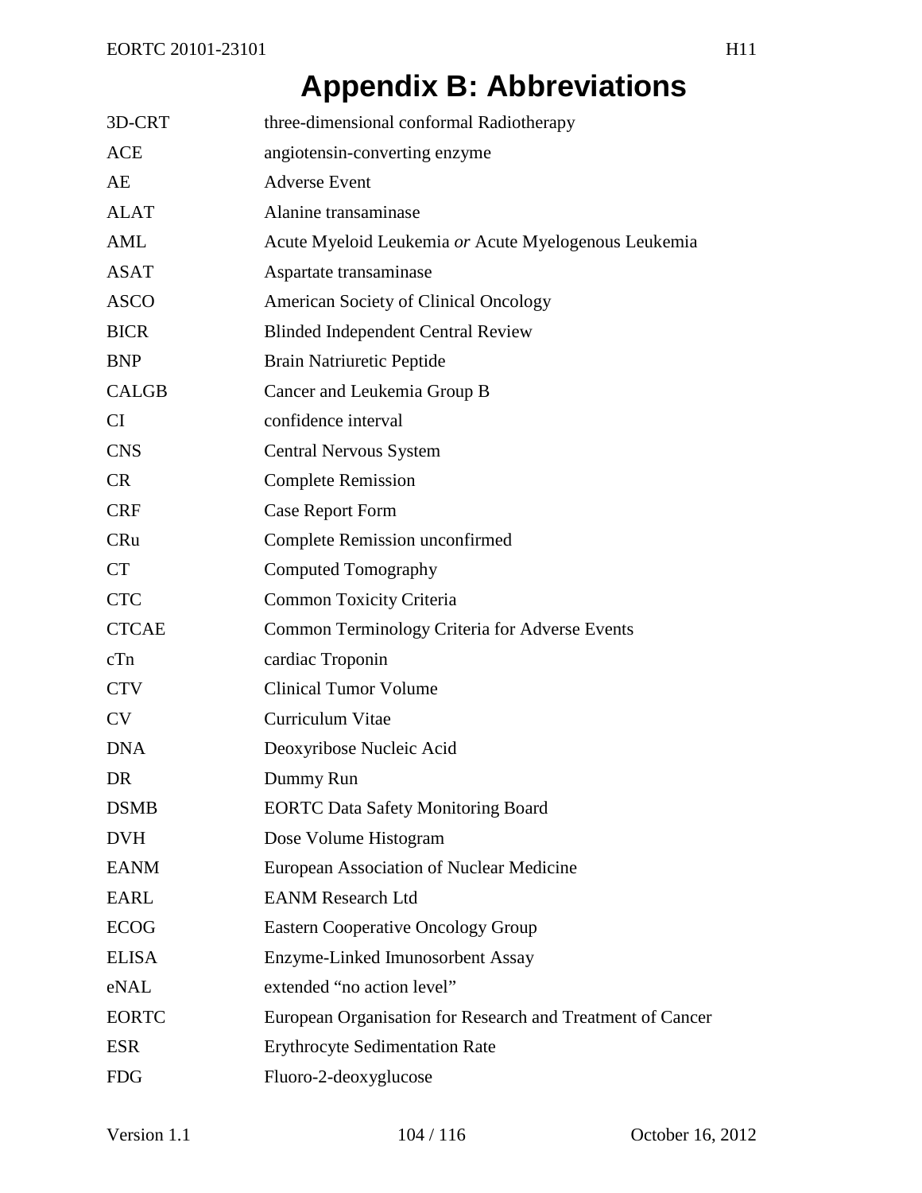# Appendix B: Abbreviations

| | |
|---|---|
| 3D-CRT | three-dimensional conformal Radiotherapy |
| ACE | angiotensin-converting enzyme |
| AE | Adverse Event |
| ALAT | Alanine transaminase |
| AML | Acute Myeloid Leukemia *or* Acute Myelogenous Leukemia |
| ASAT | Aspartate transaminase |
| ASCO | American Society of Clinical Oncology |
| BICR | Blinded Independent Central Review |
| BNP | Brain Natriuretic Peptide |
| CALGB | Cancer and Leukemia Group B |
| CI | confidence interval |
| CNS | Central Nervous System |
| CR | Complete Remission |
| CRF | Case Report Form |
| CRu | Complete Remission unconfirmed |
| CT | Computed Tomography |
| CTC | Common Toxicity Criteria |
| CTCAE | Common Terminology Criteria for Adverse Events |
| cTn | cardiac Troponin |
| CTV | Clinical Tumor Volume |
| CV | Curriculum Vitae |
| DNA | Deoxyribose Nucleic Acid |
| DR | Dummy Run |
| DSMB | EORTC Data Safety Monitoring Board |
| DVH | Dose Volume Histogram |
| EANM | European Association of Nuclear Medicine |
| EARL | EANM Research Ltd |
| ECOG | Eastern Cooperative Oncology Group |
| ELISA | Enzyme-Linked Imunosorbent Assay |
| eNAL | extended "no action level" |
| EORTC | European Organisation for Research and Treatment of Cancer |
| ESR | Erythrocyte Sedimentation Rate |
| FDG | Fluoro-2-deoxyglucose |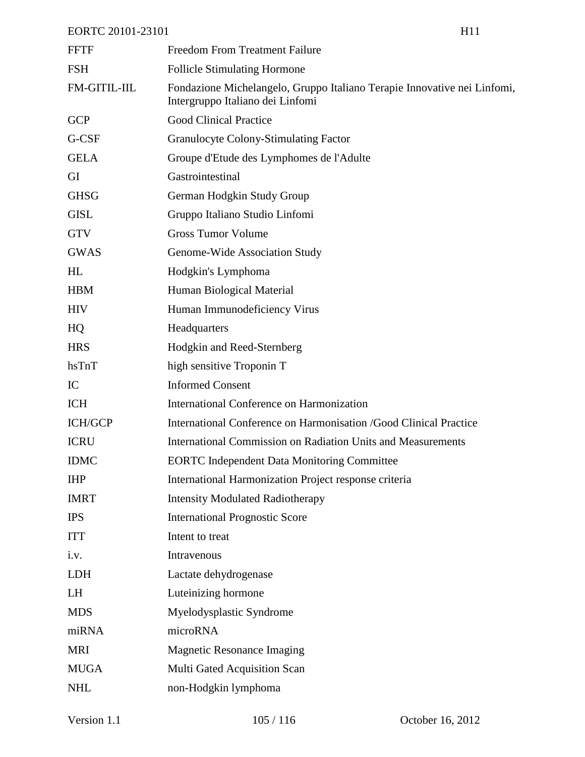| | |
|---|---|
| FFTF | Freedom From Treatment Failure |
| FSH | Follicle Stimulating Hormone |
| FM-GITIL-IIL | Fondazione Michelangelo, Gruppo Italiano Terapie Innovative nei Linfomi, Intergruppo Italiano dei Linfomi |
| GCP | Good Clinical Practice |
| G-CSF | Granulocyte Colony-Stimulating Factor |
| GELA | Groupe d'Etude des Lymphomes de l'Adulte |
| GI | Gastrointestinal |
| GHSG | German Hodgkin Study Group |
| GISL | Gruppo Italiano Studio Linfomi |
| GTV | Gross Tumor Volume |
| GWAS | Genome-Wide Association Study |
| HL | Hodgkin's Lymphoma |
| HBM | Human Biological Material |
| HIV | Human Immunodeficiency Virus |
| HQ | Headquarters |
| HRS | Hodgkin and Reed-Sternberg |
| hsTnT | high sensitive Troponin T |
| IC | Informed Consent |
| ICH | International Conference on Harmonization |
| ICH/GCP | International Conference on Harmonisation /Good Clinical Practice |
| ICRU | International Commission on Radiation Units and Measurements |
| IDMC | EORTC Independent Data Monitoring Committee |
| IHP | International Harmonization Project response criteria |
| IMRT | Intensity Modulated Radiotherapy |
| IPS | International Prognostic Score |
| ITT | Intent to treat |
| i.v. | Intravenous |
| LDH | Lactate dehydrogenase |
| LH | Luteinizing hormone |
| MDS | Myelodysplastic Syndrome |
| miRNA | microRNA |
| MRI | Magnetic Resonance Imaging |
| MUGA | Multi Gated Acquisition Scan |
| NHL | non-Hodgkin lymphoma |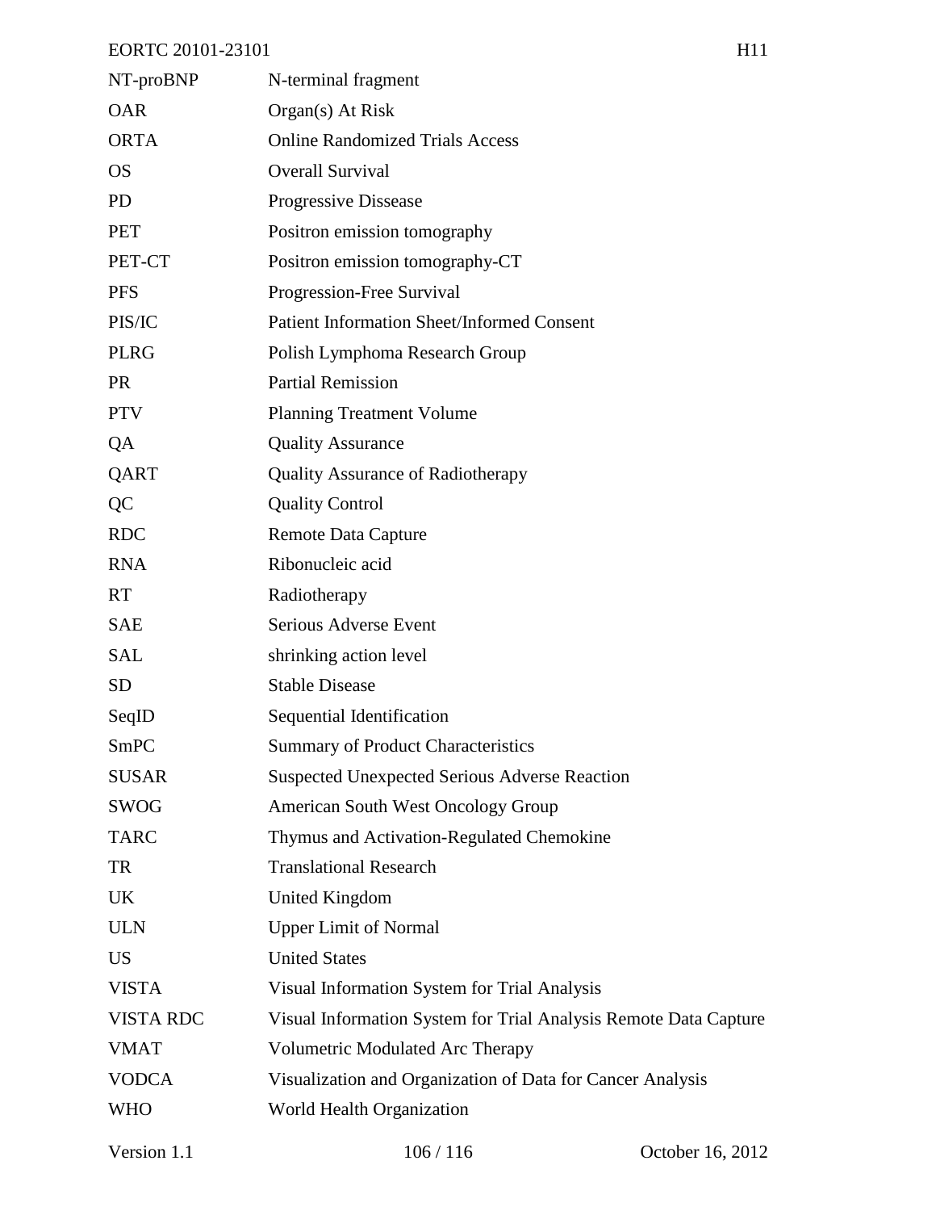| | |
|---|---|
| NT-proBNP | N-terminal fragment |
| OAR | Organ(s) At Risk |
| ORTA | Online Randomized Trials Access |
| OS | Overall Survival |
| PD | Progressive Dissease |
| PET | Positron emission tomography |
| PET-CT | Positron emission tomography-CT |
| PFS | Progression-Free Survival |
| PIS/IC | Patient Information Sheet/Informed Consent |
| PLRG | Polish Lymphoma Research Group |
| PR | Partial Remission |
| PTV | Planning Treatment Volume |
| QA | Quality Assurance |
| QART | Quality Assurance of Radiotherapy |
| QC | Quality Control |
| RDC | Remote Data Capture |
| RNA | Ribonucleic acid |
| RT | Radiotherapy |
| SAE | Serious Adverse Event |
| SAL | shrinking action level |
| SD | Stable Disease |
| SeqID | Sequential Identification |
| SmPC | Summary of Product Characteristics |
| SUSAR | Suspected Unexpected Serious Adverse Reaction |
| SWOG | American South West Oncology Group |
| TARC | Thymus and Activation-Regulated Chemokine |
| TR | Translational Research |
| UK | United Kingdom |
| ULN | Upper Limit of Normal |
| US | United States |
| VISTA | Visual Information System for Trial Analysis |
| VISTA RDC | Visual Information System for Trial Analysis Remote Data Capture |
| VMAT | Volumetric Modulated Arc Therapy |
| VODCA | Visualization and Organization of Data for Cancer Analysis |
| WHO | World Health Organization |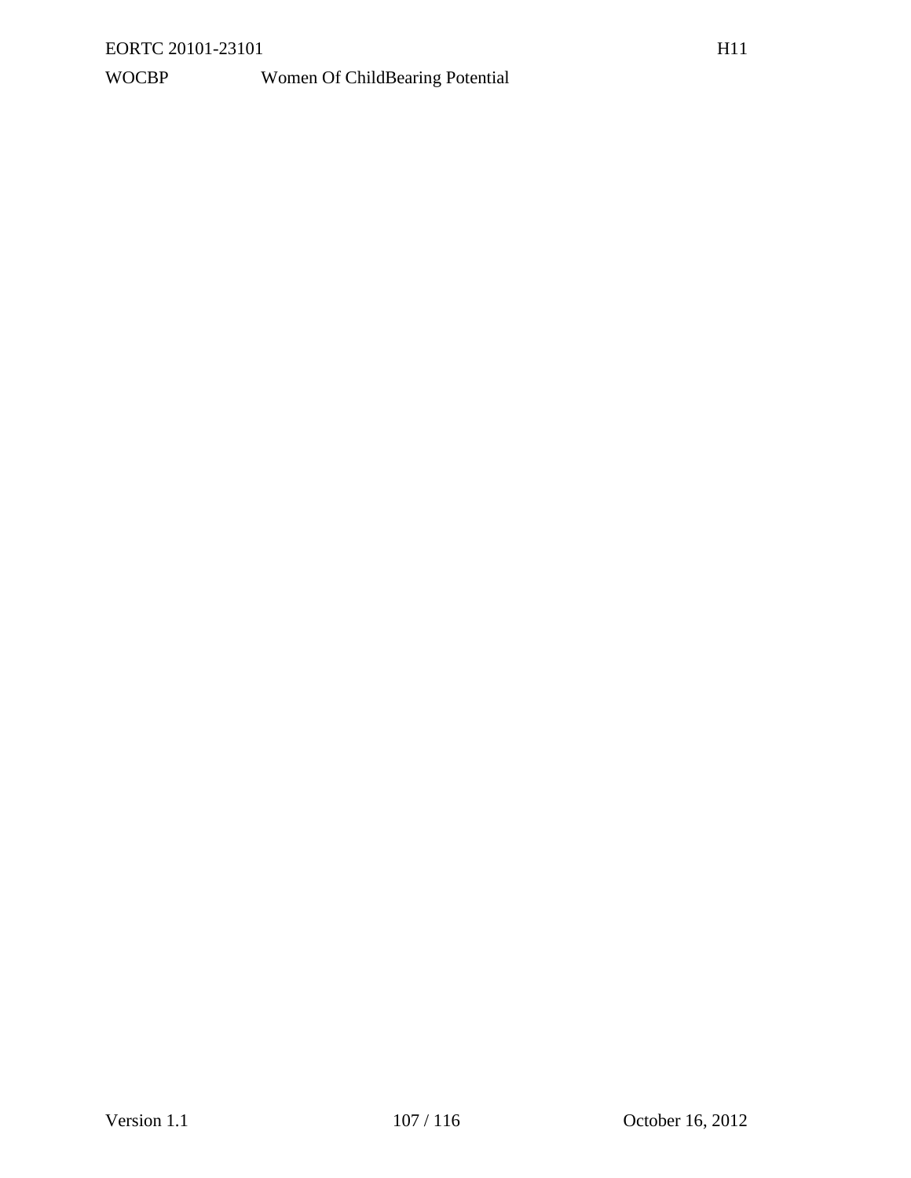| | |
|---|---|
| WOCBP | Women Of ChildBearing Potential |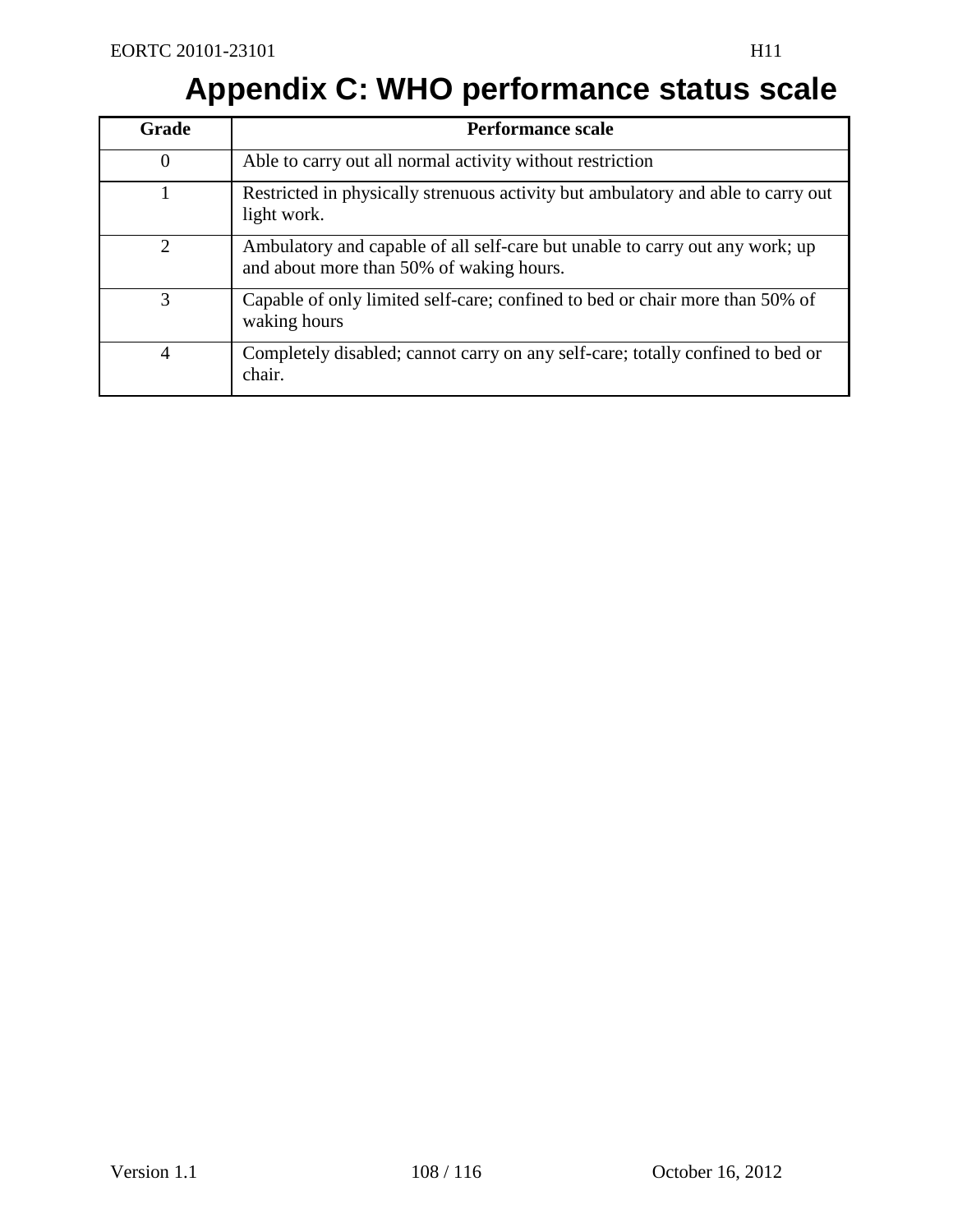# Appendix C: WHO performance status scale

| Grade | Performance scale |
|---|---|
| 0 | Able to carry out all normal activity without restriction |
| 1 | Restricted in physically strenuous activity but ambulatory and able to carry out light work. |
| 2 | Ambulatory and capable of all self-care but unable to carry out any work; up and about more than 50% of waking hours. |
| 3 | Capable of only limited self-care; confined to bed or chair more than 50% of waking hours |
| 4 | Completely disabled; cannot carry on any self-care; totally confined to bed or chair. |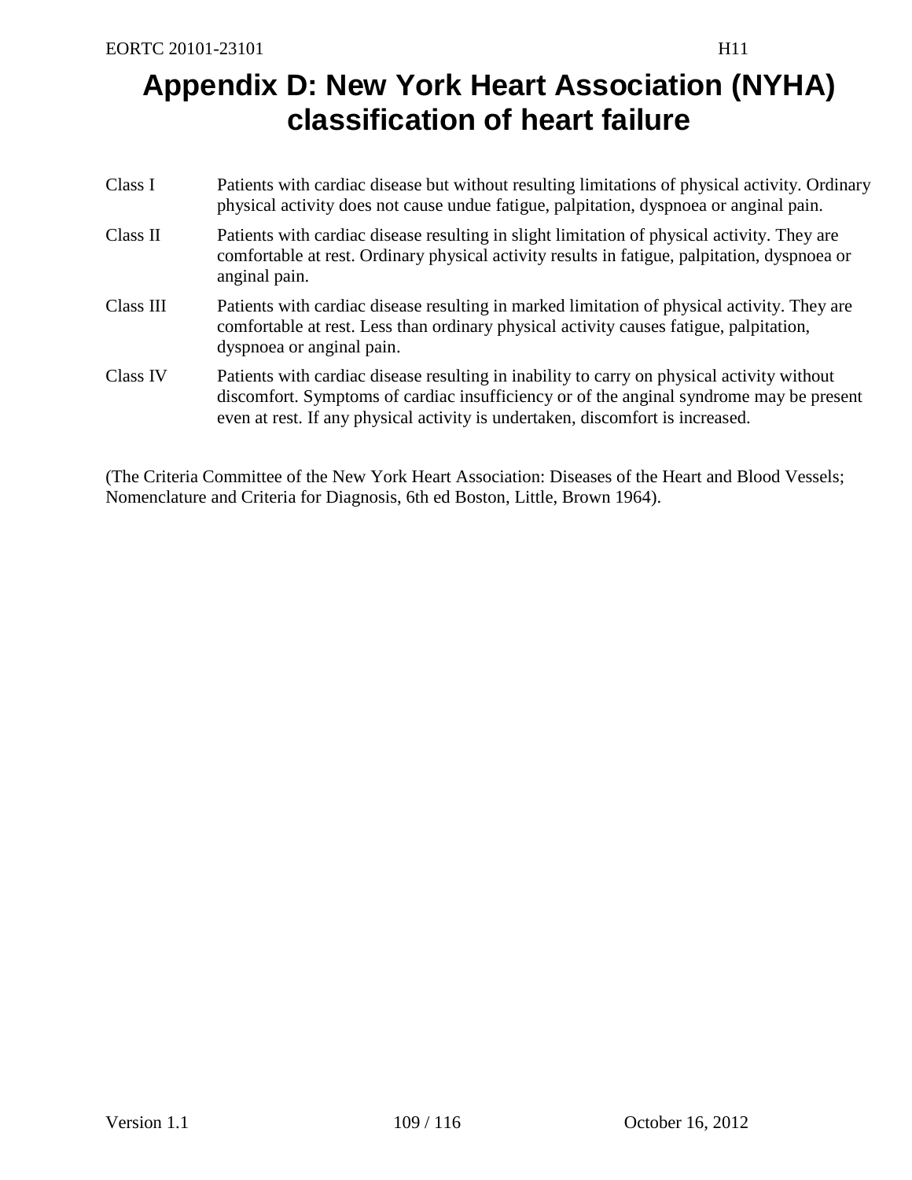# Appendix D: New York Heart Association (NYHA) classification of heart failure

| | |
|---|---|
| Class I | Patients with cardiac disease but without resulting limitations of physical activity. Ordinary physical activity does not cause undue fatigue, palpitation, dyspnoea or anginal pain. |
| Class II | Patients with cardiac disease resulting in slight limitation of physical activity. They are comfortable at rest. Ordinary physical activity results in fatigue, palpitation, dyspnoea or anginal pain. |
| Class III | Patients with cardiac disease resulting in marked limitation of physical activity. They are comfortable at rest. Less than ordinary physical activity causes fatigue, palpitation, dyspnoea or anginal pain. |
| Class IV | Patients with cardiac disease resulting in inability to carry on physical activity without discomfort. Symptoms of cardiac insufficiency or of the anginal syndrome may be present even at rest. If any physical activity is undertaken, discomfort is increased. |

(The Criteria Committee of the New York Heart Association: Diseases of the Heart and Blood Vessels; Nomenclature and Criteria for Diagnosis, 6th ed Boston, Little, Brown 1964).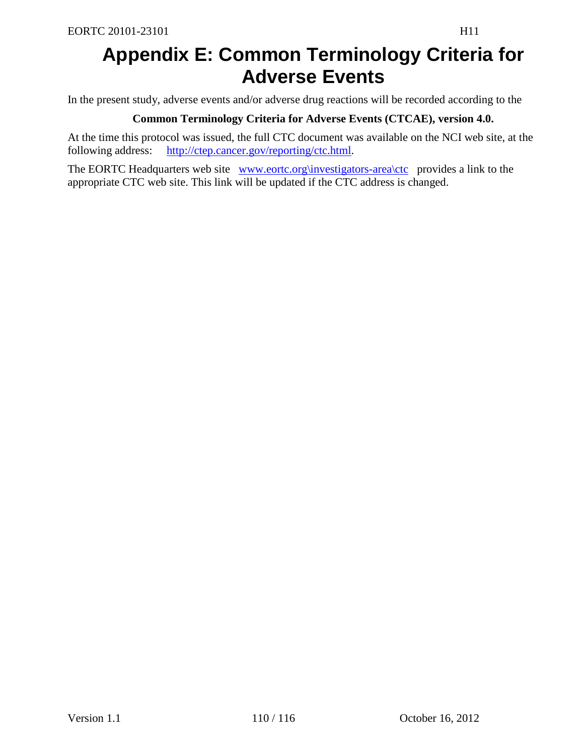# Appendix E: Common Terminology Criteria for Adverse Events

In the present study, adverse events and/or adverse drug reactions will be recorded according to the

**Common Terminology Criteria for Adverse Events (CTCAE), version 4.0.**

At the time this protocol was issued, the full CTC document was available on the NCI web site, at the following address: http://ctep.cancer.gov/reporting/ctc.html.

The EORTC Headquarters web site www.eortc.org\investigators-area\ctc provides a link to the appropriate CTC web site. This link will be updated if the CTC address is changed.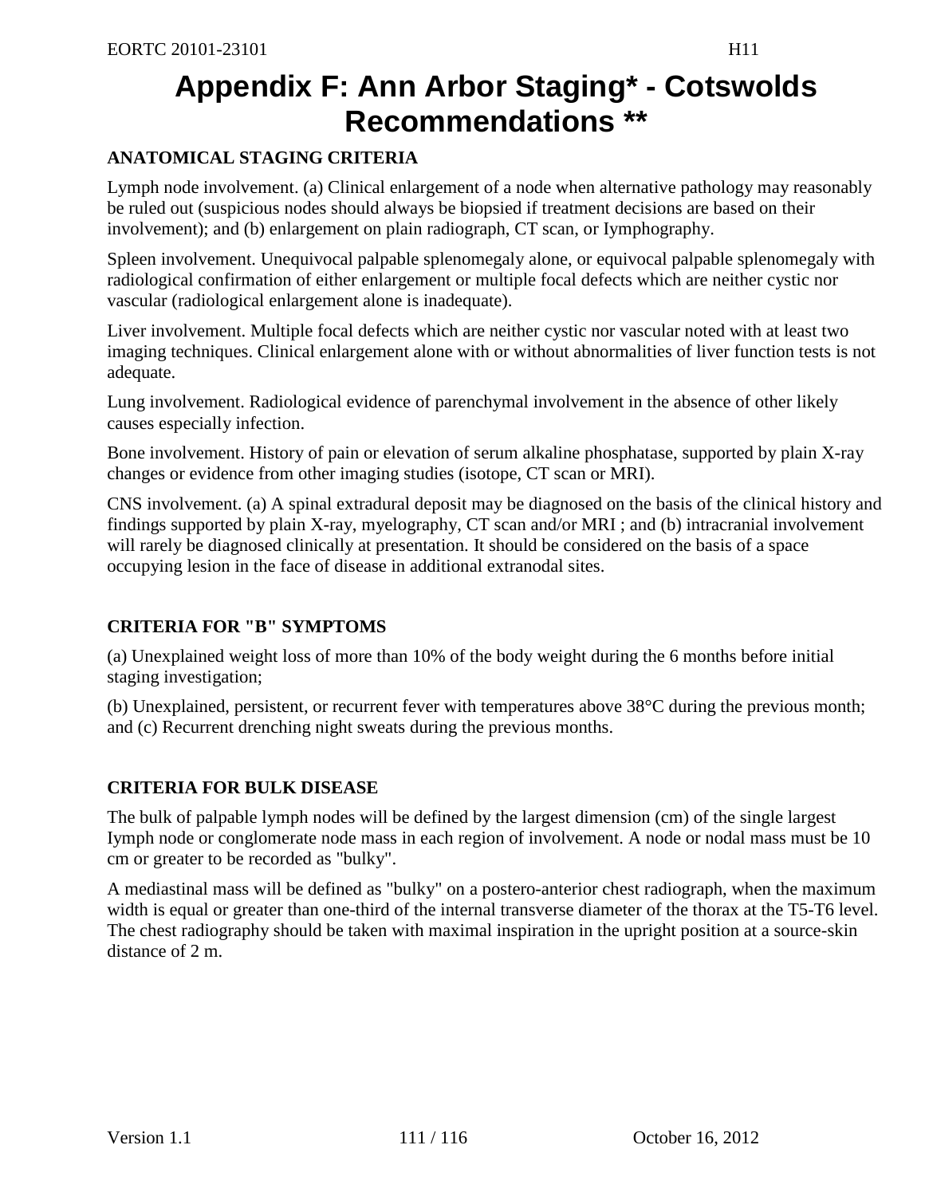# Appendix F: Ann Arbor Staging* - Cotswolds Recommendations **

### ANATOMICAL STAGING CRITERIA

Lymph node involvement. (a) Clinical enlargement of a node when alternative pathology may reasonably be ruled out (suspicious nodes should always be biopsied if treatment decisions are based on their involvement); and (b) enlargement on plain radiograph, CT scan, or Iymphography.

Spleen involvement. Unequivocal palpable splenomegaly alone, or equivocal palpable splenomegaly with radiological confirmation of either enlargement or multiple focal defects which are neither cystic nor vascular (radiological enlargement alone is inadequate).

Liver involvement. Multiple focal defects which are neither cystic nor vascular noted with at least two imaging techniques. Clinical enlargement alone with or without abnormalities of liver function tests is not adequate.

Lung involvement. Radiological evidence of parenchymal involvement in the absence of other likely causes especially infection.

Bone involvement. History of pain or elevation of serum alkaline phosphatase, supported by plain X-ray changes or evidence from other imaging studies (isotope, CT scan or MRI).

CNS involvement. (a) A spinal extradural deposit may be diagnosed on the basis of the clinical history and findings supported by plain X-ray, myelography, CT scan and/or MRI ; and (b) intracranial involvement will rarely be diagnosed clinically at presentation. It should be considered on the basis of a space occupying lesion in the face of disease in additional extranodal sites.

### CRITERIA FOR "B" SYMPTOMS

(a) Unexplained weight loss of more than 10% of the body weight during the 6 months before initial staging investigation;

(b) Unexplained, persistent, or recurrent fever with temperatures above 38°C during the previous month; and (c) Recurrent drenching night sweats during the previous months.

### CRITERIA FOR BULK DISEASE

The bulk of palpable lymph nodes will be defined by the largest dimension (cm) of the single largest Iymph node or conglomerate node mass in each region of involvement. A node or nodal mass must be 10 cm or greater to be recorded as "bulky".

A mediastinal mass will be defined as "bulky" on a postero-anterior chest radiograph, when the maximum width is equal or greater than one-third of the internal transverse diameter of the thorax at the T5-T6 level. The chest radiography should be taken with maximal inspiration in the upright position at a source-skin distance of 2 m.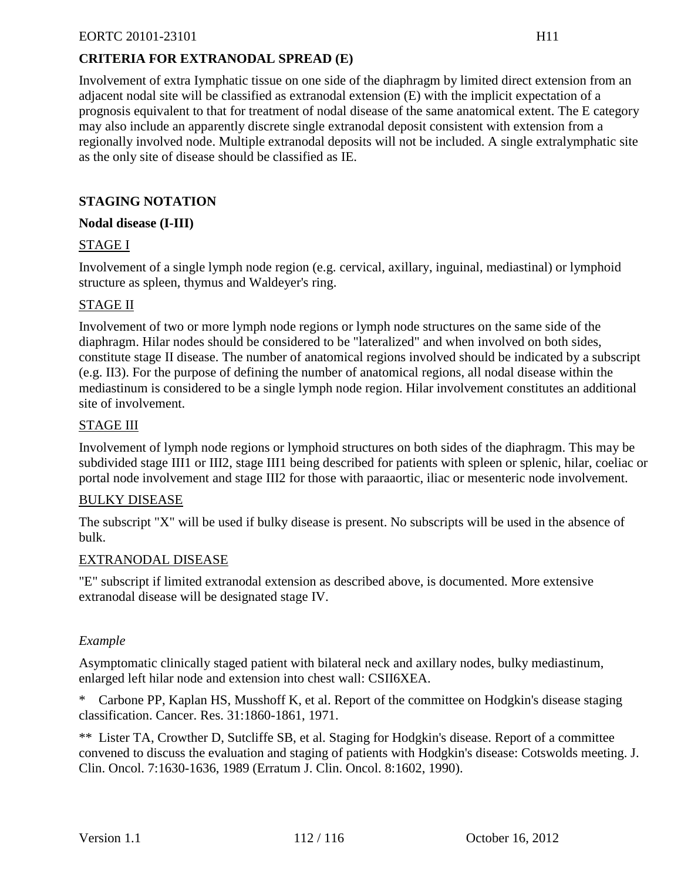## CRITERIA FOR EXTRANODAL SPREAD (E)

Involvement of extra Iymphatic tissue on one side of the diaphragm by limited direct extension from an adjacent nodal site will be classified as extranodal extension (E) with the implicit expectation of a prognosis equivalent to that for treatment of nodal disease of the same anatomical extent. The E category may also include an apparently discrete single extranodal deposit consistent with extension from a regionally involved node. Multiple extranodal deposits will not be included. A single extralymphatic site as the only site of disease should be classified as IE.

## STAGING NOTATION

### Nodal disease (I-III)

STAGE I

Involvement of a single lymph node region (e.g. cervical, axillary, inguinal, mediastinal) or lymphoid structure as spleen, thymus and Waldeyer's ring.

STAGE II

Involvement of two or more lymph node regions or lymph node structures on the same side of the diaphragm. Hilar nodes should be considered to be "lateralized" and when involved on both sides, constitute stage II disease. The number of anatomical regions involved should be indicated by a subscript (e.g. $II_3$). For the purpose of defining the number of anatomical regions, all nodal disease within the mediastinum is considered to be a single lymph node region. Hilar involvement constitutes an additional site of involvement.

STAGE III

Involvement of lymph node regions or lymphoid structures on both sides of the diaphragm. This may be subdivided stage $III_1$ or $III_2$, stage $III_1$ being described for patients with spleen or splenic, hilar, coeliac or portal node involvement and stage $III_2$ for those with paraaortic, iliac or mesenteric node involvement.

BULKY DISEASE

The subscript "X" will be used if bulky disease is present. No subscripts will be used in the absence of bulk.

EXTRANODAL DISEASE

"E" subscript if limited extranodal extension as described above, is documented. More extensive extranodal disease will be designated stage IV.

*Example*

Asymptomatic clinically staged patient with bilateral neck and axillary nodes, bulky mediastinum, enlarged left hilar node and extension into chest wall: CSII6XEA.

* Carbone PP, Kaplan HS, Musshoff K, et al. Report of the committee on Hodgkin's disease staging classification. Cancer. Res. 31:1860-1861, 1971.

** Lister TA, Crowther D, Sutcliffe SB, et al. Staging for Hodgkin's disease. Report of a committee convened to discuss the evaluation and staging of patients with Hodgkin's disease: Cotswolds meeting. J. Clin. Oncol. 7:1630-1636, 1989 (Erratum J. Clin. Oncol. 8:1602, 1990).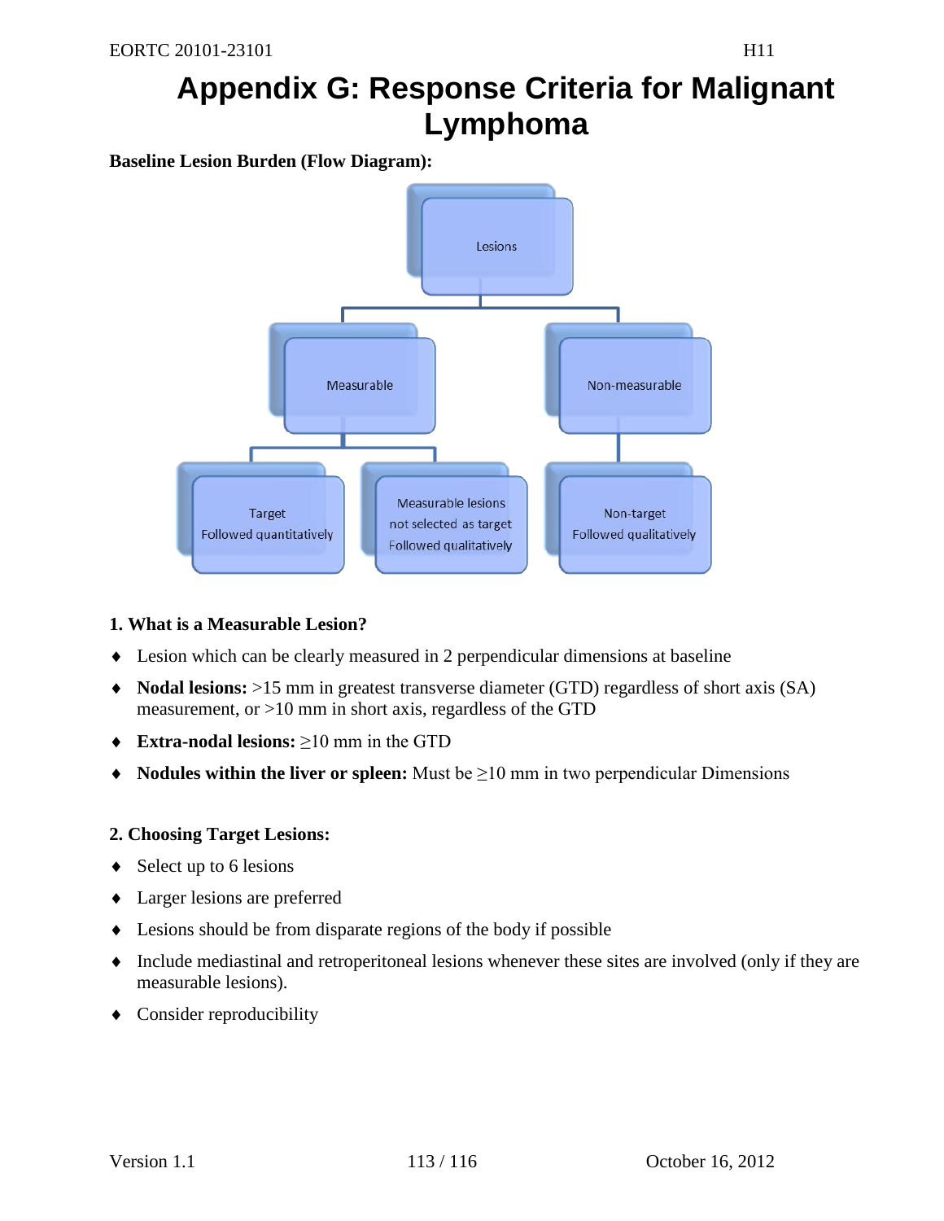// Page 113 of 116 — OCR output.
# Appendix G: Response Criteria for Malignant Lymphoma

**Baseline Lesion Burden (Flow Diagram):**

- Lesions
  - Measurable
    - Target: Followed quantitatively
    - Measurable lesions not selected as target: Followed qualitatively
  - Non-measurable
    - Non-target: Followed qualitatively

**1. What is a Measurable Lesion?**

- Lesion which can be clearly measured in 2 perpendicular dimensions at baseline
- **Nodal lesions:** >15 mm in greatest transverse diameter (GTD) regardless of short axis (SA) measurement, or >10 mm in short axis, regardless of the GTD
- **Extra-nodal lesions:** ≥10 mm in the GTD
- **Nodules within the liver or spleen:** Must be ≥10 mm in two perpendicular Dimensions

**2. Choosing Target Lesions:**

- Select up to 6 lesions
- Larger lesions are preferred
- Lesions should be from disparate regions of the body if possible
- Include mediastinal and retroperitoneal lesions whenever these sites are involved (only if they are measurable lesions).
- Consider reproducibility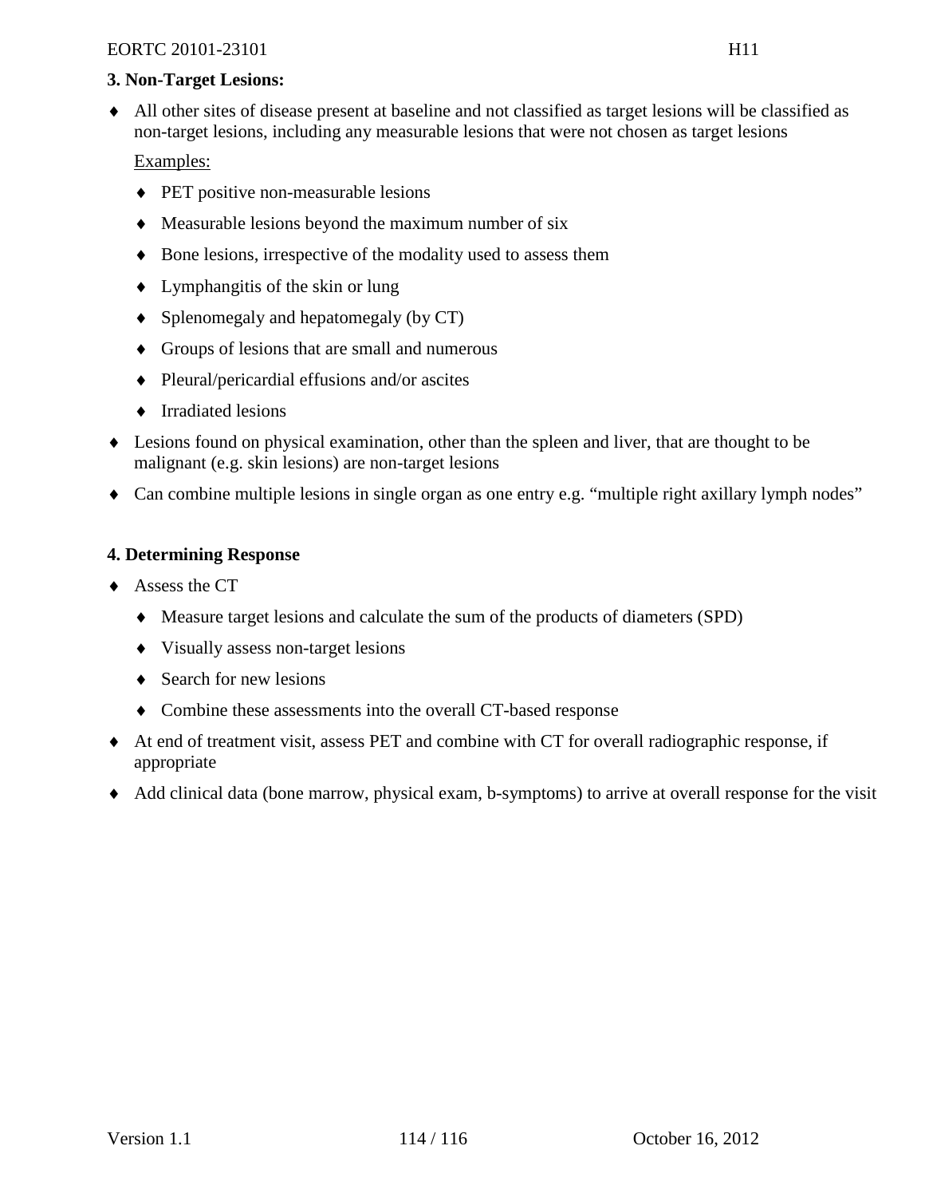**3. Non-Target Lesions:**

- All other sites of disease present at baseline and not classified as target lesions will be classified as non-target lesions, including any measurable lesions that were not chosen as target lesions

  Examples:

  - PET positive non-measurable lesions
  - Measurable lesions beyond the maximum number of six
  - Bone lesions, irrespective of the modality used to assess them
  - Lymphangitis of the skin or lung
  - Splenomegaly and hepatomegaly (by CT)
  - Groups of lesions that are small and numerous
  - Pleural/pericardial effusions and/or ascites
  - Irradiated lesions

- Lesions found on physical examination, other than the spleen and liver, that are thought to be malignant (e.g. skin lesions) are non-target lesions
- Can combine multiple lesions in single organ as one entry e.g. "multiple right axillary lymph nodes"

**4. Determining Response**

- Assess the CT
  - Measure target lesions and calculate the sum of the products of diameters (SPD)
  - Visually assess non-target lesions
  - Search for new lesions
  - Combine these assessments into the overall CT-based response
- At end of treatment visit, assess PET and combine with CT for overall radiographic response, if appropriate
- Add clinical data (bone marrow, physical exam, b-symptoms) to arrive at overall response for the visit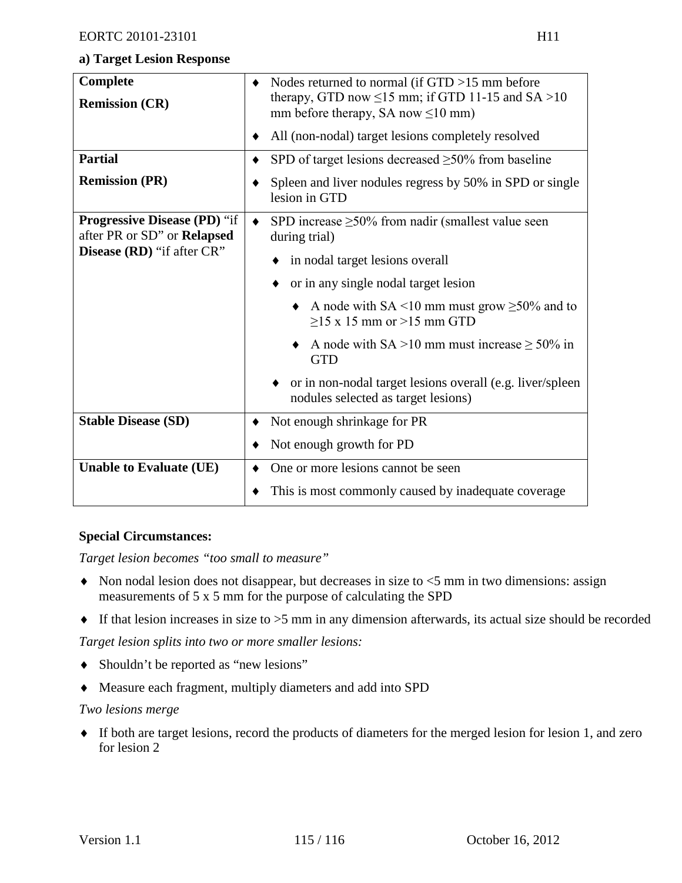**a) Target Lesion Response**

| **Complete Remission (CR)** | ♦ Nodes returned to normal (if GTD >15 mm before therapy, GTD now ≤15 mm; if GTD 11-15 and SA >10 mm before therapy, SA now ≤10 mm)<br>♦ All (non-nodal) target lesions completely resolved |
|---|---|
| **Partial Remission (PR)** | ♦ SPD of target lesions decreased ≥50% from baseline<br>♦ Spleen and liver nodules regress by 50% in SPD or single lesion in GTD |
| **Progressive Disease (PD)** "if after PR or SD" or **Relapsed Disease (RD)** "if after CR" | ♦ SPD increase ≥50% from nadir (smallest value seen during trial)<br>♦ in nodal target lesions overall<br>♦ or in any single nodal target lesion<br>♦ A node with SA <10 mm must grow ≥50% and to ≥15 x 15 mm or >15 mm GTD<br>♦ A node with SA >10 mm must increase ≥ 50% in GTD<br>♦ or in non-nodal target lesions overall (e.g. liver/spleen nodules selected as target lesions) |
| **Stable Disease (SD)** | ♦ Not enough shrinkage for PR<br>♦ Not enough growth for PD |
| **Unable to Evaluate (UE)** | ♦ One or more lesions cannot be seen<br>♦ This is most commonly caused by inadequate coverage |

**Special Circumstances:**

*Target lesion becomes "too small to measure"*

- Non nodal lesion does not disappear, but decreases in size to <5 mm in two dimensions: assign measurements of 5 x 5 mm for the purpose of calculating the SPD
- If that lesion increases in size to >5 mm in any dimension afterwards, its actual size should be recorded

*Target lesion splits into two or more smaller lesions:*

- Shouldn't be reported as "new lesions"
- Measure each fragment, multiply diameters and add into SPD

*Two lesions merge*

- If both are target lesions, record the products of diameters for the merged lesion for lesion 1, and zero for lesion 2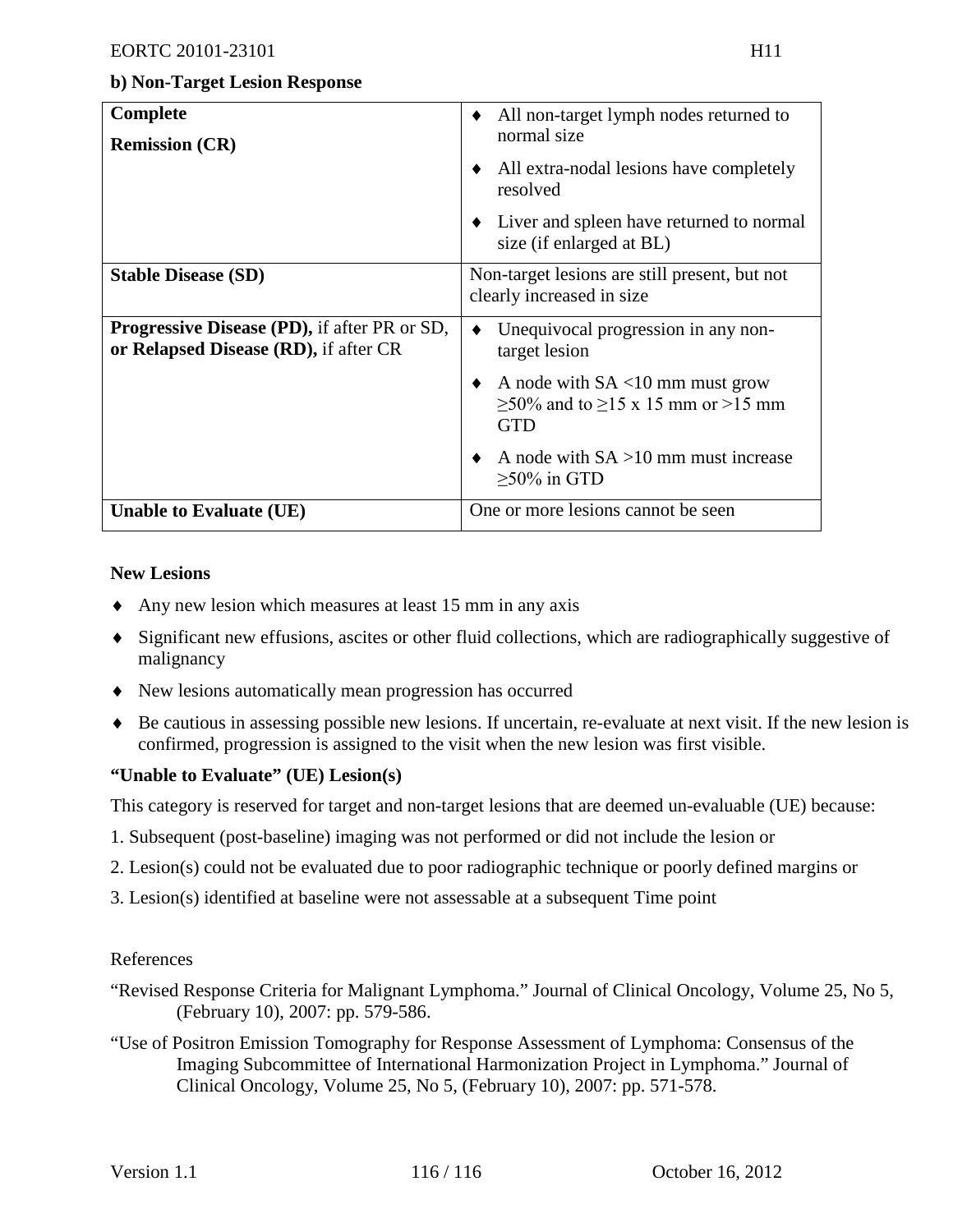**b) Non-Target Lesion Response**

| | |
|---|---|
| **Complete Remission (CR)** | ♦ All non-target lymph nodes returned to normal size<br>♦ All extra-nodal lesions have completely resolved<br>♦ Liver and spleen have returned to normal size (if enlarged at BL) |
| **Stable Disease (SD)** | Non-target lesions are still present, but not clearly increased in size |
| **Progressive Disease (PD),** if after PR or SD, **or Relapsed Disease (RD),** if after CR | ♦ Unequivocal progression in any non-target lesion<br>♦ A node with SA <10 mm must grow ≥50% and to ≥15 x 15 mm or >15 mm GTD<br>♦ A node with SA >10 mm must increase ≥50% in GTD |
| **Unable to Evaluate (UE)** | One or more lesions cannot be seen |

**New Lesions**

- Any new lesion which measures at least 15 mm in any axis
- Significant new effusions, ascites or other fluid collections, which are radiographically suggestive of malignancy
- New lesions automatically mean progression has occurred
- Be cautious in assessing possible new lesions. If uncertain, re-evaluate at next visit. If the new lesion is confirmed, progression is assigned to the visit when the new lesion was first visible.

**"Unable to Evaluate" (UE) Lesion(s)**

This category is reserved for target and non-target lesions that are deemed un-evaluable (UE) because:

1. Subsequent (post-baseline) imaging was not performed or did not include the lesion or
2. Lesion(s) could not be evaluated due to poor radiographic technique or poorly defined margins or
3. Lesion(s) identified at baseline were not assessable at a subsequent Time point

References

"Revised Response Criteria for Malignant Lymphoma." Journal of Clinical Oncology, Volume 25, No 5, (February 10), 2007: pp. 579-586.

"Use of Positron Emission Tomography for Response Assessment of Lymphoma: Consensus of the Imaging Subcommittee of International Harmonization Project in Lymphoma." Journal of Clinical Oncology, Volume 25, No 5, (February 10), 2007: pp. 571-578.